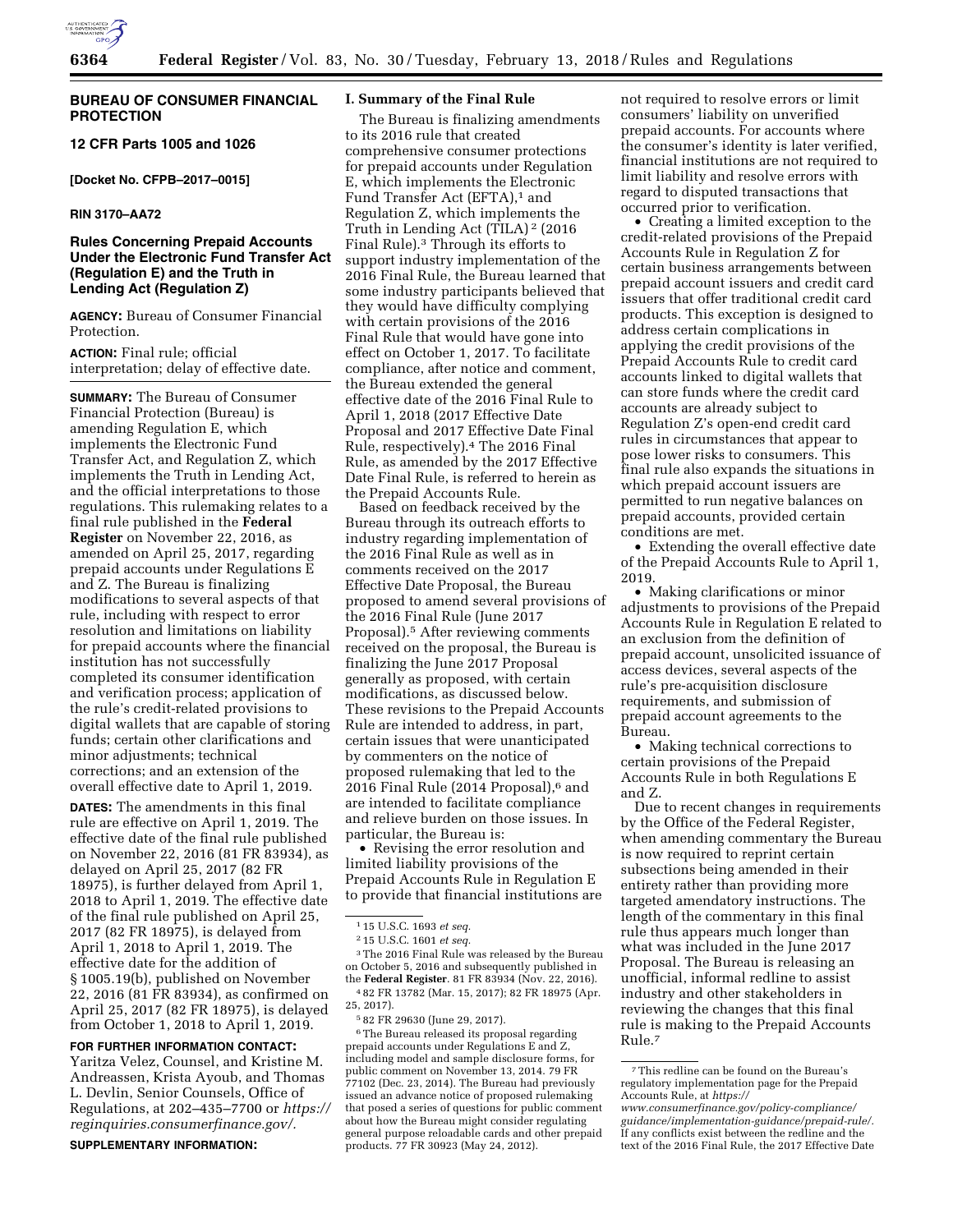## BUREAU OF CONSUMER FINANCIAL PROTECTION

### 12 CFR Parts 1005 and 1026

**[Docket No. CFPB–2017–0015]**

**RIN 3170–AA72**

# Rules Concerning Prepaid Accounts Under the Electronic Fund Transfer Act (Regulation E) and the Truth in Lending Act (Regulation Z)

**AGENCY:** Bureau of Consumer Financial Protection.

**ACTION:** Final rule; official interpretation; delay of effective date.

**SUMMARY:** The Bureau of Consumer Financial Protection (Bureau) is amending Regulation E, which implements the Electronic Fund Transfer Act, and Regulation Z, which implements the Truth in Lending Act, and the official interpretations to those regulations. This rulemaking relates to a final rule published in the **Federal Register** on November 22, 2016, as amended on April 25, 2017, regarding prepaid accounts under Regulations E and Z. The Bureau is finalizing modifications to several aspects of that rule, including with respect to error resolution and limitations on liability for prepaid accounts where the financial institution has not successfully completed its consumer identification and verification process; application of the rule's credit-related provisions to digital wallets that are capable of storing funds; certain other clarifications and minor adjustments; technical corrections; and an extension of the overall effective date to April 1, 2019.

**DATES:** The amendments in this final rule are effective on April 1, 2019. The effective date of the final rule published on November 22, 2016 (81 FR 83934), as delayed on April 25, 2017 (82 FR 18975), is further delayed from April 1, 2018 to April 1, 2019. The effective date of the final rule published on April 25, 2017 (82 FR 18975), is delayed from April 1, 2018 to April 1, 2019. The effective date for the addition of § 1005.19(b), published on November 22, 2016 (81 FR 83934), as confirmed on April 25, 2017 (82 FR 18975), is delayed from October 1, 2018 to April 1, 2019.

**FOR FURTHER INFORMATION CONTACT:** Yaritza Velez, Counsel, and Kristine M. Andreassen, Krista Ayoub, and Thomas L. Devlin, Senior Counsels, Office of Regulations, at 202–435–7700 or *https://reginquiries.consumerfinance.gov/.*

**SUPPLEMENTARY INFORMATION:**

## I. Summary of the Final Rule

The Bureau is finalizing amendments to its 2016 rule that created comprehensive consumer protections for prepaid accounts under Regulation E, which implements the Electronic Fund Transfer Act (EFTA),[1] and Regulation Z, which implements the Truth in Lending Act (TILA)[2] (2016 Final Rule).[3] Through its efforts to support industry implementation of the 2016 Final Rule, the Bureau learned that some industry participants believed that they would have difficulty complying with certain provisions of the 2016 Final Rule that would have gone into effect on October 1, 2017. To facilitate compliance, after notice and comment, the Bureau extended the general effective date of the 2016 Final Rule to April 1, 2018 (2017 Effective Date Proposal and 2017 Effective Date Final Rule, respectively).[4] The 2016 Final Rule, as amended by the 2017 Effective Date Final Rule, is referred to herein as the Prepaid Accounts Rule.

Based on feedback received by the Bureau through its outreach efforts to industry regarding implementation of the 2016 Final Rule as well as in comments received on the 2017 Effective Date Proposal, the Bureau proposed to amend several provisions of the 2016 Final Rule (June 2017 Proposal).[5] After reviewing comments received on the proposal, the Bureau is finalizing the June 2017 Proposal generally as proposed, with certain modifications, as discussed below. These revisions to the Prepaid Accounts Rule are intended to address, in part, certain issues that were unanticipated by commenters on the notice of proposed rulemaking that led to the 2016 Final Rule (2014 Proposal),[6] and are intended to facilitate compliance and relieve burden on those issues. In particular, the Bureau is:

- Revising the error resolution and limited liability provisions of the Prepaid Accounts Rule in Regulation E to provide that financial institutions are not required to resolve errors or limit consumers' liability on unverified prepaid accounts. For accounts where the consumer's identity is later verified, financial institutions are not required to limit liability and resolve errors with regard to disputed transactions that occurred prior to verification.
- Creating a limited exception to the credit-related provisions of the Prepaid Accounts Rule in Regulation Z for certain business arrangements between prepaid account issuers and credit card issuers that offer traditional credit card products. This exception is designed to address certain complications in applying the credit provisions of the Prepaid Accounts Rule to credit card accounts linked to digital wallets that can store funds where the credit card accounts are already subject to Regulation Z's open-end credit card rules in circumstances that appear to pose lower risks to consumers. This final rule also expands the situations in which prepaid account issuers are permitted to run negative balances on prepaid accounts, provided certain conditions are met.
- Extending the overall effective date of the Prepaid Accounts Rule to April 1, 2019.
- Making clarifications or minor adjustments to provisions of the Prepaid Accounts Rule in Regulation E related to an exclusion from the definition of prepaid account, unsolicited issuance of access devices, several aspects of the rule's pre-acquisition disclosure requirements, and submission of prepaid account agreements to the Bureau.
- Making technical corrections to certain provisions of the Prepaid Accounts Rule in both Regulations E and Z.

Due to recent changes in requirements by the Office of the Federal Register, when amending commentary the Bureau is now required to reprint certain subsections being amended in their entirety rather than providing more targeted amendatory instructions. The length of the commentary in this final rule thus appears much longer than what was included in the June 2017 Proposal. The Bureau is releasing an unofficial, informal redline to assist industry and other stakeholders in reviewing the changes that this final rule is making to the Prepaid Accounts Rule.[7]

---

[1] 15 U.S.C. 1693 *et seq.*

[2] 15 U.S.C. 1601 *et seq.*

[3] The 2016 Final Rule was released by the Bureau on October 5, 2016 and subsequently published in the **Federal Register**. 81 FR 83934 (Nov. 22, 2016).

[4] 82 FR 13782 (Mar. 15, 2017); 82 FR 18975 (Apr. 25, 2017).

[5] 82 FR 29630 (June 29, 2017).

[6] The Bureau released its proposal regarding prepaid accounts under Regulations E and Z, including model and sample disclosure forms, for public comment on November 13, 2014. 79 FR 77102 (Dec. 23, 2014). The Bureau had previously issued an advance notice of proposed rulemaking that posed a series of questions for public comment about how the Bureau might consider regulating general purpose reloadable cards and other prepaid products. 77 FR 30923 (May 24, 2012).

[7] This redline can be found on the Bureau's regulatory implementation page for the Prepaid Accounts Rule, at *https://www.consumerfinance.gov/policy-compliance/guidance/implementation-guidance/prepaid-rule/.* If any conflicts exist between the redline and the text of the 2016 Final Rule, the 2017 Effective Date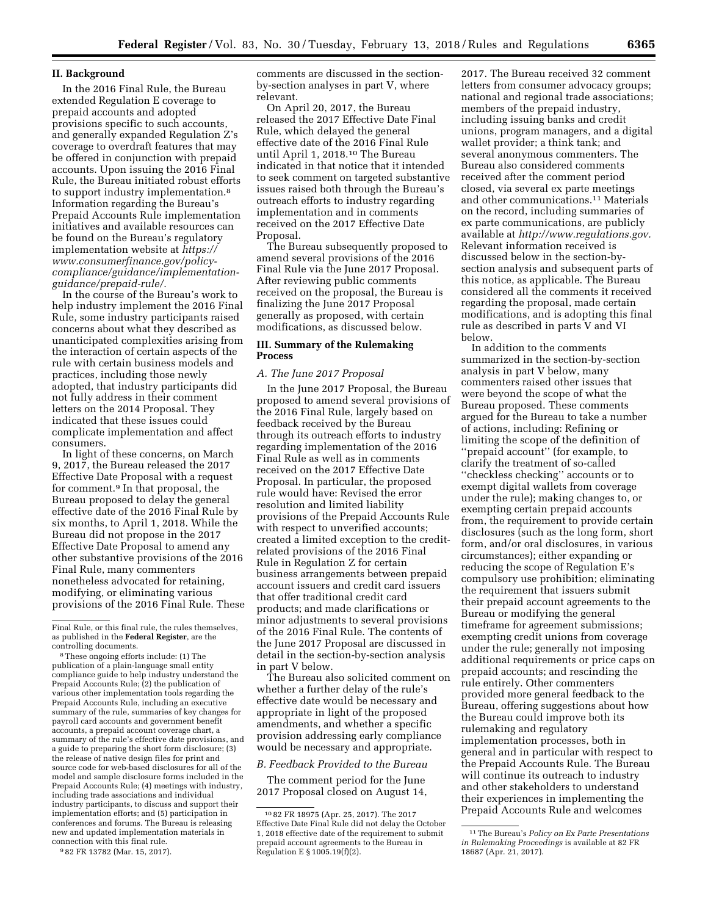## II. Background

In the 2016 Final Rule, the Bureau extended Regulation E coverage to prepaid accounts and adopted provisions specific to such accounts, and generally expanded Regulation Z's coverage to overdraft features that may be offered in conjunction with prepaid accounts. Upon issuing the 2016 Final Rule, the Bureau initiated robust efforts to support industry implementation.[8] Information regarding the Bureau's Prepaid Accounts Rule implementation initiatives and available resources can be found on the Bureau's regulatory implementation website at *https://www.consumerfinance.gov/policy-compliance/guidance/implementation-guidance/prepaid-rule/.*

In the course of the Bureau's work to help industry implement the 2016 Final Rule, some industry participants raised concerns about what they described as unanticipated complexities arising from the interaction of certain aspects of the rule with certain business models and practices, including those newly adopted, that industry participants did not fully address in their comment letters on the 2014 Proposal. They indicated that these issues could complicate implementation and affect consumers.

In light of these concerns, on March 9, 2017, the Bureau released the 2017 Effective Date Proposal with a request for comment.[9] In that proposal, the Bureau proposed to delay the general effective date of the 2016 Final Rule by six months, to April 1, 2018. While the Bureau did not propose in the 2017 Effective Date Proposal to amend any other substantive provisions of the 2016 Final Rule, many commenters nonetheless advocated for retaining, modifying, or eliminating various provisions of the 2016 Final Rule. These comments are discussed in the section-by-section analyses in part V, where relevant.

On April 20, 2017, the Bureau released the 2017 Effective Date Final Rule, which delayed the general effective date of the 2016 Final Rule until April 1, 2018.[10] The Bureau indicated in that notice that it intended to seek comment on targeted substantive issues raised both through the Bureau's outreach efforts to industry regarding implementation and in comments received on the 2017 Effective Date Proposal.

The Bureau subsequently proposed to amend several provisions of the 2016 Final Rule via the June 2017 Proposal. After reviewing public comments received on the proposal, the Bureau is finalizing the June 2017 Proposal generally as proposed, with certain modifications, as discussed below.

## III. Summary of the Rulemaking Process

### A. The June 2017 Proposal

In the June 2017 Proposal, the Bureau proposed to amend several provisions of the 2016 Final Rule, largely based on feedback received by the Bureau through its outreach efforts to industry regarding implementation of the 2016 Final Rule as well as in comments received on the 2017 Effective Date Proposal. In particular, the proposed rule would have: Revised the error resolution and limited liability provisions of the Prepaid Accounts Rule with respect to unverified accounts; created a limited exception to the credit-related provisions of the 2016 Final Rule in Regulation Z for certain business arrangements between prepaid account issuers and credit card issuers that offer traditional credit card products; and made clarifications or minor adjustments to several provisions of the 2016 Final Rule. The contents of the June 2017 Proposal are discussed in detail in the section-by-section analysis in part V below.

The Bureau also solicited comment on whether a further delay of the rule's effective date would be necessary and appropriate in light of the proposed amendments, and whether a specific provision addressing early compliance would be necessary and appropriate.

### B. Feedback Provided to the Bureau

The comment period for the June 2017 Proposal closed on August 14, 2017. The Bureau received 32 comment letters from consumer advocacy groups; national and regional trade associations; members of the prepaid industry, including issuing banks and credit unions, program managers, and a digital wallet provider; a think tank; and several anonymous commenters. The Bureau also considered comments received after the comment period closed, via several ex parte meetings and other communications.[11] Materials on the record, including summaries of ex parte communications, are publicly available at *http://www.regulations.gov.* Relevant information received is discussed below in the section-by-section analysis and subsequent parts of this notice, as applicable. The Bureau considered all the comments it received regarding the proposal, made certain modifications, and is adopting this final rule as described in parts V and VI below.

In addition to the comments summarized in the section-by-section analysis in part V below, many commenters raised other issues that were beyond the scope of what the Bureau proposed. These comments argued for the Bureau to take a number of actions, including: Refining or limiting the scope of the definition of ''prepaid account'' (for example, to clarify the treatment of so-called ''checkless checking'' accounts or to exempt digital wallets from coverage under the rule); making changes to, or exempting certain prepaid accounts from, the requirement to provide certain disclosures (such as the long form, short form, and/or oral disclosures, in various circumstances); either expanding or reducing the scope of Regulation E's compulsory use prohibition; eliminating the requirement that issuers submit their prepaid account agreements to the Bureau or modifying the general timeframe for agreement submissions; exempting credit unions from coverage under the rule; generally not imposing additional requirements or price caps on prepaid accounts; and rescinding the rule entirely. Other commenters provided more general feedback to the Bureau, offering suggestions about how the Bureau could improve both its rulemaking and regulatory implementation processes, both in general and in particular with respect to the Prepaid Accounts Rule. The Bureau will continue its outreach to industry and other stakeholders to understand their experiences in implementing the Prepaid Accounts Rule and welcomes

---

Final Rule, or this final rule, the rules themselves, as published in the **Federal Register**, are the controlling documents.

[8] These ongoing efforts include: (1) The publication of a plain-language small entity compliance guide to help industry understand the Prepaid Accounts Rule; (2) the publication of various other implementation tools regarding the Prepaid Accounts Rule, including an executive summary of the rule, summaries of key changes for payroll card accounts and government benefit accounts, a prepaid account coverage chart, a summary of the rule's effective date provisions, and a guide to preparing the short form disclosure; (3) the release of native design files for print and source code for web-based disclosures for all of the model and sample disclosure forms included in the Prepaid Accounts Rule; (4) meetings with industry, including trade associations and individual industry participants, to discuss and support their implementation efforts; and (5) participation in conferences and forums. The Bureau is releasing new and updated implementation materials in connection with this final rule.

[9] 82 FR 13782 (Mar. 15, 2017).

[10] 82 FR 18975 (Apr. 25, 2017). The 2017 Effective Date Final Rule did not delay the October 1, 2018 effective date of the requirement to submit prepaid account agreements to the Bureau in Regulation E § 1005.19(f)(2).

[11] The Bureau's *Policy on Ex Parte Presentations in Rulemaking Proceedings* is available at 82 FR 18687 (Apr. 21, 2017).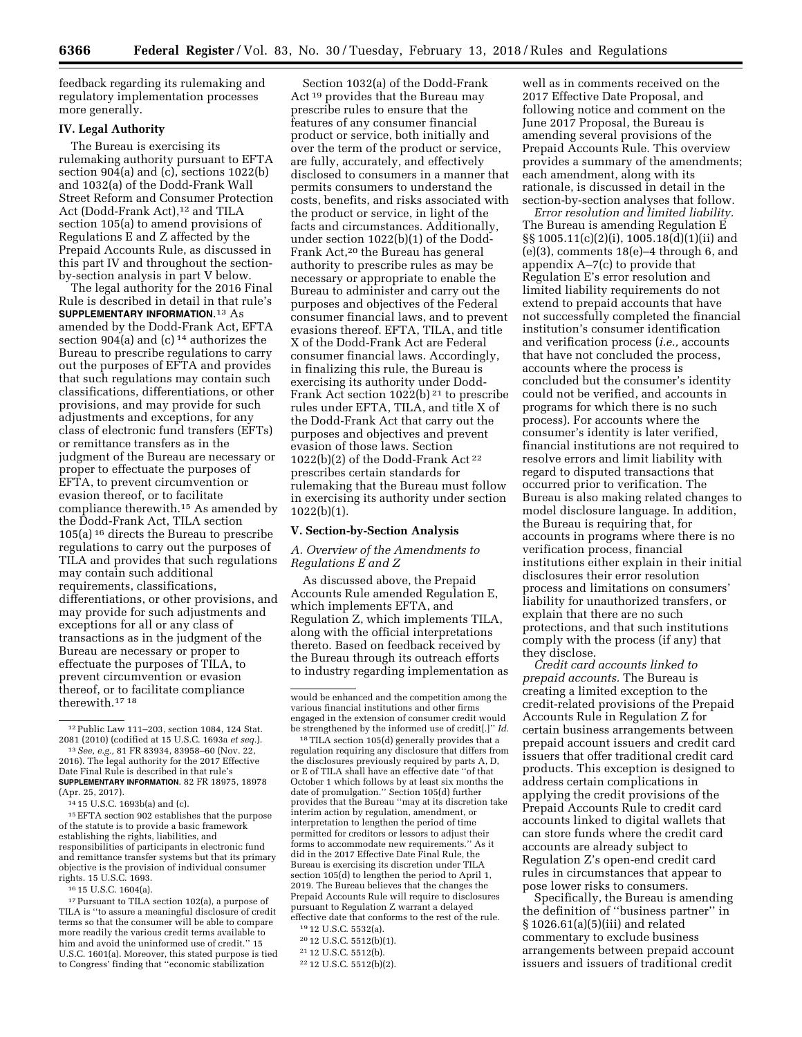feedback regarding its rulemaking and regulatory implementation processes more generally.

## IV. Legal Authority

The Bureau is exercising its rulemaking authority pursuant to EFTA section 904(a) and (c), sections 1022(b) and 1032(a) of the Dodd-Frank Wall Street Reform and Consumer Protection Act (Dodd-Frank Act),[12] and TILA section 105(a) to amend provisions of Regulations E and Z affected by the Prepaid Accounts Rule, as discussed in this part IV and throughout the section-by-section analysis in part V below.

The legal authority for the 2016 Final Rule is described in detail in that rule's **SUPPLEMENTARY INFORMATION**.[13] As amended by the Dodd-Frank Act, EFTA section 904(a) and (c) [14] authorizes the Bureau to prescribe regulations to carry out the purposes of EFTA and provides that such regulations may contain such classifications, differentiations, or other provisions, and may provide for such adjustments and exceptions, for any class of electronic fund transfers (EFTs) or remittance transfers as in the judgment of the Bureau are necessary or proper to effectuate the purposes of EFTA, to prevent circumvention or evasion thereof, or to facilitate compliance therewith.[15] As amended by the Dodd-Frank Act, TILA section 105(a) [16] directs the Bureau to prescribe regulations to carry out the purposes of TILA and provides that such regulations may contain such additional requirements, classifications, differentiations, or other provisions, and may provide for such adjustments and exceptions for all or any class of transactions as in the judgment of the Bureau are necessary or proper to effectuate the purposes of TILA, to prevent circumvention or evasion thereof, or to facilitate compliance therewith.[17] [18]

Section 1032(a) of the Dodd-Frank Act [19] provides that the Bureau may prescribe rules to ensure that the features of any consumer financial product or service, both initially and over the term of the product or service, are fully, accurately, and effectively disclosed to consumers in a manner that permits consumers to understand the costs, benefits, and risks associated with the product or service, in light of the facts and circumstances. Additionally, under section 1022(b)(1) of the Dodd-Frank Act,[20] the Bureau has general authority to prescribe rules as may be necessary or appropriate to enable the Bureau to administer and carry out the purposes and objectives of the Federal consumer financial laws, and to prevent evasions thereof. EFTA, TILA, and title X of the Dodd-Frank Act are Federal consumer financial laws. Accordingly, in finalizing this rule, the Bureau is exercising its authority under Dodd-Frank Act section 1022(b) [21] to prescribe rules under EFTA, TILA, and title X of the Dodd-Frank Act that carry out the purposes and objectives and prevent evasion of those laws. Section 1022(b)(2) of the Dodd-Frank Act [22] prescribes certain standards for rulemaking that the Bureau must follow in exercising its authority under section 1022(b)(1).

## V. Section-by-Section Analysis

### *A. Overview of the Amendments to Regulations E and Z*

As discussed above, the Prepaid Accounts Rule amended Regulation E, which implements EFTA, and Regulation Z, which implements TILA, along with the official interpretations thereto. Based on feedback received by the Bureau through its outreach efforts to industry regarding implementation as well as in comments received on the 2017 Effective Date Proposal, and following notice and comment on the June 2017 Proposal, the Bureau is amending several provisions of the Prepaid Accounts Rule. This overview provides a summary of the amendments; each amendment, along with its rationale, is discussed in detail in the section-by-section analyses that follow.

*Error resolution and limited liability.* The Bureau is amending Regulation E §§ 1005.11(c)(2)(i), 1005.18(d)(1)(ii) and (e)(3), comments 18(e)–4 through 6, and appendix A–7(c) to provide that Regulation E's error resolution and limited liability requirements do not extend to prepaid accounts that have not successfully completed the financial institution's consumer identification and verification process (*i.e.,* accounts that have not concluded the process, accounts where the process is concluded but the consumer's identity could not be verified, and accounts in programs for which there is no such process). For accounts where the consumer's identity is later verified, financial institutions are not required to resolve errors and limit liability with regard to disputed transactions that occurred prior to verification. The Bureau is also making related changes to model disclosure language. In addition, the Bureau is requiring that, for accounts in programs where there is no verification process, financial institutions either explain in their initial disclosures their error resolution process and limitations on consumers' liability for unauthorized transfers, or explain that there are no such protections, and that such institutions comply with the process (if any) that they disclose.

*Credit card accounts linked to prepaid accounts.* The Bureau is creating a limited exception to the credit-related provisions of the Prepaid Accounts Rule in Regulation Z for certain business arrangements between prepaid account issuers and credit card issuers that offer traditional credit card products. This exception is designed to address certain complications in applying the credit provisions of the Prepaid Accounts Rule to credit card accounts linked to digital wallets that can store funds where the credit card accounts are already subject to Regulation Z's open-end credit card rules in circumstances that appear to pose lower risks to consumers.

Specifically, the Bureau is amending the definition of "business partner" in § 1026.61(a)(5)(iii) and related commentary to exclude business arrangements between prepaid account issuers and issuers of traditional credit

---

[12] Public Law 111–203, section 1084, 124 Stat. 2081 (2010) (codified at 15 U.S.C. 1693a *et seq.*).

[13] *See, e.g.,* 81 FR 83934, 83958–60 (Nov. 22, 2016). The legal authority for the 2017 Effective Date Final Rule is described in that rule's **SUPPLEMENTARY INFORMATION**. 82 FR 18975, 18978 (Apr. 25, 2017).

[14] 15 U.S.C. 1693b(a) and (c).

[15] EFTA section 902 establishes that the purpose of the statute is to provide a basic framework establishing the rights, liabilities, and responsibilities of participants in electronic fund and remittance transfer systems but that its primary objective is the provision of individual consumer rights. 15 U.S.C. 1693.

[16] 15 U.S.C. 1604(a).

[17] Pursuant to TILA section 102(a), a purpose of TILA is "to assure a meaningful disclosure of credit terms so that the consumer will be able to compare more readily the various credit terms available to him and avoid the uninformed use of credit." 15 U.S.C. 1601(a). Moreover, this stated purpose is tied to Congress' finding that "economic stabilization would be enhanced and the competition among the various financial institutions and other firms engaged in the extension of consumer credit would be strengthened by the informed use of credit[.]" *Id.*

[18] TILA section 105(d) generally provides that a regulation requiring any disclosure that differs from the disclosures previously required by parts A, D, or E of TILA shall have an effective date "of that October 1 which follows by at least six months the date of promulgation." Section 105(d) further provides that the Bureau "may at its discretion take interim action by regulation, amendment, or interpretation to lengthen the period of time permitted for creditors or lessors to adjust their forms to accommodate new requirements." As it did in the 2017 Effective Date Final Rule, the Bureau is exercising its discretion under TILA section 105(d) to lengthen the period to April 1, 2019. The Bureau believes that the changes the Prepaid Accounts Rule will require to disclosures pursuant to Regulation Z warrant a delayed effective date that conforms to the rest of the rule.

[19] 12 U.S.C. 5532(a).

[20] 12 U.S.C. 5512(b)(1).

[21] 12 U.S.C. 5512(b).

[22] 12 U.S.C. 5512(b)(2).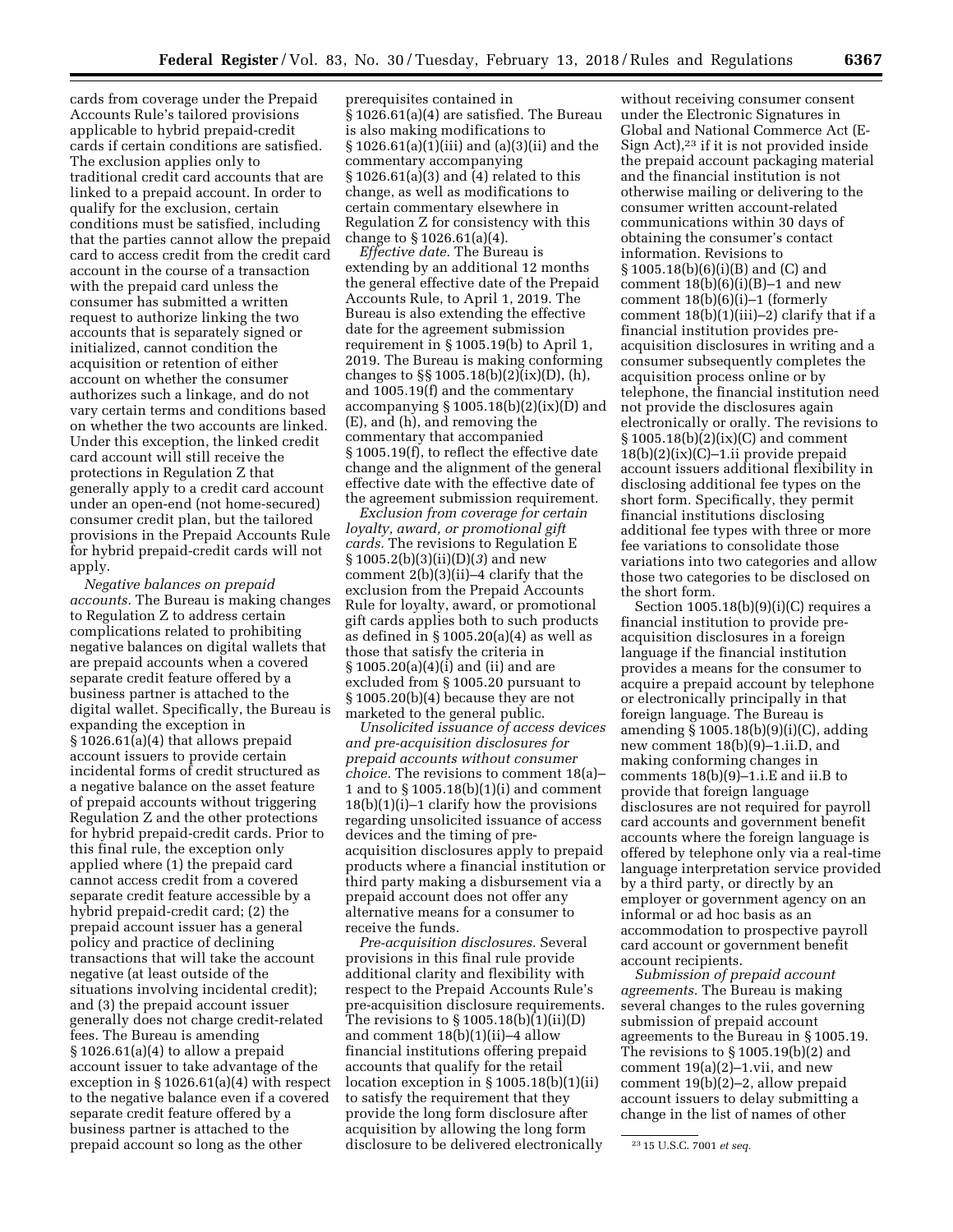cards from coverage under the Prepaid Accounts Rule's tailored provisions applicable to hybrid prepaid-credit cards if certain conditions are satisfied. The exclusion applies only to traditional credit card accounts that are linked to a prepaid account. In order to qualify for the exclusion, certain conditions must be satisfied, including that the parties cannot allow the prepaid card to access credit from the credit card account in the course of a transaction with the prepaid card unless the consumer has submitted a written request to authorize linking the two accounts that is separately signed or initialized, cannot condition the acquisition or retention of either account on whether the consumer authorizes such a linkage, and do not vary certain terms and conditions based on whether the two accounts are linked. Under this exception, the linked credit card account will still receive the protections in Regulation Z that generally apply to a credit card account under an open-end (not home-secured) consumer credit plan, but the tailored provisions in the Prepaid Accounts Rule for hybrid prepaid-credit cards will not apply.

*Negative balances on prepaid accounts.* The Bureau is making changes to Regulation Z to address certain complications related to prohibiting negative balances on digital wallets that are prepaid accounts when a covered separate credit feature offered by a business partner is attached to the digital wallet. Specifically, the Bureau is expanding the exception in § 1026.61(a)(4) that allows prepaid account issuers to provide certain incidental forms of credit structured as a negative balance on the asset feature of prepaid accounts without triggering Regulation Z and the other protections for hybrid prepaid-credit cards. Prior to this final rule, the exception only applied where (1) the prepaid card cannot access credit from a covered separate credit feature accessible by a hybrid prepaid-credit card; (2) the prepaid account issuer has a general policy and practice of declining transactions that will take the account negative (at least outside of the situations involving incidental credit); and (3) the prepaid account issuer generally does not charge credit-related fees. The Bureau is amending § 1026.61(a)(4) to allow a prepaid account issuer to take advantage of the exception in § 1026.61(a)(4) with respect to the negative balance even if a covered separate credit feature offered by a business partner is attached to the prepaid account so long as the other prerequisites contained in § 1026.61(a)(4) are satisfied. The Bureau is also making modifications to § 1026.61(a)(1)(iii) and (a)(3)(ii) and the commentary accompanying § 1026.61(a)(3) and (4) related to this change, as well as modifications to certain commentary elsewhere in Regulation Z for consistency with this change to § 1026.61(a)(4).

*Effective date.* The Bureau is extending by an additional 12 months the general effective date of the Prepaid Accounts Rule, to April 1, 2019. The Bureau is also extending the effective date for the agreement submission requirement in § 1005.19(b) to April 1, 2019. The Bureau is making conforming changes to §§ 1005.18(b)(2)(ix)(D), (h), and 1005.19(f) and the commentary accompanying § 1005.18(b)(2)(ix)(D) and (E), and (h), and removing the commentary that accompanied § 1005.19(f), to reflect the effective date change and the alignment of the general effective date with the effective date of the agreement submission requirement.

*Exclusion from coverage for certain loyalty, award, or promotional gift cards.* The revisions to Regulation E § 1005.2(b)(3)(ii)(D)(*3*) and new comment 2(b)(3)(ii)–4 clarify that the exclusion from the Prepaid Accounts Rule for loyalty, award, or promotional gift cards applies both to such products as defined in § 1005.20(a)(4) as well as those that satisfy the criteria in § 1005.20(a)(4)(i) and (ii) and are excluded from § 1005.20 pursuant to § 1005.20(b)(4) because they are not marketed to the general public.

*Unsolicited issuance of access devices and pre-acquisition disclosures for prepaid accounts without consumer choice.* The revisions to comment 18(a)–1 and to § 1005.18(b)(1)(i) and comment 18(b)(1)(i)–1 clarify how the provisions regarding unsolicited issuance of access devices and the timing of pre-acquisition disclosures apply to prepaid products where a financial institution or third party making a disbursement via a prepaid account does not offer any alternative means for a consumer to receive the funds.

*Pre-acquisition disclosures.* Several provisions in this final rule provide additional clarity and flexibility with respect to the Prepaid Accounts Rule's pre-acquisition disclosure requirements. The revisions to § 1005.18(b)(1)(ii)(D) and comment 18(b)(1)(ii)–4 allow financial institutions offering prepaid accounts that qualify for the retail location exception in § 1005.18(b)(1)(ii) to satisfy the requirement that they provide the long form disclosure after acquisition by allowing the long form disclosure to be delivered electronically without receiving consumer consent under the Electronic Signatures in Global and National Commerce Act (E-Sign Act),[23] if it is not provided inside the prepaid account packaging material and the financial institution is not otherwise mailing or delivering to the consumer written account-related communications within 30 days of obtaining the consumer's contact information. Revisions to § 1005.18(b)(6)(i)(B) and (C) and comment 18(b)(6)(i)(B)–1 and new comment 18(b)(6)(i)–1 (formerly comment 18(b)(1)(iii)–2) clarify that if a financial institution provides pre-acquisition disclosures in writing and a consumer subsequently completes the acquisition process online or by telephone, the financial institution need not provide the disclosures again electronically or orally. The revisions to § 1005.18(b)(2)(ix)(C) and comment 18(b)(2)(ix)(C)–1.ii provide prepaid account issuers additional flexibility in disclosing additional fee types on the short form. Specifically, they permit financial institutions disclosing additional fee types with three or more fee variations to consolidate those variations into two categories and allow those two categories to be disclosed on the short form.

Section 1005.18(b)(9)(i)(C) requires a financial institution to provide pre-acquisition disclosures in a foreign language if the financial institution provides a means for the consumer to acquire a prepaid account by telephone or electronically principally in that foreign language. The Bureau is amending § 1005.18(b)(9)(i)(C), adding new comment 18(b)(9)–1.ii.D, and making conforming changes in comments 18(b)(9)–1.i.E and ii.B to provide that foreign language disclosures are not required for payroll card accounts and government benefit accounts where the foreign language is offered by telephone only via a real-time language interpretation service provided by a third party, or directly by an employer or government agency on an informal or ad hoc basis as an accommodation to prospective payroll card account or government benefit account recipients.

*Submission of prepaid account agreements.* The Bureau is making several changes to the rules governing submission of prepaid account agreements to the Bureau in § 1005.19. The revisions to § 1005.19(b)(2) and comment 19(a)(2)–1.vii, and new comment 19(b)(2)–2, allow prepaid account issuers to delay submitting a change in the list of names of other

[23] 15 U.S.C. 7001 *et seq.*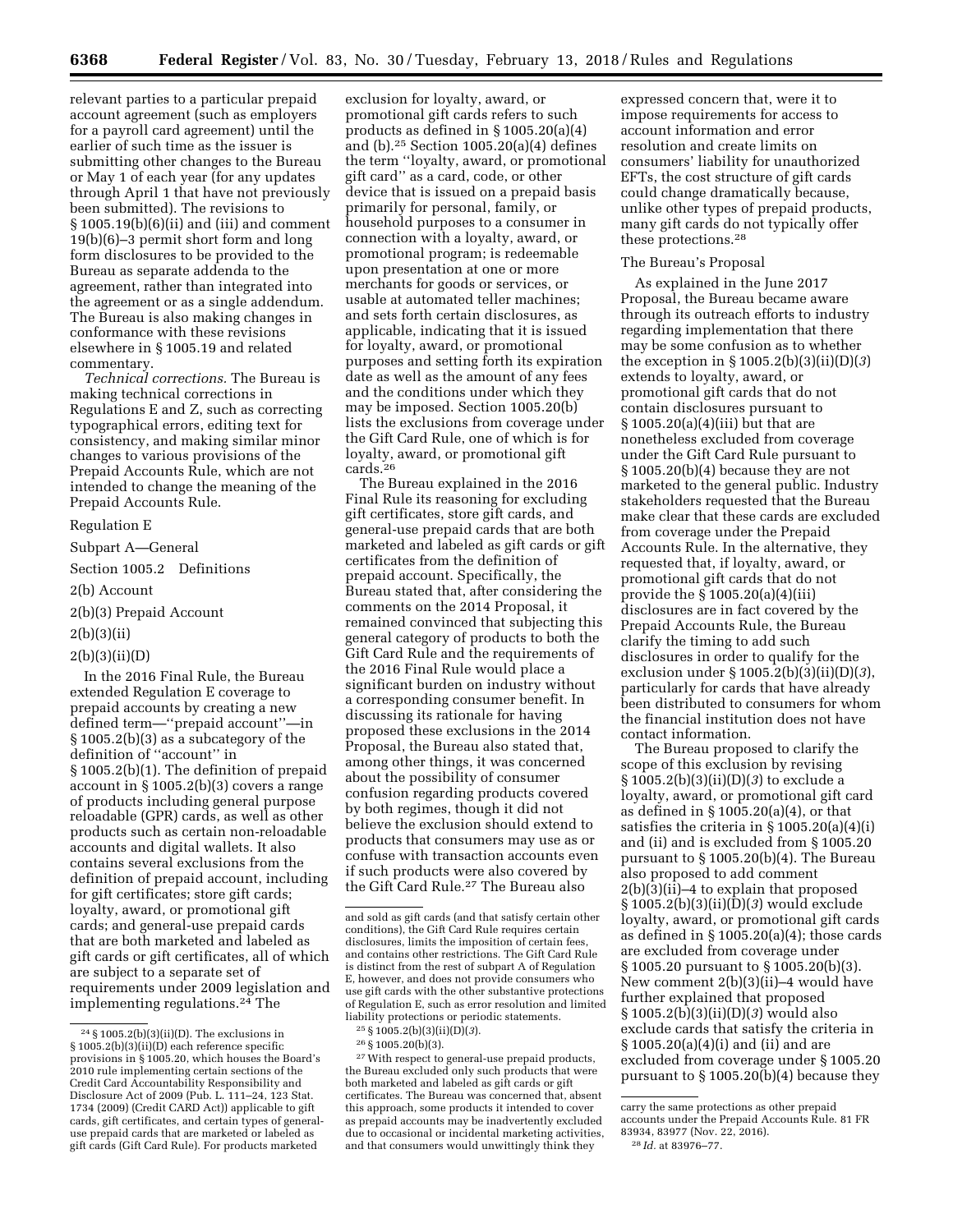relevant parties to a particular prepaid account agreement (such as employers for a payroll card agreement) until the earlier of such time as the issuer is submitting other changes to the Bureau or May 1 of each year (for any updates through April 1 that have not previously been submitted). The revisions to § 1005.19(b)(6)(ii) and (iii) and comment 19(b)(6)–3 permit short form and long form disclosures to be provided to the Bureau as separate addenda to the agreement, rather than integrated into the agreement or as a single addendum. The Bureau is also making changes in conformance with these revisions elsewhere in § 1005.19 and related commentary.

*Technical corrections.* The Bureau is making technical corrections in Regulations E and Z, such as correcting typographical errors, editing text for consistency, and making similar minor changes to various provisions of the Prepaid Accounts Rule, which are not intended to change the meaning of the Prepaid Accounts Rule.

Regulation E

Subpart A—General

Section 1005.2 Definitions

2(b) Account

2(b)(3) Prepaid Account

2(b)(3)(ii)

2(b)(3)(ii)(D)

In the 2016 Final Rule, the Bureau extended Regulation E coverage to prepaid accounts by creating a new defined term—''prepaid account''—in § 1005.2(b)(3) as a subcategory of the definition of ''account'' in § 1005.2(b)(1). The definition of prepaid account in § 1005.2(b)(3) covers a range of products including general purpose reloadable (GPR) cards, as well as other products such as certain non-reloadable accounts and digital wallets. It also contains several exclusions from the definition of prepaid account, including for gift certificates; store gift cards; loyalty, award, or promotional gift cards; and general-use prepaid cards that are both marketed and labeled as gift cards or gift certificates, all of which are subject to a separate set of requirements under 2009 legislation and implementing regulations.[24] The exclusion for loyalty, award, or promotional gift cards refers to such products as defined in § 1005.20(a)(4) and (b).[25] Section 1005.20(a)(4) defines the term ''loyalty, award, or promotional gift card'' as a card, code, or other device that is issued on a prepaid basis primarily for personal, family, or household purposes to a consumer in connection with a loyalty, award, or promotional program; is redeemable upon presentation at one or more merchants for goods or services, or usable at automated teller machines; and sets forth certain disclosures, as applicable, indicating that it is issued for loyalty, award, or promotional purposes and setting forth its expiration date as well as the amount of any fees and the conditions under which they may be imposed. Section 1005.20(b) lists the exclusions from coverage under the Gift Card Rule, one of which is for loyalty, award, or promotional gift cards.[26]

The Bureau explained in the 2016 Final Rule its reasoning for excluding gift certificates, store gift cards, and general-use prepaid cards that are both marketed and labeled as gift cards or gift certificates from the definition of prepaid account. Specifically, the Bureau stated that, after considering the comments on the 2014 Proposal, it remained convinced that subjecting this general category of products to both the Gift Card Rule and the requirements of the 2016 Final Rule would place a significant burden on industry without a corresponding consumer benefit. In discussing its rationale for having proposed these exclusions in the 2014 Proposal, the Bureau also stated that, among other things, it was concerned about the possibility of consumer confusion regarding products covered by both regimes, though it did not believe the exclusion should extend to products that consumers may use as or confuse with transaction accounts even if such products were also covered by the Gift Card Rule.[27] The Bureau also expressed concern that, were it to impose requirements for access to account information and error resolution and create limits on consumers' liability for unauthorized EFTs, the cost structure of gift cards could change dramatically because, unlike other types of prepaid products, many gift cards do not typically offer these protections.[28]

The Bureau's Proposal

As explained in the June 2017 Proposal, the Bureau became aware through its outreach efforts to industry regarding implementation that there may be some confusion as to whether the exception in § 1005.2(b)(3)(ii)(D)(*3*) extends to loyalty, award, or promotional gift cards that do not contain disclosures pursuant to § 1005.20(a)(4)(iii) but that are nonetheless excluded from coverage under the Gift Card Rule pursuant to § 1005.20(b)(4) because they are not marketed to the general public. Industry stakeholders requested that the Bureau make clear that these cards are excluded from coverage under the Prepaid Accounts Rule. In the alternative, they requested that, if loyalty, award, or promotional gift cards that do not provide the § 1005.20(a)(4)(iii) disclosures are in fact covered by the Prepaid Accounts Rule, the Bureau clarify the timing to add such disclosures in order to qualify for the exclusion under § 1005.2(b)(3)(ii)(D)(*3*), particularly for cards that have already been distributed to consumers for whom the financial institution does not have contact information.

The Bureau proposed to clarify the scope of this exclusion by revising § 1005.2(b)(3)(ii)(D)(*3*) to exclude a loyalty, award, or promotional gift card as defined in § 1005.20(a)(4), or that satisfies the criteria in § 1005.20(a)(4)(i) and (ii) and is excluded from § 1005.20 pursuant to § 1005.20(b)(4). The Bureau also proposed to add comment 2(b)(3)(ii)–4 to explain that proposed § 1005.2(b)(3)(ii)(D)(*3*) would exclude loyalty, award, or promotional gift cards as defined in § 1005.20(a)(4); those cards are excluded from coverage under § 1005.20 pursuant to § 1005.20(b)(3). New comment 2(b)(3)(ii)–4 would have further explained that proposed § 1005.2(b)(3)(ii)(D)(*3*) would also exclude cards that satisfy the criteria in § 1005.20(a)(4)(i) and (ii) and are excluded from coverage under § 1005.20 pursuant to § 1005.20(b)(4) because they

---

[24] § 1005.2(b)(3)(ii)(D). The exclusions in § 1005.2(b)(3)(ii)(D) each reference specific provisions in § 1005.20, which houses the Board's 2010 rule implementing certain sections of the Credit Card Accountability Responsibility and Disclosure Act of 2009 (Pub. L. 111–24, 123 Stat. 1734 (2009) (Credit CARD Act)) applicable to gift cards, gift certificates, and certain types of general-use prepaid cards that are marketed or labeled as gift cards (Gift Card Rule). For products marketed and sold as gift cards (and that satisfy certain other conditions), the Gift Card Rule requires certain disclosures, limits the imposition of certain fees, and contains other restrictions. The Gift Card Rule is distinct from the rest of subpart A of Regulation E, however, and does not provide consumers who use gift cards with the other substantive protections of Regulation E, such as error resolution and limited liability protections or periodic statements.

[25] § 1005.2(b)(3)(ii)(D)(*3*).

[26] § 1005.20(b)(3).

[27] With respect to general-use prepaid products, the Bureau excluded only such products that were both marketed and labeled as gift cards or gift certificates. The Bureau was concerned that, absent this approach, some products it intended to cover as prepaid accounts may be inadvertently excluded due to occasional or incidental marketing activities, and that consumers would unwittingly think they carry the same protections as other prepaid accounts under the Prepaid Accounts Rule. 81 FR 83934, 83977 (Nov. 22, 2016).

[28] *Id.* at 83976–77.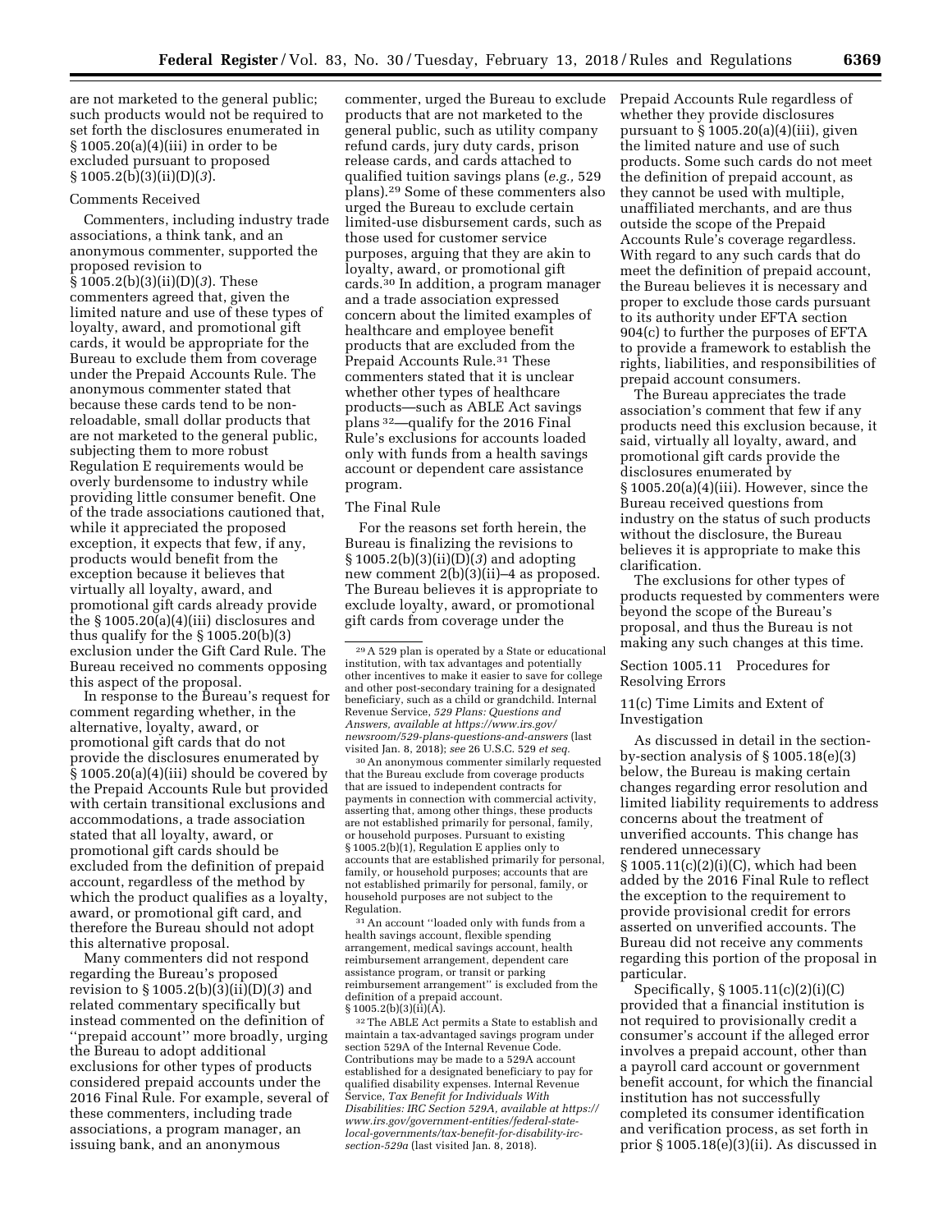are not marketed to the general public; such products would not be required to set forth the disclosures enumerated in § 1005.20(a)(4)(iii) in order to be excluded pursuant to proposed § 1005.2(b)(3)(ii)(D)(*3*).

Comments Received

Commenters, including industry trade associations, a think tank, and an anonymous commenter, supported the proposed revision to § 1005.2(b)(3)(ii)(D)(*3*). These commenters agreed that, given the limited nature and use of these types of loyalty, award, and promotional gift cards, it would be appropriate for the Bureau to exclude them from coverage under the Prepaid Accounts Rule. The anonymous commenter stated that because these cards tend to be non-reloadable, small dollar products that are not marketed to the general public, subjecting them to more robust Regulation E requirements would be overly burdensome to industry while providing little consumer benefit. One of the trade associations cautioned that, while it appreciated the proposed exception, it expects that few, if any, products would benefit from the exception because it believes that virtually all loyalty, award, and promotional gift cards already provide the § 1005.20(a)(4)(iii) disclosures and thus qualify for the § 1005.20(b)(3) exclusion under the Gift Card Rule. The Bureau received no comments opposing this aspect of the proposal.

In response to the Bureau's request for comment regarding whether, in the alternative, loyalty, award, or promotional gift cards that do not provide the disclosures enumerated by § 1005.20(a)(4)(iii) should be covered by the Prepaid Accounts Rule but provided with certain transitional exclusions and accommodations, a trade association stated that all loyalty, award, or promotional gift cards should be excluded from the definition of prepaid account, regardless of the method by which the product qualifies as a loyalty, award, or promotional gift card, and therefore the Bureau should not adopt this alternative proposal.

Many commenters did not respond regarding the Bureau's proposed revision to § 1005.2(b)(3)(ii)(D)(*3*) and related commentary specifically but instead commented on the definition of ''prepaid account'' more broadly, urging the Bureau to adopt additional exclusions for other types of products considered prepaid accounts under the 2016 Final Rule. For example, several of these commenters, including trade associations, a program manager, an issuing bank, and an anonymous commenter, urged the Bureau to exclude products that are not marketed to the general public, such as utility company refund cards, jury duty cards, prison release cards, and cards attached to qualified tuition savings plans (*e.g.,* 529 plans).[29] Some of these commenters also urged the Bureau to exclude certain limited-use disbursement cards, such as those used for customer service purposes, arguing that they are akin to loyalty, award, or promotional gift cards.[30] In addition, a program manager and a trade association expressed concern about the limited examples of healthcare and employee benefit products that are excluded from the Prepaid Accounts Rule.[31] These commenters stated that it is unclear whether other types of healthcare products—such as ABLE Act savings plans[32]—qualify for the 2016 Final Rule's exclusions for accounts loaded only with funds from a health savings account or dependent care assistance program.

The Final Rule

For the reasons set forth herein, the Bureau is finalizing the revisions to § 1005.2(b)(3)(ii)(D)(*3*) and adopting new comment 2(b)(3)(ii)–4 as proposed. The Bureau believes it is appropriate to exclude loyalty, award, or promotional gift cards from coverage under the Prepaid Accounts Rule regardless of whether they provide disclosures pursuant to § 1005.20(a)(4)(iii), given the limited nature and use of such products. Some such cards do not meet the definition of prepaid account, as they cannot be used with multiple, unaffiliated merchants, and are thus outside the scope of the Prepaid Accounts Rule's coverage regardless. With regard to any such cards that do meet the definition of prepaid account, the Bureau believes it is necessary and proper to exclude those cards pursuant to its authority under EFTA section 904(c) to further the purposes of EFTA to provide a framework to establish the rights, liabilities, and responsibilities of prepaid account consumers.

The Bureau appreciates the trade association's comment that few if any products need this exclusion because, it said, virtually all loyalty, award, and promotional gift cards provide the disclosures enumerated by § 1005.20(a)(4)(iii). However, since the Bureau received questions from industry on the status of such products without the disclosure, the Bureau believes it is appropriate to make this clarification.

The exclusions for other types of products requested by commenters were beyond the scope of the Bureau's proposal, and thus the Bureau is not making any such changes at this time.

Section 1005.11 Procedures for Resolving Errors

11(c) Time Limits and Extent of Investigation

As discussed in detail in the section-by-section analysis of § 1005.18(e)(3) below, the Bureau is making certain changes regarding error resolution and limited liability requirements to address concerns about the treatment of unverified accounts. This change has rendered unnecessary § 1005.11(c)(2)(i)(C), which had been added by the 2016 Final Rule to reflect the exception to the requirement to provide provisional credit for errors asserted on unverified accounts. The Bureau did not receive any comments regarding this portion of the proposal in particular.

Specifically, § 1005.11(c)(2)(i)(C) provided that a financial institution is not required to provisionally credit a consumer's account if the alleged error involves a prepaid account, other than a payroll card account or government benefit account, for which the financial institution has not successfully completed its consumer identification and verification process, as set forth in prior § 1005.18(e)(3)(ii). As discussed in

---

[29] A 529 plan is operated by a State or educational institution, with tax advantages and potentially other incentives to make it easier to save for college and other post-secondary training for a designated beneficiary, such as a child or grandchild. Internal Revenue Service, *529 Plans: Questions and Answers, available at https://www.irs.gov/newsroom/529-plans-questions-and-answers* (last visited Jan. 8, 2018); *see* 26 U.S.C. 529 *et seq.*

[30] An anonymous commenter similarly requested that the Bureau exclude from coverage products that are issued to independent contracts for payments in connection with commercial activity, asserting that, among other things, these products are not established primarily for personal, family, or household purposes. Pursuant to existing § 1005.2(b)(1), Regulation E applies only to accounts that are established primarily for personal, family, or household purposes; accounts that are not established primarily for personal, family, or household purposes are not subject to the Regulation.

[31] An account ''loaded only with funds from a health savings account, flexible spending arrangement, medical savings account, health reimbursement arrangement, dependent care assistance program, or transit or parking reimbursement arrangement'' is excluded from the definition of a prepaid account. § 1005.2(b)(3)(ii)(A).

[32] The ABLE Act permits a State to establish and maintain a tax-advantaged savings program under section 529A of the Internal Revenue Code. Contributions may be made to a 529A account established for a designated beneficiary to pay for qualified disability expenses. Internal Revenue Service, *Tax Benefit for Individuals With Disabilities: IRC Section 529A, available at https://www.irs.gov/government-entities/federal-state-local-governments/tax-benefit-for-disability-irc-section-529a* (last visited Jan. 8, 2018).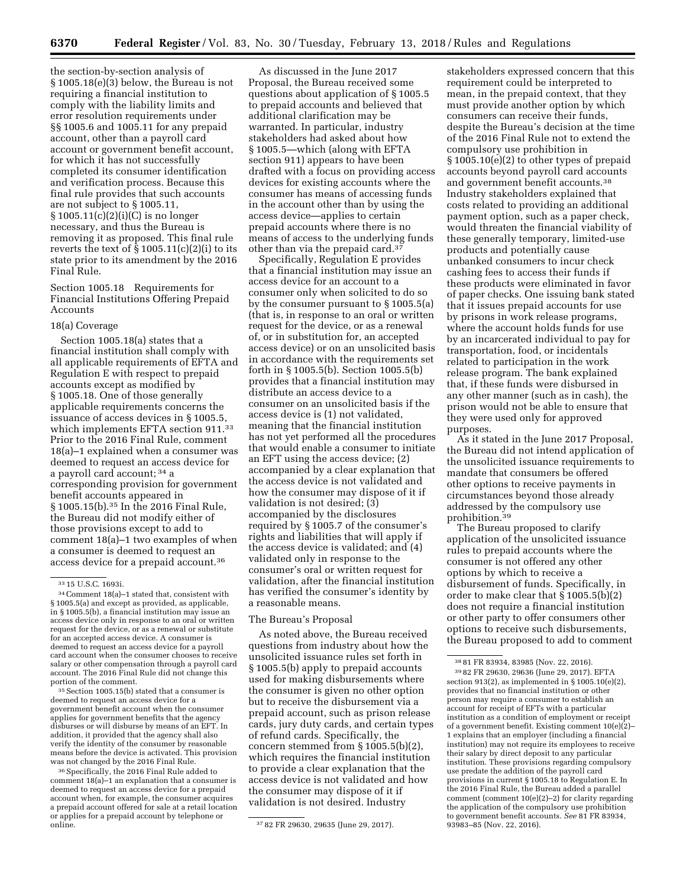the section-by-section analysis of § 1005.18(e)(3) below, the Bureau is not requiring a financial institution to comply with the liability limits and error resolution requirements under §§ 1005.6 and 1005.11 for any prepaid account, other than a payroll card account or government benefit account, for which it has not successfully completed its consumer identification and verification process. Because this final rule provides that such accounts are not subject to § 1005.11, § 1005.11(c)(2)(i)(C) is no longer necessary, and thus the Bureau is removing it as proposed. This final rule reverts the text of § 1005.11(c)(2)(i) to its state prior to its amendment by the 2016 Final Rule.

## Section 1005.18 Requirements for Financial Institutions Offering Prepaid Accounts

### 18(a) Coverage

Section 1005.18(a) states that a financial institution shall comply with all applicable requirements of EFTA and Regulation E with respect to prepaid accounts except as modified by § 1005.18. One of those generally applicable requirements concerns the issuance of access devices in § 1005.5, which implements EFTA section 911.[33] Prior to the 2016 Final Rule, comment 18(a)–1 explained when a consumer was deemed to request an access device for a payroll card account;[34] a corresponding provision for government benefit accounts appeared in § 1005.15(b).[35] In the 2016 Final Rule, the Bureau did not modify either of those provisions except to add to comment 18(a)–1 two examples of when a consumer is deemed to request an access device for a prepaid account.[36]

As discussed in the June 2017 Proposal, the Bureau received some questions about application of § 1005.5 to prepaid accounts and believed that additional clarification may be warranted. In particular, industry stakeholders had asked about how § 1005.5—which (along with EFTA section 911) appears to have been drafted with a focus on providing access devices for existing accounts where the consumer has means of accessing funds in the account other than by using the access device—applies to certain prepaid accounts where there is no means of access to the underlying funds other than via the prepaid card.[37]

Specifically, Regulation E provides that a financial institution may issue an access device for an account to a consumer only when solicited to do so by the consumer pursuant to § 1005.5(a) (that is, in response to an oral or written request for the device, or as a renewal of, or in substitution for, an accepted access device) or on an unsolicited basis in accordance with the requirements set forth in § 1005.5(b). Section 1005.5(b) provides that a financial institution may distribute an access device to a consumer on an unsolicited basis if the access device is (1) not validated, meaning that the financial institution has not yet performed all the procedures that would enable a consumer to initiate an EFT using the access device; (2) accompanied by a clear explanation that the access device is not validated and how the consumer may dispose of it if validation is not desired; (3) accompanied by the disclosures required by § 1005.7 of the consumer's rights and liabilities that will apply if the access device is validated; and (4) validated only in response to the consumer's oral or written request for validation, after the financial institution has verified the consumer's identity by a reasonable means.

### The Bureau's Proposal

As noted above, the Bureau received questions from industry about how the unsolicited issuance rules set forth in § 1005.5(b) apply to prepaid accounts used for making disbursements where the consumer is given no other option but to receive the disbursement via a prepaid account, such as prison release cards, jury duty cards, and certain types of refund cards. Specifically, the concern stemmed from § 1005.5(b)(2), which requires the financial institution to provide a clear explanation that the access device is not validated and how the consumer may dispose of it if validation is not desired. Industry stakeholders expressed concern that this requirement could be interpreted to mean, in the prepaid context, that they must provide another option by which consumers can receive their funds, despite the Bureau's decision at the time of the 2016 Final Rule not to extend the compulsory use prohibition in § 1005.10(e)(2) to other types of prepaid accounts beyond payroll card accounts and government benefit accounts.[38] Industry stakeholders explained that costs related to providing an additional payment option, such as a paper check, would threaten the financial viability of these generally temporary, limited-use products and potentially cause unbanked consumers to incur check cashing fees to access their funds if these products were eliminated in favor of paper checks. One issuing bank stated that it issues prepaid accounts for use by prisons in work release programs, where the account holds funds for use by an incarcerated individual to pay for transportation, food, or incidentals related to participation in the work release program. The bank explained that, if these funds were disbursed in any other manner (such as in cash), the prison would not be able to ensure that they were used only for approved purposes.

As it stated in the June 2017 Proposal, the Bureau did not intend application of the unsolicited issuance requirements to mandate that consumers be offered other options to receive payments in circumstances beyond those already addressed by the compulsory use prohibition.[39]

The Bureau proposed to clarify application of the unsolicited issuance rules to prepaid accounts where the consumer is not offered any other options by which to receive a disbursement of funds. Specifically, in order to make clear that § 1005.5(b)(2) does not require a financial institution or other party to offer consumers other options to receive such disbursements, the Bureau proposed to add to comment

---

[33] 15 U.S.C. 1693i.

[34] Comment 18(a)–1 stated that, consistent with § 1005.5(a) and except as provided, as applicable, in § 1005.5(b), a financial institution may issue an access device only in response to an oral or written request for the device, or as a renewal or substitute for an accepted access device. A consumer is deemed to request an access device for a payroll card account when the consumer chooses to receive salary or other compensation through a payroll card account. The 2016 Final Rule did not change this portion of the comment.

[35] Section 1005.15(b) stated that a consumer is deemed to request an access device for a government benefit account when the consumer applies for government benefits that the agency disburses or will disburse by means of an EFT. In addition, it provided that the agency shall also verify the identity of the consumer by reasonable means before the device is activated. This provision was not changed by the 2016 Final Rule.

[36] Specifically, the 2016 Final Rule added to comment 18(a)–1 an explanation that a consumer is deemed to request an access device for a prepaid account when, for example, the consumer acquires a prepaid account offered for sale at a retail location or applies for a prepaid account by telephone or online.

[37] 82 FR 29630, 29635 (June 29, 2017).

[38] 81 FR 83934, 83985 (Nov. 22, 2016).

[39] 82 FR 29630, 29636 (June 29, 2017). EFTA section 913(2), as implemented in § 1005.10(e)(2), provides that no financial institution or other person may require a consumer to establish an account for receipt of EFTs with a particular institution as a condition of employment or receipt of a government benefit. Existing comment 10(e)(2)–1 explains that an employer (including a financial institution) may not require its employees to receive their salary by direct deposit to any particular institution. These provisions regarding compulsory use predate the addition of the payroll card provisions in current § 1005.18 to Regulation E. In the 2016 Final Rule, the Bureau added a parallel comment (comment 10(e)(2)–2) for clarity regarding the application of the compulsory use prohibition to government benefit accounts. *See* 81 FR 83934, 93983–85 (Nov. 22, 2016).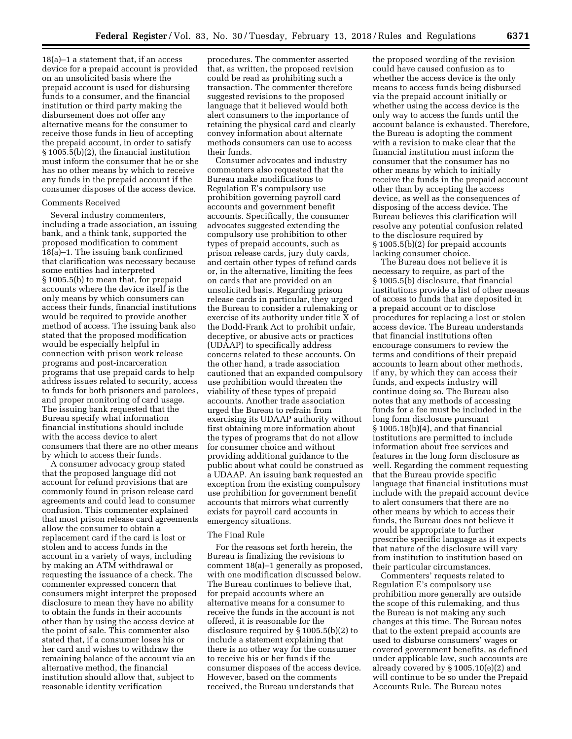18(a)–1 a statement that, if an access device for a prepaid account is provided on an unsolicited basis where the prepaid account is used for disbursing funds to a consumer, and the financial institution or third party making the disbursement does not offer any alternative means for the consumer to receive those funds in lieu of accepting the prepaid account, in order to satisfy § 1005.5(b)(2), the financial institution must inform the consumer that he or she has no other means by which to receive any funds in the prepaid account if the consumer disposes of the access device.

Comments Received

Several industry commenters, including a trade association, an issuing bank, and a think tank, supported the proposed modification to comment 18(a)–1. The issuing bank confirmed that clarification was necessary because some entities had interpreted § 1005.5(b) to mean that, for prepaid accounts where the device itself is the only means by which consumers can access their funds, financial institutions would be required to provide another method of access. The issuing bank also stated that the proposed modification would be especially helpful in connection with prison work release programs and post-incarceration programs that use prepaid cards to help address issues related to security, access to funds for both prisoners and parolees, and proper monitoring of card usage. The issuing bank requested that the Bureau specify what information financial institutions should include with the access device to alert consumers that there are no other means by which to access their funds.

A consumer advocacy group stated that the proposed language did not account for refund provisions that are commonly found in prison release card agreements and could lead to consumer confusion. This commenter explained that most prison release card agreements allow the consumer to obtain a replacement card if the card is lost or stolen and to access funds in the account in a variety of ways, including by making an ATM withdrawal or requesting the issuance of a check. The commenter expressed concern that consumers might interpret the proposed disclosure to mean they have no ability to obtain the funds in their accounts other than by using the access device at the point of sale. This commenter also stated that, if a consumer loses his or her card and wishes to withdraw the remaining balance of the account via an alternative method, the financial institution should allow that, subject to reasonable identity verification procedures. The commenter asserted that, as written, the proposed revision could be read as prohibiting such a transaction. The commenter therefore suggested revisions to the proposed language that it believed would both alert consumers to the importance of retaining the physical card and clearly convey information about alternate methods consumers can use to access their funds.

Consumer advocates and industry commenters also requested that the Bureau make modifications to Regulation E's compulsory use prohibition governing payroll card accounts and government benefit accounts. Specifically, the consumer advocates suggested extending the compulsory use prohibition to other types of prepaid accounts, such as prison release cards, jury duty cards, and certain other types of refund cards or, in the alternative, limiting the fees on cards that are provided on an unsolicited basis. Regarding prison release cards in particular, they urged the Bureau to consider a rulemaking or exercise of its authority under title X of the Dodd-Frank Act to prohibit unfair, deceptive, or abusive acts or practices (UDAAP) to specifically address concerns related to these accounts. On the other hand, a trade association cautioned that an expanded compulsory use prohibition would threaten the viability of these types of prepaid accounts. Another trade association urged the Bureau to refrain from exercising its UDAAP authority without first obtaining more information about the types of programs that do not allow for consumer choice and without providing additional guidance to the public about what could be construed as a UDAAP. An issuing bank requested an exception from the existing compulsory use prohibition for government benefit accounts that mirrors what currently exists for payroll card accounts in emergency situations.

The Final Rule

For the reasons set forth herein, the Bureau is finalizing the revisions to comment 18(a)–1 generally as proposed, with one modification discussed below. The Bureau continues to believe that, for prepaid accounts where an alternative means for a consumer to receive the funds in the account is not offered, it is reasonable for the disclosure required by § 1005.5(b)(2) to include a statement explaining that there is no other way for the consumer to receive his or her funds if the consumer disposes of the access device. However, based on the comments received, the Bureau understands that the proposed wording of the revision could have caused confusion as to whether the access device is the only means to access funds being disbursed via the prepaid account initially or whether using the access device is the only way to access the funds until the account balance is exhausted. Therefore, the Bureau is adopting the comment with a revision to make clear that the financial institution must inform the consumer that the consumer has no other means by which to initially receive the funds in the prepaid account other than by accepting the access device, as well as the consequences of disposing of the access device. The Bureau believes this clarification will resolve any potential confusion related to the disclosure required by § 1005.5(b)(2) for prepaid accounts lacking consumer choice.

The Bureau does not believe it is necessary to require, as part of the § 1005.5(b) disclosure, that financial institutions provide a list of other means of access to funds that are deposited in a prepaid account or to disclose procedures for replacing a lost or stolen access device. The Bureau understands that financial institutions often encourage consumers to review the terms and conditions of their prepaid accounts to learn about other methods, if any, by which they can access their funds, and expects industry will continue doing so. The Bureau also notes that any methods of accessing funds for a fee must be included in the long form disclosure pursuant § 1005.18(b)(4), and that financial institutions are permitted to include information about free services and features in the long form disclosure as well. Regarding the comment requesting that the Bureau provide specific language that financial institutions must include with the prepaid account device to alert consumers that there are no other means by which to access their funds, the Bureau does not believe it would be appropriate to further prescribe specific language as it expects that nature of the disclosure will vary from institution to institution based on their particular circumstances.

Commenters' requests related to Regulation E's compulsory use prohibition more generally are outside the scope of this rulemaking, and thus the Bureau is not making any such changes at this time. The Bureau notes that to the extent prepaid accounts are used to disburse consumers' wages or covered government benefits, as defined under applicable law, such accounts are already covered by § 1005.10(e)(2) and will continue to be so under the Prepaid Accounts Rule. The Bureau notes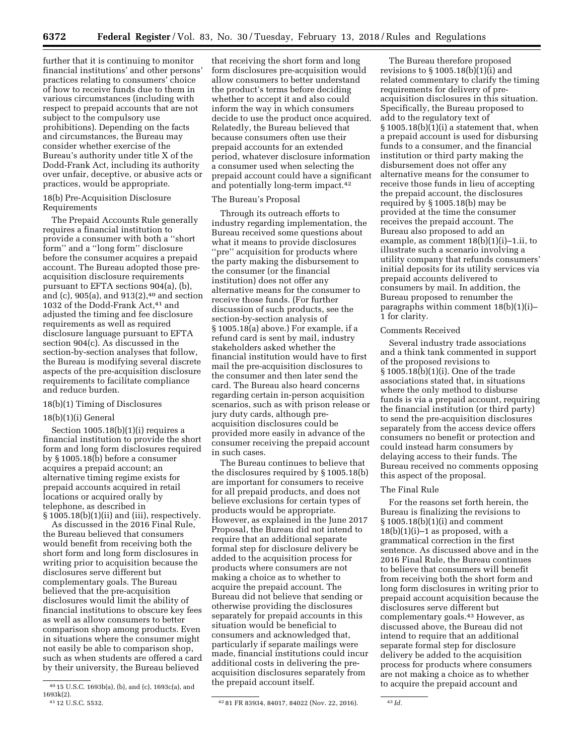further that it is continuing to monitor financial institutions' and other persons' practices relating to consumers' choice of how to receive funds due to them in various circumstances (including with respect to prepaid accounts that are not subject to the compulsory use prohibitions). Depending on the facts and circumstances, the Bureau may consider whether exercise of the Bureau's authority under title X of the Dodd-Frank Act, including its authority over unfair, deceptive, or abusive acts or practices, would be appropriate.

### 18(b) Pre-Acquisition Disclosure Requirements

The Prepaid Accounts Rule generally requires a financial institution to provide a consumer with both a ''short form'' and a ''long form'' disclosure before the consumer acquires a prepaid account. The Bureau adopted those pre-acquisition disclosure requirements pursuant to EFTA sections 904(a), (b), and (c), 905(a), and 913(2),[40] and section 1032 of the Dodd-Frank Act,[41] and adjusted the timing and fee disclosure requirements as well as required disclosure language pursuant to EFTA section 904(c). As discussed in the section-by-section analyses that follow, the Bureau is modifying several discrete aspects of the pre-acquisition disclosure requirements to facilitate compliance and reduce burden.

### 18(b)(1) Timing of Disclosures

### 18(b)(1)(i) General

Section 1005.18(b)(1)(i) requires a financial institution to provide the short form and long form disclosures required by § 1005.18(b) before a consumer acquires a prepaid account; an alternative timing regime exists for prepaid accounts acquired in retail locations or acquired orally by telephone, as described in § 1005.18(b)(1)(ii) and (iii), respectively.

As discussed in the 2016 Final Rule, the Bureau believed that consumers would benefit from receiving both the short form and long form disclosures in writing prior to acquisition because the disclosures serve different but complementary goals. The Bureau believed that the pre-acquisition disclosures would limit the ability of financial institutions to obscure key fees as well as allow consumers to better comparison shop among products. Even in situations where the consumer might not easily be able to comparison shop, such as when students are offered a card by their university, the Bureau believed that receiving the short form and long form disclosures pre-acquisition would allow consumers to better understand the product's terms before deciding whether to accept it and also could inform the way in which consumers decide to use the product once acquired. Relatedly, the Bureau believed that because consumers often use their prepaid accounts for an extended period, whatever disclosure information a consumer used when selecting the prepaid account could have a significant and potentially long-term impact.[42]

#### The Bureau's Proposal

Through its outreach efforts to industry regarding implementation, the Bureau received some questions about what it means to provide disclosures ''pre'' acquisition for products where the party making the disbursement to the consumer (or the financial institution) does not offer any alternative means for the consumer to receive those funds. (For further discussion of such products, see the section-by-section analysis of § 1005.18(a) above.) For example, if a refund card is sent by mail, industry stakeholders asked whether the financial institution would have to first mail the pre-acquisition disclosures to the consumer and then later send the card. The Bureau also heard concerns regarding certain in-person acquisition scenarios, such as with prison release or jury duty cards, although pre-acquisition disclosures could be provided more easily in advance of the consumer receiving the prepaid account in such cases.

The Bureau continues to believe that the disclosures required by § 1005.18(b) are important for consumers to receive for all prepaid products, and does not believe exclusions for certain types of products would be appropriate. However, as explained in the June 2017 Proposal, the Bureau did not intend to require that an additional separate formal step for disclosure delivery be added to the acquisition process for products where consumers are not making a choice as to whether to acquire the prepaid account. The Bureau did not believe that sending or otherwise providing the disclosures separately for prepaid accounts in this situation would be beneficial to consumers and acknowledged that, particularly if separate mailings were made, financial institutions could incur additional costs in delivering the pre-acquisition disclosures separately from the prepaid account itself.

The Bureau therefore proposed revisions to § 1005.18(b)(1)(i) and related commentary to clarify the timing requirements for delivery of pre-acquisition disclosures in this situation. Specifically, the Bureau proposed to add to the regulatory text of § 1005.18(b)(1)(i) a statement that, when a prepaid account is used for disbursing funds to a consumer, and the financial institution or third party making the disbursement does not offer any alternative means for the consumer to receive those funds in lieu of accepting the prepaid account, the disclosures required by § 1005.18(b) may be provided at the time the consumer receives the prepaid account. The Bureau also proposed to add an example, as comment 18(b)(1)(i)–1.ii, to illustrate such a scenario involving a utility company that refunds consumers' initial deposits for its utility services via prepaid accounts delivered to consumers by mail. In addition, the Bureau proposed to renumber the paragraphs within comment 18(b)(1)(i)–1 for clarity.

#### Comments Received

Several industry trade associations and a think tank commented in support of the proposed revisions to § 1005.18(b)(1)(i). One of the trade associations stated that, in situations where the only method to disburse funds is via a prepaid account, requiring the financial institution (or third party) to send the pre-acquisition disclosures separately from the access device offers consumers no benefit or protection and could instead harm consumers by delaying access to their funds. The Bureau received no comments opposing this aspect of the proposal.

#### The Final Rule

For the reasons set forth herein, the Bureau is finalizing the revisions to § 1005.18(b)(1)(i) and comment 18(b)(1)(i)–1 as proposed, with a grammatical correction in the first sentence. As discussed above and in the 2016 Final Rule, the Bureau continues to believe that consumers will benefit from receiving both the short form and long form disclosures in writing prior to prepaid account acquisition because the disclosures serve different but complementary goals.[43] However, as discussed above, the Bureau did not intend to require that an additional separate formal step for disclosure delivery be added to the acquisition process for products where consumers are not making a choice as to whether to acquire the prepaid account and

---

[40] 15 U.S.C. 1693b(a), (b), and (c), 1693c(a), and 1693k(2).

[41] 12 U.S.C. 5532.

[42] 81 FR 83934, 84017, 84022 (Nov. 22, 2016).

[43] *Id.*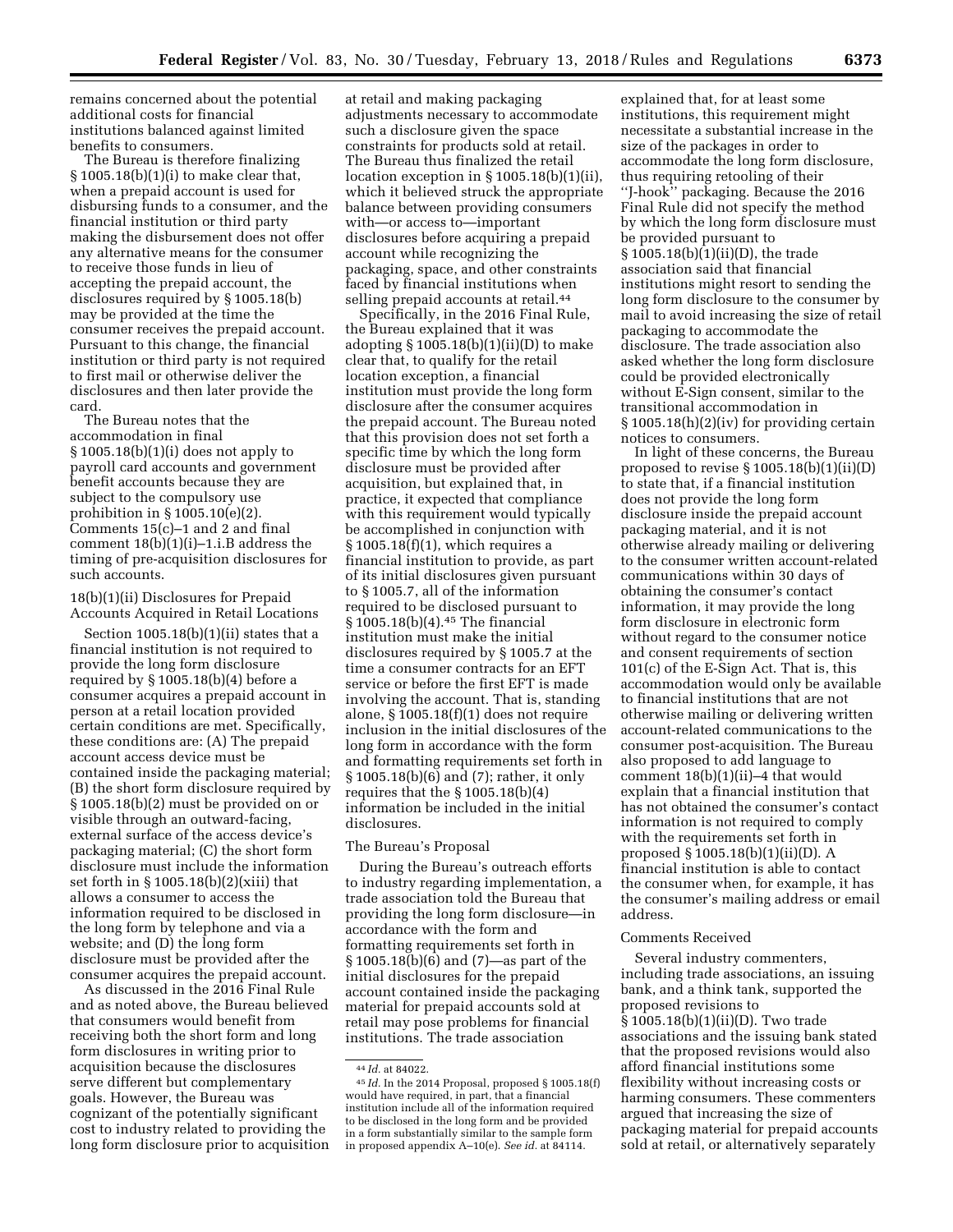remains concerned about the potential additional costs for financial institutions balanced against limited benefits to consumers.

The Bureau is therefore finalizing § 1005.18(b)(1)(i) to make clear that, when a prepaid account is used for disbursing funds to a consumer, and the financial institution or third party making the disbursement does not offer any alternative means for the consumer to receive those funds in lieu of accepting the prepaid account, the disclosures required by § 1005.18(b) may be provided at the time the consumer receives the prepaid account. Pursuant to this change, the financial institution or third party is not required to first mail or otherwise deliver the disclosures and then later provide the card.

The Bureau notes that the accommodation in final § 1005.18(b)(1)(i) does not apply to payroll card accounts and government benefit accounts because they are subject to the compulsory use prohibition in § 1005.10(e)(2). Comments 15(c)–1 and 2 and final comment 18(b)(1)(i)–1.i.B address the timing of pre-acquisition disclosures for such accounts.

18(b)(1)(ii) Disclosures for Prepaid Accounts Acquired in Retail Locations

Section 1005.18(b)(1)(ii) states that a financial institution is not required to provide the long form disclosure required by § 1005.18(b)(4) before a consumer acquires a prepaid account in person at a retail location provided certain conditions are met. Specifically, these conditions are: (A) The prepaid account access device must be contained inside the packaging material; (B) the short form disclosure required by § 1005.18(b)(2) must be provided on or visible through an outward-facing, external surface of the access device's packaging material; (C) the short form disclosure must include the information set forth in § 1005.18(b)(2)(xiii) that allows a consumer to access the information required to be disclosed in the long form by telephone and via a website; and (D) the long form disclosure must be provided after the consumer acquires the prepaid account.

As discussed in the 2016 Final Rule and as noted above, the Bureau believed that consumers would benefit from receiving both the short form and long form disclosures in writing prior to acquisition because the disclosures serve different but complementary goals. However, the Bureau was cognizant of the potentially significant cost to industry related to providing the long form disclosure prior to acquisition at retail and making packaging adjustments necessary to accommodate such a disclosure given the space constraints for products sold at retail. The Bureau thus finalized the retail location exception in § 1005.18(b)(1)(ii), which it believed struck the appropriate balance between providing consumers with—or access to—important disclosures before acquiring a prepaid account while recognizing the packaging, space, and other constraints faced by financial institutions when selling prepaid accounts at retail.[44]

Specifically, in the 2016 Final Rule, the Bureau explained that it was adopting § 1005.18(b)(1)(ii)(D) to make clear that, to qualify for the retail location exception, a financial institution must provide the long form disclosure after the consumer acquires the prepaid account. The Bureau noted that this provision does not set forth a specific time by which the long form disclosure must be provided after acquisition, but explained that, in practice, it expected that compliance with this requirement would typically be accomplished in conjunction with § 1005.18(f)(1), which requires a financial institution to provide, as part of its initial disclosures given pursuant to § 1005.7, all of the information required to be disclosed pursuant to § 1005.18(b)(4).[45] The financial institution must make the initial disclosures required by § 1005.7 at the time a consumer contracts for an EFT service or before the first EFT is made involving the account. That is, standing alone, § 1005.18(f)(1) does not require inclusion in the initial disclosures of the long form in accordance with the form and formatting requirements set forth in § 1005.18(b)(6) and (7); rather, it only requires that the § 1005.18(b)(4) information be included in the initial disclosures.

The Bureau's Proposal

During the Bureau's outreach efforts to industry regarding implementation, a trade association told the Bureau that providing the long form disclosure—in accordance with the form and formatting requirements set forth in § 1005.18(b)(6) and (7)—as part of the initial disclosures for the prepaid account contained inside the packaging material for prepaid accounts sold at retail may pose problems for financial institutions. The trade association explained that, for at least some institutions, this requirement might necessitate a substantial increase in the size of the packages in order to accommodate the long form disclosure, thus requiring retooling of their ''J-hook'' packaging. Because the 2016 Final Rule did not specify the method by which the long form disclosure must be provided pursuant to § 1005.18(b)(1)(ii)(D), the trade association said that financial institutions might resort to sending the long form disclosure to the consumer by mail to avoid increasing the size of retail packaging to accommodate the disclosure. The trade association also asked whether the long form disclosure could be provided electronically without E-Sign consent, similar to the transitional accommodation in § 1005.18(h)(2)(iv) for providing certain notices to consumers.

In light of these concerns, the Bureau proposed to revise § 1005.18(b)(1)(ii)(D) to state that, if a financial institution does not provide the long form disclosure inside the prepaid account packaging material, and it is not otherwise already mailing or delivering to the consumer written account-related communications within 30 days of obtaining the consumer's contact information, it may provide the long form disclosure in electronic form without regard to the consumer notice and consent requirements of section 101(c) of the E-Sign Act. That is, this accommodation would only be available to financial institutions that are not otherwise mailing or delivering written account-related communications to the consumer post-acquisition. The Bureau also proposed to add language to comment 18(b)(1)(ii)–4 that would explain that a financial institution that has not obtained the consumer's contact information is not required to comply with the requirements set forth in proposed § 1005.18(b)(1)(ii)(D). A financial institution is able to contact the consumer when, for example, it has the consumer's mailing address or email address.

Comments Received

Several industry commenters, including trade associations, an issuing bank, and a think tank, supported the proposed revisions to § 1005.18(b)(1)(ii)(D). Two trade associations and the issuing bank stated that the proposed revisions would also afford financial institutions some flexibility without increasing costs or harming consumers. These commenters argued that increasing the size of packaging material for prepaid accounts sold at retail, or alternatively separately

---

[44] *Id.* at 84022.

[45] *Id.* In the 2014 Proposal, proposed § 1005.18(f) would have required, in part, that a financial institution include all of the information required to be disclosed in the long form and be provided in a form substantially similar to the sample form in proposed appendix A–10(e). *See id.* at 84114.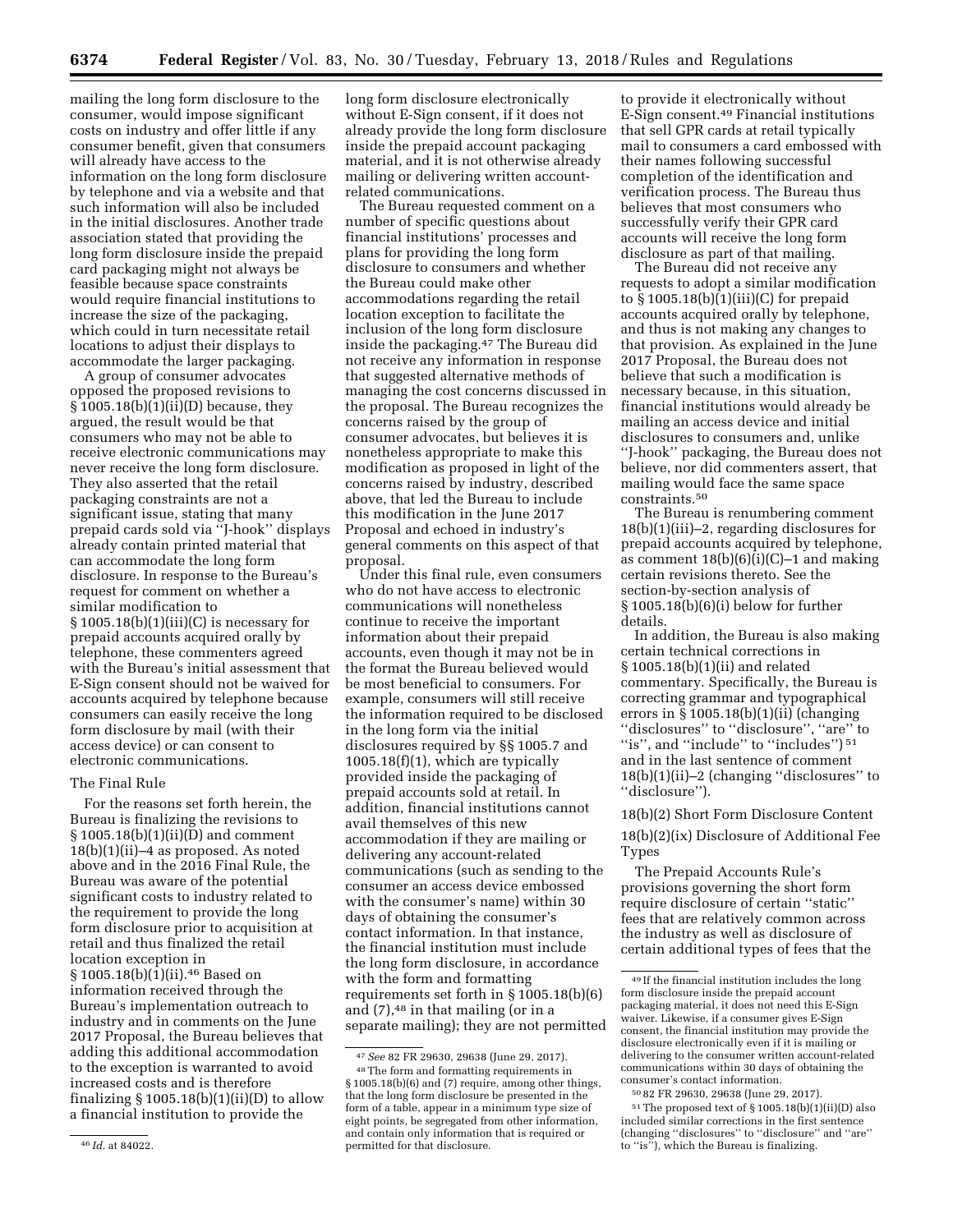mailing the long form disclosure to the consumer, would impose significant costs on industry and offer little if any consumer benefit, given that consumers will already have access to the information on the long form disclosure by telephone and via a website and that such information will also be included in the initial disclosures. Another trade association stated that providing the long form disclosure inside the prepaid card packaging might not always be feasible because space constraints would require financial institutions to increase the size of the packaging, which could in turn necessitate retail locations to adjust their displays to accommodate the larger packaging.

A group of consumer advocates opposed the proposed revisions to § 1005.18(b)(1)(ii)(D) because, they argued, the result would be that consumers who may not be able to receive electronic communications may never receive the long form disclosure. They also asserted that the retail packaging constraints are not a significant issue, stating that many prepaid cards sold via ''J-hook'' displays already contain printed material that can accommodate the long form disclosure. In response to the Bureau's request for comment on whether a similar modification to § 1005.18(b)(1)(iii)(C) is necessary for prepaid accounts acquired orally by telephone, these commenters agreed with the Bureau's initial assessment that E-Sign consent should not be waived for accounts acquired by telephone because consumers can easily receive the long form disclosure by mail (with their access device) or can consent to electronic communications.

### The Final Rule

For the reasons set forth herein, the Bureau is finalizing the revisions to § 1005.18(b)(1)(ii)(D) and comment 18(b)(1)(ii)–4 as proposed. As noted above and in the 2016 Final Rule, the Bureau was aware of the potential significant costs to industry related to the requirement to provide the long form disclosure prior to acquisition at retail and thus finalized the retail location exception in § 1005.18(b)(1)(ii).[46] Based on information received through the Bureau's implementation outreach to industry and in comments on the June 2017 Proposal, the Bureau believes that adding this additional accommodation to the exception is warranted to avoid increased costs and is therefore finalizing § 1005.18(b)(1)(ii)(D) to allow a financial institution to provide the long form disclosure electronically without E-Sign consent, if it does not already provide the long form disclosure inside the prepaid account packaging material, and it is not otherwise already mailing or delivering written account-related communications.

The Bureau requested comment on a number of specific questions about financial institutions' processes and plans for providing the long form disclosure to consumers and whether the Bureau could make other accommodations regarding the retail location exception to facilitate the inclusion of the long form disclosure inside the packaging.[47] The Bureau did not receive any information in response that suggested alternative methods of managing the cost concerns discussed in the proposal. The Bureau recognizes the concerns raised by the group of consumer advocates, but believes it is nonetheless appropriate to make this modification as proposed in light of the concerns raised by industry, described above, that led the Bureau to include this modification in the June 2017 Proposal and echoed in industry's general comments on this aspect of that proposal.

Under this final rule, even consumers who do not have access to electronic communications will nonetheless continue to receive the important information about their prepaid accounts, even though it may not be in the format the Bureau believed would be most beneficial to consumers. For example, consumers will still receive the information required to be disclosed in the long form via the initial disclosures required by §§ 1005.7 and 1005.18(f)(1), which are typically provided inside the packaging of prepaid accounts sold at retail. In addition, financial institutions cannot avail themselves of this new accommodation if they are mailing or delivering any account-related communications (such as sending to the consumer an access device embossed with the consumer's name) within 30 days of obtaining the consumer's contact information. In that instance, the financial institution must include the long form disclosure, in accordance with the form and formatting requirements set forth in § 1005.18(b)(6) and (7),[48] in that mailing (or in a separate mailing); they are not permitted to provide it electronically without E-Sign consent.[49] Financial institutions that sell GPR cards at retail typically mail to consumers a card embossed with their names following successful completion of the identification and verification process. The Bureau thus believes that most consumers who successfully verify their GPR card accounts will receive the long form disclosure as part of that mailing.

The Bureau did not receive any requests to adopt a similar modification to § 1005.18(b)(1)(iii)(C) for prepaid accounts acquired orally by telephone, and thus is not making any changes to that provision. As explained in the June 2017 Proposal, the Bureau does not believe that such a modification is necessary because, in this situation, financial institutions would already be mailing an access device and initial disclosures to consumers and, unlike ''J-hook'' packaging, the Bureau does not believe, nor did commenters assert, that mailing would face the same space constraints.[50]

The Bureau is renumbering comment 18(b)(1)(iii)–2, regarding disclosures for prepaid accounts acquired by telephone, as comment 18(b)(6)(i)(C)–1 and making certain revisions thereto. See the section-by-section analysis of § 1005.18(b)(6)(i) below for further details.

In addition, the Bureau is also making certain technical corrections in § 1005.18(b)(1)(ii) and related commentary. Specifically, the Bureau is correcting grammar and typographical errors in § 1005.18(b)(1)(ii) (changing ''disclosures'' to ''disclosure'', ''are'' to ''is'', and ''include'' to ''includes'')[51] and in the last sentence of comment 18(b)(1)(ii)–2 (changing ''disclosures'' to ''disclosure'').

### 18(b)(2) Short Form Disclosure Content

### 18(b)(2)(ix) Disclosure of Additional Fee Types

The Prepaid Accounts Rule's provisions governing the short form require disclosure of certain ''static'' fees that are relatively common across the industry as well as disclosure of certain additional types of fees that the

---

[46] *Id.* at 84022.

[47] *See* 82 FR 29630, 29638 (June 29, 2017).

[48] The form and formatting requirements in § 1005.18(b)(6) and (7) require, among other things, that the long form disclosure be presented in the form of a table, appear in a minimum type size of eight points, be segregated from other information, and contain only information that is required or permitted for that disclosure.

[49] If the financial institution includes the long form disclosure inside the prepaid account packaging material, it does not need this E-Sign waiver. Likewise, if a consumer gives E-Sign consent, the financial institution may provide the disclosure electronically even if it is mailing or delivering to the consumer written account-related communications within 30 days of obtaining the consumer's contact information.

[50] 82 FR 29630, 29638 (June 29, 2017).

[51] The proposed text of § 1005.18(b)(1)(ii)(D) also included similar corrections in the first sentence (changing ''disclosures'' to ''disclosure'' and ''are'' to ''is''), which the Bureau is finalizing.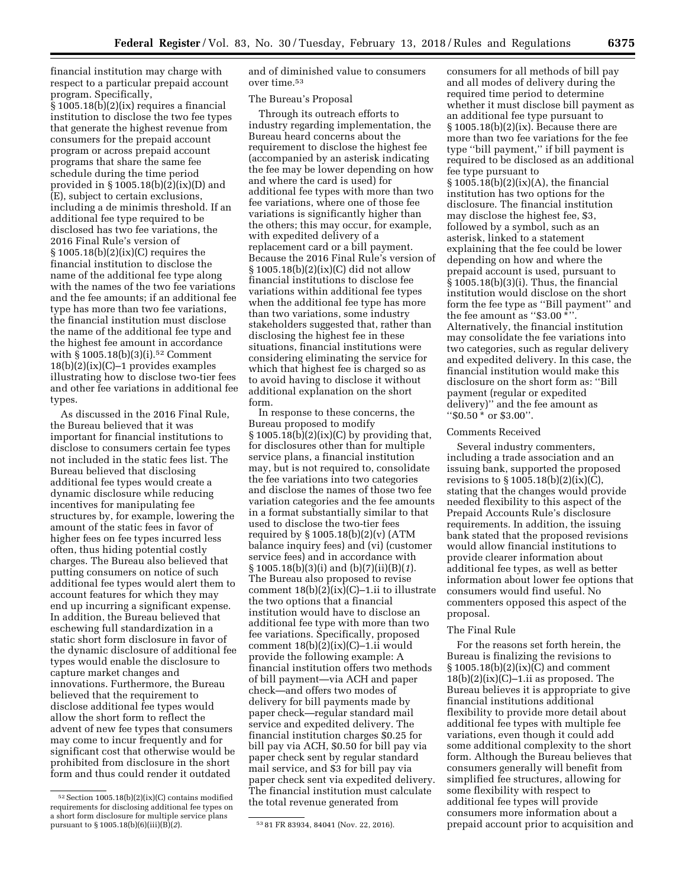financial institution may charge with respect to a particular prepaid account program. Specifically, § 1005.18(b)(2)(ix) requires a financial institution to disclose the two fee types that generate the highest revenue from consumers for the prepaid account program or across prepaid account programs that share the same fee schedule during the time period provided in § 1005.18(b)(2)(ix)(D) and (E), subject to certain exclusions, including a de minimis threshold. If an additional fee type required to be disclosed has two fee variations, the 2016 Final Rule's version of § 1005.18(b)(2)(ix)(C) requires the financial institution to disclose the name of the additional fee type along with the names of the two fee variations and the fee amounts; if an additional fee type has more than two fee variations, the financial institution must disclose the name of the additional fee type and the highest fee amount in accordance with § 1005.18(b)(3)(i).[52] Comment 18(b)(2)(ix)(C)–1 provides examples illustrating how to disclose two-tier fees and other fee variations in additional fee types.

As discussed in the 2016 Final Rule, the Bureau believed that it was important for financial institutions to disclose to consumers certain fee types not included in the static fees list. The Bureau believed that disclosing additional fee types would create a dynamic disclosure while reducing incentives for manipulating fee structures by, for example, lowering the amount of the static fees in favor of higher fees on fee types incurred less often, thus hiding potential costly charges. The Bureau also believed that putting consumers on notice of such additional fee types would alert them to account features for which they may end up incurring a significant expense. In addition, the Bureau believed that eschewing full standardization in a static short form disclosure in favor of the dynamic disclosure of additional fee types would enable the disclosure to capture market changes and innovations. Furthermore, the Bureau believed that the requirement to disclose additional fee types would allow the short form to reflect the advent of new fee types that consumers may come to incur frequently and for significant cost that otherwise would be prohibited from disclosure in the short form and thus could render it outdated and of diminished value to consumers over time.[53]

The Bureau's Proposal

Through its outreach efforts to industry regarding implementation, the Bureau heard concerns about the requirement to disclose the highest fee (accompanied by an asterisk indicating the fee may be lower depending on how and where the card is used) for additional fee types with more than two fee variations, where one of those fee variations is significantly higher than the others; this may occur, for example, with expedited delivery of a replacement card or a bill payment. Because the 2016 Final Rule's version of § 1005.18(b)(2)(ix)(C) did not allow financial institutions to disclose fee variations within additional fee types when the additional fee type has more than two variations, some industry stakeholders suggested that, rather than disclosing the highest fee in these situations, financial institutions were considering eliminating the service for which that highest fee is charged so as to avoid having to disclose it without additional explanation on the short form.

In response to these concerns, the Bureau proposed to modify § 1005.18(b)(2)(ix)(C) by providing that, for disclosures other than for multiple service plans, a financial institution may, but is not required to, consolidate the fee variations into two categories and disclose the names of those two fee variation categories and the fee amounts in a format substantially similar to that used to disclose the two-tier fees required by § 1005.18(b)(2)(v) (ATM balance inquiry fees) and (vi) (customer service fees) and in accordance with § 1005.18(b)(3)(i) and (b)(7)(ii)(B)(*1*). The Bureau also proposed to revise comment 18(b)(2)(ix)(C)–1.ii to illustrate the two options that a financial institution would have to disclose an additional fee type with more than two fee variations. Specifically, proposed comment 18(b)(2)(ix)(C)–1.ii would provide the following example: A financial institution offers two methods of bill payment—via ACH and paper check—and offers two modes of delivery for bill payments made by paper check—regular standard mail service and expedited delivery. The financial institution charges $0.25 for bill pay via ACH, $0.50 for bill pay via paper check sent by regular standard mail service, and $3 for bill pay via paper check sent via expedited delivery. The financial institution must calculate the total revenue generated from consumers for all methods of bill pay and all modes of delivery during the required time period to determine whether it must disclose bill payment as an additional fee type pursuant to § 1005.18(b)(2)(ix). Because there are more than two fee variations for the fee type ''bill payment,'' if bill payment is required to be disclosed as an additional fee type pursuant to § 1005.18(b)(2)(ix)(A), the financial institution has two options for the disclosure. The financial institution may disclose the highest fee, $3, followed by a symbol, such as an asterisk, linked to a statement explaining that the fee could be lower depending on how and where the prepaid account is used, pursuant to § 1005.18(b)(3)(i). Thus, the financial institution would disclose on the short form the fee type as ''Bill payment'' and the fee amount as ''$3.00 *''. Alternatively, the financial institution may consolidate the fee variations into two categories, such as regular delivery and expedited delivery. In this case, the financial institution would make this disclosure on the short form as: ''Bill payment (regular or expedited delivery)'' and the fee amount as ''$0.50 * or $3.00''.

Comments Received

Several industry commenters, including a trade association and an issuing bank, supported the proposed revisions to § 1005.18(b)(2)(ix)(C), stating that the changes would provide needed flexibility to this aspect of the Prepaid Accounts Rule's disclosure requirements. In addition, the issuing bank stated that the proposed revisions would allow financial institutions to provide clearer information about additional fee types, as well as better information about lower fee options that consumers would find useful. No commenters opposed this aspect of the proposal.

The Final Rule

For the reasons set forth herein, the Bureau is finalizing the revisions to § 1005.18(b)(2)(ix)(C) and comment 18(b)(2)(ix)(C)–1.ii as proposed. The Bureau believes it is appropriate to give financial institutions additional flexibility to provide more detail about additional fee types with multiple fee variations, even though it could add some additional complexity to the short form. Although the Bureau believes that consumers generally will benefit from simplified fee structures, allowing for some flexibility with respect to additional fee types will provide consumers more information about a prepaid account prior to acquisition and

[52] Section 1005.18(b)(2)(ix)(C) contains modified requirements for disclosing additional fee types on a short form disclosure for multiple service plans pursuant to § 1005.18(b)(6)(iii)(B)(*2*).

[53] 81 FR 83934, 84041 (Nov. 22, 2016).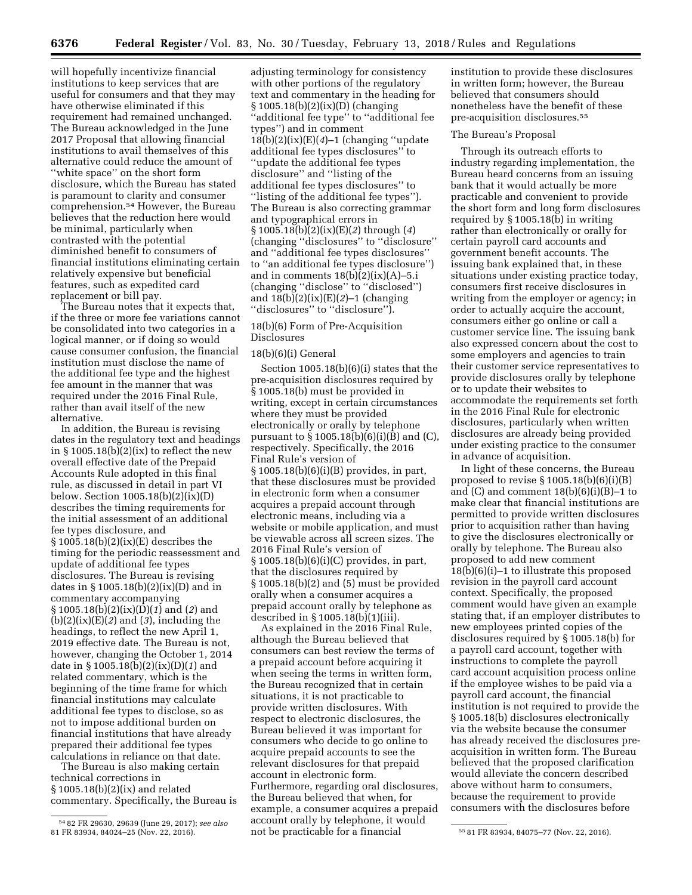will hopefully incentivize financial institutions to keep services that are useful for consumers and that they may have otherwise eliminated if this requirement had remained unchanged. The Bureau acknowledged in the June 2017 Proposal that allowing financial institutions to avail themselves of this alternative could reduce the amount of ''white space'' on the short form disclosure, which the Bureau has stated is paramount to clarity and consumer comprehension.[54] However, the Bureau believes that the reduction here would be minimal, particularly when contrasted with the potential diminished benefit to consumers of financial institutions eliminating certain relatively expensive but beneficial features, such as expedited card replacement or bill pay.

The Bureau notes that it expects that, if the three or more fee variations cannot be consolidated into two categories in a logical manner, or if doing so would cause consumer confusion, the financial institution must disclose the name of the additional fee type and the highest fee amount in the manner that was required under the 2016 Final Rule, rather than avail itself of the new alternative.

In addition, the Bureau is revising dates in the regulatory text and headings in § 1005.18(b)(2)(ix) to reflect the new overall effective date of the Prepaid Accounts Rule adopted in this final rule, as discussed in detail in part VI below. Section 1005.18(b)(2)(ix)(D) describes the timing requirements for the initial assessment of an additional fee types disclosure, and § 1005.18(b)(2)(ix)(E) describes the timing for the periodic reassessment and update of additional fee types disclosures. The Bureau is revising dates in § 1005.18(b)(2)(ix)(D) and in commentary accompanying § 1005.18(b)(2)(ix)(D)(*1*) and (*2*) and (b)(2)(ix)(E)(*2*) and (*3*), including the headings, to reflect the new April 1, 2019 effective date. The Bureau is not, however, changing the October 1, 2014 date in § 1005.18(b)(2)(ix)(D)(*1*) and related commentary, which is the beginning of the time frame for which financial institutions may calculate additional fee types to disclose, so as not to impose additional burden on financial institutions that have already prepared their additional fee types calculations in reliance on that date.

The Bureau is also making certain technical corrections in § 1005.18(b)(2)(ix) and related commentary. Specifically, the Bureau is adjusting terminology for consistency with other portions of the regulatory text and commentary in the heading for § 1005.18(b)(2)(ix)(D) (changing ''additional fee type'' to ''additional fee types'') and in comment 18(b)(2)(ix)(E)(*4*)–1 (changing ''update additional fee types disclosures'' to ''update the additional fee types disclosure'' and ''listing of the additional fee types disclosures'' to ''listing of the additional fee types''). The Bureau is also correcting grammar and typographical errors in § 1005.18(b)(2)(ix)(E)(*2*) through (*4*) (changing ''disclosures'' to ''disclosure'' and ''additional fee types disclosures'' to ''an additional fee types disclosure'') and in comments 18(b)(2)(ix)(A)–5.i (changing ''disclose'' to ''disclosed'') and 18(b)(2)(ix)(E)(*2*)–1 (changing ''disclosures'' to ''disclosure'').

## 18(b)(6) Form of Pre-Acquisition Disclosures

### 18(b)(6)(i) General

Section 1005.18(b)(6)(i) states that the pre-acquisition disclosures required by § 1005.18(b) must be provided in writing, except in certain circumstances where they must be provided electronically or orally by telephone pursuant to § 1005.18(b)(6)(i)(B) and (C), respectively. Specifically, the 2016 Final Rule's version of § 1005.18(b)(6)(i)(B) provides, in part, that these disclosures must be provided in electronic form when a consumer acquires a prepaid account through electronic means, including via a website or mobile application, and must be viewable across all screen sizes. The 2016 Final Rule's version of § 1005.18(b)(6)(i)(C) provides, in part, that the disclosures required by § 1005.18(b)(2) and (5) must be provided orally when a consumer acquires a prepaid account orally by telephone as described in § 1005.18(b)(1)(iii).

As explained in the 2016 Final Rule, although the Bureau believed that consumers can best review the terms of a prepaid account before acquiring it when seeing the terms in written form, the Bureau recognized that in certain situations, it is not practicable to provide written disclosures. With respect to electronic disclosures, the Bureau believed it was important for consumers who decide to go online to acquire prepaid accounts to see the relevant disclosures for that prepaid account in electronic form. Furthermore, regarding oral disclosures, the Bureau believed that when, for example, a consumer acquires a prepaid account orally by telephone, it would not be practicable for a financial institution to provide these disclosures in written form; however, the Bureau believed that consumers should nonetheless have the benefit of these pre-acquisition disclosures.[55]

#### The Bureau's Proposal

Through its outreach efforts to industry regarding implementation, the Bureau heard concerns from an issuing bank that it would actually be more practicable and convenient to provide the short form and long form disclosures required by § 1005.18(b) in writing rather than electronically or orally for certain payroll card accounts and government benefit accounts. The issuing bank explained that, in these situations under existing practice today, consumers first receive disclosures in writing from the employer or agency; in order to actually acquire the account, consumers either go online or call a customer service line. The issuing bank also expressed concern about the cost to some employers and agencies to train their customer service representatives to provide disclosures orally by telephone or to update their websites to accommodate the requirements set forth in the 2016 Final Rule for electronic disclosures, particularly when written disclosures are already being provided under existing practice to the consumer in advance of acquisition.

In light of these concerns, the Bureau proposed to revise § 1005.18(b)(6)(i)(B) and (C) and comment 18(b)(6)(i)(B)–1 to make clear that financial institutions are permitted to provide written disclosures prior to acquisition rather than having to give the disclosures electronically or orally by telephone. The Bureau also proposed to add new comment 18(b)(6)(i)–1 to illustrate this proposed revision in the payroll card account context. Specifically, the proposed comment would have given an example stating that, if an employer distributes to new employees printed copies of the disclosures required by § 1005.18(b) for a payroll card account, together with instructions to complete the payroll card account acquisition process online if the employee wishes to be paid via a payroll card account, the financial institution is not required to provide the § 1005.18(b) disclosures electronically via the website because the consumer has already received the disclosures pre-acquisition in written form. The Bureau believed that the proposed clarification would alleviate the concern described above without harm to consumers, because the requirement to provide consumers with the disclosures before

---

[54] 82 FR 29630, 29639 (June 29, 2017); *see also* 81 FR 83934, 84024–25 (Nov. 22, 2016).

[55] 81 FR 83934, 84075–77 (Nov. 22, 2016).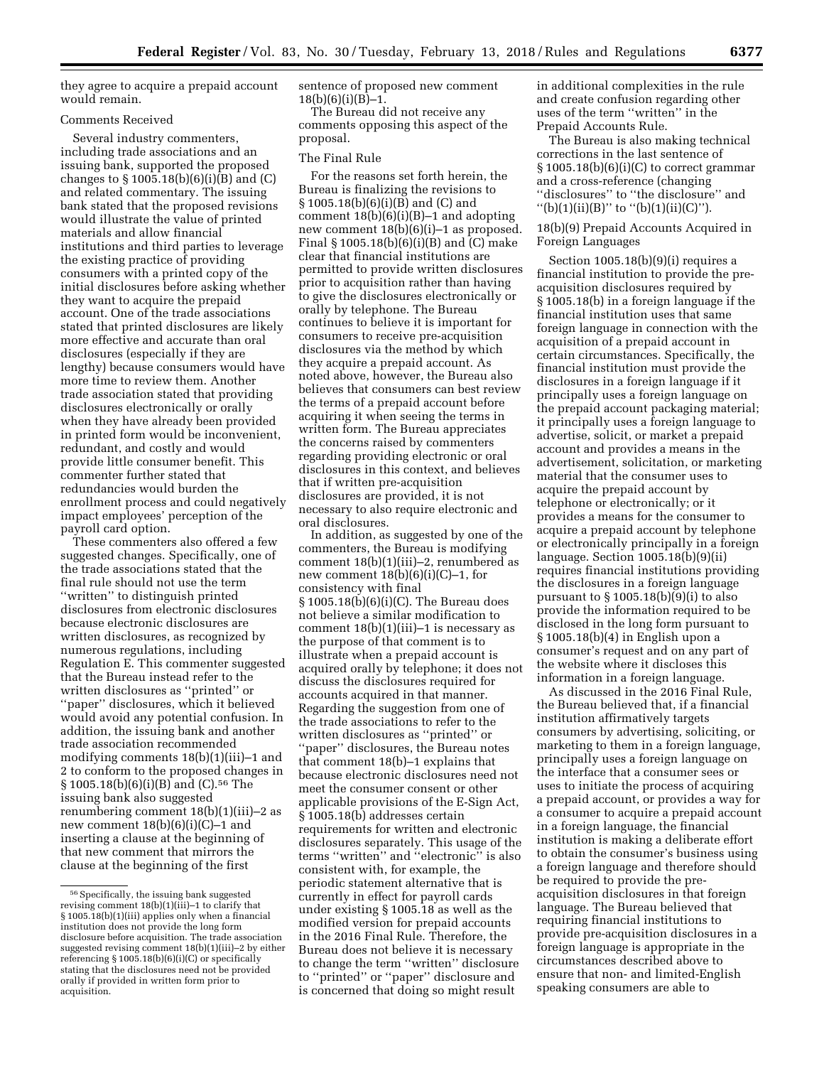they agree to acquire a prepaid account would remain.

Comments Received

Several industry commenters, including trade associations and an issuing bank, supported the proposed changes to § 1005.18(b)(6)(i)(B) and (C) and related commentary. The issuing bank stated that the proposed revisions would illustrate the value of printed materials and allow financial institutions and third parties to leverage the existing practice of providing consumers with a printed copy of the initial disclosures before asking whether they want to acquire the prepaid account. One of the trade associations stated that printed disclosures are likely more effective and accurate than oral disclosures (especially if they are lengthy) because consumers would have more time to review them. Another trade association stated that providing disclosures electronically or orally when they have already been provided in printed form would be inconvenient, redundant, and costly and would provide little consumer benefit. This commenter further stated that redundancies would burden the enrollment process and could negatively impact employees' perception of the payroll card option.

These commenters also offered a few suggested changes. Specifically, one of the trade associations stated that the final rule should not use the term ''written'' to distinguish printed disclosures from electronic disclosures because electronic disclosures are written disclosures, as recognized by numerous regulations, including Regulation E. This commenter suggested that the Bureau instead refer to the written disclosures as ''printed'' or ''paper'' disclosures, which it believed would avoid any potential confusion. In addition, the issuing bank and another trade association recommended modifying comments 18(b)(1)(iii)–1 and 2 to conform to the proposed changes in § 1005.18(b)(6)(i)(B) and (C).[56] The issuing bank also suggested renumbering comment 18(b)(1)(iii)–2 as new comment 18(b)(6)(i)(C)–1 and inserting a clause at the beginning of that new comment that mirrors the clause at the beginning of the first sentence of proposed new comment 18(b)(6)(i)(B)–1.

The Bureau did not receive any comments opposing this aspect of the proposal.

The Final Rule

For the reasons set forth herein, the Bureau is finalizing the revisions to § 1005.18(b)(6)(i)(B) and (C) and comment 18(b)(6)(i)(B)–1 and adopting new comment 18(b)(6)(i)–1 as proposed. Final § 1005.18(b)(6)(i)(B) and (C) make clear that financial institutions are permitted to provide written disclosures prior to acquisition rather than having to give the disclosures electronically or orally by telephone. The Bureau continues to believe it is important for consumers to receive pre-acquisition disclosures via the method by which they acquire a prepaid account. As noted above, however, the Bureau also believes that consumers can best review the terms of a prepaid account before acquiring it when seeing the terms in written form. The Bureau appreciates the concerns raised by commenters regarding providing electronic or oral disclosures in this context, and believes that if written pre-acquisition disclosures are provided, it is not necessary to also require electronic and oral disclosures.

In addition, as suggested by one of the commenters, the Bureau is modifying comment 18(b)(1)(iii)–2, renumbered as new comment 18(b)(6)(i)(C)–1, for consistency with final § 1005.18(b)(6)(i)(C). The Bureau does not believe a similar modification to comment 18(b)(1)(iii)–1 is necessary as the purpose of that comment is to illustrate when a prepaid account is acquired orally by telephone; it does not discuss the disclosures required for accounts acquired in that manner. Regarding the suggestion from one of the trade associations to refer to the written disclosures as ''printed'' or ''paper'' disclosures, the Bureau notes that comment 18(b)–1 explains that because electronic disclosures need not meet the consumer consent or other applicable provisions of the E-Sign Act, § 1005.18(b) addresses certain requirements for written and electronic disclosures separately. This usage of the terms ''written'' and ''electronic'' is also consistent with, for example, the periodic statement alternative that is currently in effect for payroll cards under existing § 1005.18 as well as the modified version for prepaid accounts in the 2016 Final Rule. Therefore, the Bureau does not believe it is necessary to change the term ''written'' disclosure to ''printed'' or ''paper'' disclosure and is concerned that doing so might result in additional complexities in the rule and create confusion regarding other uses of the term ''written'' in the Prepaid Accounts Rule.

The Bureau is also making technical corrections in the last sentence of § 1005.18(b)(6)(i)(C) to correct grammar and a cross-reference (changing ''disclosures'' to ''the disclosure'' and ''(b)(1)(ii)(B)'' to ''(b)(1)(ii)(C)'').

18(b)(9) Prepaid Accounts Acquired in Foreign Languages

Section 1005.18(b)(9)(i) requires a financial institution to provide the pre-acquisition disclosures required by § 1005.18(b) in a foreign language if the financial institution uses that same foreign language in connection with the acquisition of a prepaid account in certain circumstances. Specifically, the financial institution must provide the disclosures in a foreign language if it principally uses a foreign language on the prepaid account packaging material; it principally uses a foreign language to advertise, solicit, or market a prepaid account and provides a means in the advertisement, solicitation, or marketing material that the consumer uses to acquire the prepaid account by telephone or electronically; or it provides a means for the consumer to acquire a prepaid account by telephone or electronically principally in a foreign language. Section 1005.18(b)(9)(ii) requires financial institutions providing the disclosures in a foreign language pursuant to § 1005.18(b)(9)(i) to also provide the information required to be disclosed in the long form pursuant to § 1005.18(b)(4) in English upon a consumer's request and on any part of the website where it discloses this information in a foreign language.

As discussed in the 2016 Final Rule, the Bureau believed that, if a financial institution affirmatively targets consumers by advertising, soliciting, or marketing to them in a foreign language, principally uses a foreign language on the interface that a consumer sees or uses to initiate the process of acquiring a prepaid account, or provides a way for a consumer to acquire a prepaid account in a foreign language, the financial institution is making a deliberate effort to obtain the consumer's business using a foreign language and therefore should be required to provide the pre-acquisition disclosures in that foreign language. The Bureau believed that requiring financial institutions to provide pre-acquisition disclosures in a foreign language is appropriate in the circumstances described above to ensure that non- and limited-English speaking consumers are able to

[56] Specifically, the issuing bank suggested revising comment 18(b)(1)(iii)–1 to clarify that § 1005.18(b)(1)(iii) applies only when a financial institution does not provide the long form disclosure before acquisition. The trade association suggested revising comment 18(b)(1)(iii)–2 by either referencing § 1005.18(b)(6)(i)(C) or specifically stating that the disclosures need not be provided orally if provided in written form prior to acquisition.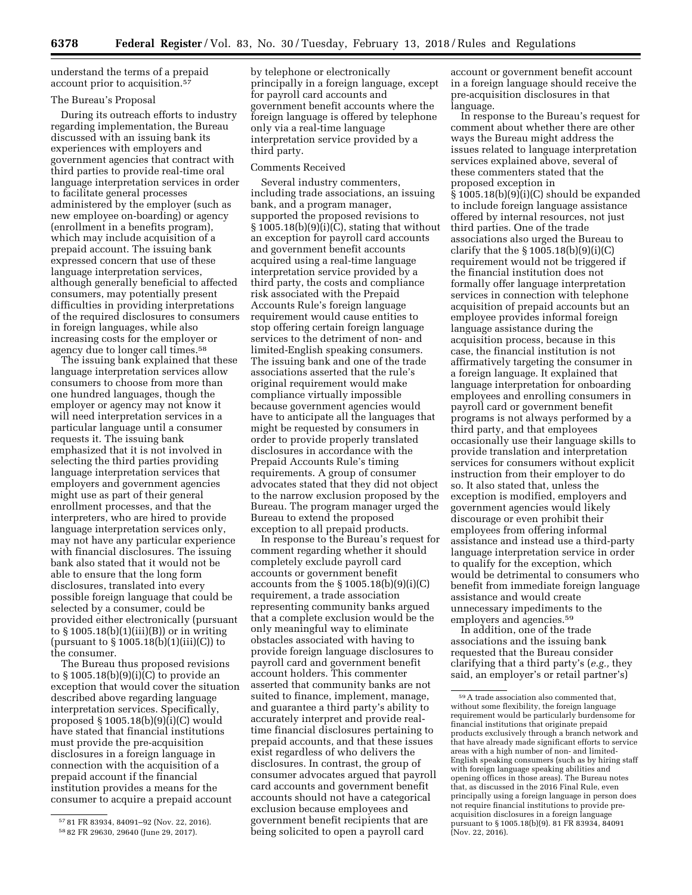understand the terms of a prepaid account prior to acquisition.[57]

The Bureau's Proposal

During its outreach efforts to industry regarding implementation, the Bureau discussed with an issuing bank its experiences with employers and government agencies that contract with third parties to provide real-time oral language interpretation services in order to facilitate general processes administered by the employer (such as new employee on-boarding) or agency (enrollment in a benefits program), which may include acquisition of a prepaid account. The issuing bank expressed concern that use of these language interpretation services, although generally beneficial to affected consumers, may potentially present difficulties in providing interpretations of the required disclosures to consumers in foreign languages, while also increasing costs for the employer or agency due to longer call times.[58]

The issuing bank explained that these language interpretation services allow consumers to choose from more than one hundred languages, though the employer or agency may not know it will need interpretation services in a particular language until a consumer requests it. The issuing bank emphasized that it is not involved in selecting the third parties providing language interpretation services that employers and government agencies might use as part of their general enrollment processes, and that the interpreters, who are hired to provide language interpretation services only, may not have any particular experience with financial disclosures. The issuing bank also stated that it would not be able to ensure that the long form disclosures, translated into every possible foreign language that could be selected by a consumer, could be provided either electronically (pursuant to § 1005.18(b)(1)(iii)(B)) or in writing (pursuant to § 1005.18(b)(1)(iii)(C)) to the consumer.

The Bureau thus proposed revisions to § 1005.18(b)(9)(i)(C) to provide an exception that would cover the situation described above regarding language interpretation services. Specifically, proposed § 1005.18(b)(9)(i)(C) would have stated that financial institutions must provide the pre-acquisition disclosures in a foreign language in connection with the acquisition of a prepaid account if the financial institution provides a means for the consumer to acquire a prepaid account by telephone or electronically principally in a foreign language, except for payroll card accounts and government benefit accounts where the foreign language is offered by telephone only via a real-time language interpretation service provided by a third party.

Comments Received

Several industry commenters, including trade associations, an issuing bank, and a program manager, supported the proposed revisions to § 1005.18(b)(9)(i)(C), stating that without an exception for payroll card accounts and government benefit accounts acquired using a real-time language interpretation service provided by a third party, the costs and compliance risk associated with the Prepaid Accounts Rule's foreign language requirement would cause entities to stop offering certain foreign language services to the detriment of non- and limited-English speaking consumers. The issuing bank and one of the trade associations asserted that the rule's original requirement would make compliance virtually impossible because government agencies would have to anticipate all the languages that might be requested by consumers in order to provide properly translated disclosures in accordance with the Prepaid Accounts Rule's timing requirements. A group of consumer advocates stated that they did not object to the narrow exclusion proposed by the Bureau. The program manager urged the Bureau to extend the proposed exception to all prepaid products.

In response to the Bureau's request for comment regarding whether it should completely exclude payroll card accounts or government benefit accounts from the § 1005.18(b)(9)(i)(C) requirement, a trade association representing community banks argued that a complete exclusion would be the only meaningful way to eliminate obstacles associated with having to provide foreign language disclosures to payroll card and government benefit account holders. This commenter asserted that community banks are not suited to finance, implement, manage, and guarantee a third party's ability to accurately interpret and provide real-time financial disclosures pertaining to prepaid accounts, and that these issues exist regardless of who delivers the disclosures. In contrast, the group of consumer advocates argued that payroll card accounts and government benefit accounts should not have a categorical exclusion because employees and government benefit recipients that are being solicited to open a payroll card account or government benefit account in a foreign language should receive the pre-acquisition disclosures in that language.

In response to the Bureau's request for comment about whether there are other ways the Bureau might address the issues related to language interpretation services explained above, several of these commenters stated that the proposed exception in § 1005.18(b)(9)(i)(C) should be expanded to include foreign language assistance offered by internal resources, not just third parties. One of the trade associations also urged the Bureau to clarify that the § 1005.18(b)(9)(i)(C) requirement would not be triggered if the financial institution does not formally offer language interpretation services in connection with telephone acquisition of prepaid accounts but an employee provides informal foreign language assistance during the acquisition process, because in this case, the financial institution is not affirmatively targeting the consumer in a foreign language. It explained that language interpretation for onboarding employees and enrolling consumers in payroll card or government benefit programs is not always performed by a third party, and that employees occasionally use their language skills to provide translation and interpretation services for consumers without explicit instruction from their employer to do so. It also stated that, unless the exception is modified, employers and government agencies would likely discourage or even prohibit their employees from offering informal assistance and instead use a third-party language interpretation service in order to qualify for the exception, which would be detrimental to consumers who benefit from immediate foreign language assistance and would create unnecessary impediments to the employers and agencies.[59]

In addition, one of the trade associations and the issuing bank requested that the Bureau consider clarifying that a third party's (*e.g.,* they said, an employer's or retail partner's)

---

[57] 81 FR 83934, 84091–92 (Nov. 22, 2016).

[58] 82 FR 29630, 29640 (June 29, 2017).

[59] A trade association also commented that, without some flexibility, the foreign language requirement would be particularly burdensome for financial institutions that originate prepaid products exclusively through a branch network and that have already made significant efforts to service areas with a high number of non- and limited-English speaking consumers (such as by hiring staff with foreign language speaking abilities and opening offices in those areas). The Bureau notes that, as discussed in the 2016 Final Rule, even principally using a foreign language in person does not require financial institutions to provide pre-acquisition disclosures in a foreign language pursuant to § 1005.18(b)(9). 81 FR 83934, 84091 (Nov. 22, 2016).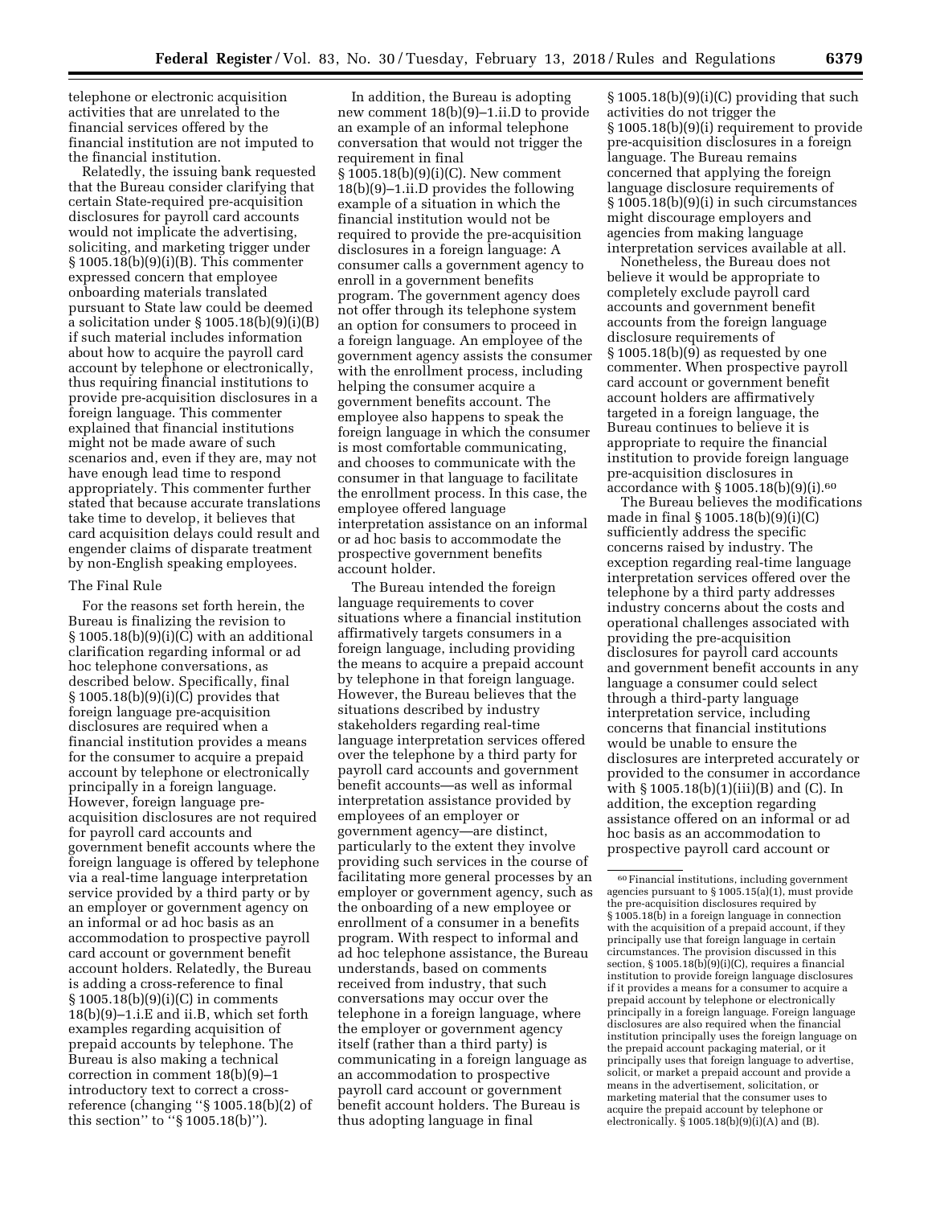telephone or electronic acquisition activities that are unrelated to the financial services offered by the financial institution are not imputed to the financial institution.

Relatedly, the issuing bank requested that the Bureau consider clarifying that certain State-required pre-acquisition disclosures for payroll card accounts would not implicate the advertising, soliciting, and marketing trigger under § 1005.18(b)(9)(i)(B). This commenter expressed concern that employee onboarding materials translated pursuant to State law could be deemed a solicitation under § 1005.18(b)(9)(i)(B) if such material includes information about how to acquire the payroll card account by telephone or electronically, thus requiring financial institutions to provide pre-acquisition disclosures in a foreign language. This commenter explained that financial institutions might not be made aware of such scenarios and, even if they are, may not have enough lead time to respond appropriately. This commenter further stated that because accurate translations take time to develop, it believes that card acquisition delays could result and engender claims of disparate treatment by non-English speaking employees.

### The Final Rule

For the reasons set forth herein, the Bureau is finalizing the revision to § 1005.18(b)(9)(i)(C) with an additional clarification regarding informal or ad hoc telephone conversations, as described below. Specifically, final § 1005.18(b)(9)(i)(C) provides that foreign language pre-acquisition disclosures are required when a financial institution provides a means for the consumer to acquire a prepaid account by telephone or electronically principally in a foreign language. However, foreign language pre-acquisition disclosures are not required for payroll card accounts and government benefit accounts where the foreign language is offered by telephone via a real-time language interpretation service provided by a third party or by an employer or government agency on an informal or ad hoc basis as an accommodation to prospective payroll card account or government benefit account holders. Relatedly, the Bureau is adding a cross-reference to final § 1005.18(b)(9)(i)(C) in comments 18(b)(9)–1.i.E and ii.B, which set forth examples regarding acquisition of prepaid accounts by telephone. The Bureau is also making a technical correction in comment 18(b)(9)–1 introductory text to correct a cross-reference (changing ''§ 1005.18(b)(2) of this section'' to ''§ 1005.18(b)'').

In addition, the Bureau is adopting new comment 18(b)(9)–1.ii.D to provide an example of an informal telephone conversation that would not trigger the requirement in final § 1005.18(b)(9)(i)(C). New comment 18(b)(9)–1.ii.D provides the following example of a situation in which the financial institution would not be required to provide the pre-acquisition disclosures in a foreign language: A consumer calls a government agency to enroll in a government benefits program. The government agency does not offer through its telephone system an option for consumers to proceed in a foreign language. An employee of the government agency assists the consumer with the enrollment process, including helping the consumer acquire a government benefits account. The employee also happens to speak the foreign language in which the consumer is most comfortable communicating, and chooses to communicate with the consumer in that language to facilitate the enrollment process. In this case, the employee offered language interpretation assistance on an informal or ad hoc basis to accommodate the prospective government benefits account holder.

The Bureau intended the foreign language requirements to cover situations where a financial institution affirmatively targets consumers in a foreign language, including providing the means to acquire a prepaid account by telephone in that foreign language. However, the Bureau believes that the situations described by industry stakeholders regarding real-time language interpretation services offered over the telephone by a third party for payroll card accounts and government benefit accounts—as well as informal interpretation assistance provided by employees of an employer or government agency—are distinct, particularly to the extent they involve providing such services in the course of facilitating more general processes by an employer or government agency, such as the onboarding of a new employee or enrollment of a consumer in a benefits program. With respect to informal and ad hoc telephone assistance, the Bureau understands, based on comments received from industry, that such conversations may occur over the telephone in a foreign language, where the employer or government agency itself (rather than a third party) is communicating in a foreign language as an accommodation to prospective payroll card account or government benefit account holders. The Bureau is thus adopting language in final § 1005.18(b)(9)(i)(C) providing that such activities do not trigger the § 1005.18(b)(9)(i) requirement to provide pre-acquisition disclosures in a foreign language. The Bureau remains concerned that applying the foreign language disclosure requirements of § 1005.18(b)(9)(i) in such circumstances might discourage employers and agencies from making language interpretation services available at all.

Nonetheless, the Bureau does not believe it would be appropriate to completely exclude payroll card accounts and government benefit accounts from the foreign language disclosure requirements of § 1005.18(b)(9) as requested by one commenter. When prospective payroll card account or government benefit account holders are affirmatively targeted in a foreign language, the Bureau continues to believe it is appropriate to require the financial institution to provide foreign language pre-acquisition disclosures in accordance with § 1005.18(b)(9)(i).[60]

The Bureau believes the modifications made in final § 1005.18(b)(9)(i)(C) sufficiently address the specific concerns raised by industry. The exception regarding real-time language interpretation services offered over the telephone by a third party addresses industry concerns about the costs and operational challenges associated with providing the pre-acquisition disclosures for payroll card accounts and government benefit accounts in any language a consumer could select through a third-party language interpretation service, including concerns that financial institutions would be unable to ensure the disclosures are interpreted accurately or provided to the consumer in accordance with § 1005.18(b)(1)(iii)(B) and (C). In addition, the exception regarding assistance offered on an informal or ad hoc basis as an accommodation to prospective payroll card account or

---

[60] Financial institutions, including government agencies pursuant to § 1005.15(a)(1), must provide the pre-acquisition disclosures required by § 1005.18(b) in a foreign language in connection with the acquisition of a prepaid account, if they principally use that foreign language in certain circumstances. The provision discussed in this section, § 1005.18(b)(9)(i)(C), requires a financial institution to provide foreign language disclosures if it provides a means for a consumer to acquire a prepaid account by telephone or electronically principally in a foreign language. Foreign language disclosures are also required when the financial institution principally uses the foreign language on the prepaid account packaging material, or it principally uses that foreign language to advertise, solicit, or market a prepaid account and provide a means in the advertisement, solicitation, or marketing material that the consumer uses to acquire the prepaid account by telephone or electronically. § 1005.18(b)(9)(i)(A) and (B).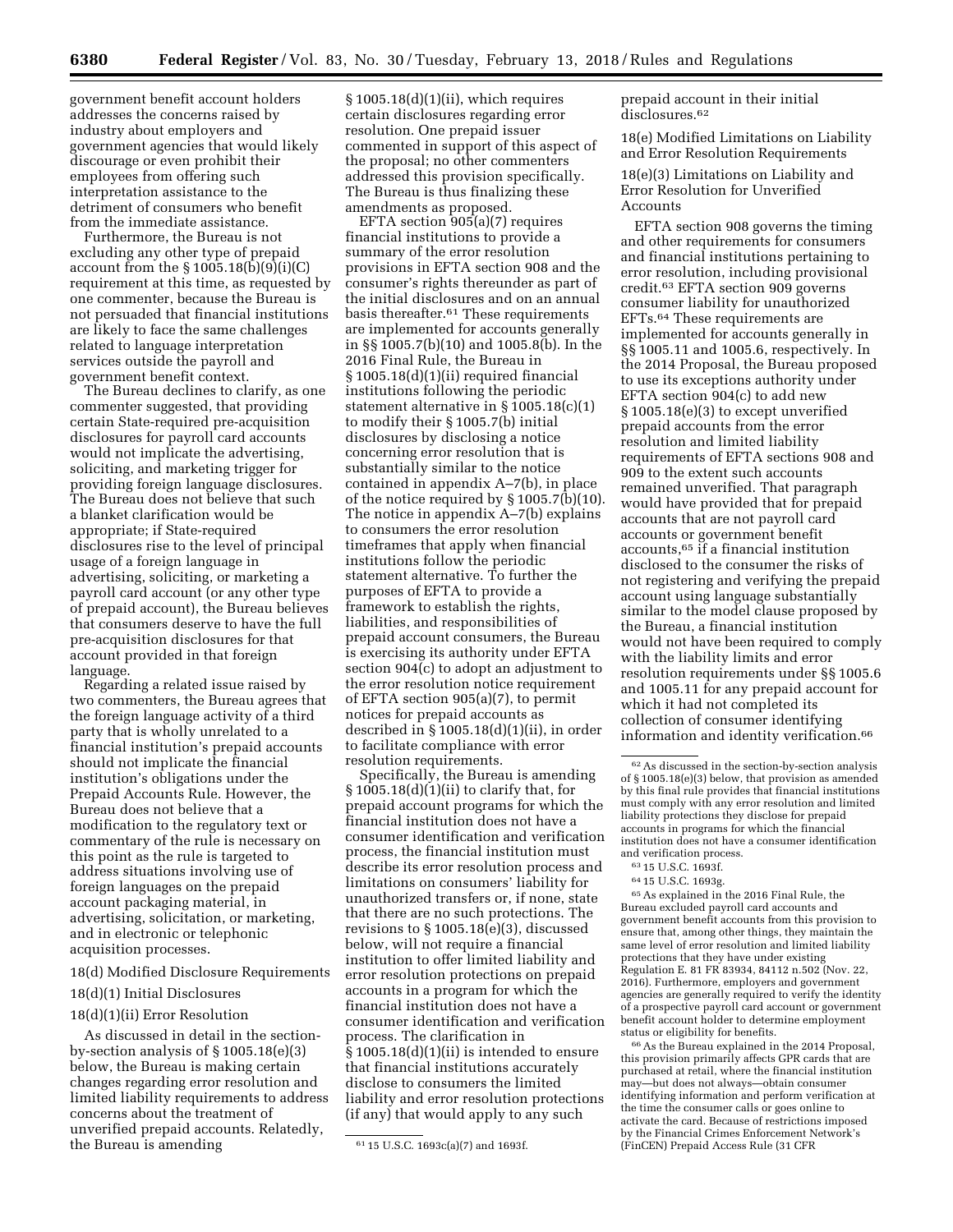government benefit account holders addresses the concerns raised by industry about employers and government agencies that would likely discourage or even prohibit their employees from offering such interpretation assistance to the detriment of consumers who benefit from the immediate assistance.

Furthermore, the Bureau is not excluding any other type of prepaid account from the § 1005.18(b)(9)(i)(C) requirement at this time, as requested by one commenter, because the Bureau is not persuaded that financial institutions are likely to face the same challenges related to language interpretation services outside the payroll and government benefit context.

The Bureau declines to clarify, as one commenter suggested, that providing certain State-required pre-acquisition disclosures for payroll card accounts would not implicate the advertising, soliciting, and marketing trigger for providing foreign language disclosures. The Bureau does not believe that such a blanket clarification would be appropriate; if State-required disclosures rise to the level of principal usage of a foreign language in advertising, soliciting, or marketing a payroll card account (or any other type of prepaid account), the Bureau believes that consumers deserve to have the full pre-acquisition disclosures for that account provided in that foreign language.

Regarding a related issue raised by two commenters, the Bureau agrees that the foreign language activity of a third party that is wholly unrelated to a financial institution's prepaid accounts should not implicate the financial institution's obligations under the Prepaid Accounts Rule. However, the Bureau does not believe that a modification to the regulatory text or commentary of the rule is necessary on this point as the rule is targeted to address situations involving use of foreign languages on the prepaid account packaging material, in advertising, solicitation, or marketing, and in electronic or telephonic acquisition processes.

### 18(d) Modified Disclosure Requirements

### 18(d)(1) Initial Disclosures

### 18(d)(1)(ii) Error Resolution

As discussed in detail in the section-by-section analysis of § 1005.18(e)(3) below, the Bureau is making certain changes regarding error resolution and limited liability requirements to address concerns about the treatment of unverified prepaid accounts. Relatedly, the Bureau is amending § 1005.18(d)(1)(ii), which requires certain disclosures regarding error resolution. One prepaid issuer commented in support of this aspect of the proposal; no other commenters addressed this provision specifically. The Bureau is thus finalizing these amendments as proposed.

EFTA section 905(a)(7) requires financial institutions to provide a summary of the error resolution provisions in EFTA section 908 and the consumer's rights thereunder as part of the initial disclosures and on an annual basis thereafter.[61] These requirements are implemented for accounts generally in §§ 1005.7(b)(10) and 1005.8(b). In the 2016 Final Rule, the Bureau in § 1005.18(d)(1)(ii) required financial institutions following the periodic statement alternative in § 1005.18(c)(1) to modify their § 1005.7(b) initial disclosures by disclosing a notice concerning error resolution that is substantially similar to the notice contained in appendix A–7(b), in place of the notice required by § 1005.7(b)(10). The notice in appendix A–7(b) explains to consumers the error resolution timeframes that apply when financial institutions follow the periodic statement alternative. To further the purposes of EFTA to provide a framework to establish the rights, liabilities, and responsibilities of prepaid account consumers, the Bureau is exercising its authority under EFTA section 904(c) to adopt an adjustment to the error resolution notice requirement of EFTA section 905(a)(7), to permit notices for prepaid accounts as described in § 1005.18(d)(1)(ii), in order to facilitate compliance with error resolution requirements.

Specifically, the Bureau is amending § 1005.18(d)(1)(ii) to clarify that, for prepaid account programs for which the financial institution does not have a consumer identification and verification process, the financial institution must describe its error resolution process and limitations on consumers' liability for unauthorized transfers or, if none, state that there are no such protections. The revisions to § 1005.18(e)(3), discussed below, will not require a financial institution to offer limited liability and error resolution protections on prepaid accounts in a program for which the financial institution does not have a consumer identification and verification process. The clarification in § 1005.18(d)(1)(ii) is intended to ensure that financial institutions accurately disclose to consumers the limited liability and error resolution protections (if any) that would apply to any such prepaid account in their initial disclosures.[62]

### 18(e) Modified Limitations on Liability and Error Resolution Requirements

### 18(e)(3) Limitations on Liability and Error Resolution for Unverified Accounts

EFTA section 908 governs the timing and other requirements for consumers and financial institutions pertaining to error resolution, including provisional credit.[63] EFTA section 909 governs consumer liability for unauthorized EFTs.[64] These requirements are implemented for accounts generally in §§ 1005.11 and 1005.6, respectively. In the 2014 Proposal, the Bureau proposed to use its exceptions authority under EFTA section 904(c) to add new § 1005.18(e)(3) to except unverified prepaid accounts from the error resolution and limited liability requirements of EFTA sections 908 and 909 to the extent such accounts remained unverified. That paragraph would have provided that for prepaid accounts that are not payroll card accounts or government benefit accounts,[65] if a financial institution disclosed to the consumer the risks of not registering and verifying the prepaid account using language substantially similar to the model clause proposed by the Bureau, a financial institution would not have been required to comply with the liability limits and error resolution requirements under §§ 1005.6 and 1005.11 for any prepaid account for which it had not completed its collection of consumer identifying information and identity verification.[66]

---

[61] 15 U.S.C. 1693c(a)(7) and 1693f.

[62] As discussed in the section-by-section analysis of § 1005.18(e)(3) below, that provision as amended by this final rule provides that financial institutions must comply with any error resolution and limited liability protections they disclose for prepaid accounts in programs for which the financial institution does not have a consumer identification and verification process.

[63] 15 U.S.C. 1693f.

[64] 15 U.S.C. 1693g.

[65] As explained in the 2016 Final Rule, the Bureau excluded payroll card accounts and government benefit accounts from this provision to ensure that, among other things, they maintain the same level of error resolution and limited liability protections that they have under existing Regulation E. 81 FR 83934, 84112 n.502 (Nov. 22, 2016). Furthermore, employers and government agencies are generally required to verify the identity of a prospective payroll card account or government benefit account holder to determine employment status or eligibility for benefits.

[66] As the Bureau explained in the 2014 Proposal, this provision primarily affects GPR cards that are purchased at retail, where the financial institution may—but does not always—obtain consumer identifying information and perform verification at the time the consumer calls or goes online to activate the card. Because of restrictions imposed by the Financial Crimes Enforcement Network's (FinCEN) Prepaid Access Rule (31 CFR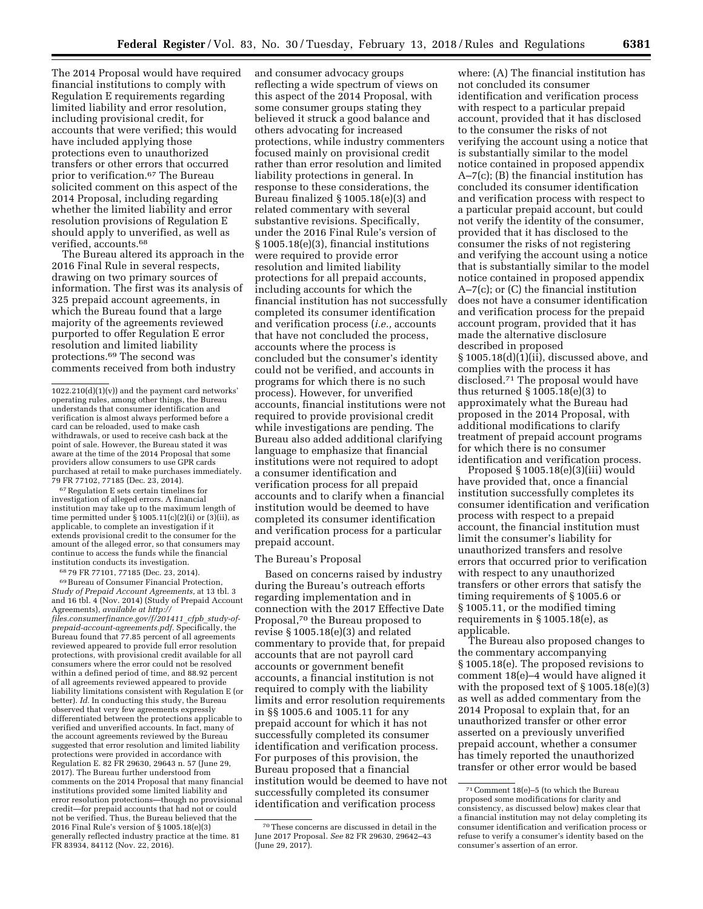The 2014 Proposal would have required financial institutions to comply with Regulation E requirements regarding limited liability and error resolution, including provisional credit, for accounts that were verified; this would have included applying those protections even to unauthorized transfers or other errors that occurred prior to verification.[67] The Bureau solicited comment on this aspect of the 2014 Proposal, including regarding whether the limited liability and error resolution provisions of Regulation E should apply to unverified, as well as verified, accounts.[68]

The Bureau altered its approach in the 2016 Final Rule in several respects, drawing on two primary sources of information. The first was its analysis of 325 prepaid account agreements, in which the Bureau found that a large majority of the agreements reviewed purported to offer Regulation E error resolution and limited liability protections.[69] The second was comments received from both industry and consumer advocacy groups reflecting a wide spectrum of views on this aspect of the 2014 Proposal, with some consumer groups stating they believed it struck a good balance and others advocating for increased protections, while industry commenters focused mainly on provisional credit rather than error resolution and limited liability protections in general. In response to these considerations, the Bureau finalized § 1005.18(e)(3) and related commentary with several substantive revisions. Specifically, under the 2016 Final Rule's version of § 1005.18(e)(3), financial institutions were required to provide error resolution and limited liability protections for all prepaid accounts, including accounts for which the financial institution has not successfully completed its consumer identification and verification process (*i.e.,* accounts that have not concluded the process, accounts where the process is concluded but the consumer's identity could not be verified, and accounts in programs for which there is no such process). However, for unverified accounts, financial institutions were not required to provide provisional credit while investigations are pending. The Bureau also added additional clarifying language to emphasize that financial institutions were not required to adopt a consumer identification and verification process for all prepaid accounts and to clarify when a financial institution would be deemed to have completed its consumer identification and verification process for a particular prepaid account.

### The Bureau's Proposal

Based on concerns raised by industry during the Bureau's outreach efforts regarding implementation and in connection with the 2017 Effective Date Proposal,[70] the Bureau proposed to revise § 1005.18(e)(3) and related commentary to provide that, for prepaid accounts that are not payroll card accounts or government benefit accounts, a financial institution is not required to comply with the liability limits and error resolution requirements in §§ 1005.6 and 1005.11 for any prepaid account for which it has not successfully completed its consumer identification and verification process. For purposes of this provision, the Bureau proposed that a financial institution would be deemed to have not successfully completed its consumer identification and verification process where: (A) The financial institution has not concluded its consumer identification and verification process with respect to a particular prepaid account, provided that it has disclosed to the consumer the risks of not verifying the account using a notice that is substantially similar to the model notice contained in proposed appendix A–7(c); (B) the financial institution has concluded its consumer identification and verification process with respect to a particular prepaid account, but could not verify the identity of the consumer, provided that it has disclosed to the consumer the risks of not registering and verifying the account using a notice that is substantially similar to the model notice contained in proposed appendix A–7(c); or (C) the financial institution does not have a consumer identification and verification process for the prepaid account program, provided that it has made the alternative disclosure described in proposed § 1005.18(d)(1)(ii), discussed above, and complies with the process it has disclosed.[71] The proposal would have thus returned § 1005.18(e)(3) to approximately what the Bureau had proposed in the 2014 Proposal, with additional modifications to clarify treatment of prepaid account programs for which there is no consumer identification and verification process.

Proposed § 1005.18(e)(3)(iii) would have provided that, once a financial institution successfully completes its consumer identification and verification process with respect to a prepaid account, the financial institution must limit the consumer's liability for unauthorized transfers and resolve errors that occurred prior to verification with respect to any unauthorized transfers or other errors that satisfy the timing requirements of § 1005.6 or § 1005.11, or the modified timing requirements in § 1005.18(e), as applicable.

The Bureau also proposed changes to the commentary accompanying § 1005.18(e). The proposed revisions to comment 18(e)–4 would have aligned it with the proposed text of § 1005.18(e)(3) as well as added commentary from the 2014 Proposal to explain that, for an unauthorized transfer or other error asserted on a previously unverified prepaid account, whether a consumer has timely reported the unauthorized transfer or other error would be based

---

1022.210(d)(1)(v)) and the payment card networks' operating rules, among other things, the Bureau understands that consumer identification and verification is almost always performed before a card can be reloaded, used to make cash withdrawals, or used to receive cash back at the point of sale. However, the Bureau stated it was aware at the time of the 2014 Proposal that some providers allow consumers to use GPR cards purchased at retail to make purchases immediately. 79 FR 77102, 77185 (Dec. 23, 2014).

[67] Regulation E sets certain timelines for investigation of alleged errors. A financial institution may take up to the maximum length of time permitted under § 1005.11(c)(2)(i) or (3)(ii), as applicable, to complete an investigation if it extends provisional credit to the consumer for the amount of the alleged error, so that consumers may continue to access the funds while the financial institution conducts its investigation.

[68] 79 FR 77101, 77185 (Dec. 23, 2014).

[69] Bureau of Consumer Financial Protection, *Study of Prepaid Account Agreements,* at 13 tbl. 3 and 16 tbl. 4 (Nov. 2014) (Study of Prepaid Account Agreements), *available at http://files.consumerfinance.gov/f/201411_cfpb_study-of-prepaid-account-agreements.pdf.* Specifically, the Bureau found that 77.85 percent of all agreements reviewed appeared to provide full error resolution protections, with provisional credit available for all consumers where the error could not be resolved within a defined period of time, and 88.92 percent of all agreements reviewed appeared to provide liability limitations consistent with Regulation E (or better). *Id.* In conducting this study, the Bureau observed that very few agreements expressly differentiated between the protections applicable to verified and unverified accounts. In fact, many of the account agreements reviewed by the Bureau suggested that error resolution and limited liability protections were provided in accordance with Regulation E. 82 FR 29630, 29643 n. 57 (June 29, 2017). The Bureau further understood from comments on the 2014 Proposal that many financial institutions provided some limited liability and error resolution protections—though no provisional credit—for prepaid accounts that had not or could not be verified. Thus, the Bureau believed that the 2016 Final Rule's version of § 1005.18(e)(3) generally reflected industry practice at the time. 81 FR 83934, 84112 (Nov. 22, 2016).

[70] These concerns are discussed in detail in the June 2017 Proposal. *See* 82 FR 29630, 29642–43 (June 29, 2017).

[71] Comment 18(e)–5 (to which the Bureau proposed some modifications for clarity and consistency, as discussed below) makes clear that a financial institution may not delay completing its consumer identification and verification process or refuse to verify a consumer's identity based on the consumer's assertion of an error.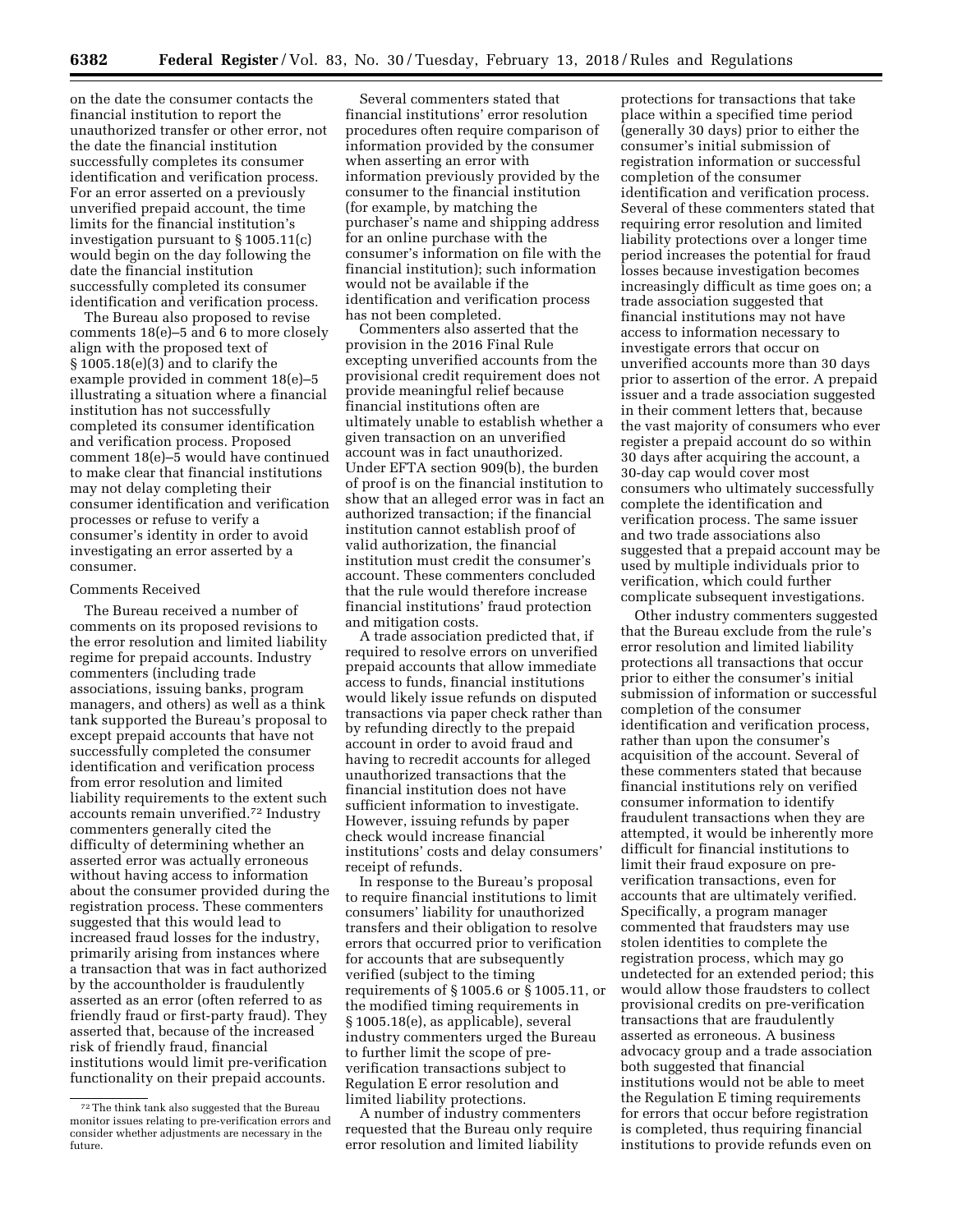on the date the consumer contacts the financial institution to report the unauthorized transfer or other error, not the date the financial institution successfully completes its consumer identification and verification process. For an error asserted on a previously unverified prepaid account, the time limits for the financial institution's investigation pursuant to § 1005.11(c) would begin on the day following the date the financial institution successfully completed its consumer identification and verification process.

The Bureau also proposed to revise comments 18(e)–5 and 6 to more closely align with the proposed text of § 1005.18(e)(3) and to clarify the example provided in comment 18(e)–5 illustrating a situation where a financial institution has not successfully completed its consumer identification and verification process. Proposed comment 18(e)–5 would have continued to make clear that financial institutions may not delay completing their consumer identification and verification processes or refuse to verify a consumer's identity in order to avoid investigating an error asserted by a consumer.

Comments Received

The Bureau received a number of comments on its proposed revisions to the error resolution and limited liability regime for prepaid accounts. Industry commenters (including trade associations, issuing banks, program managers, and others) as well as a think tank supported the Bureau's proposal to except prepaid accounts that have not successfully completed the consumer identification and verification process from error resolution and limited liability requirements to the extent such accounts remain unverified.[72] Industry commenters generally cited the difficulty of determining whether an asserted error was actually erroneous without having access to information about the consumer provided during the registration process. These commenters suggested that this would lead to increased fraud losses for the industry, primarily arising from instances where a transaction that was in fact authorized by the accountholder is fraudulently asserted as an error (often referred to as friendly fraud or first-party fraud). They asserted that, because of the increased risk of friendly fraud, financial institutions would limit pre-verification functionality on their prepaid accounts.

Several commenters stated that financial institutions' error resolution procedures often require comparison of information provided by the consumer when asserting an error with information previously provided by the consumer to the financial institution (for example, by matching the purchaser's name and shipping address for an online purchase with the consumer's information on file with the financial institution); such information would not be available if the identification and verification process has not been completed.

Commenters also asserted that the provision in the 2016 Final Rule excepting unverified accounts from the provisional credit requirement does not provide meaningful relief because financial institutions often are ultimately unable to establish whether a given transaction on an unverified account was in fact unauthorized. Under EFTA section 909(b), the burden of proof is on the financial institution to show that an alleged error was in fact an authorized transaction; if the financial institution cannot establish proof of valid authorization, the financial institution must credit the consumer's account. These commenters concluded that the rule would therefore increase financial institutions' fraud protection and mitigation costs.

A trade association predicted that, if required to resolve errors on unverified prepaid accounts that allow immediate access to funds, financial institutions would likely issue refunds on disputed transactions via paper check rather than by refunding directly to the prepaid account in order to avoid fraud and having to recredit accounts for alleged unauthorized transactions that the financial institution does not have sufficient information to investigate. However, issuing refunds by paper check would increase financial institutions' costs and delay consumers' receipt of refunds.

In response to the Bureau's proposal to require financial institutions to limit consumers' liability for unauthorized transfers and their obligation to resolve errors that occurred prior to verification for accounts that are subsequently verified (subject to the timing requirements of § 1005.6 or § 1005.11, or the modified timing requirements in § 1005.18(e), as applicable), several industry commenters urged the Bureau to further limit the scope of pre-verification transactions subject to Regulation E error resolution and limited liability protections.

A number of industry commenters requested that the Bureau only require error resolution and limited liability protections for transactions that take place within a specified time period (generally 30 days) prior to either the consumer's initial submission of registration information or successful completion of the consumer identification and verification process. Several of these commenters stated that requiring error resolution and limited liability protections over a longer time period increases the potential for fraud losses because investigation becomes increasingly difficult as time goes on; a trade association suggested that financial institutions may not have access to information necessary to investigate errors that occur on unverified accounts more than 30 days prior to assertion of the error. A prepaid issuer and a trade association suggested in their comment letters that, because the vast majority of consumers who ever register a prepaid account do so within 30 days after acquiring the account, a 30-day cap would cover most consumers who ultimately successfully complete the identification and verification process. The same issuer and two trade associations also suggested that a prepaid account may be used by multiple individuals prior to verification, which could further complicate subsequent investigations.

Other industry commenters suggested that the Bureau exclude from the rule's error resolution and limited liability protections all transactions that occur prior to either the consumer's initial submission of information or successful completion of the consumer identification and verification process, rather than upon the consumer's acquisition of the account. Several of these commenters stated that because financial institutions rely on verified consumer information to identify fraudulent transactions when they are attempted, it would be inherently more difficult for financial institutions to limit their fraud exposure on pre-verification transactions, even for accounts that are ultimately verified. Specifically, a program manager commented that fraudsters may use stolen identities to complete the registration process, which may go undetected for an extended period; this would allow those fraudsters to collect provisional credits on pre-verification transactions that are fraudulently asserted as erroneous. A business advocacy group and a trade association both suggested that financial institutions would not be able to meet the Regulation E timing requirements for errors that occur before registration is completed, thus requiring financial institutions to provide refunds even on

[72] The think tank also suggested that the Bureau monitor issues relating to pre-verification errors and consider whether adjustments are necessary in the future.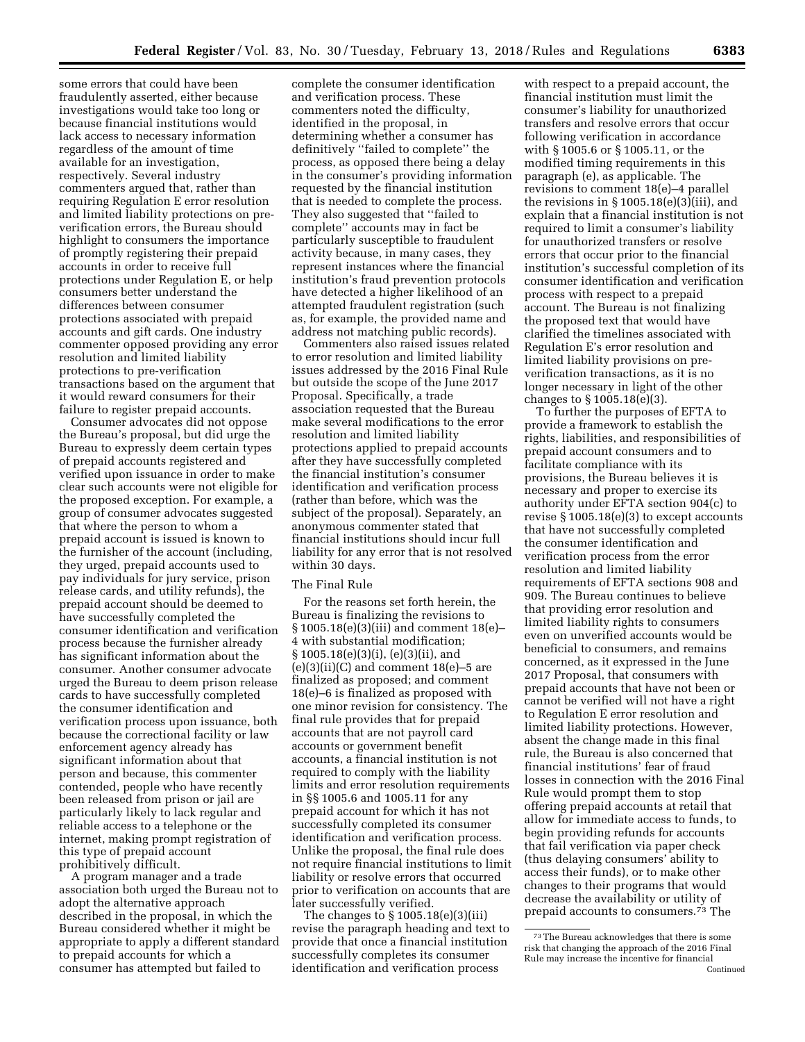some errors that could have been fraudulently asserted, either because investigations would take too long or because financial institutions would lack access to necessary information regardless of the amount of time available for an investigation, respectively. Several industry commenters argued that, rather than requiring Regulation E error resolution and limited liability protections on pre-verification errors, the Bureau should highlight to consumers the importance of promptly registering their prepaid accounts in order to receive full protections under Regulation E, or help consumers better understand the differences between consumer protections associated with prepaid accounts and gift cards. One industry commenter opposed providing any error resolution and limited liability protections to pre-verification transactions based on the argument that it would reward consumers for their failure to register prepaid accounts.

Consumer advocates did not oppose the Bureau's proposal, but did urge the Bureau to expressly deem certain types of prepaid accounts registered and verified upon issuance in order to make clear such accounts were not eligible for the proposed exception. For example, a group of consumer advocates suggested that where the person to whom a prepaid account is issued is known to the furnisher of the account (including, they urged, prepaid accounts used to pay individuals for jury service, prison release cards, and utility refunds), the prepaid account should be deemed to have successfully completed the consumer identification and verification process because the furnisher already has significant information about the consumer. Another consumer advocate urged the Bureau to deem prison release cards to have successfully completed the consumer identification and verification process upon issuance, both because the correctional facility or law enforcement agency already has significant information about that person and because, this commenter contended, people who have recently been released from prison or jail are particularly likely to lack regular and reliable access to a telephone or the internet, making prompt registration of this type of prepaid account prohibitively difficult.

A program manager and a trade association both urged the Bureau not to adopt the alternative approach described in the proposal, in which the Bureau considered whether it might be appropriate to apply a different standard to prepaid accounts for which a consumer has attempted but failed to complete the consumer identification and verification process. These commenters noted the difficulty, identified in the proposal, in determining whether a consumer has definitively "failed to complete" the process, as opposed there being a delay in the consumer's providing information requested by the financial institution that is needed to complete the process. They also suggested that "failed to complete" accounts may in fact be particularly susceptible to fraudulent activity because, in many cases, they represent instances where the financial institution's fraud prevention protocols have detected a higher likelihood of an attempted fraudulent registration (such as, for example, the provided name and address not matching public records).

Commenters also raised issues related to error resolution and limited liability issues addressed by the 2016 Final Rule but outside the scope of the June 2017 Proposal. Specifically, a trade association requested that the Bureau make several modifications to the error resolution and limited liability protections applied to prepaid accounts after they have successfully completed the financial institution's consumer identification and verification process (rather than before, which was the subject of the proposal). Separately, an anonymous commenter stated that financial institutions should incur full liability for any error that is not resolved within 30 days.

### The Final Rule

For the reasons set forth herein, the Bureau is finalizing the revisions to § 1005.18(e)(3)(iii) and comment 18(e)–4 with substantial modification; § 1005.18(e)(3)(i), (e)(3)(ii), and (e)(3)(ii)(C) and comment 18(e)–5 are finalized as proposed; and comment 18(e)–6 is finalized as proposed with one minor revision for consistency. The final rule provides that for prepaid accounts that are not payroll card accounts or government benefit accounts, a financial institution is not required to comply with the liability limits and error resolution requirements in §§ 1005.6 and 1005.11 for any prepaid account for which it has not successfully completed its consumer identification and verification process. Unlike the proposal, the final rule does not require financial institutions to limit liability or resolve errors that occurred prior to verification on accounts that are later successfully verified.

The changes to § 1005.18(e)(3)(iii) revise the paragraph heading and text to provide that once a financial institution successfully completes its consumer identification and verification process with respect to a prepaid account, the financial institution must limit the consumer's liability for unauthorized transfers and resolve errors that occur following verification in accordance with § 1005.6 or § 1005.11, or the modified timing requirements in this paragraph (e), as applicable. The revisions to comment 18(e)–4 parallel the revisions in § 1005.18(e)(3)(iii), and explain that a financial institution is not required to limit a consumer's liability for unauthorized transfers or resolve errors that occur prior to the financial institution's successful completion of its consumer identification and verification process with respect to a prepaid account. The Bureau is not finalizing the proposed text that would have clarified the timelines associated with Regulation E's error resolution and limited liability provisions on pre-verification transactions, as it is no longer necessary in light of the other changes to § 1005.18(e)(3).

To further the purposes of EFTA to provide a framework to establish the rights, liabilities, and responsibilities of prepaid account consumers and to facilitate compliance with its provisions, the Bureau believes it is necessary and proper to exercise its authority under EFTA section 904(c) to revise § 1005.18(e)(3) to except accounts that have not successfully completed the consumer identification and verification process from the error resolution and limited liability requirements of EFTA sections 908 and 909. The Bureau continues to believe that providing error resolution and limited liability rights to consumers even on unverified accounts would be beneficial to consumers, and remains concerned, as it expressed in the June 2017 Proposal, that consumers with prepaid accounts that have not been or cannot be verified will not have a right to Regulation E error resolution and limited liability protections. However, absent the change made in this final rule, the Bureau is also concerned that financial institutions' fear of fraud losses in connection with the 2016 Final Rule would prompt them to stop offering prepaid accounts at retail that allow for immediate access to funds, to begin providing refunds for accounts that fail verification via paper check (thus delaying consumers' ability to access their funds), or to make other changes to their programs that would decrease the availability or utility of prepaid accounts to consumers.[73] The

[73] The Bureau acknowledges that there is some risk that changing the approach of the 2016 Final Rule may increase the incentive for financial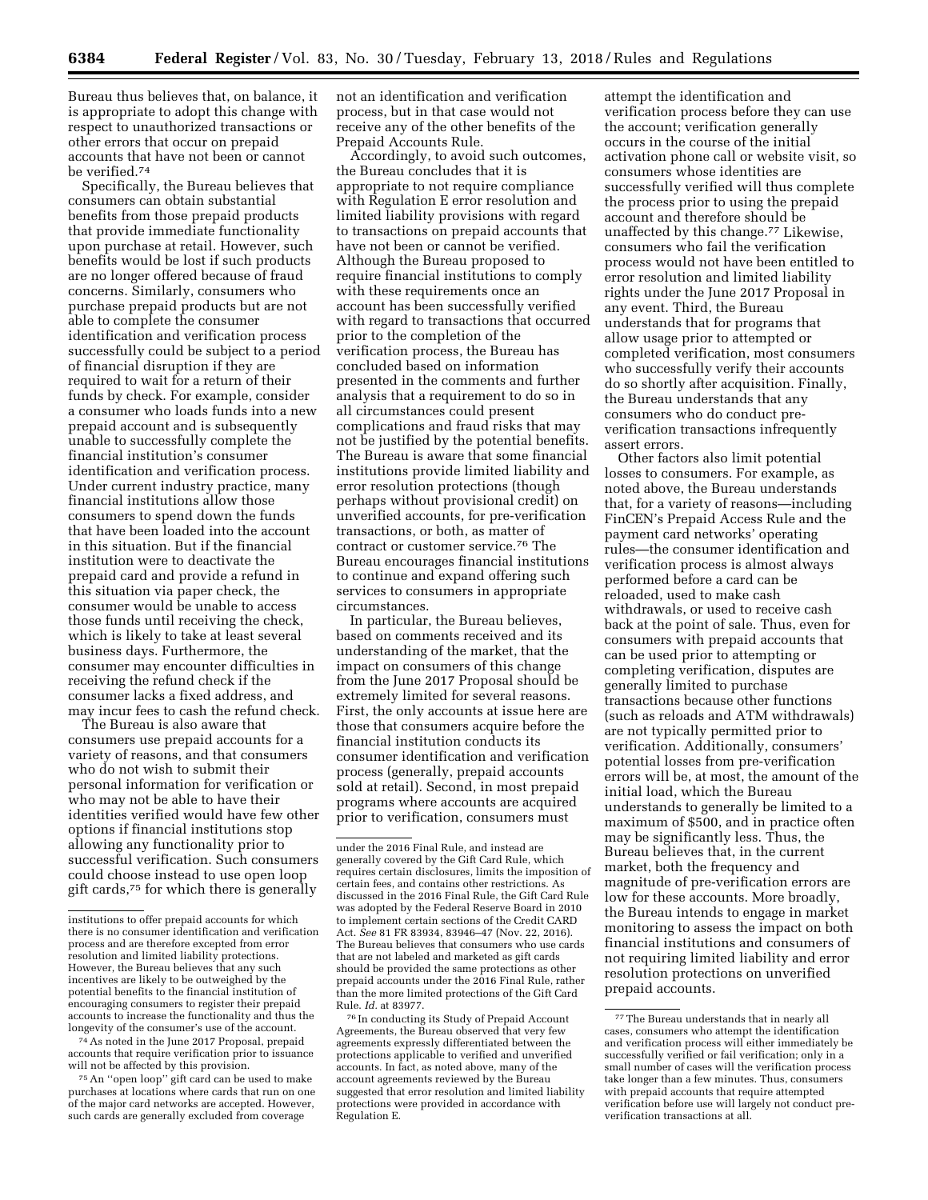Bureau thus believes that, on balance, it is appropriate to adopt this change with respect to unauthorized transactions or other errors that occur on prepaid accounts that have not been or cannot be verified.[74]

Specifically, the Bureau believes that consumers can obtain substantial benefits from those prepaid products that provide immediate functionality upon purchase at retail. However, such benefits would be lost if such products are no longer offered because of fraud concerns. Similarly, consumers who purchase prepaid products but are not able to complete the consumer identification and verification process successfully could be subject to a period of financial disruption if they are required to wait for a return of their funds by check. For example, consider a consumer who loads funds into a new prepaid account and is subsequently unable to successfully complete the financial institution's consumer identification and verification process. Under current industry practice, many financial institutions allow those consumers to spend down the funds that have been loaded into the account in this situation. But if the financial institution were to deactivate the prepaid card and provide a refund in this situation via paper check, the consumer would be unable to access those funds until receiving the check, which is likely to take at least several business days. Furthermore, the consumer may encounter difficulties in receiving the refund check if the consumer lacks a fixed address, and may incur fees to cash the refund check.

The Bureau is also aware that consumers use prepaid accounts for a variety of reasons, and that consumers who do not wish to submit their personal information for verification or who may not be able to have their identities verified would have few other options if financial institutions stop allowing any functionality prior to successful verification. Such consumers could choose instead to use open loop gift cards,[75] for which there is generally not an identification and verification process, but in that case would not receive any of the other benefits of the Prepaid Accounts Rule.

Accordingly, to avoid such outcomes, the Bureau concludes that it is appropriate to not require compliance with Regulation E error resolution and limited liability provisions with regard to transactions on prepaid accounts that have not been or cannot be verified. Although the Bureau proposed to require financial institutions to comply with these requirements once an account has been successfully verified with regard to transactions that occurred prior to the completion of the verification process, the Bureau has concluded based on information presented in the comments and further analysis that a requirement to do so in all circumstances could present complications and fraud risks that may not be justified by the potential benefits. The Bureau is aware that some financial institutions provide limited liability and error resolution protections (though perhaps without provisional credit) on unverified accounts, for pre-verification transactions, or both, as matter of contract or customer service.[76] The Bureau encourages financial institutions to continue and expand offering such services to consumers in appropriate circumstances.

In particular, the Bureau believes, based on comments received and its understanding of the market, that the impact on consumers of this change from the June 2017 Proposal should be extremely limited for several reasons. First, the only accounts at issue here are those that consumers acquire before the financial institution conducts its consumer identification and verification process (generally, prepaid accounts sold at retail). Second, in most prepaid programs where accounts are acquired prior to verification, consumers must attempt the identification and verification process before they can use the account; verification generally occurs in the course of the initial activation phone call or website visit, so consumers whose identities are successfully verified will thus complete the process prior to using the prepaid account and therefore should be unaffected by this change.[77] Likewise, consumers who fail the verification process would not have been entitled to error resolution and limited liability rights under the June 2017 Proposal in any event. Third, the Bureau understands that for programs that allow usage prior to attempted or completed verification, most consumers who successfully verify their accounts do so shortly after acquisition. Finally, the Bureau understands that any consumers who do conduct pre-verification transactions infrequently assert errors.

Other factors also limit potential losses to consumers. For example, as noted above, the Bureau understands that, for a variety of reasons—including FinCEN's Prepaid Access Rule and the payment card networks' operating rules—the consumer identification and verification process is almost always performed before a card can be reloaded, used to make cash withdrawals, or used to receive cash back at the point of sale. Thus, even for consumers with prepaid accounts that can be used prior to attempting or completing verification, disputes are generally limited to purchase transactions because other functions (such as reloads and ATM withdrawals) are not typically permitted prior to verification. Additionally, consumers' potential losses from pre-verification errors will be, at most, the amount of the initial load, which the Bureau understands to generally be limited to a maximum of $500, and in practice often may be significantly less. Thus, the Bureau believes that, in the current market, both the frequency and magnitude of pre-verification errors are low for these accounts. More broadly, the Bureau intends to engage in market monitoring to assess the impact on both financial institutions and consumers of not requiring limited liability and error resolution protections on unverified prepaid accounts.

---

institutions to offer prepaid accounts for which there is no consumer identification and verification process and are therefore excepted from error resolution and limited liability protections. However, the Bureau believes that any such incentives are likely to be outweighed by the potential benefits to the financial institution of encouraging consumers to register their prepaid accounts to increase the functionality and thus the longevity of the consumer's use of the account.

[74] As noted in the June 2017 Proposal, prepaid accounts that require verification prior to issuance will not be affected by this provision.

[75] An "open loop" gift card can be used to make purchases at locations where cards that run on one of the major card networks are accepted. However, such cards are generally excluded from coverage under the 2016 Final Rule, and instead are generally covered by the Gift Card Rule, which requires certain disclosures, limits the imposition of certain fees, and contains other restrictions. As discussed in the 2016 Final Rule, the Gift Card Rule was adopted by the Federal Reserve Board in 2010 to implement certain sections of the Credit CARD Act. *See* 81 FR 83934, 83946–47 (Nov. 22, 2016). The Bureau believes that consumers who use cards that are not labeled and marketed as gift cards should be provided the same protections as other prepaid accounts under the 2016 Final Rule, rather than the more limited protections of the Gift Card Rule. *Id.* at 83977.

[76] In conducting its Study of Prepaid Account Agreements, the Bureau observed that very few agreements expressly differentiated between the protections applicable to verified and unverified accounts. In fact, as noted above, many of the account agreements reviewed by the Bureau suggested that error resolution and limited liability protections were provided in accordance with Regulation E.

[77] The Bureau understands that in nearly all cases, consumers who attempt the identification and verification process will either immediately be successfully verified or fail verification; only in a small number of cases will the verification process take longer than a few minutes. Thus, consumers with prepaid accounts that require attempted verification before use will largely not conduct pre-verification transactions at all.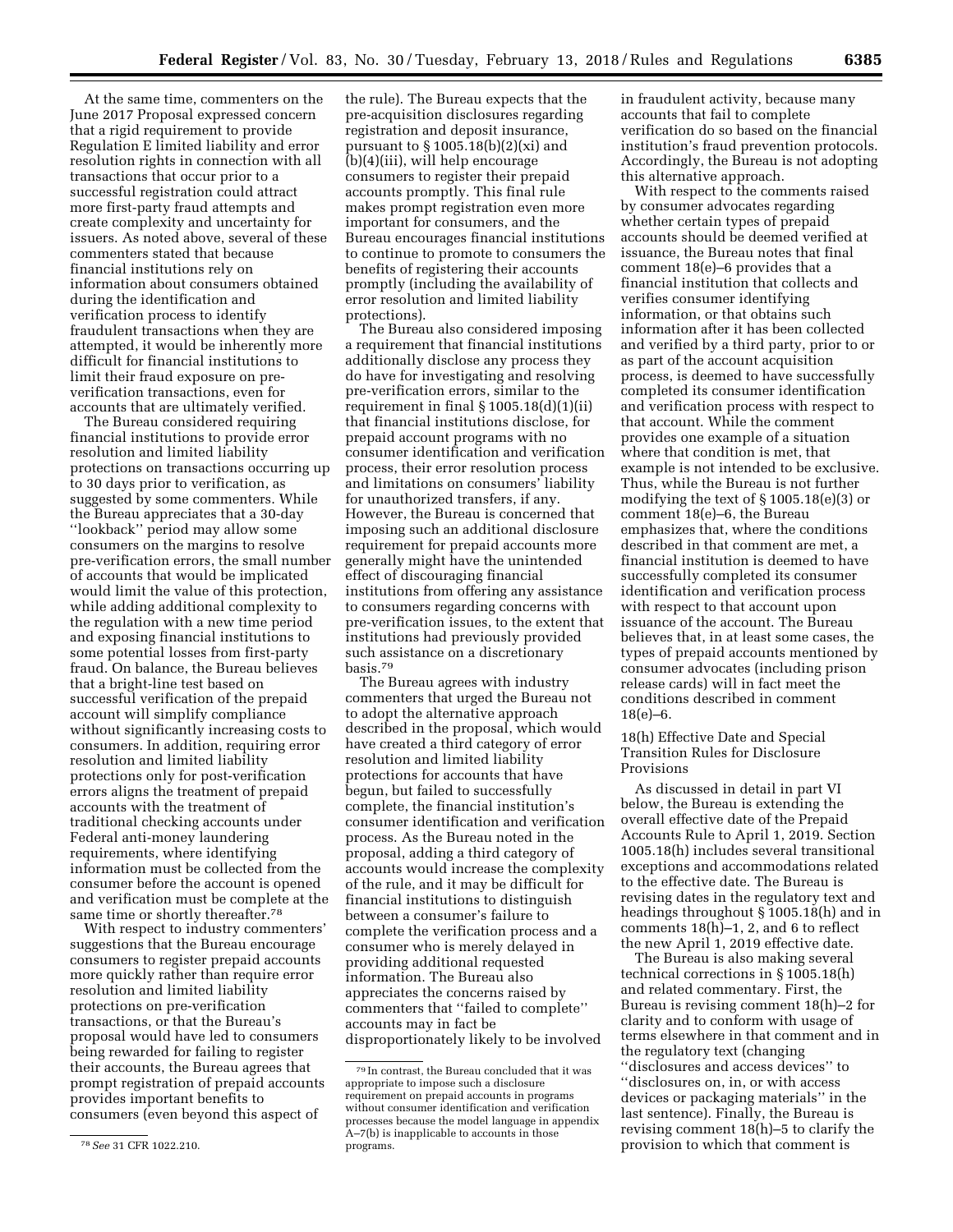At the same time, commenters on the June 2017 Proposal expressed concern that a rigid requirement to provide Regulation E limited liability and error resolution rights in connection with all transactions that occur prior to a successful registration could attract more first-party fraud attempts and create complexity and uncertainty for issuers. As noted above, several of these commenters stated that because financial institutions rely on information about consumers obtained during the identification and verification process to identify fraudulent transactions when they are attempted, it would be inherently more difficult for financial institutions to limit their fraud exposure on pre-verification transactions, even for accounts that are ultimately verified.

The Bureau considered requiring financial institutions to provide error resolution and limited liability protections on transactions occurring up to 30 days prior to verification, as suggested by some commenters. While the Bureau appreciates that a 30-day ''lookback'' period may allow some consumers on the margins to resolve pre-verification errors, the small number of accounts that would be implicated would limit the value of this protection, while adding additional complexity to the regulation with a new time period and exposing financial institutions to some potential losses from first-party fraud. On balance, the Bureau believes that a bright-line test based on successful verification of the prepaid account will simplify compliance without significantly increasing costs to consumers. In addition, requiring error resolution and limited liability protections only for post-verification errors aligns the treatment of prepaid accounts with the treatment of traditional checking accounts under Federal anti-money laundering requirements, where identifying information must be collected from the consumer before the account is opened and verification must be complete at the same time or shortly thereafter.[78]

With respect to industry commenters' suggestions that the Bureau encourage consumers to register prepaid accounts more quickly rather than require error resolution and limited liability protections on pre-verification transactions, or that the Bureau's proposal would have led to consumers being rewarded for failing to register their accounts, the Bureau agrees that prompt registration of prepaid accounts provides important benefits to consumers (even beyond this aspect of the rule). The Bureau expects that the pre-acquisition disclosures regarding registration and deposit insurance, pursuant to § 1005.18(b)(2)(xi) and (b)(4)(iii), will help encourage consumers to register their prepaid accounts promptly. This final rule makes prompt registration even more important for consumers, and the Bureau encourages financial institutions to continue to promote to consumers the benefits of registering their accounts promptly (including the availability of error resolution and limited liability protections).

The Bureau also considered imposing a requirement that financial institutions additionally disclose any process they do have for investigating and resolving pre-verification errors, similar to the requirement in final § 1005.18(d)(1)(ii) that financial institutions disclose, for prepaid account programs with no consumer identification and verification process, their error resolution process and limitations on consumers' liability for unauthorized transfers, if any. However, the Bureau is concerned that imposing such an additional disclosure requirement for prepaid accounts more generally might have the unintended effect of discouraging financial institutions from offering any assistance to consumers regarding concerns with pre-verification issues, to the extent that institutions had previously provided such assistance on a discretionary basis.[79]

The Bureau agrees with industry commenters that urged the Bureau not to adopt the alternative approach described in the proposal, which would have created a third category of error resolution and limited liability protections for accounts that have begun, but failed to successfully complete, the financial institution's consumer identification and verification process. As the Bureau noted in the proposal, adding a third category of accounts would increase the complexity of the rule, and it may be difficult for financial institutions to distinguish between a consumer's failure to complete the verification process and a consumer who is merely delayed in providing additional requested information. The Bureau also appreciates the concerns raised by commenters that ''failed to complete'' accounts may in fact be disproportionately likely to be involved in fraudulent activity, because many accounts that fail to complete verification do so based on the financial institution's fraud prevention protocols. Accordingly, the Bureau is not adopting this alternative approach.

With respect to the comments raised by consumer advocates regarding whether certain types of prepaid accounts should be deemed verified at issuance, the Bureau notes that final comment 18(e)–6 provides that a financial institution that collects and verifies consumer identifying information, or that obtains such information after it has been collected and verified by a third party, prior to or as part of the account acquisition process, is deemed to have successfully completed its consumer identification and verification process with respect to that account. While the comment provides one example of a situation where that condition is met, that example is not intended to be exclusive. Thus, while the Bureau is not further modifying the text of § 1005.18(e)(3) or comment 18(e)–6, the Bureau emphasizes that, where the conditions described in that comment are met, a financial institution is deemed to have successfully completed its consumer identification and verification process with respect to that account upon issuance of the account. The Bureau believes that, in at least some cases, the types of prepaid accounts mentioned by consumer advocates (including prison release cards) will in fact meet the conditions described in comment 18(e)–6.

### 18(h) Effective Date and Special Transition Rules for Disclosure Provisions

As discussed in detail in part VI below, the Bureau is extending the overall effective date of the Prepaid Accounts Rule to April 1, 2019. Section 1005.18(h) includes several transitional exceptions and accommodations related to the effective date. The Bureau is revising dates in the regulatory text and headings throughout § 1005.18(h) and in comments 18(h)–1, 2, and 6 to reflect the new April 1, 2019 effective date.

The Bureau is also making several technical corrections in § 1005.18(h) and related commentary. First, the Bureau is revising comment 18(h)–2 for clarity and to conform with usage of terms elsewhere in that comment and in the regulatory text (changing ''disclosures and access devices'' to ''disclosures on, in, or with access devices or packaging materials'' in the last sentence). Finally, the Bureau is revising comment 18(h)–5 to clarify the provision to which that comment is

---

[78] *See* 31 CFR 1022.210.

[79] In contrast, the Bureau concluded that it was appropriate to impose such a disclosure requirement on prepaid accounts in programs without consumer identification and verification processes because the model language in appendix A–7(b) is inapplicable to accounts in those programs.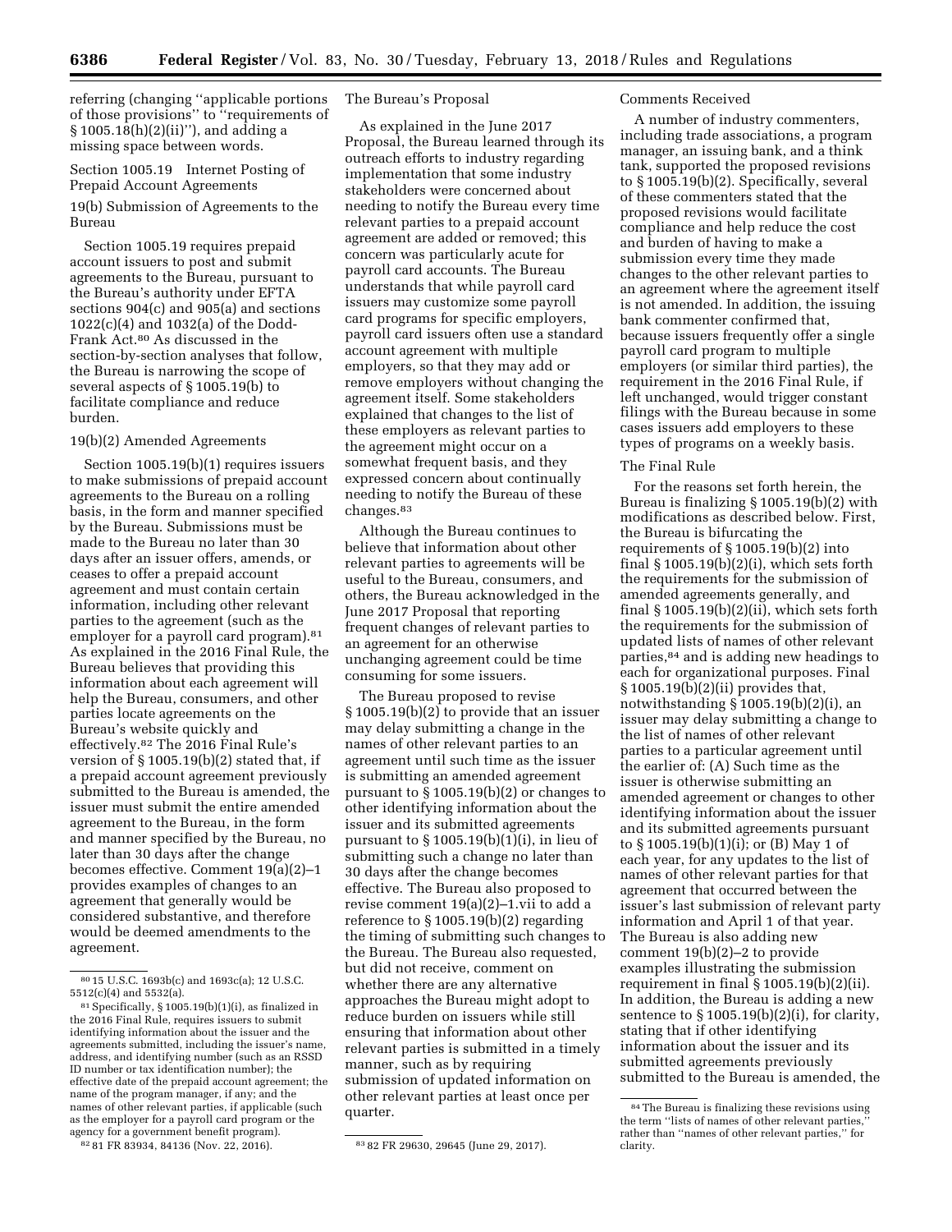referring (changing ''applicable portions of those provisions'' to ''requirements of § 1005.18(h)(2)(ii)''), and adding a missing space between words.

## Section 1005.19 Internet Posting of Prepaid Account Agreements

### 19(b) Submission of Agreements to the Bureau

Section 1005.19 requires prepaid account issuers to post and submit agreements to the Bureau, pursuant to the Bureau's authority under EFTA sections 904(c) and 905(a) and sections 1022(c)(4) and 1032(a) of the Dodd-Frank Act.[80] As discussed in the section-by-section analyses that follow, the Bureau is narrowing the scope of several aspects of § 1005.19(b) to facilitate compliance and reduce burden.

### 19(b)(2) Amended Agreements

Section 1005.19(b)(1) requires issuers to make submissions of prepaid account agreements to the Bureau on a rolling basis, in the form and manner specified by the Bureau. Submissions must be made to the Bureau no later than 30 days after an issuer offers, amends, or ceases to offer a prepaid account agreement and must contain certain information, including other relevant parties to the agreement (such as the employer for a payroll card program).[81] As explained in the 2016 Final Rule, the Bureau believes that providing this information about each agreement will help the Bureau, consumers, and other parties locate agreements on the Bureau's website quickly and effectively.[82] The 2016 Final Rule's version of § 1005.19(b)(2) stated that, if a prepaid account agreement previously submitted to the Bureau is amended, the issuer must submit the entire amended agreement to the Bureau, in the form and manner specified by the Bureau, no later than 30 days after the change becomes effective. Comment 19(a)(2)–1 provides examples of changes to an agreement that generally would be considered substantive, and therefore would be deemed amendments to the agreement.

#### The Bureau's Proposal

As explained in the June 2017 Proposal, the Bureau learned through its outreach efforts to industry regarding implementation that some industry stakeholders were concerned about needing to notify the Bureau every time relevant parties to a prepaid account agreement are added or removed; this concern was particularly acute for payroll card accounts. The Bureau understands that while payroll card issuers may customize some payroll card programs for specific employers, payroll card issuers often use a standard account agreement with multiple employers, so that they may add or remove employers without changing the agreement itself. Some stakeholders explained that changes to the list of these employers as relevant parties to the agreement might occur on a somewhat frequent basis, and they expressed concern about continually needing to notify the Bureau of these changes.[83]

Although the Bureau continues to believe that information about other relevant parties to agreements will be useful to the Bureau, consumers, and others, the Bureau acknowledged in the June 2017 Proposal that reporting frequent changes of relevant parties to an agreement for an otherwise unchanging agreement could be time consuming for some issuers.

The Bureau proposed to revise § 1005.19(b)(2) to provide that an issuer may delay submitting a change in the names of other relevant parties to an agreement until such time as the issuer is submitting an amended agreement pursuant to § 1005.19(b)(2) or changes to other identifying information about the issuer and its submitted agreements pursuant to § 1005.19(b)(1)(i), in lieu of submitting such a change no later than 30 days after the change becomes effective. The Bureau also proposed to revise comment 19(a)(2)–1.vii to add a reference to § 1005.19(b)(2) regarding the timing of submitting such changes to the Bureau. The Bureau also requested, but did not receive, comment on whether there are any alternative approaches the Bureau might adopt to reduce burden on issuers while still ensuring that information about other relevant parties is submitted in a timely manner, such as by requiring submission of updated information on other relevant parties at least once per quarter.

#### Comments Received

A number of industry commenters, including trade associations, a program manager, an issuing bank, and a think tank, supported the proposed revisions to § 1005.19(b)(2). Specifically, several of these commenters stated that the proposed revisions would facilitate compliance and help reduce the cost and burden of having to make a submission every time they made changes to the other relevant parties to an agreement where the agreement itself is not amended. In addition, the issuing bank commenter confirmed that, because issuers frequently offer a single payroll card program to multiple employers (or similar third parties), the requirement in the 2016 Final Rule, if left unchanged, would trigger constant filings with the Bureau because in some cases issuers add employers to these types of programs on a weekly basis.

#### The Final Rule

For the reasons set forth herein, the Bureau is finalizing § 1005.19(b)(2) with modifications as described below. First, the Bureau is bifurcating the requirements of § 1005.19(b)(2) into final § 1005.19(b)(2)(i), which sets forth the requirements for the submission of amended agreements generally, and final § 1005.19(b)(2)(ii), which sets forth the requirements for the submission of updated lists of names of other relevant parties,[84] and is adding new headings to each for organizational purposes. Final § 1005.19(b)(2)(ii) provides that, notwithstanding § 1005.19(b)(2)(i), an issuer may delay submitting a change to the list of names of other relevant parties to a particular agreement until the earlier of: (A) Such time as the issuer is otherwise submitting an amended agreement or changes to other identifying information about the issuer and its submitted agreements pursuant to § 1005.19(b)(1)(i); or (B) May 1 of each year, for any updates to the list of names of other relevant parties for that agreement that occurred between the issuer's last submission of relevant party information and April 1 of that year. The Bureau is also adding new comment 19(b)(2)–2 to provide examples illustrating the submission requirement in final § 1005.19(b)(2)(ii). In addition, the Bureau is adding a new sentence to § 1005.19(b)(2)(i), for clarity, stating that if other identifying information about the issuer and its submitted agreements previously submitted to the Bureau is amended, the

---

[80] 15 U.S.C. 1693b(c) and 1693c(a); 12 U.S.C. 5512(c)(4) and 5532(a).

[81] Specifically, § 1005.19(b)(1)(i), as finalized in the 2016 Final Rule, requires issuers to submit identifying information about the issuer and the agreements submitted, including the issuer's name, address, and identifying number (such as an RSSD ID number or tax identification number); the effective date of the prepaid account agreement; the name of the program manager, if any; and the names of other relevant parties, if applicable (such as the employer for a payroll card program or the agency for a government benefit program).

[82] 81 FR 83934, 84136 (Nov. 22, 2016).

[83] 82 FR 29630, 29645 (June 29, 2017).

[84] The Bureau is finalizing these revisions using the term ''lists of names of other relevant parties,'' rather than ''names of other relevant parties,'' for clarity.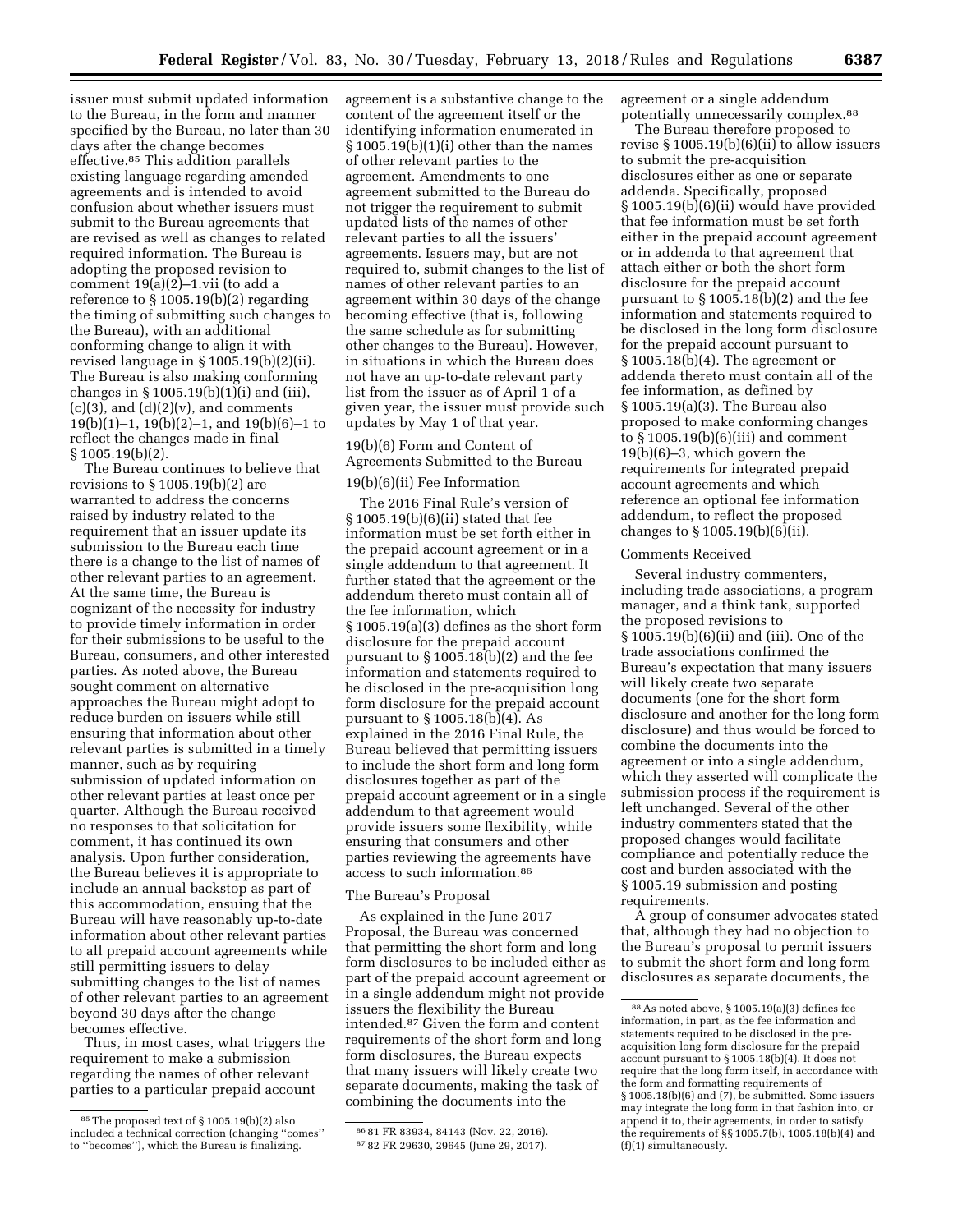issuer must submit updated information to the Bureau, in the form and manner specified by the Bureau, no later than 30 days after the change becomes effective.[85] This addition parallels existing language regarding amended agreements and is intended to avoid confusion about whether issuers must submit to the Bureau agreements that are revised as well as changes to related required information. The Bureau is adopting the proposed revision to comment 19(a)(2)–1.vii (to add a reference to § 1005.19(b)(2) regarding the timing of submitting such changes to the Bureau), with an additional conforming change to align it with revised language in § 1005.19(b)(2)(ii). The Bureau is also making conforming changes in § 1005.19(b)(1)(i) and (iii), (c)(3), and (d)(2)(v), and comments 19(b)(1)–1, 19(b)(2)–1, and 19(b)(6)–1 to reflect the changes made in final § 1005.19(b)(2).

The Bureau continues to believe that revisions to § 1005.19(b)(2) are warranted to address the concerns raised by industry related to the requirement that an issuer update its submission to the Bureau each time there is a change to the list of names of other relevant parties to an agreement. At the same time, the Bureau is cognizant of the necessity for industry to provide timely information in order for their submissions to be useful to the Bureau, consumers, and other interested parties. As noted above, the Bureau sought comment on alternative approaches the Bureau might adopt to reduce burden on issuers while still ensuring that information about other relevant parties is submitted in a timely manner, such as by requiring submission of updated information on other relevant parties at least once per quarter. Although the Bureau received no responses to that solicitation for comment, it has continued its own analysis. Upon further consideration, the Bureau believes it is appropriate to include an annual backstop as part of this accommodation, ensuring that the Bureau will have reasonably up-to-date information about other relevant parties to all prepaid account agreements while still permitting issuers to delay submitting changes to the list of names of other relevant parties to an agreement beyond 30 days after the change becomes effective.

Thus, in most cases, what triggers the requirement to make a submission regarding the names of other relevant parties to a particular prepaid account agreement is a substantive change to the content of the agreement itself or the identifying information enumerated in § 1005.19(b)(1)(i) other than the names of other relevant parties to the agreement. Amendments to one agreement submitted to the Bureau do not trigger the requirement to submit updated lists of the names of other relevant parties to all the issuers' agreements. Issuers may, but are not required to, submit changes to the list of names of other relevant parties to an agreement within 30 days of the change becoming effective (that is, following the same schedule as for submitting other changes to the Bureau). However, in situations in which the Bureau does not have an up-to-date relevant party list from the issuer as of April 1 of a given year, the issuer must provide such updates by May 1 of that year.

19(b)(6) Form and Content of Agreements Submitted to the Bureau

19(b)(6)(ii) Fee Information

The 2016 Final Rule's version of § 1005.19(b)(6)(ii) stated that fee information must be set forth either in the prepaid account agreement or in a single addendum to that agreement. It further stated that the agreement or the addendum thereto must contain all of the fee information, which § 1005.19(a)(3) defines as the short form disclosure for the prepaid account pursuant to § 1005.18(b)(2) and the fee information and statements required to be disclosed in the pre-acquisition long form disclosure for the prepaid account pursuant to § 1005.18(b)(4). As explained in the 2016 Final Rule, the Bureau believed that permitting issuers to include the short form and long form disclosures together as part of the prepaid account agreement or in a single addendum to that agreement would provide issuers some flexibility, while ensuring that consumers and other parties reviewing the agreements have access to such information.[86]

The Bureau's Proposal

As explained in the June 2017 Proposal, the Bureau was concerned that permitting the short form and long form disclosures to be included either as part of the prepaid account agreement or in a single addendum might not provide issuers the flexibility the Bureau intended.[87] Given the form and content requirements of the short form and long form disclosures, the Bureau expects that many issuers will likely create two separate documents, making the task of combining the documents into the agreement or a single addendum potentially unnecessarily complex.[88]

The Bureau therefore proposed to revise § 1005.19(b)(6)(ii) to allow issuers to submit the pre-acquisition disclosures either as one or separate addenda. Specifically, proposed § 1005.19(b)(6)(ii) would have provided that fee information must be set forth either in the prepaid account agreement or in addenda to that agreement that attach either or both the short form disclosure for the prepaid account pursuant to § 1005.18(b)(2) and the fee information and statements required to be disclosed in the long form disclosure for the prepaid account pursuant to § 1005.18(b)(4). The agreement or addenda thereto must contain all of the fee information, as defined by § 1005.19(a)(3). The Bureau also proposed to make conforming changes to § 1005.19(b)(6)(iii) and comment 19(b)(6)–3, which govern the requirements for integrated prepaid account agreements and which reference an optional fee information addendum, to reflect the proposed changes to § 1005.19(b)(6)(ii).

Comments Received

Several industry commenters, including trade associations, a program manager, and a think tank, supported the proposed revisions to § 1005.19(b)(6)(ii) and (iii). One of the trade associations confirmed the Bureau's expectation that many issuers will likely create two separate documents (one for the short form disclosure and another for the long form disclosure) and thus would be forced to combine the documents into the agreement or into a single addendum, which they asserted will complicate the submission process if the requirement is left unchanged. Several of the other industry commenters stated that the proposed changes would facilitate compliance and potentially reduce the cost and burden associated with the § 1005.19 submission and posting requirements.

A group of consumer advocates stated that, although they had no objection to the Bureau's proposal to permit issuers to submit the short form and long form disclosures as separate documents, the

[85] The proposed text of § 1005.19(b)(2) also included a technical correction (changing "comes" to "becomes"), which the Bureau is finalizing.

[86] 81 FR 83934, 84143 (Nov. 22, 2016).

[87] 82 FR 29630, 29645 (June 29, 2017).

[88] As noted above, § 1005.19(a)(3) defines fee information, in part, as the fee information and statements required to be disclosed in the pre-acquisition long form disclosure for the prepaid account pursuant to § 1005.18(b)(4). It does not require that the long form itself, in accordance with the form and formatting requirements of § 1005.18(b)(6) and (7), be submitted. Some issuers may integrate the long form in that fashion into, or append it to, their agreements, in order to satisfy the requirements of §§ 1005.7(b), 1005.18(b)(4) and (f)(1) simultaneously.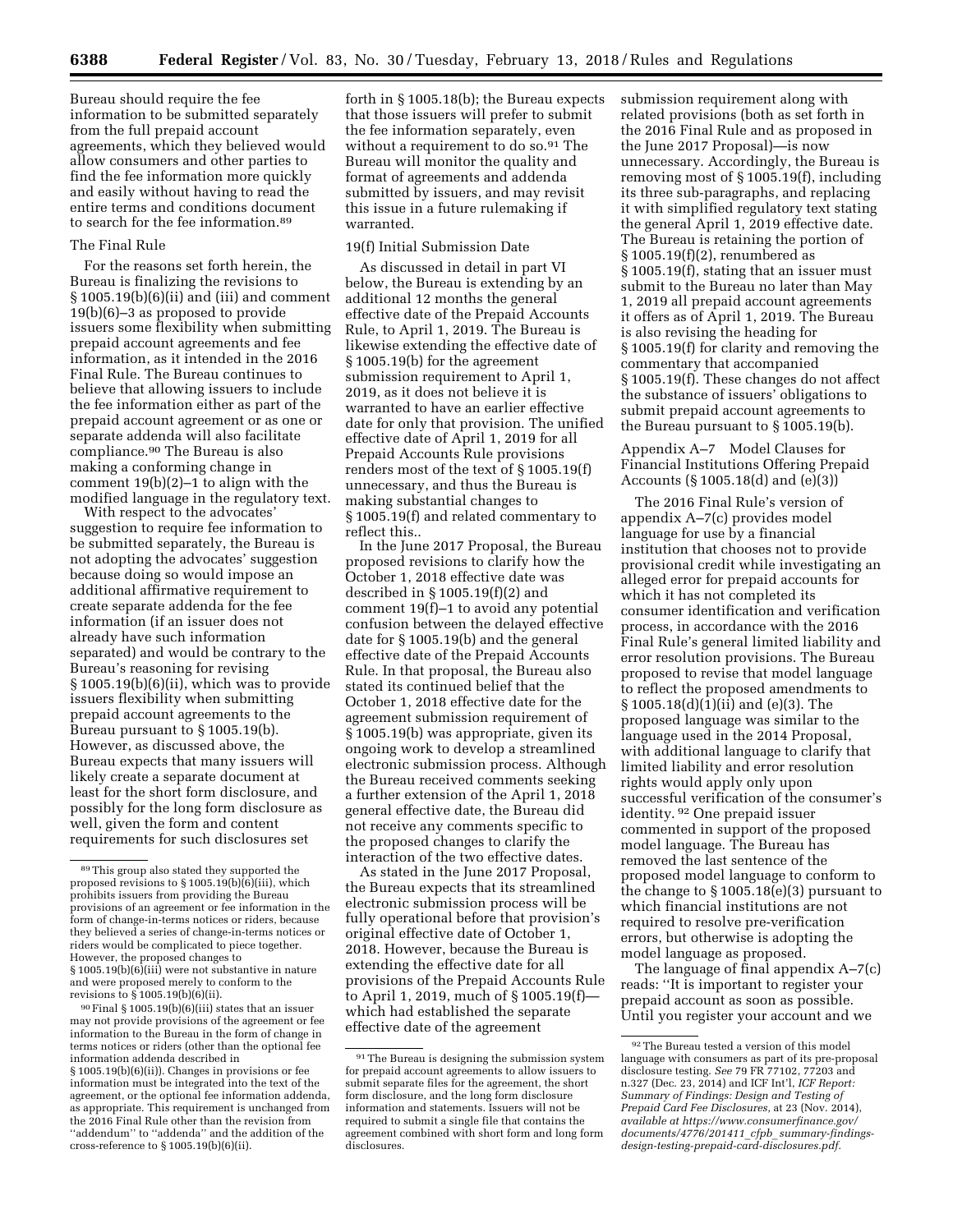Bureau should require the fee information to be submitted separately from the full prepaid account agreements, which they believed would allow consumers and other parties to find the fee information more quickly and easily without having to read the entire terms and conditions document to search for the fee information.[89]

The Final Rule

For the reasons set forth herein, the Bureau is finalizing the revisions to § 1005.19(b)(6)(ii) and (iii) and comment 19(b)(6)–3 as proposed to provide issuers some flexibility when submitting prepaid account agreements and fee information, as it intended in the 2016 Final Rule. The Bureau continues to believe that allowing issuers to include the fee information either as part of the prepaid account agreement or as one or separate addenda will also facilitate compliance.[90] The Bureau is also making a conforming change in comment 19(b)(2)–1 to align with the modified language in the regulatory text.

With respect to the advocates' suggestion to require fee information to be submitted separately, the Bureau is not adopting the advocates' suggestion because doing so would impose an additional affirmative requirement to create separate addenda for the fee information (if an issuer does not already have such information separated) and would be contrary to the Bureau's reasoning for revising § 1005.19(b)(6)(ii), which was to provide issuers flexibility when submitting prepaid account agreements to the Bureau pursuant to § 1005.19(b). However, as discussed above, the Bureau expects that many issuers will likely create a separate document at least for the short form disclosure, and possibly for the long form disclosure as well, given the form and content requirements for such disclosures set forth in § 1005.18(b); the Bureau expects that those issuers will prefer to submit the fee information separately, even without a requirement to do so.[91] The Bureau will monitor the quality and format of agreements and addenda submitted by issuers, and may revisit this issue in a future rulemaking if warranted.

19(f) Initial Submission Date

As discussed in detail in part VI below, the Bureau is extending by an additional 12 months the general effective date of the Prepaid Accounts Rule, to April 1, 2019. The Bureau is likewise extending the effective date of § 1005.19(b) for the agreement submission requirement to April 1, 2019, as it does not believe it is warranted to have an earlier effective date for only that provision. The unified effective date of April 1, 2019 for all Prepaid Accounts Rule provisions renders most of the text of § 1005.19(f) unnecessary, and thus the Bureau is making substantial changes to § 1005.19(f) and related commentary to reflect this..

In the June 2017 Proposal, the Bureau proposed revisions to clarify how the October 1, 2018 effective date was described in § 1005.19(f)(2) and comment 19(f)–1 to avoid any potential confusion between the delayed effective date for § 1005.19(b) and the general effective date of the Prepaid Accounts Rule. In that proposal, the Bureau also stated its continued belief that the October 1, 2018 effective date for the agreement submission requirement of § 1005.19(b) was appropriate, given its ongoing work to develop a streamlined electronic submission process. Although the Bureau received comments seeking a further extension of the April 1, 2018 general effective date, the Bureau did not receive any comments specific to the proposed changes to clarify the interaction of the two effective dates.

As stated in the June 2017 Proposal, the Bureau expects that its streamlined electronic submission process will be fully operational before that provision's original effective date of October 1, 2018. However, because the Bureau is extending the effective date for all provisions of the Prepaid Accounts Rule to April 1, 2019, much of § 1005.19(f)—which had established the separate effective date of the agreement submission requirement along with related provisions (both as set forth in the 2016 Final Rule and as proposed in the June 2017 Proposal)—is now unnecessary. Accordingly, the Bureau is removing most of § 1005.19(f), including its three sub-paragraphs, and replacing it with simplified regulatory text stating the general April 1, 2019 effective date. The Bureau is retaining the portion of § 1005.19(f)(2), renumbered as § 1005.19(f), stating that an issuer must submit to the Bureau no later than May 1, 2019 all prepaid account agreements it offers as of April 1, 2019. The Bureau is also revising the heading for § 1005.19(f) for clarity and removing the commentary that accompanied § 1005.19(f). These changes do not affect the substance of issuers' obligations to submit prepaid account agreements to the Bureau pursuant to § 1005.19(b).

Appendix A–7 Model Clauses for Financial Institutions Offering Prepaid Accounts (§ 1005.18(d) and (e)(3))

The 2016 Final Rule's version of appendix A–7(c) provides model language for use by a financial institution that chooses not to provide provisional credit while investigating an alleged error for prepaid accounts for which it has not completed its consumer identification and verification process, in accordance with the 2016 Final Rule's general limited liability and error resolution provisions. The Bureau proposed to revise that model language to reflect the proposed amendments to § 1005.18(d)(1)(ii) and (e)(3). The proposed language was similar to the language used in the 2014 Proposal, with additional language to clarify that limited liability and error resolution rights would apply only upon successful verification of the consumer's identity.[92] One prepaid issuer commented in support of the proposed model language. The Bureau has removed the last sentence of the proposed model language to conform to the change to § 1005.18(e)(3) pursuant to which financial institutions are not required to resolve pre-verification errors, but otherwise is adopting the model language as proposed.

The language of final appendix A–7(c) reads: ''It is important to register your prepaid account as soon as possible. Until you register your account and we

---

[89] This group also stated they supported the proposed revisions to § 1005.19(b)(6)(iii), which prohibits issuers from providing the Bureau provisions of an agreement or fee information in the form of change-in-terms notices or riders, because they believed a series of change-in-terms notices or riders would be complicated to piece together. However, the proposed changes to § 1005.19(b)(6)(iii) were not substantive in nature and were proposed merely to conform to the revisions to § 1005.19(b)(6)(ii).

[90] Final § 1005.19(b)(6)(iii) states that an issuer may not provide provisions of the agreement or fee information to the Bureau in the form of change in terms notices or riders (other than the optional fee information addenda described in § 1005.19(b)(6)(ii)). Changes in provisions or fee information must be integrated into the text of the agreement, or the optional fee information addenda, as appropriate. This requirement is unchanged from the 2016 Final Rule other than the revision from ''addendum'' to ''addenda'' and the addition of the cross-reference to § 1005.19(b)(6)(ii).

[91] The Bureau is designing the submission system for prepaid account agreements to allow issuers to submit separate files for the agreement, the short form disclosure, and the long form disclosure information and statements. Issuers will not be required to submit a single file that contains the agreement combined with short form and long form disclosures.

[92] The Bureau tested a version of this model language with consumers as part of its pre-proposal disclosure testing. *See* 79 FR 77102, 77203 and n.327 (Dec. 23, 2014) and ICF Int'l, *ICF Report: Summary of Findings: Design and Testing of Prepaid Card Fee Disclosures,* at 23 (Nov. 2014), *available at https://www.consumerfinance.gov/documents/4776/201411_cfpb_summary-findings-design-testing-prepaid-card-disclosures.pdf.*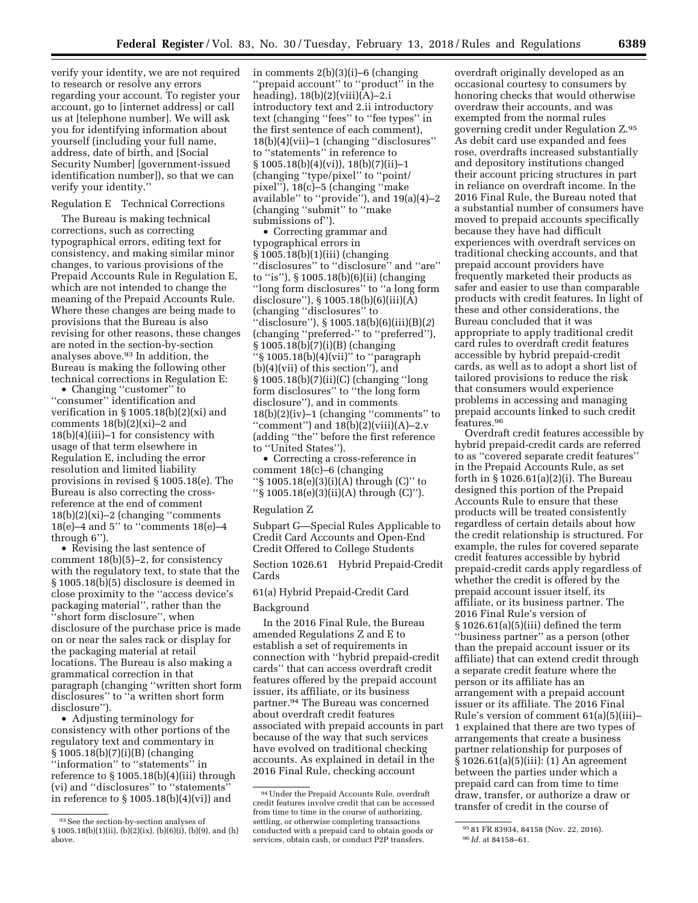verify your identity, we are not required to research or resolve any errors regarding your account. To register your account, go to [internet address] or call us at [telephone number]. We will ask you for identifying information about yourself (including your full name, address, date of birth, and [Social Security Number] [government-issued identification number]), so that we can verify your identity."

Regulation E Technical Corrections

The Bureau is making technical corrections, such as correcting typographical errors, editing text for consistency, and making similar minor changes, to various provisions of the Prepaid Accounts Rule in Regulation E, which are not intended to change the meaning of the Prepaid Accounts Rule. Where these changes are being made to provisions that the Bureau is also revising for other reasons, these changes are noted in the section-by-section analyses above.[93] In addition, the Bureau is making the following other technical corrections in Regulation E:

- Changing "customer" to "consumer" identification and verification in § 1005.18(b)(2)(xi) and comments 18(b)(2)(xi)–2 and 18(b)(4)(iii)–1 for consistency with usage of that term elsewhere in Regulation E, including the error resolution and limited liability provisions in revised § 1005.18(e). The Bureau is also correcting the cross-reference at the end of comment 18(b)(2)(xi)–2 (changing "comments 18(e)–4 and 5" to "comments 18(e)–4 through 6").
- Revising the last sentence of comment 18(b)(5)–2, for consistency with the regulatory text, to state that the § 1005.18(b)(5) disclosure is deemed in close proximity to the "access device's packaging material", rather than the "short form disclosure", when disclosure of the purchase price is made on or near the sales rack or display for the packaging material at retail locations. The Bureau is also making a grammatical correction in that paragraph (changing "written short form disclosures" to "a written short form disclosure").
- Adjusting terminology for consistency with other portions of the regulatory text and commentary in § 1005.18(b)(7)(i)(B) (changing "information" to "statements" in reference to § 1005.18(b)(4)(iii) through (vi) and "disclosures" to "statements" in reference to § 1005.18(b)(4)(vi)) and in comments 2(b)(3)(i)–6 (changing "prepaid account" to "product" in the heading), 18(b)(2)(viii)(A)–2.i introductory text and 2.ii introductory text (changing "fees" to "fee types" in the first sentence of each comment), 18(b)(4)(vii)–1 (changing "disclosures" to "statements" in reference to § 1005.18(b)(4)(vi)), 18(b)(7)(ii)–1 (changing "type/pixel" to "point/pixel"), 18(c)–5 (changing "make available" to "provide"), and 19(a)(4)–2 (changing "submit" to "make submissions of").
- Correcting grammar and typographical errors in § 1005.18(b)(1)(iii) (changing "disclosures" to "disclosure" and "are" to "is"), § 1005.18(b)(6)(ii) (changing "long form disclosures" to "a long form disclosure"), § 1005.18(b)(6)(iii)(A) (changing "disclosures" to "disclosure"), § 1005.18(b)(6)(iii)(B)(*2*) (changing "preferred-" to "preferred"), § 1005.18(b)(7)(i)(B) (changing "§ 1005.18(b)(4)(vii)" to "paragraph (b)(4)(vii) of this section"), and § 1005.18(b)(7)(ii)(C) (changing "long form disclosures" to "the long form disclosure"), and in comments 18(b)(2)(iv)–1 (changing "comments" to "comment") and 18(b)(2)(viii)(A)–2.v (adding "the" before the first reference to "United States").
- Correcting a cross-reference in comment 18(c)–6 (changing "§ 1005.18(e)(3)(i)(A) through (C)" to "§ 1005.18(e)(3)(ii)(A) through (C)").

Regulation Z

Subpart G—Special Rules Applicable to Credit Card Accounts and Open-End Credit Offered to College Students

Section 1026.61 Hybrid Prepaid-Credit Cards

61(a) Hybrid Prepaid-Credit Card

Background

In the 2016 Final Rule, the Bureau amended Regulations Z and E to establish a set of requirements in connection with "hybrid prepaid-credit cards" that can access overdraft credit features offered by the prepaid account issuer, its affiliate, or its business partner.[94] The Bureau was concerned about overdraft credit features associated with prepaid accounts in part because of the way that such services have evolved on traditional checking accounts. As explained in detail in the 2016 Final Rule, checking account overdraft originally developed as an occasional courtesy to consumers by honoring checks that would otherwise overdraw their accounts, and was exempted from the normal rules governing credit under Regulation Z.[95] As debit card use expanded and fees rose, overdrafts increased substantially and depository institutions changed their account pricing structures in part in reliance on overdraft income. In the 2016 Final Rule, the Bureau noted that a substantial number of consumers have moved to prepaid accounts specifically because they have had difficult experiences with overdraft services on traditional checking accounts, and that prepaid account providers have frequently marketed their products as safer and easier to use than comparable products with credit features. In light of these and other considerations, the Bureau concluded that it was appropriate to apply traditional credit card rules to overdraft credit features accessible by hybrid prepaid-credit cards, as well as to adopt a short list of tailored provisions to reduce the risk that consumers would experience problems in accessing and managing prepaid accounts linked to such credit features.[96]

Overdraft credit features accessible by hybrid prepaid-credit cards are referred to as "covered separate credit features" in the Prepaid Accounts Rule, as set forth in § 1026.61(a)(2)(i). The Bureau designed this portion of the Prepaid Accounts Rule to ensure that these products will be treated consistently regardless of certain details about how the credit relationship is structured. For example, the rules for covered separate credit features accessible by hybrid prepaid-credit cards apply regardless of whether the credit is offered by the prepaid account issuer itself, its affiliate, or its business partner. The 2016 Final Rule's version of § 1026.61(a)(5)(iii) defined the term "business partner" as a person (other than the prepaid account issuer or its affiliate) that can extend credit through a separate credit feature where the person or its affiliate has an arrangement with a prepaid account issuer or its affiliate. The 2016 Final Rule's version of comment 61(a)(5)(iii)–1 explained that there are two types of arrangements that create a business partner relationship for purposes of § 1026.61(a)(5)(iii): (1) An agreement between the parties under which a prepaid card can from time to time draw, transfer, or authorize a draw or transfer of credit in the course of

---

[93] See the section-by-section analyses of § 1005.18(b)(1)(ii), (b)(2)(ix), (b)(6)(i), (b)(9), and (h) above.

[94] Under the Prepaid Accounts Rule, overdraft credit features involve credit that can be accessed from time to time in the course of authorizing, settling, or otherwise completing transactions conducted with a prepaid card to obtain goods or services, obtain cash, or conduct P2P transfers.

[95] 81 FR 83934, 84158 (Nov. 22, 2016).

[96] *Id.* at 84158–61.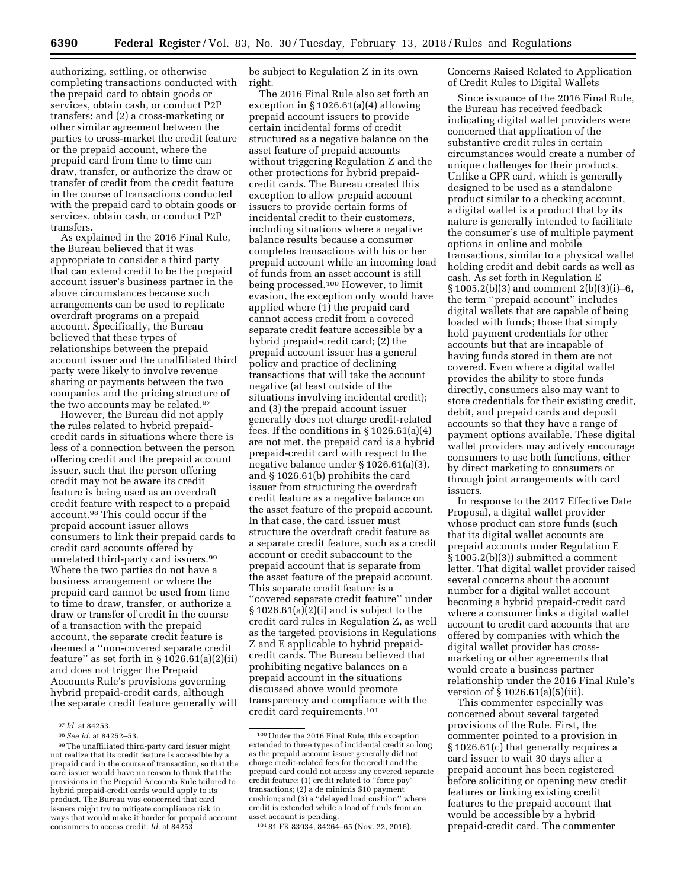authorizing, settling, or otherwise completing transactions conducted with the prepaid card to obtain goods or services, obtain cash, or conduct P2P transfers; and (2) a cross-marketing or other similar agreement between the parties to cross-market the credit feature or the prepaid account, where the prepaid card from time to time can draw, transfer, or authorize the draw or transfer of credit from the credit feature in the course of transactions conducted with the prepaid card to obtain goods or services, obtain cash, or conduct P2P transfers.

As explained in the 2016 Final Rule, the Bureau believed that it was appropriate to consider a third party that can extend credit to be the prepaid account issuer's business partner in the above circumstances because such arrangements can be used to replicate overdraft programs on a prepaid account. Specifically, the Bureau believed that these types of relationships between the prepaid account issuer and the unaffiliated third party were likely to involve revenue sharing or payments between the two companies and the pricing structure of the two accounts may be related.[97]

However, the Bureau did not apply the rules related to hybrid prepaid-credit cards in situations where there is less of a connection between the person offering credit and the prepaid account issuer, such that the person offering credit may not be aware its credit feature is being used as an overdraft credit feature with respect to a prepaid account.[98] This could occur if the prepaid account issuer allows consumers to link their prepaid cards to credit card accounts offered by unrelated third-party card issuers.[99] Where the two parties do not have a business arrangement or where the prepaid card cannot be used from time to time to draw, transfer, or authorize a draw or transfer of credit in the course of a transaction with the prepaid account, the separate credit feature is deemed a "non-covered separate credit feature" as set forth in § 1026.61(a)(2)(ii) and does not trigger the Prepaid Accounts Rule's provisions governing hybrid prepaid-credit cards, although the separate credit feature generally will be subject to Regulation Z in its own right.

The 2016 Final Rule also set forth an exception in § 1026.61(a)(4) allowing prepaid account issuers to provide certain incidental forms of credit structured as a negative balance on the asset feature of prepaid accounts without triggering Regulation Z and the other protections for hybrid prepaid-credit cards. The Bureau created this exception to allow prepaid account issuers to provide certain forms of incidental credit to their customers, including situations where a negative balance results because a consumer completes transactions with his or her prepaid account while an incoming load of funds from an asset account is still being processed.[100] However, to limit evasion, the exception only would have applied where (1) the prepaid card cannot access credit from a covered separate credit feature accessible by a hybrid prepaid-credit card; (2) the prepaid account issuer has a general policy and practice of declining transactions that will take the account negative (at least outside of the situations involving incidental credit); and (3) the prepaid account issuer generally does not charge credit-related fees. If the conditions in § 1026.61(a)(4) are not met, the prepaid card is a hybrid prepaid-credit card with respect to the negative balance under § 1026.61(a)(3), and § 1026.61(b) prohibits the card issuer from structuring the overdraft credit feature as a negative balance on the asset feature of the prepaid account. In that case, the card issuer must structure the overdraft credit feature as a separate credit feature, such as a credit account or credit subaccount to the prepaid account that is separate from the asset feature of the prepaid account. This separate credit feature is a "covered separate credit feature" under § 1026.61(a)(2)(i) and is subject to the credit card rules in Regulation Z, as well as the targeted provisions in Regulations Z and E applicable to hybrid prepaid-credit cards. The Bureau believed that prohibiting negative balances on a prepaid account in the situations discussed above would promote transparency and compliance with the credit card requirements.[101]

Concerns Raised Related to Application of Credit Rules to Digital Wallets

Since issuance of the 2016 Final Rule, the Bureau has received feedback indicating digital wallet providers were concerned that application of the substantive credit rules in certain circumstances would create a number of unique challenges for their products. Unlike a GPR card, which is generally designed to be used as a standalone product similar to a checking account, a digital wallet is a product that by its nature is generally intended to facilitate the consumer's use of multiple payment options in online and mobile transactions, similar to a physical wallet holding credit and debit cards as well as cash. As set forth in Regulation E § 1005.2(b)(3) and comment 2(b)(3)(i)–6, the term "prepaid account" includes digital wallets that are capable of being loaded with funds; those that simply hold payment credentials for other accounts but that are incapable of having funds stored in them are not covered. Even where a digital wallet provides the ability to store funds directly, consumers also may want to store credentials for their existing credit, debit, and prepaid cards and deposit accounts so that they have a range of payment options available. These digital wallet providers may actively encourage consumers to use both functions, either by direct marketing to consumers or through joint arrangements with card issuers.

In response to the 2017 Effective Date Proposal, a digital wallet provider whose product can store funds (such that its digital wallet accounts are prepaid accounts under Regulation E § 1005.2(b)(3)) submitted a comment letter. That digital wallet provider raised several concerns about the account number for a digital wallet account becoming a hybrid prepaid-credit card where a consumer links a digital wallet account to credit card accounts that are offered by companies with which the digital wallet provider has cross-marketing or other agreements that would create a business partner relationship under the 2016 Final Rule's version of § 1026.61(a)(5)(iii).

This commenter especially was concerned about several targeted provisions of the Rule. First, the commenter pointed to a provision in § 1026.61(c) that generally requires a card issuer to wait 30 days after a prepaid account has been registered before soliciting or opening new credit features or linking existing credit features to the prepaid account that would be accessible by a hybrid prepaid-credit card. The commenter

---

[97] *Id.* at 84253.

[98] *See id.* at 84252–53.

[99] The unaffiliated third-party card issuer might not realize that its credit feature is accessible by a prepaid card in the course of transaction, so that the card issuer would have no reason to think that the provisions in the Prepaid Accounts Rule tailored to hybrid prepaid-credit cards would apply to its product. The Bureau was concerned that card issuers might try to mitigate compliance risk in ways that would make it harder for prepaid account consumers to access credit. *Id.* at 84253.

[100] Under the 2016 Final Rule, this exception extended to three types of incidental credit so long as the prepaid account issuer generally did not charge credit-related fees for the credit and the prepaid card could not access any covered separate credit feature: (1) credit related to "force pay" transactions; (2) a de minimis $10 payment cushion; and (3) a "delayed load cushion" where credit is extended while a load of funds from an asset account is pending.

[101] 81 FR 83934, 84264–65 (Nov. 22, 2016).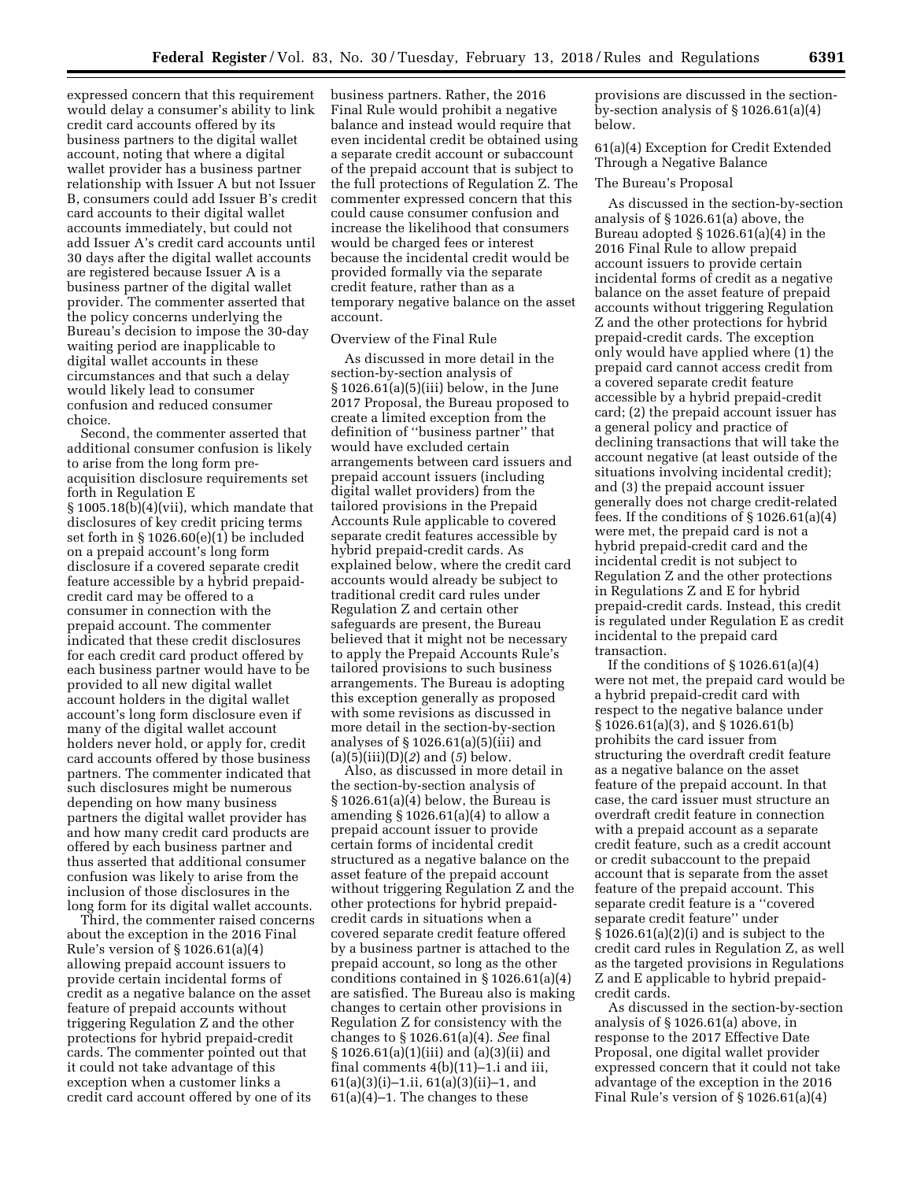expressed concern that this requirement would delay a consumer's ability to link credit card accounts offered by its business partners to the digital wallet account, noting that where a digital wallet provider has a business partner relationship with Issuer A but not Issuer B, consumers could add Issuer B's credit card accounts to their digital wallet accounts immediately, but could not add Issuer A's credit card accounts until 30 days after the digital wallet accounts are registered because Issuer A is a business partner of the digital wallet provider. The commenter asserted that the policy concerns underlying the Bureau's decision to impose the 30-day waiting period are inapplicable to digital wallet accounts in these circumstances and that such a delay would likely lead to consumer confusion and reduced consumer choice.

Second, the commenter asserted that additional consumer confusion is likely to arise from the long form pre-acquisition disclosure requirements set forth in Regulation E § 1005.18(b)(4)(vii), which mandate that disclosures of key credit pricing terms set forth in § 1026.60(e)(1) be included on a prepaid account's long form disclosure if a covered separate credit feature accessible by a hybrid prepaid-credit card may be offered to a consumer in connection with the prepaid account. The commenter indicated that these credit disclosures for each credit card product offered by each business partner would have to be provided to all new digital wallet account holders in the digital wallet account's long form disclosure even if many of the digital wallet account holders never hold, or apply for, credit card accounts offered by those business partners. The commenter indicated that such disclosures might be numerous depending on how many business partners the digital wallet provider has and how many credit card products are offered by each business partner and thus asserted that additional consumer confusion was likely to arise from the inclusion of those disclosures in the long form for its digital wallet accounts.

Third, the commenter raised concerns about the exception in the 2016 Final Rule's version of § 1026.61(a)(4) allowing prepaid account issuers to provide certain incidental forms of credit as a negative balance on the asset feature of prepaid accounts without triggering Regulation Z and the other protections for hybrid prepaid-credit cards. The commenter pointed out that it could not take advantage of this exception when a customer links a credit card account offered by one of its business partners. Rather, the 2016 Final Rule would prohibit a negative balance and instead would require that even incidental credit be obtained using a separate credit account or subaccount of the prepaid account that is subject to the full protections of Regulation Z. The commenter expressed concern that this could cause consumer confusion and increase the likelihood that consumers would be charged fees or interest because the incidental credit would be provided formally via the separate credit feature, rather than as a temporary negative balance on the asset account.

Overview of the Final Rule

As discussed in more detail in the section-by-section analysis of § 1026.61(a)(5)(iii) below, in the June 2017 Proposal, the Bureau proposed to create a limited exception from the definition of ''business partner'' that would have excluded certain arrangements between card issuers and prepaid account issuers (including digital wallet providers) from the tailored provisions in the Prepaid Accounts Rule applicable to covered separate credit features accessible by hybrid prepaid-credit cards. As explained below, where the credit card accounts would already be subject to traditional credit card rules under Regulation Z and certain other safeguards are present, the Bureau believed that it might not be necessary to apply the Prepaid Accounts Rule's tailored provisions to such business arrangements. The Bureau is adopting this exception generally as proposed with some revisions as discussed in more detail in the section-by-section analyses of § 1026.61(a)(5)(iii) and (a)(5)(iii)(D)(*2*) and (*5*) below.

Also, as discussed in more detail in the section-by-section analysis of § 1026.61(a)(4) below, the Bureau is amending § 1026.61(a)(4) to allow a prepaid account issuer to provide certain forms of incidental credit structured as a negative balance on the asset feature of the prepaid account without triggering Regulation Z and the other protections for hybrid prepaid-credit cards in situations when a covered separate credit feature offered by a business partner is attached to the prepaid account, so long as the other conditions contained in § 1026.61(a)(4) are satisfied. The Bureau also is making changes to certain other provisions in Regulation Z for consistency with the changes to § 1026.61(a)(4). *See* final § 1026.61(a)(1)(iii) and (a)(3)(ii) and final comments 4(b)(11)–1.i and iii, 61(a)(3)(i)–1.ii, 61(a)(3)(ii)–1, and 61(a)(4)–1. The changes to these provisions are discussed in the section-by-section analysis of § 1026.61(a)(4) below.

61(a)(4) Exception for Credit Extended Through a Negative Balance

The Bureau's Proposal

As discussed in the section-by-section analysis of § 1026.61(a) above, the Bureau adopted § 1026.61(a)(4) in the 2016 Final Rule to allow prepaid account issuers to provide certain incidental forms of credit as a negative balance on the asset feature of prepaid accounts without triggering Regulation Z and the other protections for hybrid prepaid-credit cards. The exception only would have applied where (1) the prepaid card cannot access credit from a covered separate credit feature accessible by a hybrid prepaid-credit card; (2) the prepaid account issuer has a general policy and practice of declining transactions that will take the account negative (at least outside of the situations involving incidental credit); and (3) the prepaid account issuer generally does not charge credit-related fees. If the conditions of § 1026.61(a)(4) were met, the prepaid card is not a hybrid prepaid-credit card and the incidental credit is not subject to Regulation Z and the other protections in Regulations Z and E for hybrid prepaid-credit cards. Instead, this credit is regulated under Regulation E as credit incidental to the prepaid card transaction.

If the conditions of § 1026.61(a)(4) were not met, the prepaid card would be a hybrid prepaid-credit card with respect to the negative balance under § 1026.61(a)(3), and § 1026.61(b) prohibits the card issuer from structuring the overdraft credit feature as a negative balance on the asset feature of the prepaid account. In that case, the card issuer must structure an overdraft credit feature in connection with a prepaid account as a separate credit feature, such as a credit account or credit subaccount to the prepaid account that is separate from the asset feature of the prepaid account. This separate credit feature is a ''covered separate credit feature'' under § 1026.61(a)(2)(i) and is subject to the credit card rules in Regulation Z, as well as the targeted provisions in Regulations Z and E applicable to hybrid prepaid-credit cards.

As discussed in the section-by-section analysis of § 1026.61(a) above, in response to the 2017 Effective Date Proposal, one digital wallet provider expressed concern that it could not take advantage of the exception in the 2016 Final Rule's version of § 1026.61(a)(4)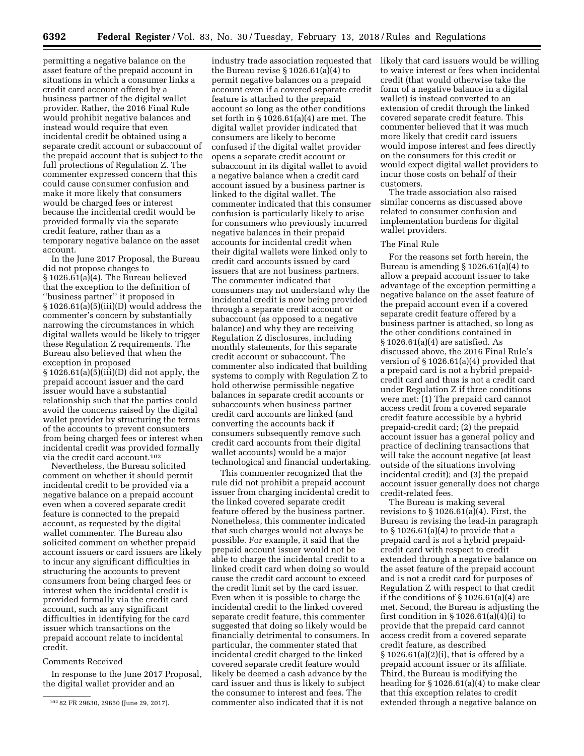permitting a negative balance on the asset feature of the prepaid account in situations in which a consumer links a credit card account offered by a business partner of the digital wallet provider. Rather, the 2016 Final Rule would prohibit negative balances and instead would require that even incidental credit be obtained using a separate credit account or subaccount of the prepaid account that is subject to the full protections of Regulation Z. The commenter expressed concern that this could cause consumer confusion and make it more likely that consumers would be charged fees or interest because the incidental credit would be provided formally via the separate credit feature, rather than as a temporary negative balance on the asset account.

In the June 2017 Proposal, the Bureau did not propose changes to § 1026.61(a)(4). The Bureau believed that the exception to the definition of ''business partner'' it proposed in § 1026.61(a)(5)(iii)(D) would address the commenter's concern by substantially narrowing the circumstances in which digital wallets would be likely to trigger these Regulation Z requirements. The Bureau also believed that when the exception in proposed § 1026.61(a)(5)(iii)(D) did not apply, the prepaid account issuer and the card issuer would have a substantial relationship such that the parties could avoid the concerns raised by the digital wallet provider by structuring the terms of the accounts to prevent consumers from being charged fees or interest when incidental credit was provided formally via the credit card account.[102]

Nevertheless, the Bureau solicited comment on whether it should permit incidental credit to be provided via a negative balance on a prepaid account even when a covered separate credit feature is connected to the prepaid account, as requested by the digital wallet commenter. The Bureau also solicited comment on whether prepaid account issuers or card issuers are likely to incur any significant difficulties in structuring the accounts to prevent consumers from being charged fees or interest when the incidental credit is provided formally via the credit card account, such as any significant difficulties in identifying for the card issuer which transactions on the prepaid account relate to incidental credit.

Comments Received

In response to the June 2017 Proposal, the digital wallet provider and an industry trade association requested that the Bureau revise § 1026.61(a)(4) to permit negative balances on a prepaid account even if a covered separate credit feature is attached to the prepaid account so long as the other conditions set forth in § 1026.61(a)(4) are met. The digital wallet provider indicated that consumers are likely to become confused if the digital wallet provider opens a separate credit account or subaccount in its digital wallet to avoid a negative balance when a credit card account issued by a business partner is linked to the digital wallet. The commenter indicated that this consumer confusion is particularly likely to arise for consumers who previously incurred negative balances in their prepaid accounts for incidental credit when their digital wallets were linked only to credit card accounts issued by card issuers that are not business partners. The commenter indicated that consumers may not understand why the incidental credit is now being provided through a separate credit account or subaccount (as opposed to a negative balance) and why they are receiving Regulation Z disclosures, including monthly statements, for this separate credit account or subaccount. The commenter also indicated that building systems to comply with Regulation Z to hold otherwise permissible negative balances in separate credit accounts or subaccounts when business partner credit card accounts are linked (and converting the accounts back if consumers subsequently remove such credit card accounts from their digital wallet accounts) would be a major technological and financial undertaking.

This commenter recognized that the rule did not prohibit a prepaid account issuer from charging incidental credit to the linked covered separate credit feature offered by the business partner. Nonetheless, this commenter indicated that such charges would not always be possible. For example, it said that the prepaid account issuer would not be able to charge the incidental credit to a linked credit card when doing so would cause the credit card account to exceed the credit limit set by the card issuer. Even when it is possible to charge the incidental credit to the linked covered separate credit feature, this commenter suggested that doing so likely would be financially detrimental to consumers. In particular, the commenter stated that incidental credit charged to the linked covered separate credit feature would likely be deemed a cash advance by the card issuer and thus is likely to subject the consumer to interest and fees. The commenter also indicated that it is not likely that card issuers would be willing to waive interest or fees when incidental credit (that would otherwise take the form of a negative balance in a digital wallet) is instead converted to an extension of credit through the linked covered separate credit feature. This commenter believed that it was much more likely that credit card issuers would impose interest and fees directly on the consumers for this credit or would expect digital wallet providers to incur those costs on behalf of their customers.

The trade association also raised similar concerns as discussed above related to consumer confusion and implementation burdens for digital wallet providers.

The Final Rule

For the reasons set forth herein, the Bureau is amending § 1026.61(a)(4) to allow a prepaid account issuer to take advantage of the exception permitting a negative balance on the asset feature of the prepaid account even if a covered separate credit feature offered by a business partner is attached, so long as the other conditions contained in § 1026.61(a)(4) are satisfied. As discussed above, the 2016 Final Rule's version of § 1026.61(a)(4) provided that a prepaid card is not a hybrid prepaid-credit card and thus is not a credit card under Regulation Z if three conditions were met: (1) The prepaid card cannot access credit from a covered separate credit feature accessible by a hybrid prepaid-credit card; (2) the prepaid account issuer has a general policy and practice of declining transactions that will take the account negative (at least outside of the situations involving incidental credit); and (3) the prepaid account issuer generally does not charge credit-related fees.

The Bureau is making several revisions to § 1026.61(a)(4). First, the Bureau is revising the lead-in paragraph to § 1026.61(a)(4) to provide that a prepaid card is not a hybrid prepaid-credit card with respect to credit extended through a negative balance on the asset feature of the prepaid account and is not a credit card for purposes of Regulation Z with respect to that credit if the conditions of § 1026.61(a)(4) are met. Second, the Bureau is adjusting the first condition in § 1026.61(a)(4)(i) to provide that the prepaid card cannot access credit from a covered separate credit feature, as described § 1026.61(a)(2)(i), that is offered by a prepaid account issuer or its affiliate. Third, the Bureau is modifying the heading for § 1026.61(a)(4) to make clear that this exception relates to credit extended through a negative balance on

[102] 82 FR 29630, 29650 (June 29, 2017).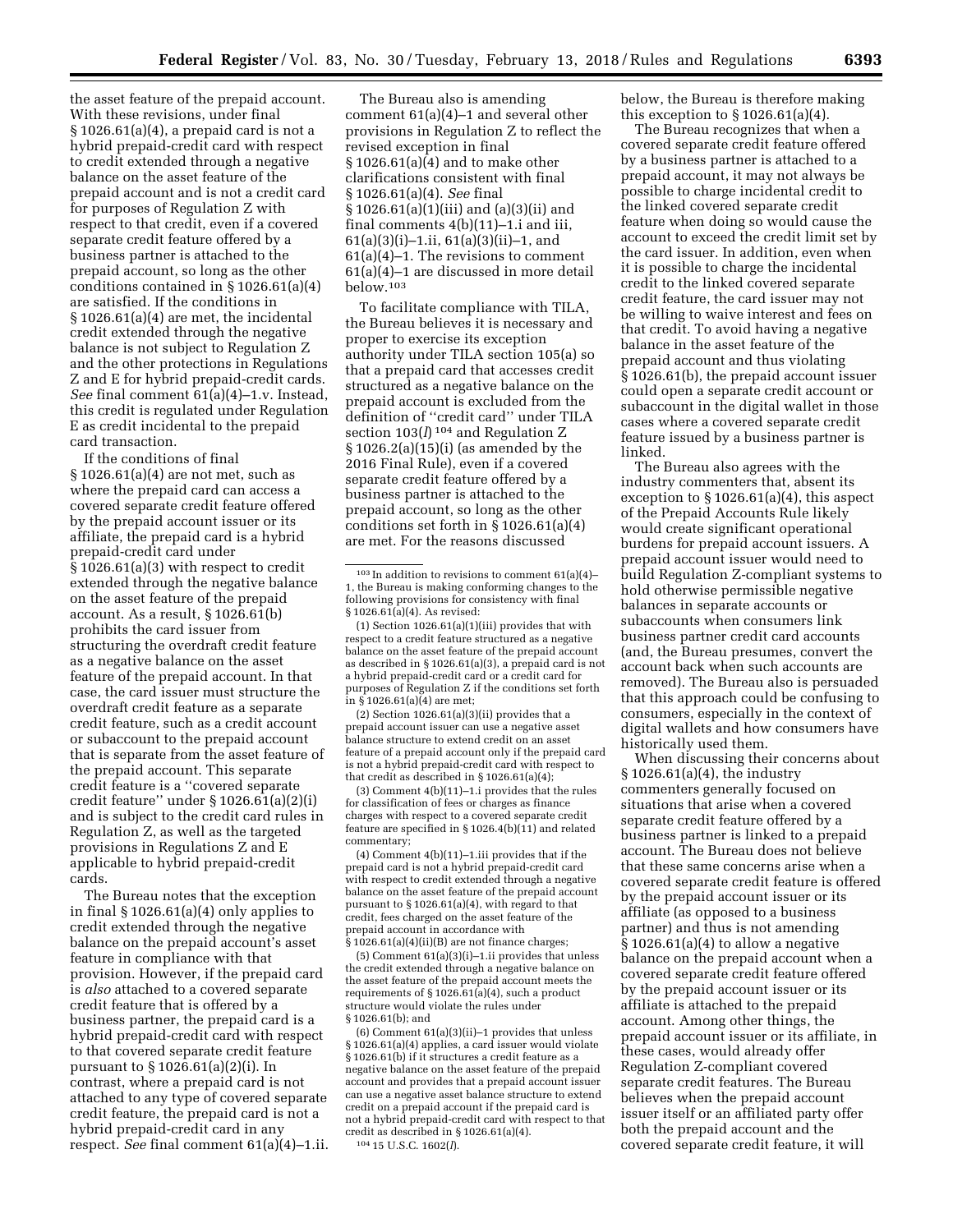the asset feature of the prepaid account. With these revisions, under final § 1026.61(a)(4), a prepaid card is not a hybrid prepaid-credit card with respect to credit extended through a negative balance on the asset feature of the prepaid account and is not a credit card for purposes of Regulation Z with respect to that credit, even if a covered separate credit feature offered by a business partner is attached to the prepaid account, so long as the other conditions contained in § 1026.61(a)(4) are satisfied. If the conditions in § 1026.61(a)(4) are met, the incidental credit extended through the negative balance is not subject to Regulation Z and the other protections in Regulations Z and E for hybrid prepaid-credit cards. *See* final comment 61(a)(4)–1.v. Instead, this credit is regulated under Regulation E as credit incidental to the prepaid card transaction.

If the conditions of final § 1026.61(a)(4) are not met, such as where the prepaid card can access a covered separate credit feature offered by the prepaid account issuer or its affiliate, the prepaid card is a hybrid prepaid-credit card under § 1026.61(a)(3) with respect to credit extended through the negative balance on the asset feature of the prepaid account. As a result, § 1026.61(b) prohibits the card issuer from structuring the overdraft credit feature as a negative balance on the asset feature of the prepaid account. In that case, the card issuer must structure the overdraft credit feature as a separate credit feature, such as a credit account or subaccount to the prepaid account that is separate from the asset feature of the prepaid account. This separate credit feature is a ''covered separate credit feature'' under § 1026.61(a)(2)(i) and is subject to the credit card rules in Regulation Z, as well as the targeted provisions in Regulations Z and E applicable to hybrid prepaid-credit cards.

The Bureau notes that the exception in final § 1026.61(a)(4) only applies to credit extended through the negative balance on the prepaid account's asset feature in compliance with that provision. However, if the prepaid card is *also* attached to a covered separate credit feature that is offered by a business partner, the prepaid card is a hybrid prepaid-credit card with respect to that covered separate credit feature pursuant to § 1026.61(a)(2)(i). In contrast, where a prepaid card is not attached to any type of covered separate credit feature, the prepaid card is not a hybrid prepaid-credit card in any respect. *See* final comment 61(a)(4)–1.ii.

The Bureau also is amending comment 61(a)(4)–1 and several other provisions in Regulation Z to reflect the revised exception in final § 1026.61(a)(4) and to make other clarifications consistent with final § 1026.61(a)(4). *See* final § 1026.61(a)(1)(iii) and (a)(3)(ii) and final comments 4(b)(11)–1.i and iii, 61(a)(3)(i)–1.ii, 61(a)(3)(ii)–1, and 61(a)(4)–1. The revisions to comment 61(a)(4)–1 are discussed in more detail below.[103]

To facilitate compliance with TILA, the Bureau believes it is necessary and proper to exercise its exception authority under TILA section 105(a) so that a prepaid card that accesses credit structured as a negative balance on the prepaid account is excluded from the definition of ''credit card'' under TILA section 103(*l*)[104] and Regulation Z § 1026.2(a)(15)(i) (as amended by the 2016 Final Rule), even if a covered separate credit feature offered by a business partner is attached to the prepaid account, so long as the other conditions set forth in § 1026.61(a)(4) are met. For the reasons discussed below, the Bureau is therefore making this exception to § 1026.61(a)(4).

The Bureau recognizes that when a covered separate credit feature offered by a business partner is attached to a prepaid account, it may not always be possible to charge incidental credit to the linked covered separate credit feature when doing so would cause the account to exceed the credit limit set by the card issuer. In addition, even when it is possible to charge the incidental credit to the linked covered separate credit feature, the card issuer may not be willing to waive interest and fees on that credit. To avoid having a negative balance in the asset feature of the prepaid account and thus violating § 1026.61(b), the prepaid account issuer could open a separate credit account or subaccount in the digital wallet in those cases where a covered separate credit feature issued by a business partner is linked.

The Bureau also agrees with the industry commenters that, absent its exception to § 1026.61(a)(4), this aspect of the Prepaid Accounts Rule likely would create significant operational burdens for prepaid account issuers. A prepaid account issuer would need to build Regulation Z-compliant systems to hold otherwise permissible negative balances in separate accounts or subaccounts when consumers link business partner credit card accounts (and, the Bureau presumes, convert the account back when such accounts are removed). The Bureau also is persuaded that this approach could be confusing to consumers, especially in the context of digital wallets and how consumers have historically used them.

When discussing their concerns about § 1026.61(a)(4), the industry commenters generally focused on situations that arise when a covered separate credit feature offered by a business partner is linked to a prepaid account. The Bureau does not believe that these same concerns arise when a covered separate credit feature is offered by the prepaid account issuer or its affiliate (as opposed to a business partner) and thus is not amending § 1026.61(a)(4) to allow a negative balance on the prepaid account when a covered separate credit feature offered by the prepaid account issuer or its affiliate is attached to the prepaid account. Among other things, the prepaid account issuer or its affiliate, in these cases, would already offer Regulation Z-compliant covered separate credit features. The Bureau believes when the prepaid account issuer itself or an affiliated party offer both the prepaid account and the covered separate credit feature, it will

---

[103] In addition to revisions to comment 61(a)(4)–1, the Bureau is making conforming changes to the following provisions for consistency with final § 1026.61(a)(4). As revised:

(1) Section 1026.61(a)(1)(iii) provides that with respect to a credit feature structured as a negative balance on the asset feature of the prepaid account as described in § 1026.61(a)(3), a prepaid card is not a hybrid prepaid-credit card or a credit card for purposes of Regulation Z if the conditions set forth in § 1026.61(a)(4) are met;

(2) Section 1026.61(a)(3)(ii) provides that a prepaid account issuer can use a negative asset balance structure to extend credit on an asset feature of a prepaid account only if the prepaid card is not a hybrid prepaid-credit card with respect to that credit as described in § 1026.61(a)(4);

(3) Comment 4(b)(11)–1.i provides that the rules for classification of fees or charges as finance charges with respect to a covered separate credit feature are specified in § 1026.4(b)(11) and related commentary;

(4) Comment 4(b)(11)–1.iii provides that if the prepaid card is not a hybrid prepaid-credit card with respect to credit extended through a negative balance on the asset feature of the prepaid account pursuant to § 1026.61(a)(4), with regard to that credit, fees charged on the asset feature of the prepaid account in accordance with § 1026.61(a)(4)(ii)(B) are not finance charges;

(5) Comment 61(a)(3)(i)–1.ii provides that unless the credit extended through a negative balance on the asset feature of the prepaid account meets the requirements of § 1026.61(a)(4), such a product structure would violate the rules under § 1026.61(b); and

(6) Comment 61(a)(3)(ii)–1 provides that unless § 1026.61(a)(4) applies, a card issuer would violate § 1026.61(b) if it structures a credit feature as a negative balance on the asset feature of the prepaid account and provides that a prepaid account issuer can use a negative asset balance structure to extend credit on a prepaid account if the prepaid card is not a hybrid prepaid-credit card with respect to that credit as described in § 1026.61(a)(4).

[104] 15 U.S.C. 1602(*l*).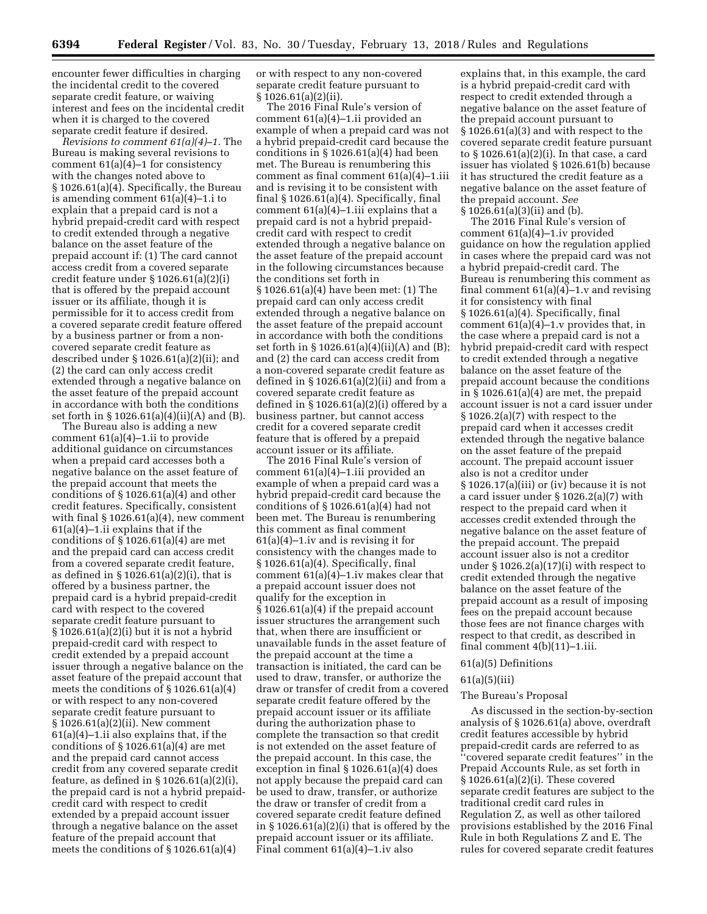encounter fewer difficulties in charging the incidental credit to the covered separate credit feature, or waiving interest and fees on the incidental credit when it is charged to the covered separate credit feature if desired.

*Revisions to comment 61(a)(4)–1.* The Bureau is making several revisions to comment 61(a)(4)–1 for consistency with the changes noted above to § 1026.61(a)(4). Specifically, the Bureau is amending comment 61(a)(4)–1.i to explain that a prepaid card is not a hybrid prepaid-credit card with respect to credit extended through a negative balance on the asset feature of the prepaid account if: (1) The card cannot access credit from a covered separate credit feature under § 1026.61(a)(2)(i) that is offered by the prepaid account issuer or its affiliate, though it is permissible for it to access credit from a covered separate credit feature offered by a business partner or from a non-covered separate credit feature as described under § 1026.61(a)(2)(ii); and (2) the card can only access credit extended through a negative balance on the asset feature of the prepaid account in accordance with both the conditions set forth in § 1026.61(a)(4)(ii)(A) and (B).

The Bureau also is adding a new comment 61(a)(4)–1.ii to provide additional guidance on circumstances when a prepaid card accesses both a negative balance on the asset feature of the prepaid account that meets the conditions of § 1026.61(a)(4) and other credit features. Specifically, consistent with final § 1026.61(a)(4), new comment 61(a)(4)–1.ii explains that if the conditions of § 1026.61(a)(4) are met and the prepaid card can access credit from a covered separate credit feature, as defined in § 1026.61(a)(2)(i), that is offered by a business partner, the prepaid card is a hybrid prepaid-credit card with respect to the covered separate credit feature pursuant to § 1026.61(a)(2)(i) but it is not a hybrid prepaid-credit card with respect to credit extended by a prepaid account issuer through a negative balance on the asset feature of the prepaid account that meets the conditions of § 1026.61(a)(4) or with respect to any non-covered separate credit feature pursuant to § 1026.61(a)(2)(ii). New comment 61(a)(4)–1.ii also explains that, if the conditions of § 1026.61(a)(4) are met and the prepaid card cannot access credit from any covered separate credit feature, as defined in § 1026.61(a)(2)(i), the prepaid card is not a hybrid prepaid-credit card with respect to credit extended by a prepaid account issuer through a negative balance on the asset feature of the prepaid account that meets the conditions of § 1026.61(a)(4) or with respect to any non-covered separate credit feature pursuant to § 1026.61(a)(2)(ii).

The 2016 Final Rule's version of comment 61(a)(4)–1.ii provided an example of when a prepaid card was not a hybrid prepaid-credit card because the conditions in § 1026.61(a)(4) had been met. The Bureau is renumbering this comment as final comment 61(a)(4)–1.iii and is revising it to be consistent with final § 1026.61(a)(4). Specifically, final comment 61(a)(4)–1.iii explains that a prepaid card is not a hybrid prepaid-credit card with respect to credit extended through a negative balance on the asset feature of the prepaid account in the following circumstances because the conditions set forth in § 1026.61(a)(4) have been met: (1) The prepaid card can only access credit extended through a negative balance on the asset feature of the prepaid account in accordance with both the conditions set forth in § 1026.61(a)(4)(ii)(A) and (B); and (2) the card can access credit from a non-covered separate credit feature as defined in § 1026.61(a)(2)(ii) and from a covered separate credit feature as defined in § 1026.61(a)(2)(i) offered by a business partner, but cannot access credit for a covered separate credit feature that is offered by a prepaid account issuer or its affiliate.

The 2016 Final Rule's version of comment 61(a)(4)–1.iii provided an example of when a prepaid card was a hybrid prepaid-credit card because the conditions of § 1026.61(a)(4) had not been met. The Bureau is renumbering this comment as final comment 61(a)(4)–1.iv and is revising it for consistency with the changes made to § 1026.61(a)(4). Specifically, final comment 61(a)(4)–1.iv makes clear that a prepaid account issuer does not qualify for the exception in § 1026.61(a)(4) if the prepaid account issuer structures the arrangement such that, when there are insufficient or unavailable funds in the asset feature of the prepaid account at the time a transaction is initiated, the card can be used to draw, transfer, or authorize the draw or transfer of credit from a covered separate credit feature offered by the prepaid account issuer or its affiliate during the authorization phase to complete the transaction so that credit is not extended on the asset feature of the prepaid account. In this case, the exception in final § 1026.61(a)(4) does not apply because the prepaid card can be used to draw, transfer, or authorize the draw or transfer of credit from a covered separate credit feature defined in § 1026.61(a)(2)(i) that is offered by the prepaid account issuer or its affiliate. Final comment 61(a)(4)–1.iv also explains that, in this example, the card is a hybrid prepaid-credit card with respect to credit extended through a negative balance on the asset feature of the prepaid account pursuant to § 1026.61(a)(3) and with respect to the covered separate credit feature pursuant to § 1026.61(a)(2)(i). In that case, a card issuer has violated § 1026.61(b) because it has structured the credit feature as a negative balance on the asset feature of the prepaid account. *See* § 1026.61(a)(3)(ii) and (b).

The 2016 Final Rule's version of comment 61(a)(4)–1.iv provided guidance on how the regulation applied in cases where the prepaid card was not a hybrid prepaid-credit card. The Bureau is renumbering this comment as final comment 61(a)(4)–1.v and revising it for consistency with final § 1026.61(a)(4). Specifically, final comment 61(a)(4)–1.v provides that, in the case where a prepaid card is not a hybrid prepaid-credit card with respect to credit extended through a negative balance on the asset feature of the prepaid account because the conditions in § 1026.61(a)(4) are met, the prepaid account issuer is not a card issuer under § 1026.2(a)(7) with respect to the prepaid card when it accesses credit extended through the negative balance on the asset feature of the prepaid account. The prepaid account issuer also is not a creditor under § 1026.17(a)(iii) or (iv) because it is not a card issuer under § 1026.2(a)(7) with respect to the prepaid card when it accesses credit extended through the negative balance on the asset feature of the prepaid account. The prepaid account issuer also is not a creditor under § 1026.2(a)(17)(i) with respect to credit extended through the negative balance on the asset feature of the prepaid account as a result of imposing fees on the prepaid account because those fees are not finance charges with respect to that credit, as described in final comment 4(b)(11)–1.iii.

61(a)(5) Definitions

61(a)(5)(iii)

The Bureau's Proposal

As discussed in the section-by-section analysis of § 1026.61(a) above, overdraft credit features accessible by hybrid prepaid-credit cards are referred to as "covered separate credit features" in the Prepaid Accounts Rule, as set forth in § 1026.61(a)(2)(i). These covered separate credit features are subject to the traditional credit card rules in Regulation Z, as well as other tailored provisions established by the 2016 Final Rule in both Regulations Z and E. The rules for covered separate credit features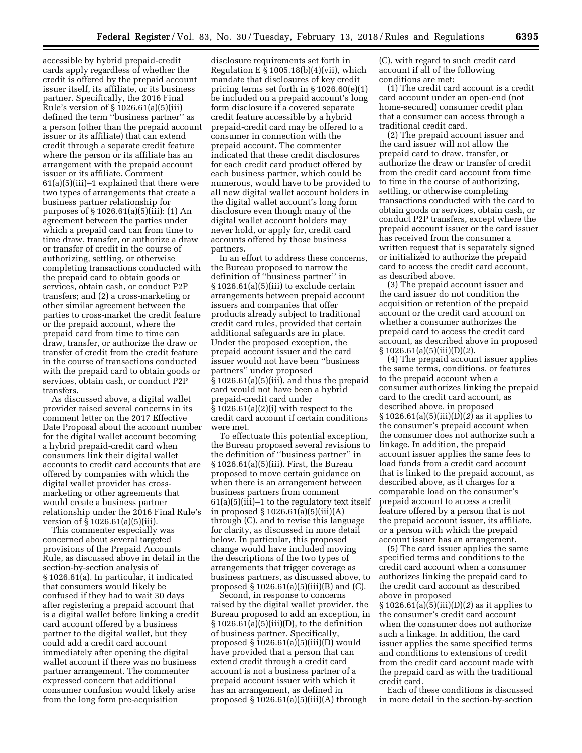accessible by hybrid prepaid-credit cards apply regardless of whether the credit is offered by the prepaid account issuer itself, its affiliate, or its business partner. Specifically, the 2016 Final Rule's version of § 1026.61(a)(5)(iii) defined the term ''business partner'' as a person (other than the prepaid account issuer or its affiliate) that can extend credit through a separate credit feature where the person or its affiliate has an arrangement with the prepaid account issuer or its affiliate. Comment 61(a)(5)(iii)–1 explained that there were two types of arrangements that create a business partner relationship for purposes of § 1026.61(a)(5)(iii): (1) An agreement between the parties under which a prepaid card can from time to time draw, transfer, or authorize a draw or transfer of credit in the course of authorizing, settling, or otherwise completing transactions conducted with the prepaid card to obtain goods or services, obtain cash, or conduct P2P transfers; and (2) a cross-marketing or other similar agreement between the parties to cross-market the credit feature or the prepaid account, where the prepaid card from time to time can draw, transfer, or authorize the draw or transfer of credit from the credit feature in the course of transactions conducted with the prepaid card to obtain goods or services, obtain cash, or conduct P2P transfers.

As discussed above, a digital wallet provider raised several concerns in its comment letter on the 2017 Effective Date Proposal about the account number for the digital wallet account becoming a hybrid prepaid-credit card when consumers link their digital wallet accounts to credit card accounts that are offered by companies with which the digital wallet provider has cross-marketing or other agreements that would create a business partner relationship under the 2016 Final Rule's version of § 1026.61(a)(5)(iii).

This commenter especially was concerned about several targeted provisions of the Prepaid Accounts Rule, as discussed above in detail in the section-by-section analysis of § 1026.61(a). In particular, it indicated that consumers would likely be confused if they had to wait 30 days after registering a prepaid account that is a digital wallet before linking a credit card account offered by a business partner to the digital wallet, but they could add a credit card account immediately after opening the digital wallet account if there was no business partner arrangement. The commenter expressed concern that additional consumer confusion would likely arise from the long form pre-acquisition disclosure requirements set forth in Regulation E § 1005.18(b)(4)(vii), which mandate that disclosures of key credit pricing terms set forth in § 1026.60(e)(1) be included on a prepaid account's long form disclosure if a covered separate credit feature accessible by a hybrid prepaid-credit card may be offered to a consumer in connection with the prepaid account. The commenter indicated that these credit disclosures for each credit card product offered by each business partner, which could be numerous, would have to be provided to all new digital wallet account holders in the digital wallet account's long form disclosure even though many of the digital wallet account holders may never hold, or apply for, credit card accounts offered by those business partners.

In an effort to address these concerns, the Bureau proposed to narrow the definition of ''business partner'' in § 1026.61(a)(5)(iii) to exclude certain arrangements between prepaid account issuers and companies that offer products already subject to traditional credit card rules, provided that certain additional safeguards are in place. Under the proposed exception, the prepaid account issuer and the card issuer would not have been ''business partners'' under proposed § 1026.61(a)(5)(iii), and thus the prepaid card would not have been a hybrid prepaid-credit card under § 1026.61(a)(2)(i) with respect to the credit card account if certain conditions were met.

To effectuate this potential exception, the Bureau proposed several revisions to the definition of ''business partner'' in § 1026.61(a)(5)(iii). First, the Bureau proposed to move certain guidance on when there is an arrangement between business partners from comment 61(a)(5)(iii)–1 to the regulatory text itself in proposed § 1026.61(a)(5)(iii)(A) through (C), and to revise this language for clarity, as discussed in more detail below. In particular, this proposed change would have included moving the descriptions of the two types of arrangements that trigger coverage as business partners, as discussed above, to proposed § 1026.61(a)(5)(iii)(B) and (C).

Second, in response to concerns raised by the digital wallet provider, the Bureau proposed to add an exception, in § 1026.61(a)(5)(iii)(D), to the definition of business partner. Specifically, proposed § 1026.61(a)(5)(iii)(D) would have provided that a person that can extend credit through a credit card account is not a business partner of a prepaid account issuer with which it has an arrangement, as defined in proposed § 1026.61(a)(5)(iii)(A) through (C), with regard to such credit card account if all of the following conditions are met:

(1) The credit card account is a credit card account under an open-end (not home-secured) consumer credit plan that a consumer can access through a traditional credit card.

(2) The prepaid account issuer and the card issuer will not allow the prepaid card to draw, transfer, or authorize the draw or transfer of credit from the credit card account from time to time in the course of authorizing, settling, or otherwise completing transactions conducted with the card to obtain goods or services, obtain cash, or conduct P2P transfers, except where the prepaid account issuer or the card issuer has received from the consumer a written request that is separately signed or initialized to authorize the prepaid card to access the credit card account, as described above.

(3) The prepaid account issuer and the card issuer do not condition the acquisition or retention of the prepaid account or the credit card account on whether a consumer authorizes the prepaid card to access the credit card account, as described above in proposed § 1026.61(a)(5)(iii)(D)(*2*).

(4) The prepaid account issuer applies the same terms, conditions, or features to the prepaid account when a consumer authorizes linking the prepaid card to the credit card account, as described above, in proposed § 1026.61(a)(5)(iii)(D)(*2*) as it applies to the consumer's prepaid account when the consumer does not authorize such a linkage. In addition, the prepaid account issuer applies the same fees to load funds from a credit card account that is linked to the prepaid account, as described above, as it charges for a comparable load on the consumer's prepaid account to access a credit feature offered by a person that is not the prepaid account issuer, its affiliate, or a person with which the prepaid account issuer has an arrangement.

(5) The card issuer applies the same specified terms and conditions to the credit card account when a consumer authorizes linking the prepaid card to the credit card account as described above in proposed § 1026.61(a)(5)(iii)(D)(*2*) as it applies to the consumer's credit card account when the consumer does not authorize such a linkage. In addition, the card issuer applies the same specified terms and conditions to extensions of credit from the credit card account made with the prepaid card as with the traditional credit card.

Each of these conditions is discussed in more detail in the section-by-section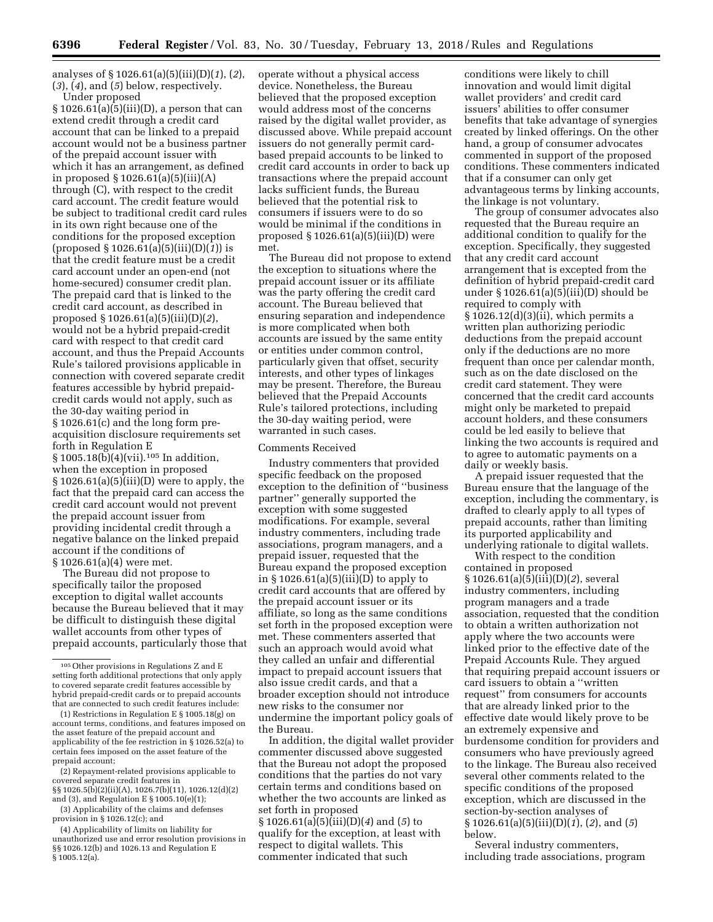analyses of § 1026.61(a)(5)(iii)(D)(*1*), (*2*), (*3*), (*4*), and (*5*) below, respectively.

Under proposed § 1026.61(a)(5)(iii)(D), a person that can extend credit through a credit card account that can be linked to a prepaid account would not be a business partner of the prepaid account issuer with which it has an arrangement, as defined in proposed § 1026.61(a)(5)(iii)(A) through (C), with respect to the credit card account. The credit feature would be subject to traditional credit card rules in its own right because one of the conditions for the proposed exception (proposed § 1026.61(a)(5)(iii)(D)(*1*)) is that the credit feature must be a credit card account under an open-end (not home-secured) consumer credit plan. The prepaid card that is linked to the credit card account, as described in proposed § 1026.61(a)(5)(iii)(D)(*2*), would not be a hybrid prepaid-credit card with respect to that credit card account, and thus the Prepaid Accounts Rule's tailored provisions applicable in connection with covered separate credit features accessible by hybrid prepaid-credit cards would not apply, such as the 30-day waiting period in § 1026.61(c) and the long form pre-acquisition disclosure requirements set forth in Regulation E § 1005.18(b)(4)(vii).[105] In addition, when the exception in proposed § 1026.61(a)(5)(iii)(D) were to apply, the fact that the prepaid card can access the credit card account would not prevent the prepaid account issuer from providing incidental credit through a negative balance on the linked prepaid account if the conditions of § 1026.61(a)(4) were met.

The Bureau did not propose to specifically tailor the proposed exception to digital wallet accounts because the Bureau believed that it may be difficult to distinguish these digital wallet accounts from other types of prepaid accounts, particularly those that operate without a physical access device. Nonetheless, the Bureau believed that the proposed exception would address most of the concerns raised by the digital wallet provider, as discussed above. While prepaid account issuers do not generally permit card-based prepaid accounts to be linked to credit card accounts in order to back up transactions where the prepaid account lacks sufficient funds, the Bureau believed that the potential risk to consumers if issuers were to do so would be minimal if the conditions in proposed § 1026.61(a)(5)(iii)(D) were met.

The Bureau did not propose to extend the exception to situations where the prepaid account issuer or its affiliate was the party offering the credit card account. The Bureau believed that ensuring separation and independence is more complicated when both accounts are issued by the same entity or entities under common control, particularly given that offset, security interests, and other types of linkages may be present. Therefore, the Bureau believed that the Prepaid Accounts Rule's tailored protections, including the 30-day waiting period, were warranted in such cases.

Comments Received

Industry commenters that provided specific feedback on the proposed exception to the definition of "business partner" generally supported the exception with some suggested modifications. For example, several industry commenters, including trade associations, program managers, and a prepaid issuer, requested that the Bureau expand the proposed exception in § 1026.61(a)(5)(iii)(D) to apply to credit card accounts that are offered by the prepaid account issuer or its affiliate, so long as the same conditions set forth in the proposed exception were met. These commenters asserted that such an approach would avoid what they called an unfair and differential impact to prepaid account issuers that also issue credit cards, and that a broader exception should not introduce new risks to the consumer nor undermine the important policy goals of the Bureau.

In addition, the digital wallet provider commenter discussed above suggested that the Bureau not adopt the proposed conditions that the parties do not vary certain terms and conditions based on whether the two accounts are linked as set forth in proposed § 1026.61(a)(5)(iii)(D)(*4*) and (*5*) to qualify for the exception, at least with respect to digital wallets. This commenter indicated that such conditions were likely to chill innovation and would limit digital wallet providers' and credit card issuers' abilities to offer consumer benefits that take advantage of synergies created by linked offerings. On the other hand, a group of consumer advocates commented in support of the proposed conditions. These commenters indicated that if a consumer can only get advantageous terms by linking accounts, the linkage is not voluntary.

The group of consumer advocates also requested that the Bureau require an additional condition to qualify for the exception. Specifically, they suggested that any credit card account arrangement that is excepted from the definition of hybrid prepaid-credit card under § 1026.61(a)(5)(iii)(D) should be required to comply with § 1026.12(d)(3)(ii), which permits a written plan authorizing periodic deductions from the prepaid account only if the deductions are no more frequent than once per calendar month, such as on the date disclosed on the credit card statement. They were concerned that the credit card accounts might only be marketed to prepaid account holders, and these consumers could be led easily to believe that linking the two accounts is required and to agree to automatic payments on a daily or weekly basis.

A prepaid issuer requested that the Bureau ensure that the language of the exception, including the commentary, is drafted to clearly apply to all types of prepaid accounts, rather than limiting its purported applicability and underlying rationale to digital wallets.

With respect to the condition contained in proposed § 1026.61(a)(5)(iii)(D)(*2*), several industry commenters, including program managers and a trade association, requested that the condition to obtain a written authorization not apply where the two accounts were linked prior to the effective date of the Prepaid Accounts Rule. They argued that requiring prepaid account issuers or card issuers to obtain a "written request" from consumers for accounts that are already linked prior to the effective date would likely prove to be an extremely expensive and burdensome condition for providers and consumers who have previously agreed to the linkage. The Bureau also received several other comments related to the specific conditions of the proposed exception, which are discussed in the section-by-section analyses of § 1026.61(a)(5)(iii)(D)(*1*), (*2*), and (*5*) below.

Several industry commenters, including trade associations, program

---

[105] Other provisions in Regulations Z and E setting forth additional protections that only apply to covered separate credit features accessible by hybrid prepaid-credit cards or to prepaid accounts that are connected to such credit features include:

(1) Restrictions in Regulation E § 1005.18(g) on account terms, conditions, and features imposed on the asset feature of the prepaid account and applicability of the fee restriction in § 1026.52(a) to certain fees imposed on the asset feature of the prepaid account;

(2) Repayment-related provisions applicable to covered separate credit features in §§ 1026.5(b)(2)(ii)(A), 1026.7(b)(11), 1026.12(d)(2) and (3), and Regulation E § 1005.10(e)(1);

(3) Applicability of the claims and defenses provision in § 1026.12(c); and

(4) Applicability of limits on liability for unauthorized use and error resolution provisions in §§ 1026.12(b) and 1026.13 and Regulation E § 1005.12(a).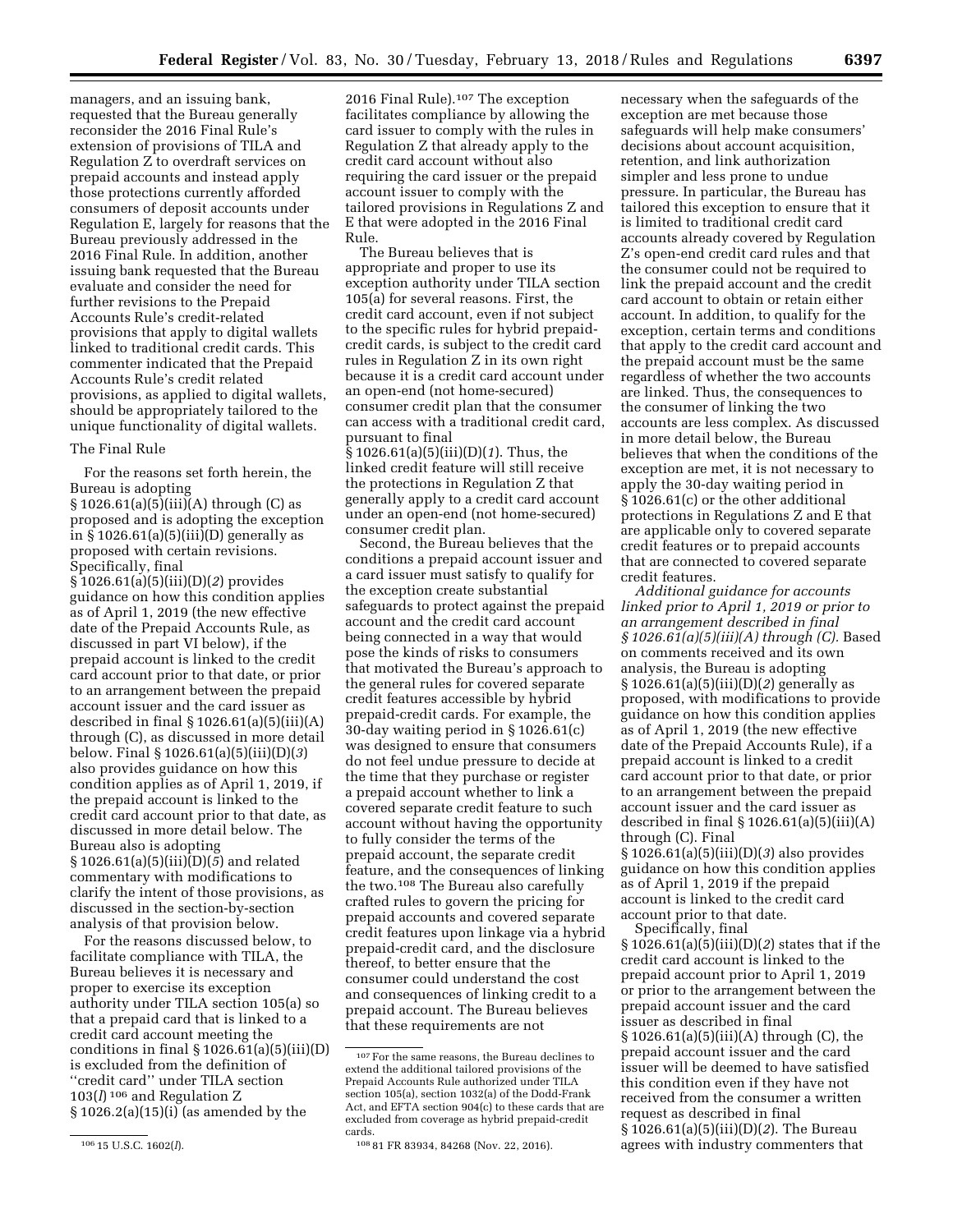managers, and an issuing bank, requested that the Bureau generally reconsider the 2016 Final Rule's extension of provisions of TILA and Regulation Z to overdraft services on prepaid accounts and instead apply those protections currently afforded consumers of deposit accounts under Regulation E, largely for reasons that the Bureau previously addressed in the 2016 Final Rule. In addition, another issuing bank requested that the Bureau evaluate and consider the need for further revisions to the Prepaid Accounts Rule's credit-related provisions that apply to digital wallets linked to traditional credit cards. This commenter indicated that the Prepaid Accounts Rule's credit related provisions, as applied to digital wallets, should be appropriately tailored to the unique functionality of digital wallets.

The Final Rule

For the reasons set forth herein, the Bureau is adopting § 1026.61(a)(5)(iii)(A) through (C) as proposed and is adopting the exception in § 1026.61(a)(5)(iii)(D) generally as proposed with certain revisions. Specifically, final § 1026.61(a)(5)(iii)(D)(*2*) provides guidance on how this condition applies as of April 1, 2019 (the new effective date of the Prepaid Accounts Rule, as discussed in part VI below), if the prepaid account is linked to the credit card account prior to that date, or prior to an arrangement between the prepaid account issuer and the card issuer as described in final § 1026.61(a)(5)(iii)(A) through (C), as discussed in more detail below. Final § 1026.61(a)(5)(iii)(D)(*3*) also provides guidance on how this condition applies as of April 1, 2019, if the prepaid account is linked to the credit card account prior to that date, as discussed in more detail below. The Bureau also is adopting § 1026.61(a)(5)(iii)(D)(*5*) and related commentary with modifications to clarify the intent of those provisions, as discussed in the section-by-section analysis of that provision below.

For the reasons discussed below, to facilitate compliance with TILA, the Bureau believes it is necessary and proper to exercise its exception authority under TILA section 105(a) so that a prepaid card that is linked to a credit card account meeting the conditions in final § 1026.61(a)(5)(iii)(D) is excluded from the definition of ''credit card'' under TILA section 103(*l*)[106] and Regulation Z § 1026.2(a)(15)(i) (as amended by the 2016 Final Rule).[107] The exception facilitates compliance by allowing the card issuer to comply with the rules in Regulation Z that already apply to the credit card account without also requiring the card issuer or the prepaid account issuer to comply with the tailored provisions in Regulations Z and E that were adopted in the 2016 Final Rule.

The Bureau believes that is appropriate and proper to use its exception authority under TILA section 105(a) for several reasons. First, the credit card account, even if not subject to the specific rules for hybrid prepaid-credit cards, is subject to the credit card rules in Regulation Z in its own right because it is a credit card account under an open-end (not home-secured) consumer credit plan that the consumer can access with a traditional credit card, pursuant to final § 1026.61(a)(5)(iii)(D)(*1*). Thus, the linked credit feature will still receive the protections in Regulation Z that generally apply to a credit card account under an open-end (not home-secured) consumer credit plan.

Second, the Bureau believes that the conditions a prepaid account issuer and a card issuer must satisfy to qualify for the exception create substantial safeguards to protect against the prepaid account and the credit card account being connected in a way that would pose the kinds of risks to consumers that motivated the Bureau's approach to the general rules for covered separate credit features accessible by hybrid prepaid-credit cards. For example, the 30-day waiting period in § 1026.61(c) was designed to ensure that consumers do not feel undue pressure to decide at the time that they purchase or register a prepaid account whether to link a covered separate credit feature to such account without having the opportunity to fully consider the terms of the prepaid account, the separate credit feature, and the consequences of linking the two.[108] The Bureau also carefully crafted rules to govern the pricing for prepaid accounts and covered separate credit features upon linkage via a hybrid prepaid-credit card, and the disclosure thereof, to better ensure that the consumer could understand the cost and consequences of linking credit to a prepaid account. The Bureau believes that these requirements are not necessary when the safeguards of the exception are met because those safeguards will help make consumers' decisions about account acquisition, retention, and link authorization simpler and less prone to undue pressure. In particular, the Bureau has tailored this exception to ensure that it is limited to traditional credit card accounts already covered by Regulation Z's open-end credit card rules and that the consumer could not be required to link the prepaid account and the credit card account to obtain or retain either account. In addition, to qualify for the exception, certain terms and conditions that apply to the credit card account and the prepaid account must be the same regardless of whether the two accounts are linked. Thus, the consequences to the consumer of linking the two accounts are less complex. As discussed in more detail below, the Bureau believes that when the conditions of the exception are met, it is not necessary to apply the 30-day waiting period in § 1026.61(c) or the other additional protections in Regulations Z and E that are applicable only to covered separate credit features or to prepaid accounts that are connected to covered separate credit features.

*Additional guidance for accounts linked prior to April 1, 2019 or prior to an arrangement described in final § 1026.61(a)(5)(iii)(A) through (C).* Based on comments received and its own analysis, the Bureau is adopting § 1026.61(a)(5)(iii)(D)(*2*) generally as proposed, with modifications to provide guidance on how this condition applies as of April 1, 2019 (the new effective date of the Prepaid Accounts Rule), if a prepaid account is linked to a credit card account prior to that date, or prior to an arrangement between the prepaid account issuer and the card issuer as described in final § 1026.61(a)(5)(iii)(A) through (C). Final § 1026.61(a)(5)(iii)(D)(*3*) also provides guidance on how this condition applies as of April 1, 2019 if the prepaid account is linked to the credit card account prior to that date.

Specifically, final § 1026.61(a)(5)(iii)(D)(*2*) states that if the credit card account is linked to the prepaid account prior to April 1, 2019 or prior to the arrangement between the prepaid account issuer and the card issuer as described in final § 1026.61(a)(5)(iii)(A) through (C), the prepaid account issuer and the card issuer will be deemed to have satisfied this condition even if they have not received from the consumer a written request as described in final § 1026.61(a)(5)(iii)(D)(*2*). The Bureau agrees with industry commenters that

---

[106] 15 U.S.C. 1602(*l*).

[107] For the same reasons, the Bureau declines to extend the additional tailored provisions of the Prepaid Accounts Rule authorized under TILA section 105(a), section 1032(a) of the Dodd-Frank Act, and EFTA section 904(c) to these cards that are excluded from coverage as hybrid prepaid-credit cards.

[108] 81 FR 83934, 84268 (Nov. 22, 2016).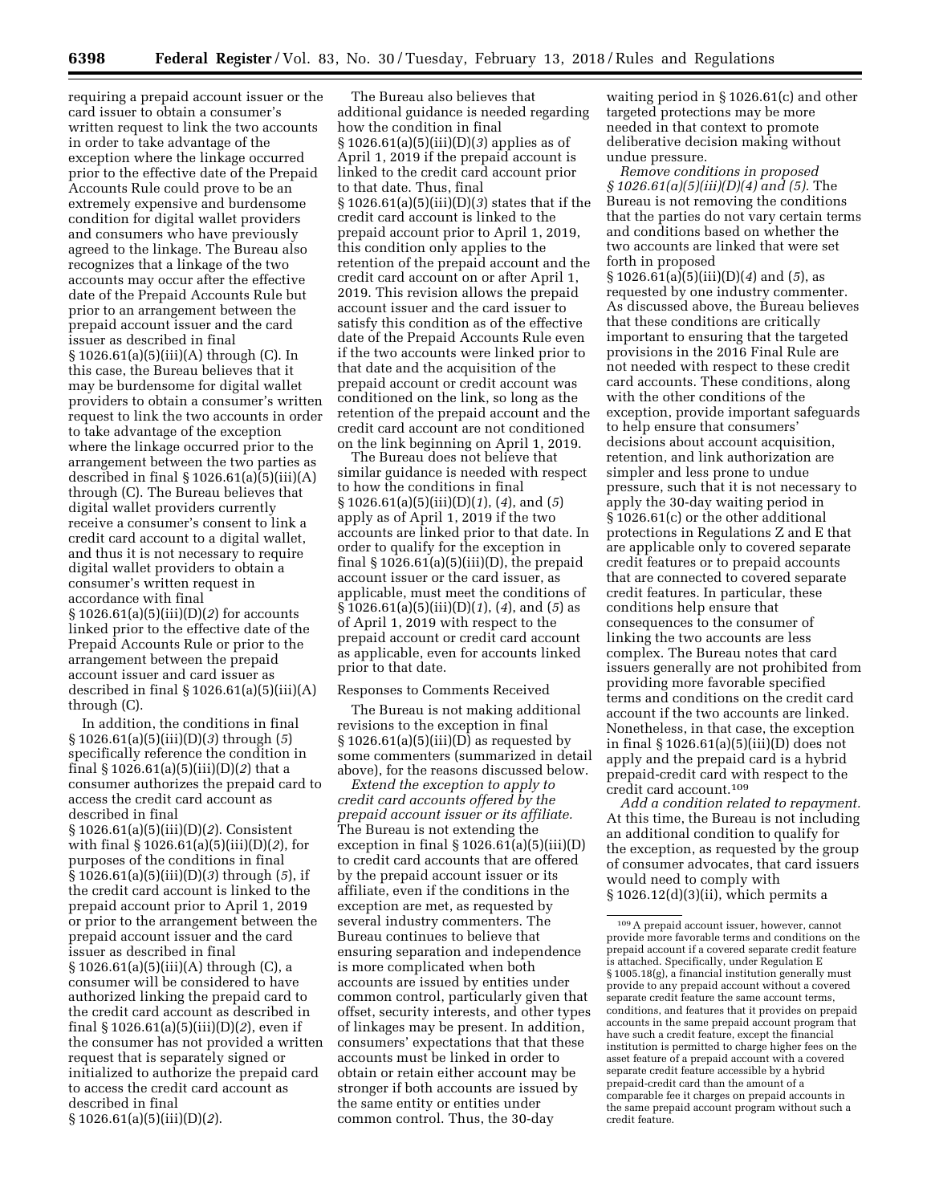requiring a prepaid account issuer or the card issuer to obtain a consumer's written request to link the two accounts in order to take advantage of the exception where the linkage occurred prior to the effective date of the Prepaid Accounts Rule could prove to be an extremely expensive and burdensome condition for digital wallet providers and consumers who have previously agreed to the linkage. The Bureau also recognizes that a linkage of the two accounts may occur after the effective date of the Prepaid Accounts Rule but prior to an arrangement between the prepaid account issuer and the card issuer as described in final § 1026.61(a)(5)(iii)(A) through (C). In this case, the Bureau believes that it may be burdensome for digital wallet providers to obtain a consumer's written request to link the two accounts in order to take advantage of the exception where the linkage occurred prior to the arrangement between the two parties as described in final § 1026.61(a)(5)(iii)(A) through (C). The Bureau believes that digital wallet providers currently receive a consumer's consent to link a credit card account to a digital wallet, and thus it is not necessary to require digital wallet providers to obtain a consumer's written request in accordance with final § 1026.61(a)(5)(iii)(D)(*2*) for accounts linked prior to the effective date of the Prepaid Accounts Rule or prior to the arrangement between the prepaid account issuer and card issuer as described in final § 1026.61(a)(5)(iii)(A) through (C).

In addition, the conditions in final § 1026.61(a)(5)(iii)(D)(*3*) through (*5*) specifically reference the condition in final § 1026.61(a)(5)(iii)(D)(*2*) that a consumer authorizes the prepaid card to access the credit card account as described in final § 1026.61(a)(5)(iii)(D)(*2*). Consistent with final § 1026.61(a)(5)(iii)(D)(*2*), for purposes of the conditions in final § 1026.61(a)(5)(iii)(D)(*3*) through (*5*), if the credit card account is linked to the prepaid account prior to April 1, 2019 or prior to the arrangement between the prepaid account issuer and the card issuer as described in final § 1026.61(a)(5)(iii)(A) through (C), a consumer will be considered to have authorized linking the prepaid card to the credit card account as described in final § 1026.61(a)(5)(iii)(D)(*2*), even if the consumer has not provided a written request that is separately signed or initialized to authorize the prepaid card to access the credit card account as described in final § 1026.61(a)(5)(iii)(D)(*2*).

The Bureau also believes that additional guidance is needed regarding how the condition in final § 1026.61(a)(5)(iii)(D)(*3*) applies as of April 1, 2019 if the prepaid account is linked to the credit card account prior to that date. Thus, final § 1026.61(a)(5)(iii)(D)(*3*) states that if the credit card account is linked to the prepaid account prior to April 1, 2019, this condition only applies to the retention of the prepaid account and the credit card account on or after April 1, 2019. This revision allows the prepaid account issuer and the card issuer to satisfy this condition as of the effective date of the Prepaid Accounts Rule even if the two accounts were linked prior to that date and the acquisition of the prepaid account or credit account was conditioned on the link, so long as the retention of the prepaid account and the credit card account are not conditioned on the link beginning on April 1, 2019.

The Bureau does not believe that similar guidance is needed with respect to how the conditions in final § 1026.61(a)(5)(iii)(D)(*1*), (*4*), and (*5*) apply as of April 1, 2019 if the two accounts are linked prior to that date. In order to qualify for the exception in final § 1026.61(a)(5)(iii)(D), the prepaid account issuer or the card issuer, as applicable, must meet the conditions of § 1026.61(a)(5)(iii)(D)(*1*), (*4*), and (*5*) as of April 1, 2019 with respect to the prepaid account or credit card account as applicable, even for accounts linked prior to that date.

Responses to Comments Received

The Bureau is not making additional revisions to the exception in final § 1026.61(a)(5)(iii)(D) as requested by some commenters (summarized in detail above), for the reasons discussed below.

*Extend the exception to apply to credit card accounts offered by the prepaid account issuer or its affiliate.* The Bureau is not extending the exception in final § 1026.61(a)(5)(iii)(D) to credit card accounts that are offered by the prepaid account issuer or its affiliate, even if the conditions in the exception are met, as requested by several industry commenters. The Bureau continues to believe that ensuring separation and independence is more complicated when both accounts are issued by entities under common control, particularly given that offset, security interests, and other types of linkages may be present. In addition, consumers' expectations that that these accounts must be linked in order to obtain or retain either account may be stronger if both accounts are issued by the same entity or entities under common control. Thus, the 30-day waiting period in § 1026.61(c) and other targeted protections may be more needed in that context to promote deliberative decision making without undue pressure.

*Remove conditions in proposed § 1026.61(a)(5)(iii)(D)(4) and (5).* The Bureau is not removing the conditions that the parties do not vary certain terms and conditions based on whether the two accounts are linked that were set forth in proposed § 1026.61(a)(5)(iii)(D)(*4*) and (*5*), as requested by one industry commenter. As discussed above, the Bureau believes that these conditions are critically important to ensuring that the targeted provisions in the 2016 Final Rule are not needed with respect to these credit card accounts. These conditions, along with the other conditions of the exception, provide important safeguards to help ensure that consumers' decisions about account acquisition, retention, and link authorization are simpler and less prone to undue pressure, such that it is not necessary to apply the 30-day waiting period in § 1026.61(c) or the other additional protections in Regulations Z and E that are applicable only to covered separate credit features or to prepaid accounts that are connected to covered separate credit features. In particular, these conditions help ensure that consequences to the consumer of linking the two accounts are less complex. The Bureau notes that card issuers generally are not prohibited from providing more favorable specified terms and conditions on the credit card account if the two accounts are linked. Nonetheless, in that case, the exception in final § 1026.61(a)(5)(iii)(D) does not apply and the prepaid card is a hybrid prepaid-credit card with respect to the credit card account.[109]

*Add a condition related to repayment.* At this time, the Bureau is not including an additional condition to qualify for the exception, as requested by the group of consumer advocates, that card issuers would need to comply with § 1026.12(d)(3)(ii), which permits a

[109] A prepaid account issuer, however, cannot provide more favorable terms and conditions on the prepaid account if a covered separate credit feature is attached. Specifically, under Regulation E § 1005.18(g), a financial institution generally must provide to any prepaid account without a covered separate credit feature the same account terms, conditions, and features that it provides on prepaid accounts in the same prepaid account program that have such a credit feature, except the financial institution is permitted to charge higher fees on the asset feature of a prepaid account with a covered separate credit feature accessible by a hybrid prepaid-credit card than the amount of a comparable fee it charges on prepaid accounts in the same prepaid account program without such a credit feature.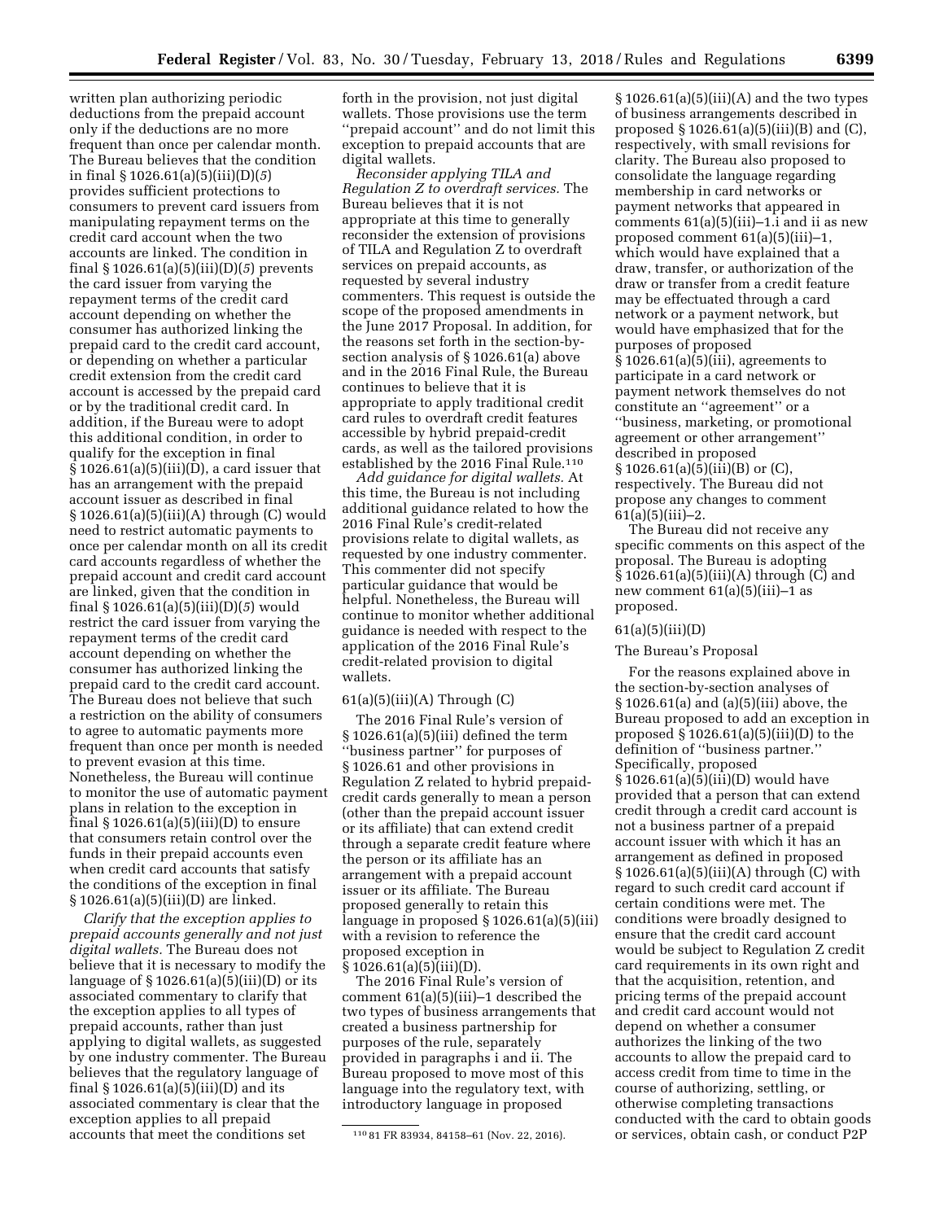written plan authorizing periodic deductions from the prepaid account only if the deductions are no more frequent than once per calendar month. The Bureau believes that the condition in final § 1026.61(a)(5)(iii)(D)(*5*) provides sufficient protections to consumers to prevent card issuers from manipulating repayment terms on the credit card account when the two accounts are linked. The condition in final § 1026.61(a)(5)(iii)(D)(*5*) prevents the card issuer from varying the repayment terms of the credit card account depending on whether the consumer has authorized linking the prepaid card to the credit card account, or depending on whether a particular credit extension from the credit card account is accessed by the prepaid card or by the traditional credit card. In addition, if the Bureau were to adopt this additional condition, in order to qualify for the exception in final § 1026.61(a)(5)(iii)(D), a card issuer that has an arrangement with the prepaid account issuer as described in final § 1026.61(a)(5)(iii)(A) through (C) would need to restrict automatic payments to once per calendar month on all its credit card accounts regardless of whether the prepaid account and credit card account are linked, given that the condition in final § 1026.61(a)(5)(iii)(D)(*5*) would restrict the card issuer from varying the repayment terms of the credit card account depending on whether the consumer has authorized linking the prepaid card to the credit card account. The Bureau does not believe that such a restriction on the ability of consumers to agree to automatic payments more frequent than once per month is needed to prevent evasion at this time. Nonetheless, the Bureau will continue to monitor the use of automatic payment plans in relation to the exception in final § 1026.61(a)(5)(iii)(D) to ensure that consumers retain control over the funds in their prepaid accounts even when credit card accounts that satisfy the conditions of the exception in final § 1026.61(a)(5)(iii)(D) are linked.

*Clarify that the exception applies to prepaid accounts generally and not just digital wallets.* The Bureau does not believe that it is necessary to modify the language of § 1026.61(a)(5)(iii)(D) or its associated commentary to clarify that the exception applies to all types of prepaid accounts, rather than just applying to digital wallets, as suggested by one industry commenter. The Bureau believes that the regulatory language of final § 1026.61(a)(5)(iii)(D) and its associated commentary is clear that the exception applies to all prepaid accounts that meet the conditions set forth in the provision, not just digital wallets. Those provisions use the term ''prepaid account'' and do not limit this exception to prepaid accounts that are digital wallets.

*Reconsider applying TILA and Regulation Z to overdraft services.* The Bureau believes that it is not appropriate at this time to generally reconsider the extension of provisions of TILA and Regulation Z to overdraft services on prepaid accounts, as requested by several industry commenters. This request is outside the scope of the proposed amendments in the June 2017 Proposal. In addition, for the reasons set forth in the section-by-section analysis of § 1026.61(a) above and in the 2016 Final Rule, the Bureau continues to believe that it is appropriate to apply traditional credit card rules to overdraft credit features accessible by hybrid prepaid-credit cards, as well as the tailored provisions established by the 2016 Final Rule.[110]

*Add guidance for digital wallets.* At this time, the Bureau is not including additional guidance related to how the 2016 Final Rule's credit-related provisions relate to digital wallets, as requested by one industry commenter. This commenter did not specify particular guidance that would be helpful. Nonetheless, the Bureau will continue to monitor whether additional guidance is needed with respect to the application of the 2016 Final Rule's credit-related provision to digital wallets.

### 61(a)(5)(iii)(A) Through (C)

The 2016 Final Rule's version of § 1026.61(a)(5)(iii) defined the term ''business partner'' for purposes of § 1026.61 and other provisions in Regulation Z related to hybrid prepaid-credit cards generally to mean a person (other than the prepaid account issuer or its affiliate) that can extend credit through a separate credit feature where the person or its affiliate has an arrangement with a prepaid account issuer or its affiliate. The Bureau proposed generally to retain this language in proposed § 1026.61(a)(5)(iii) with a revision to reference the proposed exception in § 1026.61(a)(5)(iii)(D).

The 2016 Final Rule's version of comment 61(a)(5)(iii)–1 described the two types of business arrangements that created a business partnership for purposes of the rule, separately provided in paragraphs i and ii. The Bureau proposed to move most of this language into the regulatory text, with introductory language in proposed § 1026.61(a)(5)(iii)(A) and the two types of business arrangements described in proposed § 1026.61(a)(5)(iii)(B) and (C), respectively, with small revisions for clarity. The Bureau also proposed to consolidate the language regarding membership in card networks or payment networks that appeared in comments 61(a)(5)(iii)–1.i and ii as new proposed comment 61(a)(5)(iii)–1, which would have explained that a draw, transfer, or authorization of the draw or transfer from a credit feature may be effectuated through a card network or a payment network, but would have emphasized that for the purposes of proposed § 1026.61(a)(5)(iii), agreements to participate in a card network or payment network themselves do not constitute an ''agreement'' or a ''business, marketing, or promotional agreement or other arrangement'' described in proposed § 1026.61(a)(5)(iii)(B) or (C), respectively. The Bureau did not propose any changes to comment 61(a)(5)(iii)–2.

The Bureau did not receive any specific comments on this aspect of the proposal. The Bureau is adopting § 1026.61(a)(5)(iii)(A) through (C) and new comment 61(a)(5)(iii)–1 as proposed.

### 61(a)(5)(iii)(D)

#### The Bureau's Proposal

For the reasons explained above in the section-by-section analyses of § 1026.61(a) and (a)(5)(iii) above, the Bureau proposed to add an exception in proposed § 1026.61(a)(5)(iii)(D) to the definition of ''business partner.'' Specifically, proposed § 1026.61(a)(5)(iii)(D) would have provided that a person that can extend credit through a credit card account is not a business partner of a prepaid account issuer with which it has an arrangement as defined in proposed § 1026.61(a)(5)(iii)(A) through (C) with regard to such credit card account if certain conditions were met. The conditions were broadly designed to ensure that the credit card account would be subject to Regulation Z credit card requirements in its own right and that the acquisition, retention, and pricing terms of the prepaid account and credit card account would not depend on whether a consumer authorizes the linking of the two accounts to allow the prepaid card to access credit from time to time in the course of authorizing, settling, or otherwise completing transactions conducted with the card to obtain goods or services, obtain cash, or conduct P2P

[110] 81 FR 83934, 84158–61 (Nov. 22, 2016).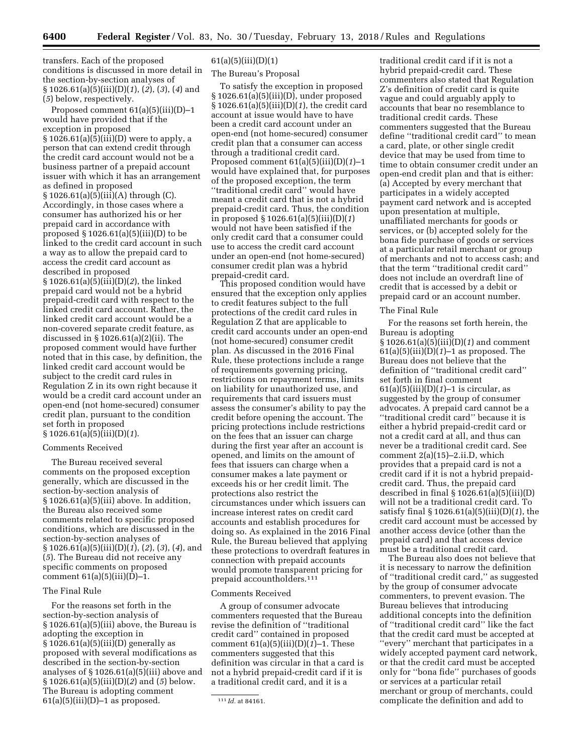transfers. Each of the proposed conditions is discussed in more detail in the section-by-section analyses of § 1026.61(a)(5)(iii)(D)(*1*), (*2*), (*3*), (*4*) and (*5*) below, respectively.

Proposed comment 61(a)(5)(iii)(D)–1 would have provided that if the exception in proposed § 1026.61(a)(5)(iii)(D) were to apply, a person that can extend credit through the credit card account would not be a business partner of a prepaid account issuer with which it has an arrangement as defined in proposed § 1026.61(a)(5)(iii)(A) through (C). Accordingly, in those cases where a consumer has authorized his or her prepaid card in accordance with proposed § 1026.61(a)(5)(iii)(D) to be linked to the credit card account in such a way as to allow the prepaid card to access the credit card account as described in proposed § 1026.61(a)(5)(iii)(D)(*2*), the linked prepaid card would not be a hybrid prepaid-credit card with respect to the linked credit card account. Rather, the linked credit card account would be a non-covered separate credit feature, as discussed in § 1026.61(a)(2)(ii). The proposed comment would have further noted that in this case, by definition, the linked credit card account would be subject to the credit card rules in Regulation Z in its own right because it would be a credit card account under an open-end (not home-secured) consumer credit plan, pursuant to the condition set forth in proposed § 1026.61(a)(5)(iii)(D)(*1*).

Comments Received

The Bureau received several comments on the proposed exception generally, which are discussed in the section-by-section analysis of § 1026.61(a)(5)(iii) above. In addition, the Bureau also received some comments related to specific proposed conditions, which are discussed in the section-by-section analyses of § 1026.61(a)(5)(iii)(D)(*1*), (*2*), (*3*), (*4*), and (*5*). The Bureau did not receive any specific comments on proposed comment 61(a)(5)(iii)(D)–1.

The Final Rule

For the reasons set forth in the section-by-section analysis of § 1026.61(a)(5)(iii) above, the Bureau is adopting the exception in § 1026.61(a)(5)(iii)(D) generally as proposed with several modifications as described in the section-by-section analyses of § 1026.61(a)(5)(iii) above and § 1026.61(a)(5)(iii)(D)(*2*) and (*5*) below. The Bureau is adopting comment 61(a)(5)(iii)(D)–1 as proposed.

61(a)(5)(iii)(D)(*1*)

The Bureau's Proposal

To satisfy the exception in proposed § 1026.61(a)(5)(iii)(D), under proposed § 1026.61(a)(5)(iii)(D)(*1*), the credit card account at issue would have to have been a credit card account under an open-end (not home-secured) consumer credit plan that a consumer can access through a traditional credit card. Proposed comment 61(a)(5)(iii)(D)(*1*)–1 would have explained that, for purposes of the proposed exception, the term ''traditional credit card'' would have meant a credit card that is not a hybrid prepaid-credit card. Thus, the condition in proposed § 1026.61(a)(5)(iii)(D)(*1*) would not have been satisfied if the only credit card that a consumer could use to access the credit card account under an open-end (not home-secured) consumer credit plan was a hybrid prepaid-credit card.

This proposed condition would have ensured that the exception only applies to credit features subject to the full protections of the credit card rules in Regulation Z that are applicable to credit card accounts under an open-end (not home-secured) consumer credit plan. As discussed in the 2016 Final Rule, these protections include a range of requirements governing pricing, restrictions on repayment terms, limits on liability for unauthorized use, and requirements that card issuers must assess the consumer's ability to pay the credit before opening the account. The pricing protections include restrictions on the fees that an issuer can charge during the first year after an account is opened, and limits on the amount of fees that issuers can charge when a consumer makes a late payment or exceeds his or her credit limit. The protections also restrict the circumstances under which issuers can increase interest rates on credit card accounts and establish procedures for doing so. As explained in the 2016 Final Rule, the Bureau believed that applying these protections to overdraft features in connection with prepaid accounts would promote transparent pricing for prepaid accountholders.[111]

Comments Received

A group of consumer advocate commenters requested that the Bureau revise the definition of ''traditional credit card'' contained in proposed comment 61(a)(5)(iii)(D)(*1*)–1. These commenters suggested that this definition was circular in that a card is not a hybrid prepaid-credit card if it is a traditional credit card, and it is a traditional credit card if it is not a hybrid prepaid-credit card. These commenters also stated that Regulation Z's definition of credit card is quite vague and could arguably apply to accounts that bear no resemblance to traditional credit cards. These commenters suggested that the Bureau define ''traditional credit card'' to mean a card, plate, or other single credit device that may be used from time to time to obtain consumer credit under an open-end credit plan and that is either: (a) Accepted by every merchant that participates in a widely accepted payment card network and is accepted upon presentation at multiple, unaffiliated merchants for goods or services, or (b) accepted solely for the bona fide purchase of goods or services at a particular retail merchant or group of merchants and not to access cash; and that the term ''traditional credit card'' does not include an overdraft line of credit that is accessed by a debit or prepaid card or an account number.

The Final Rule

For the reasons set forth herein, the Bureau is adopting § 1026.61(a)(5)(iii)(D)(*1*) and comment 61(a)(5)(iii)(D)(*1*)–1 as proposed. The Bureau does not believe that the definition of ''traditional credit card'' set forth in final comment 61(a)(5)(iii)(D)(*1*)–1 is circular, as suggested by the group of consumer advocates. A prepaid card cannot be a ''traditional credit card'' because it is either a hybrid prepaid-credit card or not a credit card at all, and thus can never be a traditional credit card. See comment 2(a)(15)–2.ii.D, which provides that a prepaid card is not a credit card if it is not a hybrid prepaid-credit card. Thus, the prepaid card described in final § 1026.61(a)(5)(iii)(D) will not be a traditional credit card. To satisfy final § 1026.61(a)(5)(iii)(D)(*1*), the credit card account must be accessed by another access device (other than the prepaid card) and that access device must be a traditional credit card.

The Bureau also does not believe that it is necessary to narrow the definition of ''traditional credit card,'' as suggested by the group of consumer advocate commenters, to prevent evasion. The Bureau believes that introducing additional concepts into the definition of ''traditional credit card'' like the fact that the credit card must be accepted at ''every'' merchant that participates in a widely accepted payment card network, or that the credit card must be accepted only for ''bona fide'' purchases of goods or services at a particular retail merchant or group of merchants, could complicate the definition and add to

[111] *Id.* at 84161.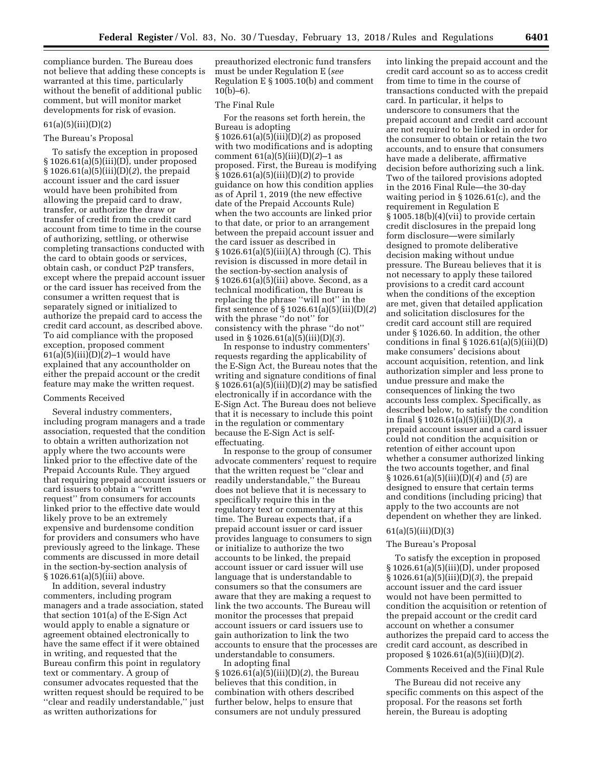compliance burden. The Bureau does not believe that adding these concepts is warranted at this time, particularly without the benefit of additional public comment, but will monitor market developments for risk of evasion.

61(a)(5)(iii)(D)(2)

The Bureau's Proposal

To satisfy the exception in proposed § 1026.61(a)(5)(iii)(D), under proposed § 1026.61(a)(5)(iii)(D)(*2*), the prepaid account issuer and the card issuer would have been prohibited from allowing the prepaid card to draw, transfer, or authorize the draw or transfer of credit from the credit card account from time to time in the course of authorizing, settling, or otherwise completing transactions conducted with the card to obtain goods or services, obtain cash, or conduct P2P transfers, except where the prepaid account issuer or the card issuer has received from the consumer a written request that is separately signed or initialized to authorize the prepaid card to access the credit card account, as described above. To aid compliance with the proposed exception, proposed comment 61(a)(5)(iii)(D)(*2*)–1 would have explained that any accountholder on either the prepaid account or the credit feature may make the written request.

Comments Received

Several industry commenters, including program managers and a trade association, requested that the condition to obtain a written authorization not apply where the two accounts were linked prior to the effective date of the Prepaid Accounts Rule. They argued that requiring prepaid account issuers or card issuers to obtain a ''written request'' from consumers for accounts linked prior to the effective date would likely prove to be an extremely expensive and burdensome condition for providers and consumers who have previously agreed to the linkage. These comments are discussed in more detail in the section-by-section analysis of § 1026.61(a)(5)(iii) above.

In addition, several industry commenters, including program managers and a trade association, stated that section 101(a) of the E-Sign Act would apply to enable a signature or agreement obtained electronically to have the same effect if it were obtained in writing, and requested that the Bureau confirm this point in regulatory text or commentary. A group of consumer advocates requested that the written request should be required to be ''clear and readily understandable,'' just as written authorizations for preauthorized electronic fund transfers must be under Regulation E (*see* Regulation E § 1005.10(b) and comment 10(b)–6).

The Final Rule

For the reasons set forth herein, the Bureau is adopting § 1026.61(a)(5)(iii)(D)(*2*) as proposed with two modifications and is adopting comment 61(a)(5)(iii)(D)(*2*)–1 as proposed. First, the Bureau is modifying § 1026.61(a)(5)(iii)(D)(*2*) to provide guidance on how this condition applies as of April 1, 2019 (the new effective date of the Prepaid Accounts Rule) when the two accounts are linked prior to that date, or prior to an arrangement between the prepaid account issuer and the card issuer as described in § 1026.61(a)(5)(iii)(A) through (C). This revision is discussed in more detail in the section-by-section analysis of § 1026.61(a)(5)(iii) above. Second, as a technical modification, the Bureau is replacing the phrase ''will not'' in the first sentence of § 1026.61(a)(5)(iii)(D)(*2*) with the phrase ''do not'' for consistency with the phrase ''do not'' used in § 1026.61(a)(5)(iii)(D)(*3*).

In response to industry commenters' requests regarding the applicability of the E-Sign Act, the Bureau notes that the writing and signature conditions of final § 1026.61(a)(5)(iii)(D)(*2*) may be satisfied electronically if in accordance with the E-Sign Act. The Bureau does not believe that it is necessary to include this point in the regulation or commentary because the E-Sign Act is self-effectuating.

In response to the group of consumer advocate commenters' request to require that the written request be ''clear and readily understandable,'' the Bureau does not believe that it is necessary to specifically require this in the regulatory text or commentary at this time. The Bureau expects that, if a prepaid account issuer or card issuer provides language to consumers to sign or initialize to authorize the two accounts to be linked, the prepaid account issuer or card issuer will use language that is understandable to consumers so that the consumers are aware that they are making a request to link the two accounts. The Bureau will monitor the processes that prepaid account issuers or card issuers use to gain authorization to link the two accounts to ensure that the processes are understandable to consumers.

In adopting final § 1026.61(a)(5)(iii)(D)(*2*), the Bureau believes that this condition, in combination with others described further below, helps to ensure that consumers are not unduly pressured into linking the prepaid account and the credit card account so as to access credit from time to time in the course of transactions conducted with the prepaid card. In particular, it helps to underscore to consumers that the prepaid account and credit card account are not required to be linked in order for the consumer to obtain or retain the two accounts, and to ensure that consumers have made a deliberate, affirmative decision before authorizing such a link. Two of the tailored provisions adopted in the 2016 Final Rule—the 30-day waiting period in § 1026.61(c), and the requirement in Regulation E § 1005.18(b)(4)(vii) to provide certain credit disclosures in the prepaid long form disclosure—were similarly designed to promote deliberative decision making without undue pressure. The Bureau believes that it is not necessary to apply these tailored provisions to a credit card account when the conditions of the exception are met, given that detailed application and solicitation disclosures for the credit card account still are required under § 1026.60. In addition, the other conditions in final § 1026.61(a)(5)(iii)(D) make consumers' decisions about account acquisition, retention, and link authorization simpler and less prone to undue pressure and make the consequences of linking the two accounts less complex. Specifically, as described below, to satisfy the condition in final § 1026.61(a)(5)(iii)(D)(*3*), a prepaid account issuer and a card issuer could not condition the acquisition or retention of either account upon whether a consumer authorized linking the two accounts together, and final § 1026.61(a)(5)(iii)(D)(*4*) and (*5*) are designed to ensure that certain terms and conditions (including pricing) that apply to the two accounts are not dependent on whether they are linked.

61(a)(5)(iii)(D)(3)

The Bureau's Proposal

To satisfy the exception in proposed § 1026.61(a)(5)(iii)(D), under proposed § 1026.61(a)(5)(iii)(D)(*3*), the prepaid account issuer and the card issuer would not have been permitted to condition the acquisition or retention of the prepaid account or the credit card account on whether a consumer authorizes the prepaid card to access the credit card account, as described in proposed § 1026.61(a)(5)(iii)(D)(*2*).

Comments Received and the Final Rule

The Bureau did not receive any specific comments on this aspect of the proposal. For the reasons set forth herein, the Bureau is adopting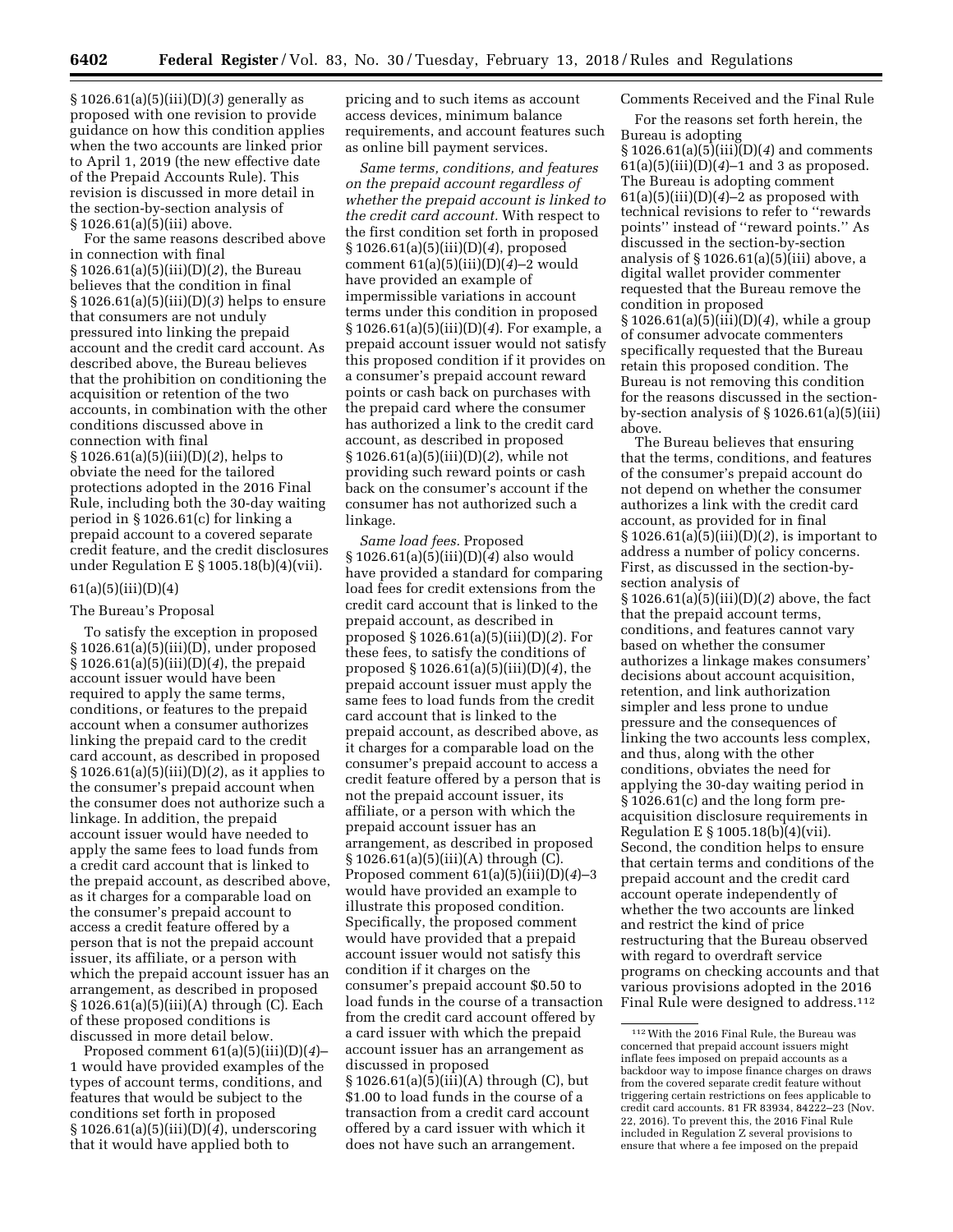§ 1026.61(a)(5)(iii)(D)(*3*) generally as proposed with one revision to provide guidance on how this condition applies when the two accounts are linked prior to April 1, 2019 (the new effective date of the Prepaid Accounts Rule). This revision is discussed in more detail in the section-by-section analysis of § 1026.61(a)(5)(iii) above.

For the same reasons described above in connection with final § 1026.61(a)(5)(iii)(D)(*2*), the Bureau believes that the condition in final § 1026.61(a)(5)(iii)(D)(*3*) helps to ensure that consumers are not unduly pressured into linking the prepaid account and the credit card account. As described above, the Bureau believes that the prohibition on conditioning the acquisition or retention of the two accounts, in combination with the other conditions discussed above in connection with final § 1026.61(a)(5)(iii)(D)(*2*), helps to obviate the need for the tailored protections adopted in the 2016 Final Rule, including both the 30-day waiting period in § 1026.61(c) for linking a prepaid account to a covered separate credit feature, and the credit disclosures under Regulation E § 1005.18(b)(4)(vii).

61(a)(5)(iii)(D)(4)

The Bureau's Proposal

To satisfy the exception in proposed § 1026.61(a)(5)(iii)(D), under proposed § 1026.61(a)(5)(iii)(D)(*4*), the prepaid account issuer would have been required to apply the same terms, conditions, or features to the prepaid account when a consumer authorizes linking the prepaid card to the credit card account, as described in proposed § 1026.61(a)(5)(iii)(D)(*2*), as it applies to the consumer's prepaid account when the consumer does not authorize such a linkage. In addition, the prepaid account issuer would have needed to apply the same fees to load funds from a credit card account that is linked to the prepaid account, as described above, as it charges for a comparable load on the consumer's prepaid account to access a credit feature offered by a person that is not the prepaid account issuer, its affiliate, or a person with which the prepaid account issuer has an arrangement, as described in proposed § 1026.61(a)(5)(iii)(A) through (C). Each of these proposed conditions is discussed in more detail below.

Proposed comment 61(a)(5)(iii)(D)(*4*)–1 would have provided examples of the types of account terms, conditions, and features that would be subject to the conditions set forth in proposed § 1026.61(a)(5)(iii)(D)(*4*), underscoring that it would have applied both to pricing and to such items as account access devices, minimum balance requirements, and account features such as online bill payment services.

*Same terms, conditions, and features on the prepaid account regardless of whether the prepaid account is linked to the credit card account.* With respect to the first condition set forth in proposed § 1026.61(a)(5)(iii)(D)(*4*), proposed comment 61(a)(5)(iii)(D)(*4*)–2 would have provided an example of impermissible variations in account terms under this condition in proposed § 1026.61(a)(5)(iii)(D)(*4*). For example, a prepaid account issuer would not satisfy this proposed condition if it provides on a consumer's prepaid account reward points or cash back on purchases with the prepaid card where the consumer has authorized a link to the credit card account, as described in proposed § 1026.61(a)(5)(iii)(D)(*2*), while not providing such reward points or cash back on the consumer's account if the consumer has not authorized such a linkage.

*Same load fees.* Proposed § 1026.61(a)(5)(iii)(D)(*4*) also would have provided a standard for comparing load fees for credit extensions from the credit card account that is linked to the prepaid account, as described in proposed § 1026.61(a)(5)(iii)(D)(*2*). For these fees, to satisfy the conditions of proposed § 1026.61(a)(5)(iii)(D)(*4*), the prepaid account issuer must apply the same fees to load funds from the credit card account that is linked to the prepaid account, as described above, as it charges for a comparable load on the consumer's prepaid account to access a credit feature offered by a person that is not the prepaid account issuer, its affiliate, or a person with which the prepaid account issuer has an arrangement, as described in proposed § 1026.61(a)(5)(iii)(A) through (C). Proposed comment 61(a)(5)(iii)(D)(*4*)–3 would have provided an example to illustrate this proposed condition. Specifically, the proposed comment would have provided that a prepaid account issuer would not satisfy this condition if it charges on the consumer's prepaid account $0.50 to load funds in the course of a transaction from the credit card account offered by a card issuer with which the prepaid account issuer has an arrangement as discussed in proposed § 1026.61(a)(5)(iii)(A) through (C), but $1.00 to load funds in the course of a transaction from a credit card account offered by a card issuer with which it does not have such an arrangement.

Comments Received and the Final Rule

For the reasons set forth herein, the Bureau is adopting § 1026.61(a)(5)(iii)(D)(*4*) and comments 61(a)(5)(iii)(D)(*4*)–1 and 3 as proposed. The Bureau is adopting comment 61(a)(5)(iii)(D)(*4*)–2 as proposed with technical revisions to refer to "rewards points" instead of "reward points." As discussed in the section-by-section analysis of § 1026.61(a)(5)(iii) above, a digital wallet provider commenter requested that the Bureau remove the condition in proposed § 1026.61(a)(5)(iii)(D)(*4*), while a group of consumer advocate commenters specifically requested that the Bureau retain this proposed condition. The Bureau is not removing this condition for the reasons discussed in the section-by-section analysis of § 1026.61(a)(5)(iii) above.

The Bureau believes that ensuring that the terms, conditions, and features of the consumer's prepaid account do not depend on whether the consumer authorizes a link with the credit card account, as provided for in final § 1026.61(a)(5)(iii)(D)(*2*), is important to address a number of policy concerns. First, as discussed in the section-by-section analysis of § 1026.61(a)(5)(iii)(D)(*2*) above, the fact that the prepaid account terms, conditions, and features cannot vary based on whether the consumer authorizes a linkage makes consumers' decisions about account acquisition, retention, and link authorization simpler and less prone to undue pressure and the consequences of linking the two accounts less complex, and thus, along with the other conditions, obviates the need for applying the 30-day waiting period in § 1026.61(c) and the long form pre-acquisition disclosure requirements in Regulation E § 1005.18(b)(4)(vii). Second, the condition helps to ensure that certain terms and conditions of the prepaid account and the credit card account operate independently of whether the two accounts are linked and restrict the kind of price restructuring that the Bureau observed with regard to overdraft service programs on checking accounts and that various provisions adopted in the 2016 Final Rule were designed to address.[112]

[112] With the 2016 Final Rule, the Bureau was concerned that prepaid account issuers might inflate fees imposed on prepaid accounts as a backdoor way to impose finance charges on draws from the covered separate credit feature without triggering certain restrictions on fees applicable to credit card accounts. 81 FR 83934, 84222–23 (Nov. 22, 2016). To prevent this, the 2016 Final Rule included in Regulation Z several provisions to ensure that where a fee imposed on the prepaid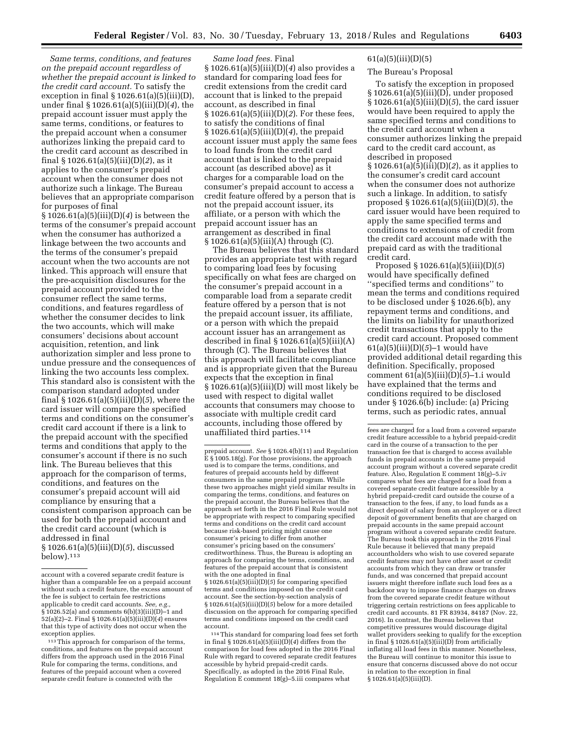*Same terms, conditions, and features on the prepaid account regardless of whether the prepaid account is linked to the credit card account.* To satisfy the exception in final § 1026.61(a)(5)(iii)(D), under final § 1026.61(a)(5)(iii)(D)(*4*), the prepaid account issuer must apply the same terms, conditions, or features to the prepaid account when a consumer authorizes linking the prepaid card to the credit card account as described in final § 1026.61(a)(5)(iii)(D)(*2*), as it applies to the consumer's prepaid account when the consumer does not authorize such a linkage. The Bureau believes that an appropriate comparison for purposes of final § 1026.61(a)(5)(iii)(D)(*4*) is between the terms of the consumer's prepaid account when the consumer has authorized a linkage between the two accounts and the terms of the consumer's prepaid account when the two accounts are not linked. This approach will ensure that the pre-acquisition disclosures for the prepaid account provided to the consumer reflect the same terms, conditions, and features regardless of whether the consumer decides to link the two accounts, which will make consumers' decisions about account acquisition, retention, and link authorization simpler and less prone to undue pressure and the consequences of linking the two accounts less complex. This standard also is consistent with the comparison standard adopted under final § 1026.61(a)(5)(iii)(D)(*5*), where the card issuer will compare the specified terms and conditions on the consumer's credit card account if there is a link to the prepaid account with the specified terms and conditions that apply to the consumer's account if there is no such link. The Bureau believes that this approach for the comparison of terms, conditions, and features on the consumer's prepaid account will aid compliance by ensuring that a consistent comparison approach can be used for both the prepaid account and the credit card account (which is addressed in final § 1026.61(a)(5)(iii)(D)(*5*), discussed below).[113]

*Same load fees.* Final § 1026.61(a)(5)(iii)(D)(*4*) also provides a standard for comparing load fees for credit extensions from the credit card account that is linked to the prepaid account, as described in final § 1026.61(a)(5)(iii)(D)(*2*). For these fees, to satisfy the conditions of final § 1026.61(a)(5)(iii)(D)(*4*), the prepaid account issuer must apply the same fees to load funds from the credit card account that is linked to the prepaid account (as described above) as it charges for a comparable load on the consumer's prepaid account to access a credit feature offered by a person that is not the prepaid account issuer, its affiliate, or a person with which the prepaid account issuer has an arrangement as described in final § 1026.61(a)(5)(iii)(A) through (C).

The Bureau believes that this standard provides an appropriate test with regard to comparing load fees by focusing specifically on what fees are charged on the consumer's prepaid account in a comparable load from a separate credit feature offered by a person that is not the prepaid account issuer, its affiliate, or a person with which the prepaid account issuer has an arrangement as described in final § 1026.61(a)(5)(iii)(A) through (C). The Bureau believes that this approach will facilitate compliance and is appropriate given that the Bureau expects that the exception in final § 1026.61(a)(5)(iii)(D) will most likely be used with respect to digital wallet accounts that consumers may choose to associate with multiple credit card accounts, including those offered by unaffiliated third parties.[114]

61(a)(5)(iii)(D)(5)

The Bureau's Proposal

To satisfy the exception in proposed § 1026.61(a)(5)(iii)(D), under proposed § 1026.61(a)(5)(iii)(D)(*5*), the card issuer would have been required to apply the same specified terms and conditions to the credit card account when a consumer authorizes linking the prepaid card to the credit card account, as described in proposed § 1026.61(a)(5)(iii)(D)(*2*), as it applies to the consumer's credit card account when the consumer does not authorize such a linkage. In addition, to satisfy proposed § 1026.61(a)(5)(iii)(D)(*5*), the card issuer would have been required to apply the same specified terms and conditions to extensions of credit from the credit card account made with the prepaid card as with the traditional credit card.

Proposed § 1026.61(a)(5)(iii)(D)(*5*) would have specifically defined ''specified terms and conditions'' to mean the terms and conditions required to be disclosed under § 1026.6(b), any repayment terms and conditions, and the limits on liability for unauthorized credit transactions that apply to the credit card account. Proposed comment 61(a)(5)(iii)(D)(*5*)–1 would have provided additional detail regarding this definition. Specifically, proposed comment 61(a)(5)(iii)(D)(*5*)–1.i would have explained that the terms and conditions required to be disclosed under § 1026.6(b) include: (a) Pricing terms, such as periodic rates, annual

---

account with a covered separate credit feature is higher than a comparable fee on a prepaid account without such a credit feature, the excess amount of the fee is subject to certain fee restrictions applicable to credit card accounts. *See, e.g.,* § 1026.52(a) and comments 6(b)(3)(iii)(D)–1 and 52(a)(2)–2. Final § 1026.61(a)(5)(iii)(D)(*4*) ensures that this type of activity does not occur when the exception applies.

[113] This approach for comparison of the terms, conditions, and features on the prepaid account differs from the approach used in the 2016 Final Rule for comparing the terms, conditions, and features of the prepaid account when a covered separate credit feature is connected with the prepaid account. *See* § 1026.4(b)(11) and Regulation E § 1005.18(g). For those provisions, the approach used is to compare the terms, conditions, and features of prepaid accounts held by different consumers in the same prepaid program. While these two approaches might yield similar results in comparing the terms, conditions, and features on the prepaid account, the Bureau believes that the approach set forth in the 2016 Final Rule would not be appropriate with respect to comparing specified terms and conditions on the credit card account because risk-based pricing might cause one consumer's pricing to differ from another consumer's pricing based on the consumers' creditworthiness. Thus, the Bureau is adopting an approach for comparing the terms, conditions, and features of the prepaid account that is consistent with the one adopted in final § 1026.61(a)(5)(iii)(D)(*5*) for comparing specified terms and conditions imposed on the credit card account. See the section-by-section analysis of § 1026.61(a)(5)(iii)(D)(*5*) below for a more detailed discussion on the approach for comparing specified terms and conditions imposed on the credit card account.

[114] This standard for comparing load fees set forth in final § 1026.61(a)(5)(iii)(D)(*4*) differs from the comparison for load fees adopted in the 2016 Final Rule with regard to covered separate credit features accessible by hybrid prepaid-credit cards. Specifically, as adopted in the 2016 Final Rule, Regulation E comment 18(g)–5.iii compares what fees are charged for a load from a covered separate credit feature accessible to a hybrid prepaid-credit card in the course of a transaction to the per transaction fee that is charged to access available funds in prepaid accounts in the same prepaid account program without a covered separate credit feature. Also, Regulation E comment 18(g)–5.iv compares what fees are charged for a load from a covered separate credit feature accessible by a hybrid prepaid-credit card outside the course of a transaction to the fees, if any, to load funds as a direct deposit of salary from an employer or a direct deposit of government benefits that are charged on prepaid accounts in the same prepaid account program without a covered separate credit feature. The Bureau took this approach in the 2016 Final Rule because it believed that many prepaid accountholders who wish to use covered separate credit features may not have other asset or credit accounts from which they can draw or transfer funds, and was concerned that prepaid account issuers might therefore inflate such load fees as a backdoor way to impose finance charges on draws from the covered separate credit feature without triggering certain restrictions on fees applicable to credit card accounts. 81 FR 83934, 84187 (Nov. 22, 2016). In contrast, the Bureau believes that competitive pressures would discourage digital wallet providers seeking to qualify for the exception in final § 1026.61(a)(5)(iii)(D) from artificially inflating all load fees in this manner. Nonetheless, the Bureau will continue to monitor this issue to ensure that concerns discussed above do not occur in relation to the exception in final § 1026.61(a)(5)(iii)(D).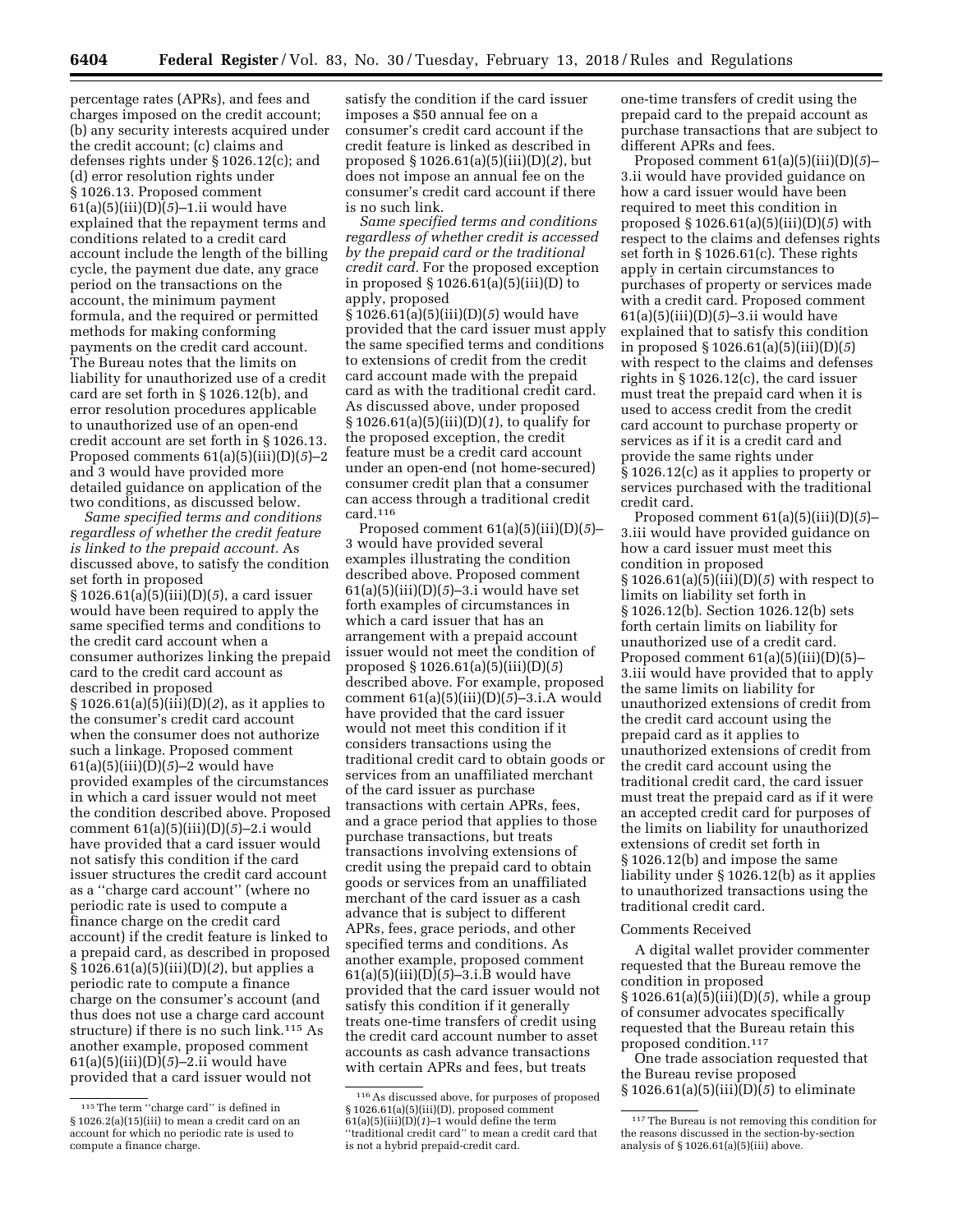percentage rates (APRs), and fees and charges imposed on the credit account; (b) any security interests acquired under the credit account; (c) claims and defenses rights under § 1026.12(c); and (d) error resolution rights under § 1026.13. Proposed comment 61(a)(5)(iii)(D)(*5*)–1.ii would have explained that the repayment terms and conditions related to a credit card account include the length of the billing cycle, the payment due date, any grace period on the transactions on the account, the minimum payment formula, and the required or permitted methods for making conforming payments on the credit card account. The Bureau notes that the limits on liability for unauthorized use of a credit card are set forth in § 1026.12(b), and error resolution procedures applicable to unauthorized use of an open-end credit account are set forth in § 1026.13. Proposed comments 61(a)(5)(iii)(D)(*5*)–2 and 3 would have provided more detailed guidance on application of the two conditions, as discussed below.

*Same specified terms and conditions regardless of whether the credit feature is linked to the prepaid account.* As discussed above, to satisfy the condition set forth in proposed § 1026.61(a)(5)(iii)(D)(*5*), a card issuer would have been required to apply the same specified terms and conditions to the credit card account when a consumer authorizes linking the prepaid card to the credit card account as described in proposed § 1026.61(a)(5)(iii)(D)(*2*), as it applies to the consumer's credit card account when the consumer does not authorize such a linkage. Proposed comment 61(a)(5)(iii)(D)(*5*)–2 would have provided examples of the circumstances in which a card issuer would not meet the condition described above. Proposed comment 61(a)(5)(iii)(D)(*5*)–2.i would have provided that a card issuer would not satisfy this condition if the card issuer structures the credit card account as a ''charge card account'' (where no periodic rate is used to compute a finance charge on the credit card account) if the credit feature is linked to a prepaid card, as described in proposed § 1026.61(a)(5)(iii)(D)(*2*), but applies a periodic rate to compute a finance charge on the consumer's account (and thus does not use a charge card account structure) if there is no such link.[115] As another example, proposed comment 61(a)(5)(iii)(D)(*5*)–2.ii would have provided that a card issuer would not satisfy the condition if the card issuer imposes a $50 annual fee on a consumer's credit card account if the credit feature is linked as described in proposed § 1026.61(a)(5)(iii)(D)(*2*), but does not impose an annual fee on the consumer's credit card account if there is no such link.

*Same specified terms and conditions regardless of whether credit is accessed by the prepaid card or the traditional credit card.* For the proposed exception in proposed § 1026.61(a)(5)(iii)(D) to apply, proposed § 1026.61(a)(5)(iii)(D)(*5*) would have provided that the card issuer must apply the same specified terms and conditions to extensions of credit from the credit card account made with the prepaid card as with the traditional credit card. As discussed above, under proposed § 1026.61(a)(5)(iii)(D)(*1*), to qualify for the proposed exception, the credit feature must be a credit card account under an open-end (not home-secured) consumer credit plan that a consumer can access through a traditional credit card.[116]

Proposed comment 61(a)(5)(iii)(D)(*5*)–3 would have provided several examples illustrating the condition described above. Proposed comment 61(a)(5)(iii)(D)(*5*)–3.i would have set forth examples of circumstances in which a card issuer that has an arrangement with a prepaid account issuer would not meet the condition of proposed § 1026.61(a)(5)(iii)(D)(*5*) described above. For example, proposed comment 61(a)(5)(iii)(D)(*5*)–3.i.A would have provided that the card issuer would not meet this condition if it considers transactions using the traditional credit card to obtain goods or services from an unaffiliated merchant of the card issuer as purchase transactions with certain APRs, fees, and a grace period that applies to those purchase transactions, but treats transactions involving extensions of credit using the prepaid card to obtain goods or services from an unaffiliated merchant of the card issuer as a cash advance that is subject to different APRs, fees, grace periods, and other specified terms and conditions. As another example, proposed comment 61(a)(5)(iii)(D)(*5*)–3.i.B would have provided that the card issuer would not satisfy this condition if it generally treats one-time transfers of credit using the credit card account number to asset accounts as cash advance transactions with certain APRs and fees, but treats one-time transfers of credit using the prepaid card to the prepaid account as purchase transactions that are subject to different APRs and fees.

Proposed comment 61(a)(5)(iii)(D)(*5*)–3.ii would have provided guidance on how a card issuer would have been required to meet this condition in proposed § 1026.61(a)(5)(iii)(D)(*5*) with respect to the claims and defenses rights set forth in § 1026.61(c). These rights apply in certain circumstances to purchases of property or services made with a credit card. Proposed comment 61(a)(5)(iii)(D)(*5*)–3.ii would have explained that to satisfy this condition in proposed § 1026.61(a)(5)(iii)(D)(*5*) with respect to the claims and defenses rights in § 1026.12(c), the card issuer must treat the prepaid card when it is used to access credit from the credit card account to purchase property or services as if it is a credit card and provide the same rights under § 1026.12(c) as it applies to property or services purchased with the traditional credit card.

Proposed comment 61(a)(5)(iii)(D)(*5*)–3.iii would have provided guidance on how a card issuer must meet this condition in proposed § 1026.61(a)(5)(iii)(D)(*5*) with respect to limits on liability set forth in § 1026.12(b). Section 1026.12(b) sets forth certain limits on liability for unauthorized use of a credit card. Proposed comment 61(a)(5)(iii)(D)(5)–3.iii would have provided that to apply the same limits on liability for unauthorized extensions of credit from the credit card account using the prepaid card as it applies to unauthorized extensions of credit from the credit card account using the traditional credit card, the card issuer must treat the prepaid card as if it were an accepted credit card for purposes of the limits on liability for unauthorized extensions of credit set forth in § 1026.12(b) and impose the same liability under § 1026.12(b) as it applies to unauthorized transactions using the traditional credit card.

Comments Received

A digital wallet provider commenter requested that the Bureau remove the condition in proposed § 1026.61(a)(5)(iii)(D)(*5*), while a group of consumer advocates specifically requested that the Bureau retain this proposed condition.[117]

One trade association requested that the Bureau revise proposed § 1026.61(a)(5)(iii)(D)(*5*) to eliminate

[115] The term ''charge card'' is defined in § 1026.2(a)(15)(iii) to mean a credit card on an account for which no periodic rate is used to compute a finance charge.

[116] As discussed above, for purposes of proposed § 1026.61(a)(5)(iii)(D), proposed comment 61(a)(5)(iii)(D)(*1*)–1 would define the term ''traditional credit card'' to mean a credit card that is not a hybrid prepaid-credit card.

[117] The Bureau is not removing this condition for the reasons discussed in the section-by-section analysis of § 1026.61(a)(5)(iii) above.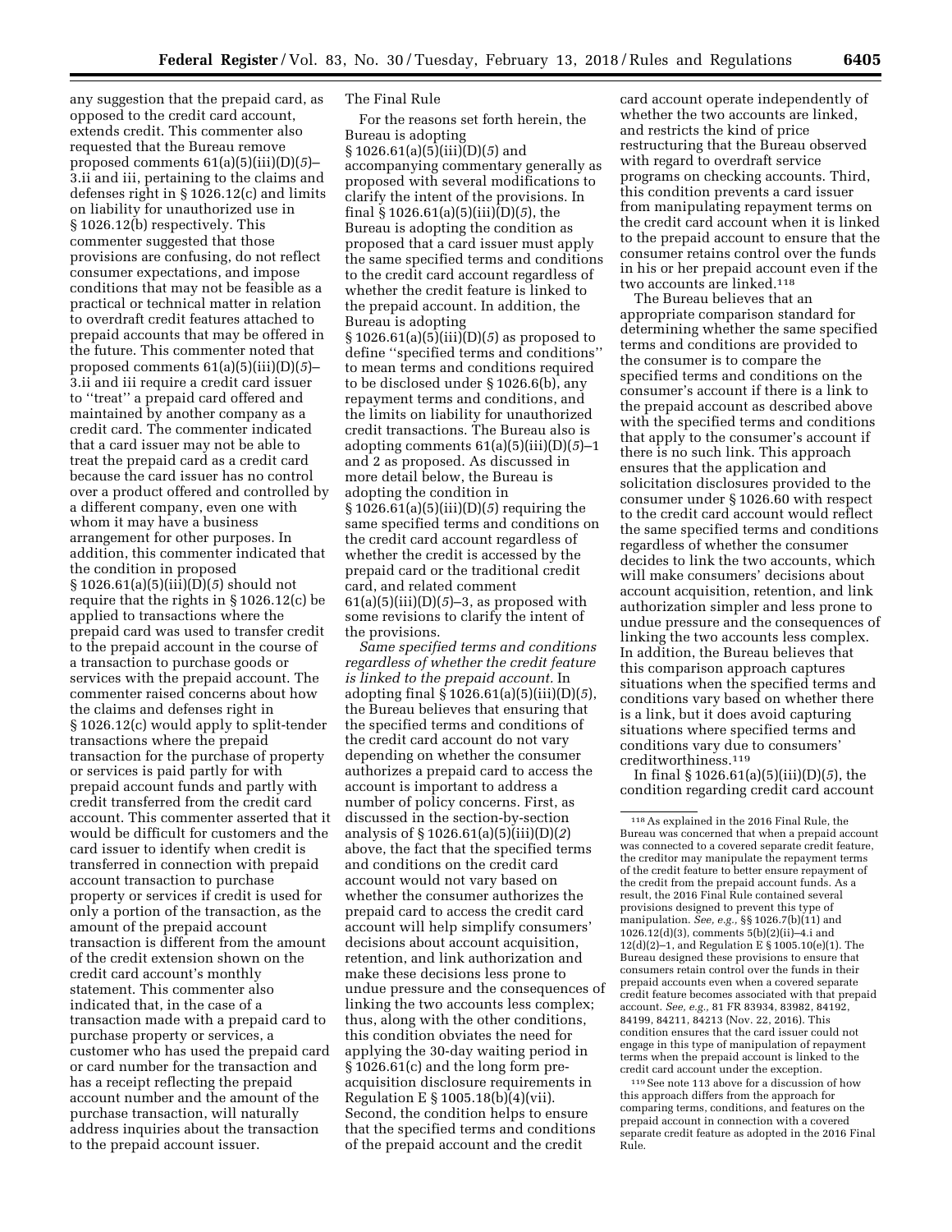any suggestion that the prepaid card, as opposed to the credit card account, extends credit. This commenter also requested that the Bureau remove proposed comments 61(a)(5)(iii)(D)(*5*)–3.ii and iii, pertaining to the claims and defenses right in § 1026.12(c) and limits on liability for unauthorized use in § 1026.12(b) respectively. This commenter suggested that those provisions are confusing, do not reflect consumer expectations, and impose conditions that may not be feasible as a practical or technical matter in relation to overdraft credit features attached to prepaid accounts that may be offered in the future. This commenter noted that proposed comments 61(a)(5)(iii)(D)(*5*)–3.ii and iii require a credit card issuer to ''treat'' a prepaid card offered and maintained by another company as a credit card. The commenter indicated that a card issuer may not be able to treat the prepaid card as a credit card because the card issuer has no control over a product offered and controlled by a different company, even one with whom it may have a business arrangement for other purposes. In addition, this commenter indicated that the condition in proposed § 1026.61(a)(5)(iii)(D)(*5*) should not require that the rights in § 1026.12(c) be applied to transactions where the prepaid card was used to transfer credit to the prepaid account in the course of a transaction to purchase goods or services with the prepaid account. The commenter raised concerns about how the claims and defenses right in § 1026.12(c) would apply to split-tender transactions where the prepaid transaction for the purchase of property or services is paid partly for with prepaid account funds and partly with credit transferred from the credit card account. This commenter asserted that it would be difficult for customers and the card issuer to identify when credit is transferred in connection with prepaid account transaction to purchase property or services if credit is used for only a portion of the transaction, as the amount of the prepaid account transaction is different from the amount of the credit extension shown on the credit card account's monthly statement. This commenter also indicated that, in the case of a transaction made with a prepaid card to purchase property or services, a customer who has used the prepaid card or card number for the transaction and has a receipt reflecting the prepaid account number and the amount of the purchase transaction, will naturally address inquiries about the transaction to the prepaid account issuer.

The Final Rule

For the reasons set forth herein, the Bureau is adopting § 1026.61(a)(5)(iii)(D)(*5*) and accompanying commentary generally as proposed with several modifications to clarify the intent of the provisions. In final § 1026.61(a)(5)(iii)(D)(*5*), the Bureau is adopting the condition as proposed that a card issuer must apply the same specified terms and conditions to the credit card account regardless of whether the credit feature is linked to the prepaid account. In addition, the Bureau is adopting § 1026.61(a)(5)(iii)(D)(*5*) as proposed to define ''specified terms and conditions'' to mean terms and conditions required to be disclosed under § 1026.6(b), any repayment terms and conditions, and the limits on liability for unauthorized credit transactions. The Bureau also is adopting comments 61(a)(5)(iii)(D)(*5*)–1 and 2 as proposed. As discussed in more detail below, the Bureau is adopting the condition in § 1026.61(a)(5)(iii)(D)(*5*) requiring the same specified terms and conditions on the credit card account regardless of whether the credit is accessed by the prepaid card or the traditional credit card, and related comment 61(a)(5)(iii)(D)(*5*)–3, as proposed with some revisions to clarify the intent of the provisions.

*Same specified terms and conditions regardless of whether the credit feature is linked to the prepaid account.* In adopting final § 1026.61(a)(5)(iii)(D)(*5*), the Bureau believes that ensuring that the specified terms and conditions of the credit card account do not vary depending on whether the consumer authorizes a prepaid card to access the account is important to address a number of policy concerns. First, as discussed in the section-by-section analysis of § 1026.61(a)(5)(iii)(D)(*2*) above, the fact that the specified terms and conditions on the credit card account would not vary based on whether the consumer authorizes the prepaid card to access the credit card account will help simplify consumers' decisions about account acquisition, retention, and link authorization and make these decisions less prone to undue pressure and the consequences of linking the two accounts less complex; thus, along with the other conditions, this condition obviates the need for applying the 30-day waiting period in § 1026.61(c) and the long form pre-acquisition disclosure requirements in Regulation E § 1005.18(b)(4)(vii). Second, the condition helps to ensure that the specified terms and conditions of the prepaid account and the credit card account operate independently of whether the two accounts are linked, and restricts the kind of price restructuring that the Bureau observed with regard to overdraft service programs on checking accounts. Third, this condition prevents a card issuer from manipulating repayment terms on the credit card account when it is linked to the prepaid account to ensure that the consumer retains control over the funds in his or her prepaid account even if the two accounts are linked.[118]

The Bureau believes that an appropriate comparison standard for determining whether the same specified terms and conditions are provided to the consumer is to compare the specified terms and conditions on the consumer's account if there is a link to the prepaid account as described above with the specified terms and conditions that apply to the consumer's account if there is no such link. This approach ensures that the application and solicitation disclosures provided to the consumer under § 1026.60 with respect to the credit card account would reflect the same specified terms and conditions regardless of whether the consumer decides to link the two accounts, which will make consumers' decisions about account acquisition, retention, and link authorization simpler and less prone to undue pressure and the consequences of linking the two accounts less complex. In addition, the Bureau believes that this comparison approach captures situations when the specified terms and conditions vary based on whether there is a link, but it does avoid capturing situations where specified terms and conditions vary due to consumers' creditworthiness.[119]

In final § 1026.61(a)(5)(iii)(D)(*5*), the condition regarding credit card account

---

[118] As explained in the 2016 Final Rule, the Bureau was concerned that when a prepaid account was connected to a covered separate credit feature, the creditor may manipulate the repayment terms of the credit feature to better ensure repayment of the credit from the prepaid account funds. As a result, the 2016 Final Rule contained several provisions designed to prevent this type of manipulation. *See, e.g.,* §§ 1026.7(b)(11) and 1026.12(d)(3), comments 5(b)(2)(ii)–4.i and 12(d)(2)–1, and Regulation E § 1005.10(e)(1). The Bureau designed these provisions to ensure that consumers retain control over the funds in their prepaid accounts even when a covered separate credit feature becomes associated with that prepaid account. *See, e.g.,* 81 FR 83934, 83982, 84192, 84199, 84211, 84213 (Nov. 22, 2016). This condition ensures that the card issuer could not engage in this type of manipulation of repayment terms when the prepaid account is linked to the credit card account under the exception.

[119] See note 113 above for a discussion of how this approach differs from the approach for comparing terms, conditions, and features on the prepaid account in connection with a covered separate credit feature as adopted in the 2016 Final Rule.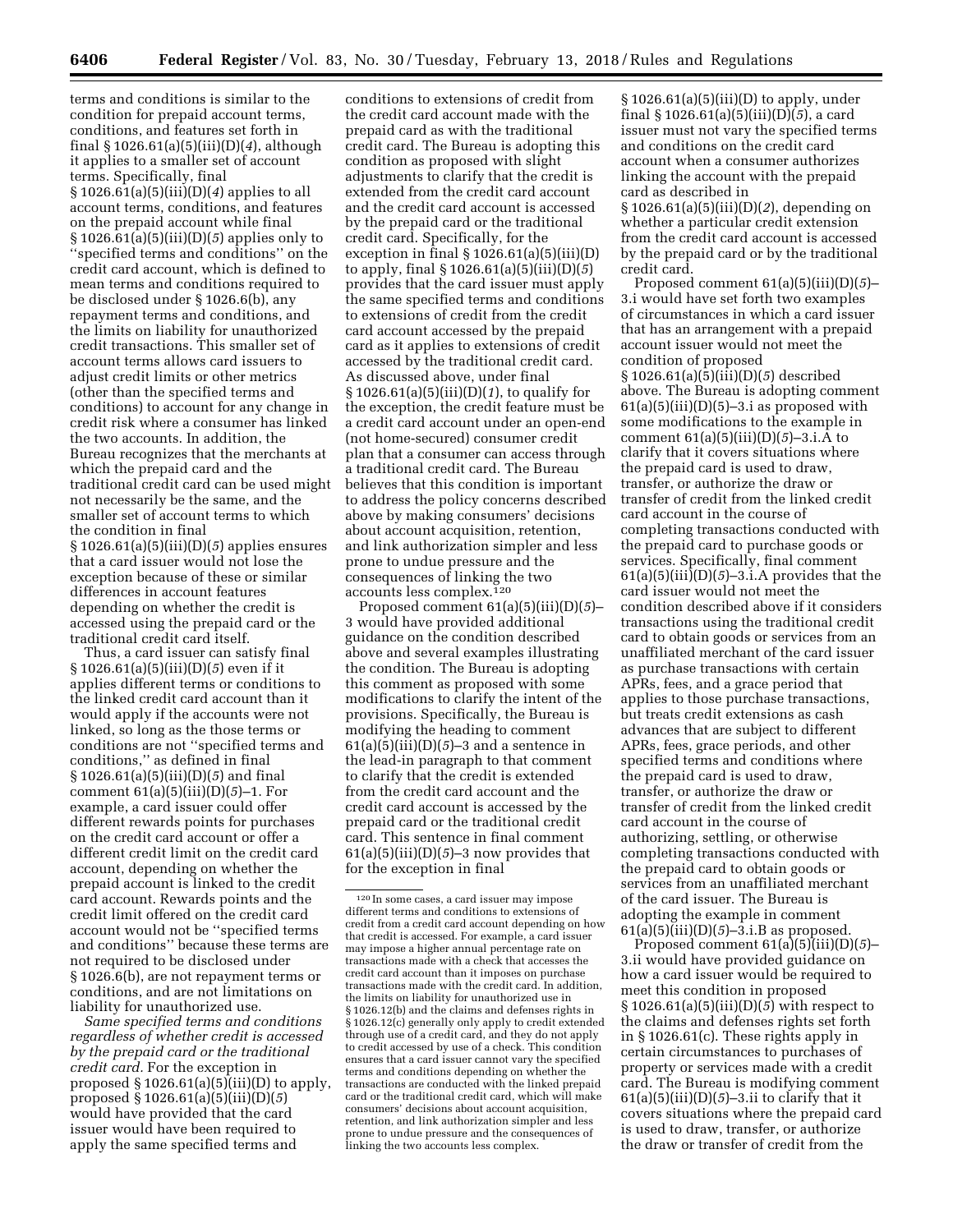terms and conditions is similar to the condition for prepaid account terms, conditions, and features set forth in final § 1026.61(a)(5)(iii)(D)(*4*), although it applies to a smaller set of account terms. Specifically, final § 1026.61(a)(5)(iii)(D)(*4*) applies to all account terms, conditions, and features on the prepaid account while final § 1026.61(a)(5)(iii)(D)(*5*) applies only to ''specified terms and conditions'' on the credit card account, which is defined to mean terms and conditions required to be disclosed under § 1026.6(b), any repayment terms and conditions, and the limits on liability for unauthorized credit transactions. This smaller set of account terms allows card issuers to adjust credit limits or other metrics (other than the specified terms and conditions) to account for any change in credit risk where a consumer has linked the two accounts. In addition, the Bureau recognizes that the merchants at which the prepaid card and the traditional credit card can be used might not necessarily be the same, and the smaller set of account terms to which the condition in final § 1026.61(a)(5)(iii)(D)(*5*) applies ensures that a card issuer would not lose the exception because of these or similar differences in account features depending on whether the credit is accessed using the prepaid card or the traditional credit card itself.

Thus, a card issuer can satisfy final § 1026.61(a)(5)(iii)(D)(*5*) even if it applies different terms or conditions to the linked credit card account than it would apply if the accounts were not linked, so long as the those terms or conditions are not ''specified terms and conditions,'' as defined in final § 1026.61(a)(5)(iii)(D)(*5*) and final comment 61(a)(5)(iii)(D)(*5*)–1. For example, a card issuer could offer different rewards points for purchases on the credit card account or offer a different credit limit on the credit card account, depending on whether the prepaid account is linked to the credit card account. Rewards points and the credit limit offered on the credit card account would not be ''specified terms and conditions'' because these terms are not required to be disclosed under § 1026.6(b), are not repayment terms or conditions, and are not limitations on liability for unauthorized use.

*Same specified terms and conditions regardless of whether credit is accessed by the prepaid card or the traditional credit card.* For the exception in proposed § 1026.61(a)(5)(iii)(D) to apply, proposed § 1026.61(a)(5)(iii)(D)(*5*) would have provided that the card issuer would have been required to apply the same specified terms and conditions to extensions of credit from the credit card account made with the prepaid card as with the traditional credit card. The Bureau is adopting this condition as proposed with slight adjustments to clarify that the credit is extended from the credit card account and the credit card account is accessed by the prepaid card or the traditional credit card. Specifically, for the exception in final § 1026.61(a)(5)(iii)(D) to apply, final § 1026.61(a)(5)(iii)(D)(*5*) provides that the card issuer must apply the same specified terms and conditions to extensions of credit from the credit card account accessed by the prepaid card as it applies to extensions of credit accessed by the traditional credit card. As discussed above, under final § 1026.61(a)(5)(iii)(D)(*1*), to qualify for the exception, the credit feature must be a credit card account under an open-end (not home-secured) consumer credit plan that a consumer can access through a traditional credit card. The Bureau believes that this condition is important to address the policy concerns described above by making consumers' decisions about account acquisition, retention, and link authorization simpler and less prone to undue pressure and the consequences of linking the two accounts less complex.[120]

Proposed comment 61(a)(5)(iii)(D)(*5*)–3 would have provided additional guidance on the condition described above and several examples illustrating the condition. The Bureau is adopting this comment as proposed with some modifications to clarify the intent of the provisions. Specifically, the Bureau is modifying the heading to comment 61(a)(5)(iii)(D)(*5*)–3 and a sentence in the lead-in paragraph to that comment to clarify that the credit is extended from the credit card account and the credit card account is accessed by the prepaid card or the traditional credit card. This sentence in final comment 61(a)(5)(iii)(D)(*5*)–3 now provides that for the exception in final § 1026.61(a)(5)(iii)(D) to apply, under final § 1026.61(a)(5)(iii)(D)(*5*), a card issuer must not vary the specified terms and conditions on the credit card account when a consumer authorizes linking the account with the prepaid card as described in § 1026.61(a)(5)(iii)(D)(*2*), depending on whether a particular credit extension from the credit card account is accessed by the prepaid card or by the traditional credit card.

Proposed comment 61(a)(5)(iii)(D)(*5*)–3.i would have set forth two examples of circumstances in which a card issuer that has an arrangement with a prepaid account issuer would not meet the condition of proposed § 1026.61(a)(5)(iii)(D)(*5*) described above. The Bureau is adopting comment 61(a)(5)(iii)(D)(*5*)–3.i as proposed with some modifications to the example in comment 61(a)(5)(iii)(D)(*5*)–3.i.A to clarify that it covers situations where the prepaid card is used to draw, transfer, or authorize the draw or transfer of credit from the linked credit card account in the course of completing transactions conducted with the prepaid card to purchase goods or services. Specifically, final comment 61(a)(5)(iii)(D)(*5*)–3.i.A provides that the card issuer would not meet the condition described above if it considers transactions using the traditional credit card to obtain goods or services from an unaffiliated merchant of the card issuer as purchase transactions with certain APRs, fees, and a grace period that applies to those purchase transactions, but treats credit extensions as cash advances that are subject to different APRs, fees, grace periods, and other specified terms and conditions where the prepaid card is used to draw, transfer, or authorize the draw or transfer of credit from the linked credit card account in the course of authorizing, settling, or otherwise completing transactions conducted with the prepaid card to obtain goods or services from an unaffiliated merchant of the card issuer. The Bureau is adopting the example in comment 61(a)(5)(iii)(D)(*5*)–3.i.B as proposed.

Proposed comment 61(a)(5)(iii)(D)(*5*)–3.ii would have provided guidance on how a card issuer would be required to meet this condition in proposed § 1026.61(a)(5)(iii)(D)(*5*) with respect to the claims and defenses rights set forth in § 1026.61(c). These rights apply in certain circumstances to purchases of property or services made with a credit card. The Bureau is modifying comment 61(a)(5)(iii)(D)(*5*)–3.ii to clarify that it covers situations where the prepaid card is used to draw, transfer, or authorize the draw or transfer of credit from the

---

[120] In some cases, a card issuer may impose different terms and conditions to extensions of credit from a credit card account depending on how that credit is accessed. For example, a card issuer may impose a higher annual percentage rate on transactions made with a check that accesses the credit card account than it imposes on purchase transactions made with the credit card. In addition, the limits on liability for unauthorized use in § 1026.12(b) and the claims and defenses rights in § 1026.12(c) generally only apply to credit extended through use of a credit card, and they do not apply to credit accessed by use of a check. This condition ensures that a card issuer cannot vary the specified terms and conditions depending on whether the transactions are conducted with the linked prepaid card or the traditional credit card, which will make consumers' decisions about account acquisition, retention, and link authorization simpler and less prone to undue pressure and the consequences of linking the two accounts less complex.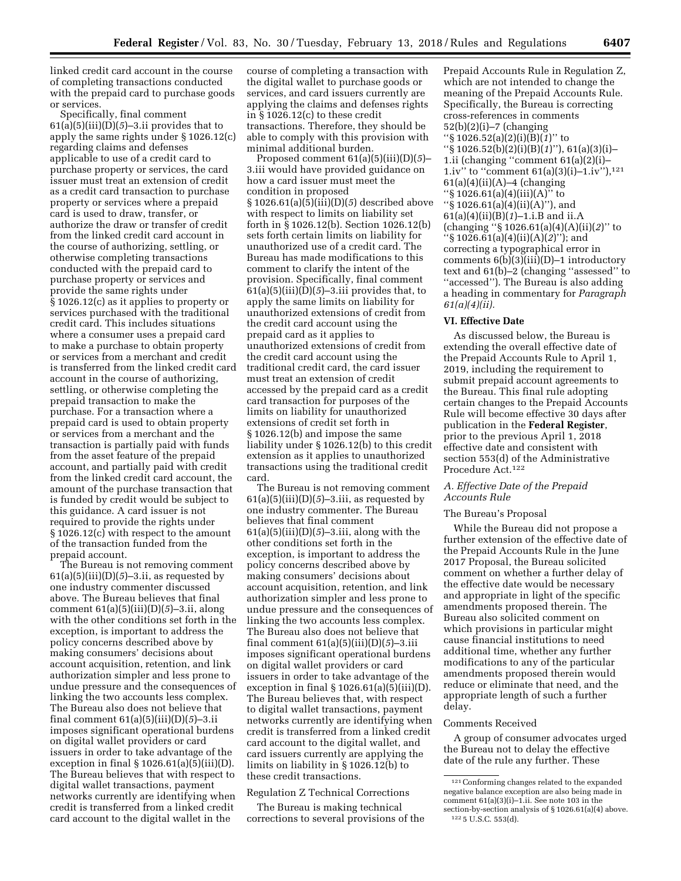linked credit card account in the course of completing transactions conducted with the prepaid card to purchase goods or services.

Specifically, final comment 61(a)(5)(iii)(D)(*5*)–3.ii provides that to apply the same rights under § 1026.12(c) regarding claims and defenses applicable to use of a credit card to purchase property or services, the card issuer must treat an extension of credit as a credit card transaction to purchase property or services where a prepaid card is used to draw, transfer, or authorize the draw or transfer of credit from the linked credit card account in the course of authorizing, settling, or otherwise completing transactions conducted with the prepaid card to purchase property or services and provide the same rights under § 1026.12(c) as it applies to property or services purchased with the traditional credit card. This includes situations where a consumer uses a prepaid card to make a purchase to obtain property or services from a merchant and credit is transferred from the linked credit card account in the course of authorizing, settling, or otherwise completing the prepaid transaction to make the purchase. For a transaction where a prepaid card is used to obtain property or services from a merchant and the transaction is partially paid with funds from the asset feature of the prepaid account, and partially paid with credit from the linked credit card account, the amount of the purchase transaction that is funded by credit would be subject to this guidance. A card issuer is not required to provide the rights under § 1026.12(c) with respect to the amount of the transaction funded from the prepaid account.

The Bureau is not removing comment 61(a)(5)(iii)(D)(*5*)–3.ii, as requested by one industry commenter discussed above. The Bureau believes that final comment 61(a)(5)(iii)(D)(*5*)–3.ii, along with the other conditions set forth in the exception, is important to address the policy concerns described above by making consumers' decisions about account acquisition, retention, and link authorization simpler and less prone to undue pressure and the consequences of linking the two accounts less complex. The Bureau also does not believe that final comment 61(a)(5)(iii)(D)(*5*)–3.ii imposes significant operational burdens on digital wallet providers or card issuers in order to take advantage of the exception in final § 1026.61(a)(5)(iii)(D). The Bureau believes that with respect to digital wallet transactions, payment networks currently are identifying when credit is transferred from a linked credit card account to the digital wallet in the course of completing a transaction with the digital wallet to purchase goods or services, and card issuers currently are applying the claims and defenses rights in § 1026.12(c) to these credit transactions. Therefore, they should be able to comply with this provision with minimal additional burden.

Proposed comment 61(a)(5)(iii)(D)(*5*)–3.iii would have provided guidance on how a card issuer must meet the condition in proposed § 1026.61(a)(5)(iii)(D)(*5*) described above with respect to limits on liability set forth in § 1026.12(b). Section 1026.12(b) sets forth certain limits on liability for unauthorized use of a credit card. The Bureau has made modifications to this comment to clarify the intent of the provision. Specifically, final comment 61(a)(5)(iii)(D)(*5*)–3.iii provides that, to apply the same limits on liability for unauthorized extensions of credit from the credit card account using the prepaid card as it applies to unauthorized extensions of credit from the credit card account using the traditional credit card, the card issuer must treat an extension of credit accessed by the prepaid card as a credit card transaction for purposes of the limits on liability for unauthorized extensions of credit set forth in § 1026.12(b) and impose the same liability under § 1026.12(b) to this credit extension as it applies to unauthorized transactions using the traditional credit card.

The Bureau is not removing comment 61(a)(5)(iii)(D)(*5*)–3.iii, as requested by one industry commenter. The Bureau believes that final comment 61(a)(5)(iii)(D)(*5*)–3.iii, along with the other conditions set forth in the exception, is important to address the policy concerns described above by making consumers' decisions about account acquisition, retention, and link authorization simpler and less prone to undue pressure and the consequences of linking the two accounts less complex. The Bureau also does not believe that final comment 61(a)(5)(iii)(D)(*5*)–3.iii imposes significant operational burdens on digital wallet providers or card issuers in order to take advantage of the exception in final § 1026.61(a)(5)(iii)(D). The Bureau believes that, with respect to digital wallet transactions, payment networks currently are identifying when credit is transferred from a linked credit card account to the digital wallet, and card issuers currently are applying the limits on liability in § 1026.12(b) to these credit transactions.

Regulation Z Technical Corrections

The Bureau is making technical corrections to several provisions of the Prepaid Accounts Rule in Regulation Z, which are not intended to change the meaning of the Prepaid Accounts Rule. Specifically, the Bureau is correcting cross-references in comments 52(b)(2)(i)–7 (changing "§ 1026.52(a)(2)(i)(B)(*1*)" to "§ 1026.52(b)(2)(i)(B)(*1*)"), 61(a)(3)(i)–1.ii (changing "comment 61(a)(2)(i)–1.iv" to "comment 61(a)(3)(i)–1.iv"),[121] 61(a)(4)(ii)(A)–4 (changing "§ 1026.61(a)(4)(iii)(A)" to "§ 1026.61(a)(4)(ii)(A)"), and 61(a)(4)(ii)(B)(*1*)–1.i.B and ii.A (changing "§ 1026.61(a)(4)(ii)(*2*)" to "§ 1026.61(a)(4)(ii)(A)(*2*)"); and correcting a typographical error in comments 6(b)(3)(iii)(D)–1 introductory text and 61(b)–2 (changing "assessed" to "accessed"). The Bureau is also adding a heading in commentary for *Paragraph 61(a)(4)(ii).*

## VI. Effective Date

As discussed below, the Bureau is extending the overall effective date of the Prepaid Accounts Rule to April 1, 2019, including the requirement to submit prepaid account agreements to the Bureau. This final rule adopting certain changes to the Prepaid Accounts Rule will become effective 30 days after publication in the **Federal Register**, prior to the previous April 1, 2018 effective date and consistent with section 553(d) of the Administrative Procedure Act.[122]

### *A. Effective Date of the Prepaid Accounts Rule*

The Bureau's Proposal

While the Bureau did not propose a further extension of the effective date of the Prepaid Accounts Rule in the June 2017 Proposal, the Bureau solicited comment on whether a further delay of the effective date would be necessary and appropriate in light of the specific amendments proposed therein. The Bureau also solicited comment on which provisions in particular might cause financial institutions to need additional time, whether any further modifications to any of the particular amendments proposed therein would reduce or eliminate that need, and the appropriate length of such a further delay.

Comments Received

A group of consumer advocates urged the Bureau not to delay the effective date of the rule any further. These

[121] Conforming changes related to the expanded negative balance exception are also being made in comment 61(a)(3)(i)–1.ii. See note 103 in the section-by-section analysis of § 1026.61(a)(4) above.

[122] 5 U.S.C. 553(d).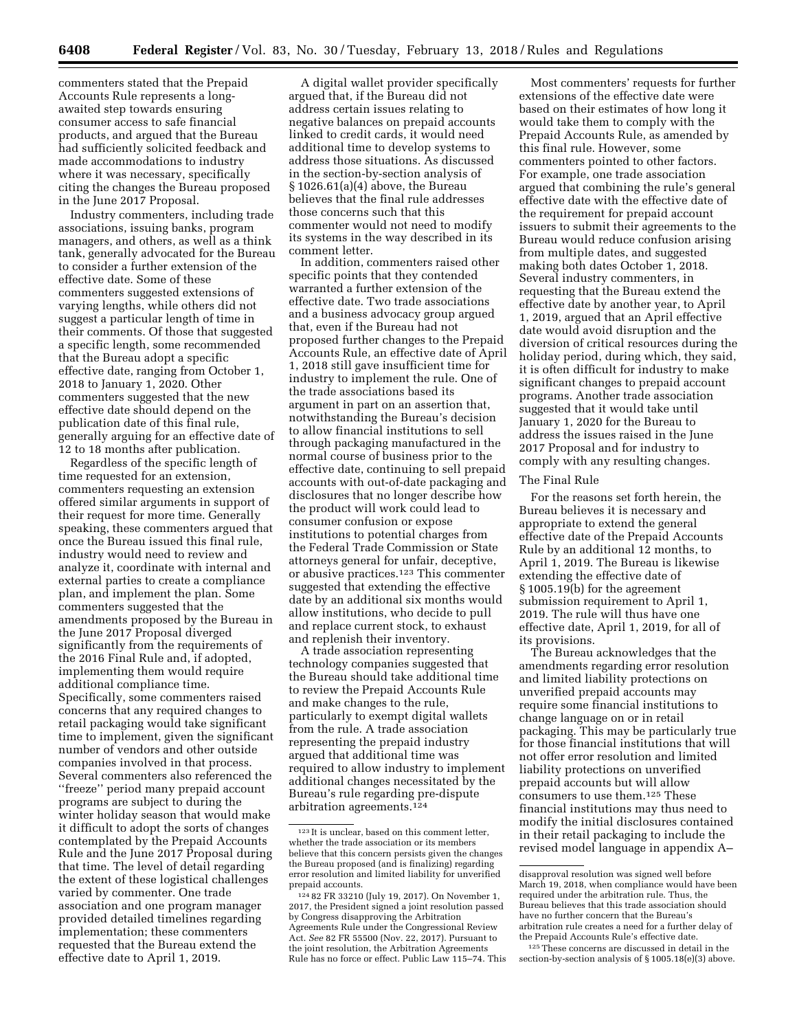commenters stated that the Prepaid Accounts Rule represents a long-awaited step towards ensuring consumer access to safe financial products, and argued that the Bureau had sufficiently solicited feedback and made accommodations to industry where it was necessary, specifically citing the changes the Bureau proposed in the June 2017 Proposal.

Industry commenters, including trade associations, issuing banks, program managers, and others, as well as a think tank, generally advocated for the Bureau to consider a further extension of the effective date. Some of these commenters suggested extensions of varying lengths, while others did not suggest a particular length of time in their comments. Of those that suggested a specific length, some recommended that the Bureau adopt a specific effective date, ranging from October 1, 2018 to January 1, 2020. Other commenters suggested that the new effective date should depend on the publication date of this final rule, generally arguing for an effective date of 12 to 18 months after publication.

Regardless of the specific length of time requested for an extension, commenters requesting an extension offered similar arguments in support of their request for more time. Generally speaking, these commenters argued that once the Bureau issued this final rule, industry would need to review and analyze it, coordinate with internal and external parties to create a compliance plan, and implement the plan. Some commenters suggested that the amendments proposed by the Bureau in the June 2017 Proposal diverged significantly from the requirements of the 2016 Final Rule and, if adopted, implementing them would require additional compliance time. Specifically, some commenters raised concerns that any required changes to retail packaging would take significant time to implement, given the significant number of vendors and other outside companies involved in that process. Several commenters also referenced the "freeze" period many prepaid account programs are subject to during the winter holiday season that would make it difficult to adopt the sorts of changes contemplated by the Prepaid Accounts Rule and the June 2017 Proposal during that time. The level of detail regarding the extent of these logistical challenges varied by commenter. One trade association and one program manager provided detailed timelines regarding implementation; these commenters requested that the Bureau extend the effective date to April 1, 2019.

A digital wallet provider specifically argued that, if the Bureau did not address certain issues relating to negative balances on prepaid accounts linked to credit cards, it would need additional time to develop systems to address those situations. As discussed in the section-by-section analysis of § 1026.61(a)(4) above, the Bureau believes that the final rule addresses those concerns such that this commenter would not need to modify its systems in the way described in its comment letter.

In addition, commenters raised other specific points that they contended warranted a further extension of the effective date. Two trade associations and a business advocacy group argued that, even if the Bureau had not proposed further changes to the Prepaid Accounts Rule, an effective date of April 1, 2018 still gave insufficient time for industry to implement the rule. One of the trade associations based its argument in part on an assertion that, notwithstanding the Bureau's decision to allow financial institutions to sell through packaging manufactured in the normal course of business prior to the effective date, continuing to sell prepaid accounts with out-of-date packaging and disclosures that no longer describe how the product will work could lead to consumer confusion or expose institutions to potential charges from the Federal Trade Commission or State attorneys general for unfair, deceptive, or abusive practices.[123] This commenter suggested that extending the effective date by an additional six months would allow institutions, who decide to pull and replace current stock, to exhaust and replenish their inventory.

A trade association representing technology companies suggested that the Bureau should take additional time to review the Prepaid Accounts Rule and make changes to the rule, particularly to exempt digital wallets from the rule. A trade association representing the prepaid industry argued that additional time was required to allow industry to implement additional changes necessitated by the Bureau's rule regarding pre-dispute arbitration agreements.[124]

Most commenters' requests for further extensions of the effective date were based on their estimates of how long it would take them to comply with the Prepaid Accounts Rule, as amended by this final rule. However, some commenters pointed to other factors. For example, one trade association argued that combining the rule's general effective date with the effective date of the requirement for prepaid account issuers to submit their agreements to the Bureau would reduce confusion arising from multiple dates, and suggested making both dates October 1, 2018. Several industry commenters, in requesting that the Bureau extend the effective date by another year, to April 1, 2019, argued that an April effective date would avoid disruption and the diversion of critical resources during the holiday period, during which, they said, it is often difficult for industry to make significant changes to prepaid account programs. Another trade association suggested that it would take until January 1, 2020 for the Bureau to address the issues raised in the June 2017 Proposal and for industry to comply with any resulting changes.

The Final Rule

For the reasons set forth herein, the Bureau believes it is necessary and appropriate to extend the general effective date of the Prepaid Accounts Rule by an additional 12 months, to April 1, 2019. The Bureau is likewise extending the effective date of § 1005.19(b) for the agreement submission requirement to April 1, 2019. The rule will thus have one effective date, April 1, 2019, for all of its provisions.

The Bureau acknowledges that the amendments regarding error resolution and limited liability protections on unverified prepaid accounts may require some financial institutions to change language on or in retail packaging. This may be particularly true for those financial institutions that will not offer error resolution and limited liability protections on unverified prepaid accounts but will allow consumers to use them.[125] These financial institutions may thus need to modify the initial disclosures contained in their retail packaging to include the revised model language in appendix A–

---

[123] It is unclear, based on this comment letter, whether the trade association or its members believe that this concern persists given the changes the Bureau proposed (and is finalizing) regarding error resolution and limited liability for unverified prepaid accounts.

[124] 82 FR 33210 (July 19, 2017). On November 1, 2017, the President signed a joint resolution passed by Congress disapproving the Arbitration Agreements Rule under the Congressional Review Act. *See* 82 FR 55500 (Nov. 22, 2017). Pursuant to the joint resolution, the Arbitration Agreements Rule has no force or effect. Public Law 115–74. This disapproval resolution was signed well before March 19, 2018, when compliance would have been required under the arbitration rule. Thus, the Bureau believes that this trade association should have no further concern that the Bureau's arbitration rule creates a need for a further delay of the Prepaid Accounts Rule's effective date.

[125] These concerns are discussed in detail in the section-by-section analysis of § 1005.18(e)(3) above.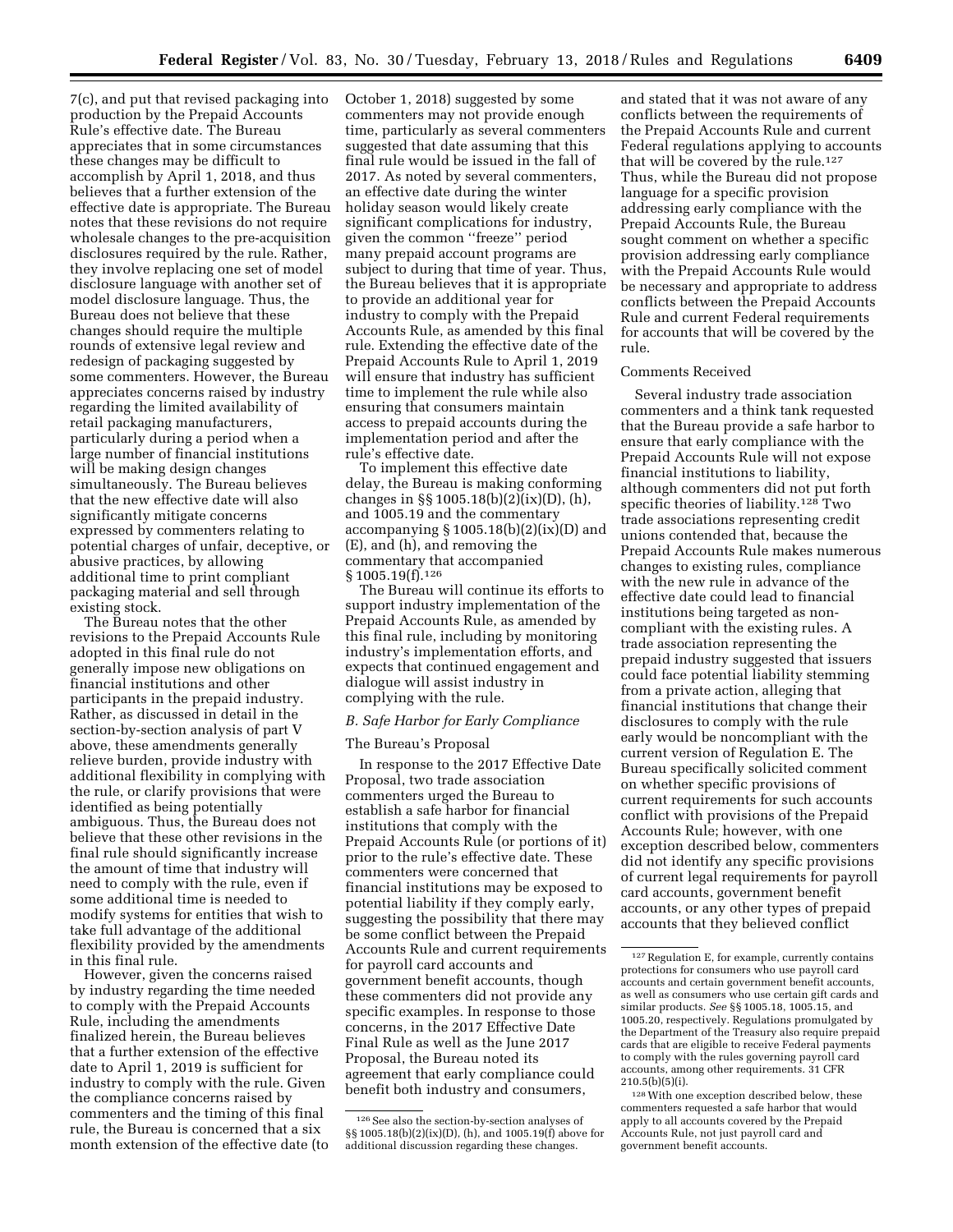7(c), and put that revised packaging into production by the Prepaid Accounts Rule's effective date. The Bureau appreciates that in some circumstances these changes may be difficult to accomplish by April 1, 2018, and thus believes that a further extension of the effective date is appropriate. The Bureau notes that these revisions do not require wholesale changes to the pre-acquisition disclosures required by the rule. Rather, they involve replacing one set of model disclosure language with another set of model disclosure language. Thus, the Bureau does not believe that these changes should require the multiple rounds of extensive legal review and redesign of packaging suggested by some commenters. However, the Bureau appreciates concerns raised by industry regarding the limited availability of retail packaging manufacturers, particularly during a period when a large number of financial institutions will be making design changes simultaneously. The Bureau believes that the new effective date will also significantly mitigate concerns expressed by commenters relating to potential charges of unfair, deceptive, or abusive practices, by allowing additional time to print compliant packaging material and sell through existing stock.

The Bureau notes that the other revisions to the Prepaid Accounts Rule adopted in this final rule do not generally impose new obligations on financial institutions and other participants in the prepaid industry. Rather, as discussed in detail in the section-by-section analysis of part V above, these amendments generally relieve burden, provide industry with additional flexibility in complying with the rule, or clarify provisions that were identified as being potentially ambiguous. Thus, the Bureau does not believe that these other revisions in the final rule should significantly increase the amount of time that industry will need to comply with the rule, even if some additional time is needed to modify systems for entities that wish to take full advantage of the additional flexibility provided by the amendments in this final rule.

However, given the concerns raised by industry regarding the time needed to comply with the Prepaid Accounts Rule, including the amendments finalized herein, the Bureau believes that a further extension of the effective date to April 1, 2019 is sufficient for industry to comply with the rule. Given the compliance concerns raised by commenters and the timing of this final rule, the Bureau is concerned that a six month extension of the effective date (to October 1, 2018) suggested by some commenters may not provide enough time, particularly as several commenters suggested that date assuming that this final rule would be issued in the fall of 2017. As noted by several commenters, an effective date during the winter holiday season would likely create significant complications for industry, given the common ''freeze'' period many prepaid account programs are subject to during that time of year. Thus, the Bureau believes that it is appropriate to provide an additional year for industry to comply with the Prepaid Accounts Rule, as amended by this final rule. Extending the effective date of the Prepaid Accounts Rule to April 1, 2019 will ensure that industry has sufficient time to implement the rule while also ensuring that consumers maintain access to prepaid accounts during the implementation period and after the rule's effective date.

To implement this effective date delay, the Bureau is making conforming changes in §§ 1005.18(b)(2)(ix)(D), (h), and 1005.19 and the commentary accompanying § 1005.18(b)(2)(ix)(D) and (E), and (h), and removing the commentary that accompanied § 1005.19(f).[126]

The Bureau will continue its efforts to support industry implementation of the Prepaid Accounts Rule, as amended by this final rule, including by monitoring industry's implementation efforts, and expects that continued engagement and dialogue will assist industry in complying with the rule.

### *B. Safe Harbor for Early Compliance*

#### The Bureau's Proposal

In response to the 2017 Effective Date Proposal, two trade association commenters urged the Bureau to establish a safe harbor for financial institutions that comply with the Prepaid Accounts Rule (or portions of it) prior to the rule's effective date. These commenters were concerned that financial institutions may be exposed to potential liability if they comply early, suggesting the possibility that there may be some conflict between the Prepaid Accounts Rule and current requirements for payroll card accounts and government benefit accounts, though these commenters did not provide any specific examples. In response to those concerns, in the 2017 Effective Date Final Rule as well as the June 2017 Proposal, the Bureau noted its agreement that early compliance could benefit both industry and consumers, and stated that it was not aware of any conflicts between the requirements of the Prepaid Accounts Rule and current Federal regulations applying to accounts that will be covered by the rule.[127] Thus, while the Bureau did not propose language for a specific provision addressing early compliance with the Prepaid Accounts Rule, the Bureau sought comment on whether a specific provision addressing early compliance with the Prepaid Accounts Rule would be necessary and appropriate to address conflicts between the Prepaid Accounts Rule and current Federal requirements for accounts that will be covered by the rule.

#### Comments Received

Several industry trade association commenters and a think tank requested that the Bureau provide a safe harbor to ensure that early compliance with the Prepaid Accounts Rule will not expose financial institutions to liability, although commenters did not put forth specific theories of liability.[128] Two trade associations representing credit unions contended that, because the Prepaid Accounts Rule makes numerous changes to existing rules, compliance with the new rule in advance of the effective date could lead to financial institutions being targeted as non-compliant with the existing rules. A trade association representing the prepaid industry suggested that issuers could face potential liability stemming from a private action, alleging that financial institutions that change their disclosures to comply with the rule early would be noncompliant with the current version of Regulation E. The Bureau specifically solicited comment on whether specific provisions of current requirements for such accounts conflict with provisions of the Prepaid Accounts Rule; however, with one exception described below, commenters did not identify any specific provisions of current legal requirements for payroll card accounts, government benefit accounts, or any other types of prepaid accounts that they believed conflict

---

[126] See also the section-by-section analyses of §§ 1005.18(b)(2)(ix)(D), (h), and 1005.19(f) above for additional discussion regarding these changes.

[127] Regulation E, for example, currently contains protections for consumers who use payroll card accounts and certain government benefit accounts, as well as consumers who use certain gift cards and similar products. *See* §§ 1005.18, 1005.15, and 1005.20, respectively. Regulations promulgated by the Department of the Treasury also require prepaid cards that are eligible to receive Federal payments to comply with the rules governing payroll card accounts, among other requirements. 31 CFR 210.5(b)(5)(i).

[128] With one exception described below, these commenters requested a safe harbor that would apply to all accounts covered by the Prepaid Accounts Rule, not just payroll card and government benefit accounts.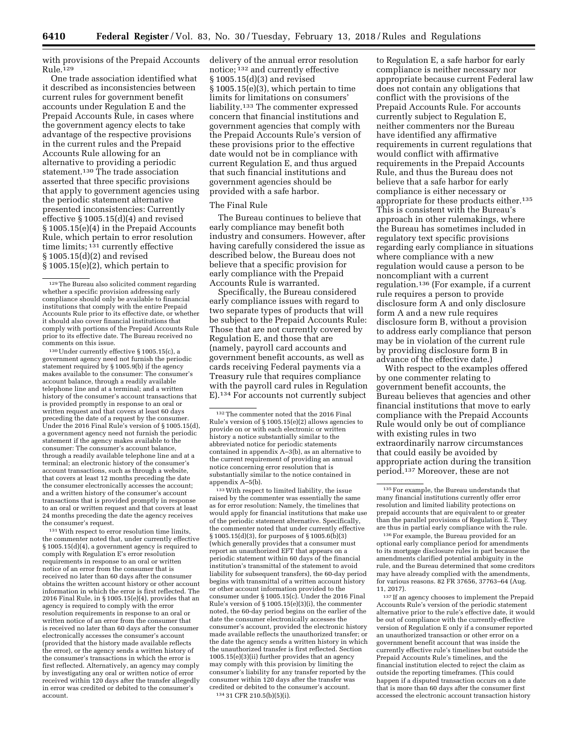with provisions of the Prepaid Accounts Rule.[129]

One trade association identified what it described as inconsistencies between current rules for government benefit accounts under Regulation E and the Prepaid Accounts Rule, in cases where the government agency elects to take advantage of the respective provisions in the current rules and the Prepaid Accounts Rule allowing for an alternative to providing a periodic statement.[130] The trade association asserted that three specific provisions that apply to government agencies using the periodic statement alternative presented inconsistencies: Currently effective § 1005.15(d)(4) and revised § 1005.15(e)(4) in the Prepaid Accounts Rule, which pertain to error resolution time limits;[131] currently effective § 1005.15(d)(2) and revised § 1005.15(e)(2), which pertain to delivery of the annual error resolution notice;[132] and currently effective § 1005.15(d)(3) and revised § 1005.15(e)(3), which pertain to time limits for limitations on consumers' liability.[133] The commenter expressed concern that financial institutions and government agencies that comply with the Prepaid Accounts Rule's version of these provisions prior to the effective date would not be in compliance with current Regulation E, and thus argued that such financial institutions and government agencies should be provided with a safe harbor.

### The Final Rule

The Bureau continues to believe that early compliance may benefit both industry and consumers. However, after having carefully considered the issue as described below, the Bureau does not believe that a specific provision for early compliance with the Prepaid Accounts Rule is warranted.

Specifically, the Bureau considered early compliance issues with regard to two separate types of products that will be subject to the Prepaid Accounts Rule: Those that are not currently covered by Regulation E, and those that are (namely, payroll card accounts and government benefit accounts, as well as cards receiving Federal payments via a Treasury rule that requires compliance with the payroll card rules in Regulation E).[134] For accounts not currently subject to Regulation E, a safe harbor for early compliance is neither necessary nor appropriate because current Federal law does not contain any obligations that conflict with the provisions of the Prepaid Accounts Rule. For accounts currently subject to Regulation E, neither commenters nor the Bureau have identified any affirmative requirements in current regulations that would conflict with affirmative requirements in the Prepaid Accounts Rule, and thus the Bureau does not believe that a safe harbor for early compliance is either necessary or appropriate for these products either.[135] This is consistent with the Bureau's approach in other rulemakings, where the Bureau has sometimes included in regulatory text specific provisions regarding early compliance in situations where compliance with a new regulation would cause a person to be noncompliant with a current regulation.[136] (For example, if a current rule requires a person to provide disclosure form A and only disclosure form A and a new rule requires disclosure form B, without a provision to address early compliance that person may be in violation of the current rule by providing disclosure form B in advance of the effective date.)

With respect to the examples offered by one commenter relating to government benefit accounts, the Bureau believes that agencies and other financial institutions that move to early compliance with the Prepaid Accounts Rule would only be out of compliance with existing rules in two extraordinarily narrow circumstances that could easily be avoided by appropriate action during the transition period.[137] Moreover, these are not

---

[129] The Bureau also solicited comment regarding whether a specific provision addressing early compliance should only be available to financial institutions that comply with the entire Prepaid Accounts Rule prior to its effective date, or whether it should also cover financial institutions that comply with portions of the Prepaid Accounts Rule prior to its effective date. The Bureau received no comments on this issue.

[130] Under currently effective § 1005.15(c), a government agency need not furnish the periodic statement required by § 1005.9(b) if the agency makes available to the consumer: The consumer's account balance, through a readily available telephone line and at a terminal; and a written history of the consumer's account transactions that is provided promptly in response to an oral or written request and that covers at least 60 days preceding the date of a request by the consumer. Under the 2016 Final Rule's version of § 1005.15(d), a government agency need not furnish the periodic statement if the agency makes available to the consumer: The consumer's account balance, through a readily available telephone line and at a terminal; an electronic history of the consumer's account transactions, such as through a website, that covers at least 12 months preceding the date the consumer electronically accesses the account; and a written history of the consumer's account transactions that is provided promptly in response to an oral or written request and that covers at least 24 months preceding the date the agency receives the consumer's request.

[131] With respect to error resolution time limits, the commenter noted that, under currently effective § 1005.15(d)(4), a government agency is required to comply with Regulation E's error resolution requirements in response to an oral or written notice of an error from the consumer that is received no later than 60 days after the consumer obtains the written account history or other account information in which the error is first reflected. The 2016 Final Rule, in § 1005.15(e)(4), provides that an agency is required to comply with the error resolution requirements in response to an oral or written notice of an error from the consumer that is received no later than 60 days after the consumer electronically accesses the consumer's account (provided that the history made available reflects the error), or the agency sends a written history of the consumer's transactions in which the error is first reflected. Alternatively, an agency may comply by investigating any oral or written notice of error received within 120 days after the transfer allegedly in error was credited or debited to the consumer's account.

[132] The commenter noted that the 2016 Final Rule's version of § 1005.15(e)(2) allows agencies to provide on or with each electronic or written history a notice substantially similar to the abbreviated notice for periodic statements contained in appendix A–3(b), as an alternative to the current requirement of providing an annual notice concerning error resolution that is substantially similar to the notice contained in appendix A–5(b).

[133] With respect to limited liability, the issue raised by the commenter was essentially the same as for error resolution: Namely, the timelines that would apply for financial institutions that make use of the periodic statement alternative. Specifically, the commenter noted that under currently effective § 1005.15(d)(3), for purposes of § 1005.6(b)(3) (which generally provides that a consumer must report an unauthorized EFT that appears on a periodic statement within 60 days of the financial institution's transmittal of the statement to avoid liability for subsequent transfers), the 60-day period begins with transmittal of a written account history or other account information provided to the consumer under § 1005.15(c). Under the 2016 Final Rule's version of § 1005.15(e)(3)(i), the commenter noted, the 60-day period begins on the earlier of the date the consumer electronically accesses the consumer's account, provided the electronic history made available reflects the unauthorized transfer; or the date the agency sends a written history in which the unauthorized transfer is first reflected. Section 1005.15(e)(3)(ii) further provides that an agency may comply with this provision by limiting the consumer's liability for any transfer reported by the consumer within 120 days after the transfer was credited or debited to the consumer's account.

[134] 31 CFR 210.5(b)(5)(i).

[135] For example, the Bureau understands that many financial institutions currently offer error resolution and limited liability protections on prepaid accounts that are equivalent to or greater than the parallel provisions of Regulation E. They are thus in partial early compliance with the rule.

[136] For example, the Bureau provided for an optional early compliance period for amendments to its mortgage disclosure rules in part because the amendments clarified potential ambiguity in the rule, and the Bureau determined that some creditors may have already complied with the amendments, for various reasons. 82 FR 37656, 37763–64 (Aug. 11, 2017).

[137] If an agency chooses to implement the Prepaid Accounts Rule's version of the periodic statement alternative prior to the rule's effective date, it would be out of compliance with the currently-effective version of Regulation E only if a consumer reported an unauthorized transaction or other error on a government benefit account that was inside the currently effective rule's timelines but outside the Prepaid Accounts Rule's timelines, and the financial institution elected to reject the claim as outside the reporting timeframes. (This could happen if a disputed transaction occurs on a date that is more than 60 days after the consumer first accessed the electronic account transaction history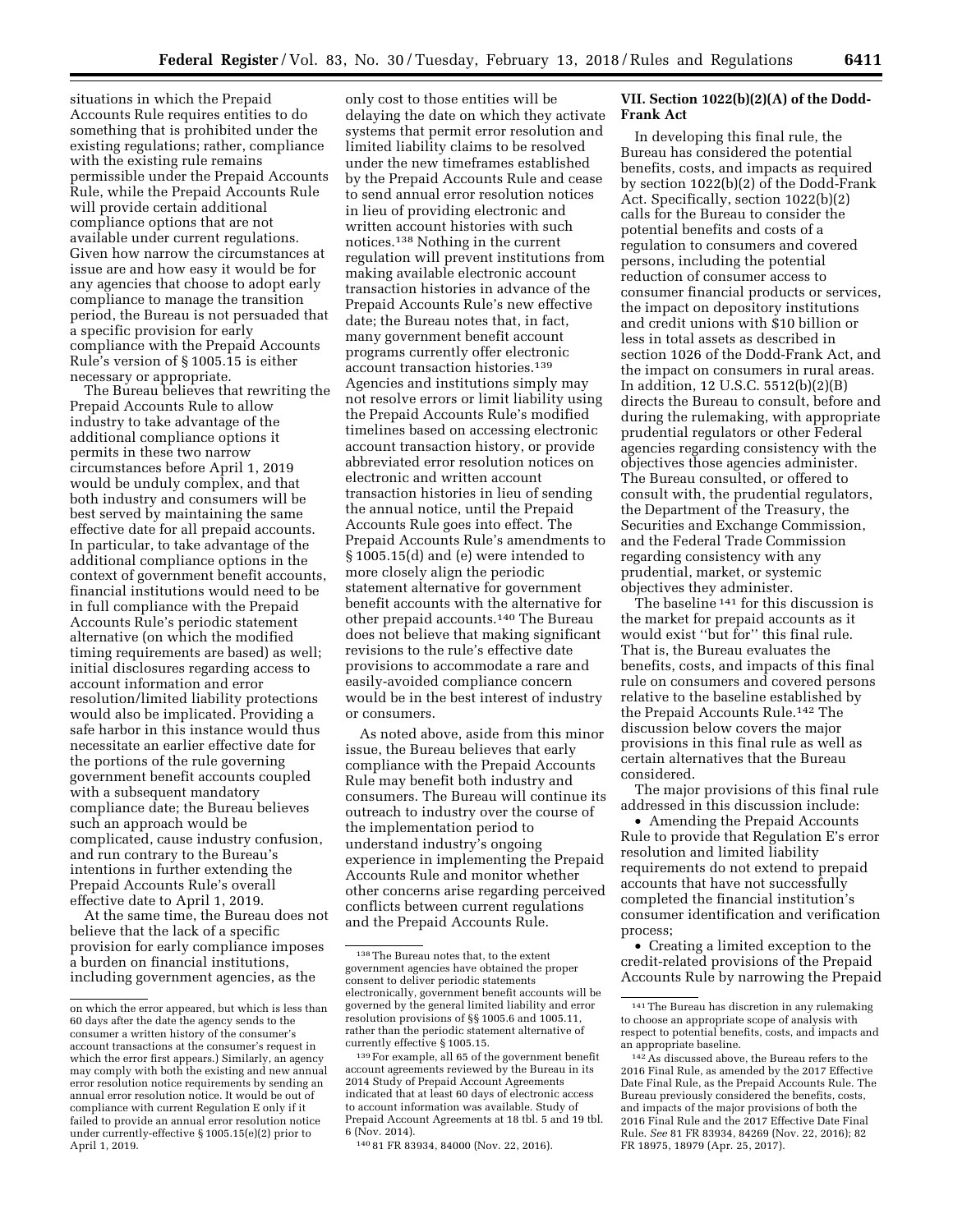situations in which the Prepaid Accounts Rule requires entities to do something that is prohibited under the existing regulations; rather, compliance with the existing rule remains permissible under the Prepaid Accounts Rule, while the Prepaid Accounts Rule will provide certain additional compliance options that are not available under current regulations. Given how narrow the circumstances at issue are and how easy it would be for any agencies that choose to adopt early compliance to manage the transition period, the Bureau is not persuaded that a specific provision for early compliance with the Prepaid Accounts Rule's version of § 1005.15 is either necessary or appropriate.

The Bureau believes that rewriting the Prepaid Accounts Rule to allow industry to take advantage of the additional compliance options it permits in these two narrow circumstances before April 1, 2019 would be unduly complex, and that both industry and consumers will be best served by maintaining the same effective date for all prepaid accounts. In particular, to take advantage of the additional compliance options in the context of government benefit accounts, financial institutions would need to be in full compliance with the Prepaid Accounts Rule's periodic statement alternative (on which the modified timing requirements are based) as well; initial disclosures regarding access to account information and error resolution/limited liability protections would also be implicated. Providing a safe harbor in this instance would thus necessitate an earlier effective date for the portions of the rule governing government benefit accounts coupled with a subsequent mandatory compliance date; the Bureau believes such an approach would be complicated, cause industry confusion, and run contrary to the Bureau's intentions in further extending the Prepaid Accounts Rule's overall effective date to April 1, 2019.

At the same time, the Bureau does not believe that the lack of a specific provision for early compliance imposes a burden on financial institutions, including government agencies, as the only cost to those entities will be delaying the date on which they activate systems that permit error resolution and limited liability claims to be resolved under the new timeframes established by the Prepaid Accounts Rule and cease to send annual error resolution notices in lieu of providing electronic and written account histories with such notices.[138] Nothing in the current regulation will prevent institutions from making available electronic account transaction histories in advance of the Prepaid Accounts Rule's new effective date; the Bureau notes that, in fact, many government benefit account programs currently offer electronic account transaction histories.[139] Agencies and institutions simply may not resolve errors or limit liability using the Prepaid Accounts Rule's modified timelines based on accessing electronic account transaction history, or provide abbreviated error resolution notices on electronic and written account transaction histories in lieu of sending the annual notice, until the Prepaid Accounts Rule goes into effect. The Prepaid Accounts Rule's amendments to § 1005.15(d) and (e) were intended to more closely align the periodic statement alternative for government benefit accounts with the alternative for other prepaid accounts.[140] The Bureau does not believe that making significant revisions to the rule's effective date provisions to accommodate a rare and easily-avoided compliance concern would be in the best interest of industry or consumers.

As noted above, aside from this minor issue, the Bureau believes that early compliance with the Prepaid Accounts Rule may benefit both industry and consumers. The Bureau will continue its outreach to industry over the course of the implementation period to understand industry's ongoing experience in implementing the Prepaid Accounts Rule and monitor whether other concerns arise regarding perceived conflicts between current regulations and the Prepaid Accounts Rule.

## VII. Section 1022(b)(2)(A) of the Dodd-Frank Act

In developing this final rule, the Bureau has considered the potential benefits, costs, and impacts as required by section 1022(b)(2) of the Dodd-Frank Act. Specifically, section 1022(b)(2) calls for the Bureau to consider the potential benefits and costs of a regulation to consumers and covered persons, including the potential reduction of consumer access to consumer financial products or services, the impact on depository institutions and credit unions with $10 billion or less in total assets as described in section 1026 of the Dodd-Frank Act, and the impact on consumers in rural areas. In addition, 12 U.S.C. 5512(b)(2)(B) directs the Bureau to consult, before and during the rulemaking, with appropriate prudential regulators or other Federal agencies regarding consistency with the objectives those agencies administer. The Bureau consulted, or offered to consult with, the prudential regulators, the Department of the Treasury, the Securities and Exchange Commission, and the Federal Trade Commission regarding consistency with any prudential, market, or systemic objectives they administer.

The baseline[141] for this discussion is the market for prepaid accounts as it would exist "but for" this final rule. That is, the Bureau evaluates the benefits, costs, and impacts of this final rule on consumers and covered persons relative to the baseline established by the Prepaid Accounts Rule.[142] The discussion below covers the major provisions in this final rule as well as certain alternatives that the Bureau considered.

The major provisions of this final rule addressed in this discussion include:

- Amending the Prepaid Accounts Rule to provide that Regulation E's error resolution and limited liability requirements do not extend to prepaid accounts that have not successfully completed the financial institution's consumer identification and verification process;
- Creating a limited exception to the credit-related provisions of the Prepaid Accounts Rule by narrowing the Prepaid

---

on which the error appeared, but which is less than 60 days after the date the agency sends to the consumer a written history of the consumer's account transactions at the consumer's request in which the error first appears.) Similarly, an agency may comply with both the existing and new annual error resolution notice requirements by sending an annual error resolution notice. It would be out of compliance with current Regulation E only if it failed to provide an annual error resolution notice under currently-effective § 1005.15(e)(2) prior to April 1, 2019.

[138] The Bureau notes that, to the extent government agencies have obtained the proper consent to deliver periodic statements electronically, government benefit accounts will be governed by the general limited liability and error resolution provisions of §§ 1005.6 and 1005.11, rather than the periodic statement alternative of currently effective § 1005.15.

[139] For example, all 65 of the government benefit account agreements reviewed by the Bureau in its 2014 Study of Prepaid Account Agreements indicated that at least 60 days of electronic access to account information was available. Study of Prepaid Account Agreements at 18 tbl. 5 and 19 tbl. 6 (Nov. 2014).

[140] 81 FR 83934, 84000 (Nov. 22, 2016).

[141] The Bureau has discretion in any rulemaking to choose an appropriate scope of analysis with respect to potential benefits, costs, and impacts and an appropriate baseline.

[142] As discussed above, the Bureau refers to the 2016 Final Rule, as amended by the 2017 Effective Date Final Rule, as the Prepaid Accounts Rule. The Bureau previously considered the benefits, costs, and impacts of the major provisions of both the 2016 Final Rule and the 2017 Effective Date Final Rule. *See* 81 FR 83934, 84269 (Nov. 22, 2016); 82 FR 18975, 18979 (Apr. 25, 2017).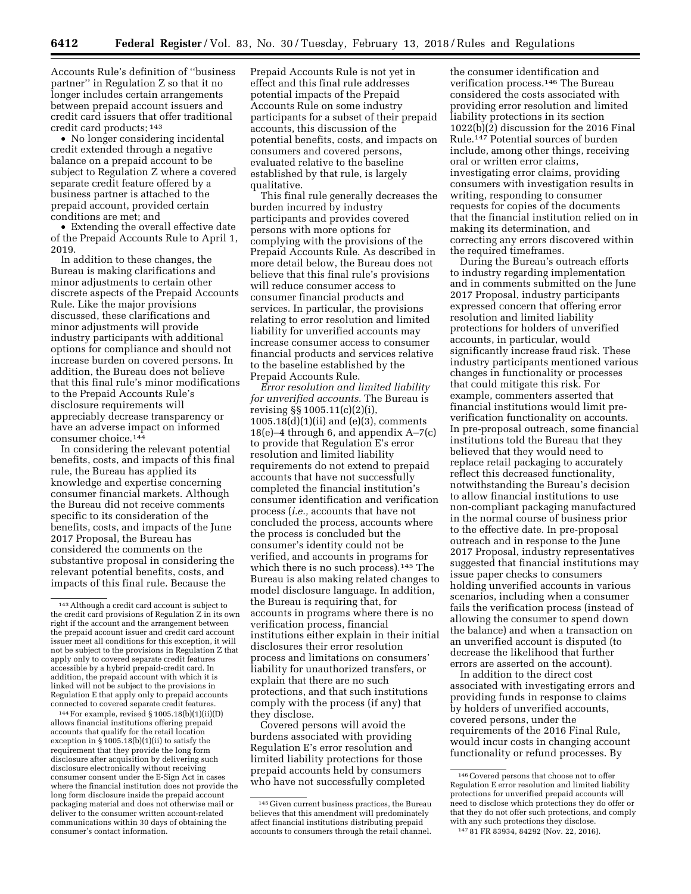Accounts Rule's definition of "business partner" in Regulation Z so that it no longer includes certain arrangements between prepaid account issuers and credit card issuers that offer traditional credit card products; [143]

- No longer considering incidental credit extended through a negative balance on a prepaid account to be subject to Regulation Z where a covered separate credit feature offered by a business partner is attached to the prepaid account, provided certain conditions are met; and
- Extending the overall effective date of the Prepaid Accounts Rule to April 1, 2019.

In addition to these changes, the Bureau is making clarifications and minor adjustments to certain other discrete aspects of the Prepaid Accounts Rule. Like the major provisions discussed, these clarifications and minor adjustments will provide industry participants with additional options for compliance and should not increase burden on covered persons. In addition, the Bureau does not believe that this final rule's minor modifications to the Prepaid Accounts Rule's disclosure requirements will appreciably decrease transparency or have an adverse impact on informed consumer choice.[144]

In considering the relevant potential benefits, costs, and impacts of this final rule, the Bureau has applied its knowledge and expertise concerning consumer financial markets. Although the Bureau did not receive comments specific to its consideration of the benefits, costs, and impacts of the June 2017 Proposal, the Bureau has considered the comments on the substantive proposal in considering the relevant potential benefits, costs, and impacts of this final rule. Because the Prepaid Accounts Rule is not yet in effect and this final rule addresses potential impacts of the Prepaid Accounts Rule on some industry participants for a subset of their prepaid accounts, this discussion of the potential benefits, costs, and impacts on consumers and covered persons, evaluated relative to the baseline established by that rule, is largely qualitative.

This final rule generally decreases the burden incurred by industry participants and provides covered persons with more options for complying with the provisions of the Prepaid Accounts Rule. As described in more detail below, the Bureau does not believe that this final rule's provisions will reduce consumer access to consumer financial products and services. In particular, the provisions relating to error resolution and limited liability for unverified accounts may increase consumer access to consumer financial products and services relative to the baseline established by the Prepaid Accounts Rule.

*Error resolution and limited liability for unverified accounts.* The Bureau is revising §§ 1005.11(c)(2)(i), 1005.18(d)(1)(ii) and (e)(3), comments 18(e)–4 through 6, and appendix A–7(c) to provide that Regulation E's error resolution and limited liability requirements do not extend to prepaid accounts that have not successfully completed the financial institution's consumer identification and verification process (*i.e.,* accounts that have not concluded the process, accounts where the process is concluded but the consumer's identity could not be verified, and accounts in programs for which there is no such process).[145] The Bureau is also making related changes to model disclosure language. In addition, the Bureau is requiring that, for accounts in programs where there is no verification process, financial institutions either explain in their initial disclosures their error resolution process and limitations on consumers' liability for unauthorized transfers, or explain that there are no such protections, and that such institutions comply with the process (if any) that they disclose.

Covered persons will avoid the burdens associated with providing Regulation E's error resolution and limited liability protections for those prepaid accounts held by consumers who have not successfully completed the consumer identification and verification process.[146] The Bureau considered the costs associated with providing error resolution and limited liability protections in its section 1022(b)(2) discussion for the 2016 Final Rule.[147] Potential sources of burden include, among other things, receiving oral or written error claims, investigating error claims, providing consumers with investigation results in writing, responding to consumer requests for copies of the documents that the financial institution relied on in making its determination, and correcting any errors discovered within the required timeframes.

During the Bureau's outreach efforts to industry regarding implementation and in comments submitted on the June 2017 Proposal, industry participants expressed concern that offering error resolution and limited liability protections for holders of unverified accounts, in particular, would significantly increase fraud risk. These industry participants mentioned various changes in functionality or processes that could mitigate this risk. For example, commenters asserted that financial institutions would limit pre-verification functionality on accounts. In pre-proposal outreach, some financial institutions told the Bureau that they believed that they would need to replace retail packaging to accurately reflect this decreased functionality, notwithstanding the Bureau's decision to allow financial institutions to use non-compliant packaging manufactured in the normal course of business prior to the effective date. In pre-proposal outreach and in response to the June 2017 Proposal, industry representatives suggested that financial institutions may issue paper checks to consumers holding unverified accounts in various scenarios, including when a consumer fails the verification process (instead of allowing the consumer to spend down the balance) and when a transaction on an unverified account is disputed (to decrease the likelihood that further errors are asserted on the account).

In addition to the direct cost associated with investigating errors and providing funds in response to claims by holders of unverified accounts, covered persons, under the requirements of the 2016 Final Rule, would incur costs in changing account functionality or refund processes. By

---

[143] Although a credit card account is subject to the credit card provisions of Regulation Z in its own right if the account and the arrangement between the prepaid account issuer and credit card account issuer meet all conditions for this exception, it will not be subject to the provisions in Regulation Z that apply only to covered separate credit features accessible by a hybrid prepaid-credit card. In addition, the prepaid account with which it is linked will not be subject to the provisions in Regulation E that apply only to prepaid accounts connected to covered separate credit features.

[144] For example, revised § 1005.18(b)(1)(ii)(D) allows financial institutions offering prepaid accounts that qualify for the retail location exception in § 1005.18(b)(1)(ii) to satisfy the requirement that they provide the long form disclosure after acquisition by delivering such disclosure electronically without receiving consumer consent under the E-Sign Act in cases where the financial institution does not provide the long form disclosure inside the prepaid account packaging material and does not otherwise mail or deliver to the consumer written account-related communications within 30 days of obtaining the consumer's contact information.

[145] Given current business practices, the Bureau believes that this amendment will predominately affect financial institutions distributing prepaid accounts to consumers through the retail channel.

[146] Covered persons that choose not to offer Regulation E error resolution and limited liability protections for unverified prepaid accounts will need to disclose which protections they do offer or that they do not offer such protections, and comply with any such protections they disclose.

[147] 81 FR 83934, 84292 (Nov. 22, 2016).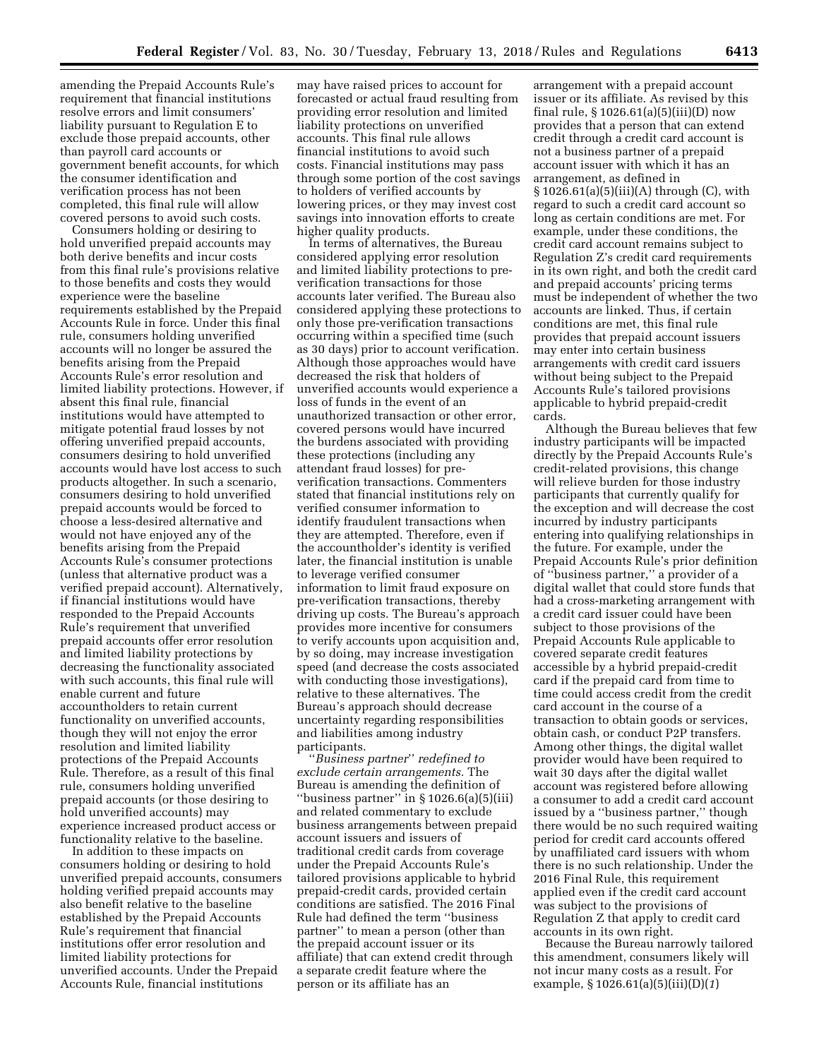amending the Prepaid Accounts Rule's requirement that financial institutions resolve errors and limit consumers' liability pursuant to Regulation E to exclude those prepaid accounts, other than payroll card accounts or government benefit accounts, for which the consumer identification and verification process has not been completed, this final rule will allow covered persons to avoid such costs.

Consumers holding or desiring to hold unverified prepaid accounts may both derive benefits and incur costs from this final rule's provisions relative to those benefits and costs they would experience were the baseline requirements established by the Prepaid Accounts Rule in force. Under this final rule, consumers holding unverified accounts will no longer be assured the benefits arising from the Prepaid Accounts Rule's error resolution and limited liability protections. However, if absent this final rule, financial institutions would have attempted to mitigate potential fraud losses by not offering unverified prepaid accounts, consumers desiring to hold unverified accounts would have lost access to such products altogether. In such a scenario, consumers desiring to hold unverified prepaid accounts would be forced to choose a less-desired alternative and would not have enjoyed any of the benefits arising from the Prepaid Accounts Rule's consumer protections (unless that alternative product was a verified prepaid account). Alternatively, if financial institutions would have responded to the Prepaid Accounts Rule's requirement that unverified prepaid accounts offer error resolution and limited liability protections by decreasing the functionality associated with such accounts, this final rule will enable current and future accountholders to retain current functionality on unverified accounts, though they will not enjoy the error resolution and limited liability protections of the Prepaid Accounts Rule. Therefore, as a result of this final rule, consumers holding unverified prepaid accounts (or those desiring to hold unverified accounts) may experience increased product access or functionality relative to the baseline.

In addition to these impacts on consumers holding or desiring to hold unverified prepaid accounts, consumers holding verified prepaid accounts may also benefit relative to the baseline established by the Prepaid Accounts Rule's requirement that financial institutions offer error resolution and limited liability protections for unverified accounts. Under the Prepaid Accounts Rule, financial institutions may have raised prices to account for forecasted or actual fraud resulting from providing error resolution and limited liability protections on unverified accounts. This final rule allows financial institutions to avoid such costs. Financial institutions may pass through some portion of the cost savings to holders of verified accounts by lowering prices, or they may invest cost savings into innovation efforts to create higher quality products.

In terms of alternatives, the Bureau considered applying error resolution and limited liability protections to pre-verification transactions for those accounts later verified. The Bureau also considered applying these protections to only those pre-verification transactions occurring within a specified time (such as 30 days) prior to account verification. Although those approaches would have decreased the risk that holders of unverified accounts would experience a loss of funds in the event of an unauthorized transaction or other error, covered persons would have incurred the burdens associated with providing these protections (including any attendant fraud losses) for pre-verification transactions. Commenters stated that financial institutions rely on verified consumer information to identify fraudulent transactions when they are attempted. Therefore, even if the accountholder's identity is verified later, the financial institution is unable to leverage verified consumer information to limit fraud exposure on pre-verification transactions, thereby driving up costs. The Bureau's approach provides more incentive for consumers to verify accounts upon acquisition and, by so doing, may increase investigation speed (and decrease the costs associated with conducting those investigations), relative to these alternatives. The Bureau's approach should decrease uncertainty regarding responsibilities and liabilities among industry participants.

*"Business partner" redefined to exclude certain arrangements.* The Bureau is amending the definition of "business partner" in § 1026.6(a)(5)(iii) and related commentary to exclude business arrangements between prepaid account issuers and issuers of traditional credit cards from coverage under the Prepaid Accounts Rule's tailored provisions applicable to hybrid prepaid-credit cards, provided certain conditions are satisfied. The 2016 Final Rule had defined the term "business partner" to mean a person (other than the prepaid account issuer or its affiliate) that can extend credit through a separate credit feature where the person or its affiliate has an arrangement with a prepaid account issuer or its affiliate. As revised by this final rule, § 1026.61(a)(5)(iii)(D) now provides that a person that can extend credit through a credit card account is not a business partner of a prepaid account issuer with which it has an arrangement, as defined in § 1026.61(a)(5)(iii)(A) through (C), with regard to such a credit card account so long as certain conditions are met. For example, under these conditions, the credit card account remains subject to Regulation Z's credit card requirements in its own right, and both the credit card and prepaid accounts' pricing terms must be independent of whether the two accounts are linked. Thus, if certain conditions are met, this final rule provides that prepaid account issuers may enter into certain business arrangements with credit card issuers without being subject to the Prepaid Accounts Rule's tailored provisions applicable to hybrid prepaid-credit cards.

Although the Bureau believes that few industry participants will be impacted directly by the Prepaid Accounts Rule's credit-related provisions, this change will relieve burden for those industry participants that currently qualify for the exception and will decrease the cost incurred by industry participants entering into qualifying relationships in the future. For example, under the Prepaid Accounts Rule's prior definition of "business partner," a provider of a digital wallet that could store funds that had a cross-marketing arrangement with a credit card issuer could have been subject to those provisions of the Prepaid Accounts Rule applicable to covered separate credit features accessible by a hybrid prepaid-credit card if the prepaid card from time to time could access credit from the credit card account in the course of a transaction to obtain goods or services, obtain cash, or conduct P2P transfers. Among other things, the digital wallet provider would have been required to wait 30 days after the digital wallet account was registered before allowing a consumer to add a credit card account issued by a "business partner," though there would be no such required waiting period for credit card accounts offered by unaffiliated card issuers with whom there is no such relationship. Under the 2016 Final Rule, this requirement applied even if the credit card account was subject to the provisions of Regulation Z that apply to credit card accounts in its own right.

Because the Bureau narrowly tailored this amendment, consumers likely will not incur many costs as a result. For example, § 1026.61(a)(5)(iii)(D)(*1*)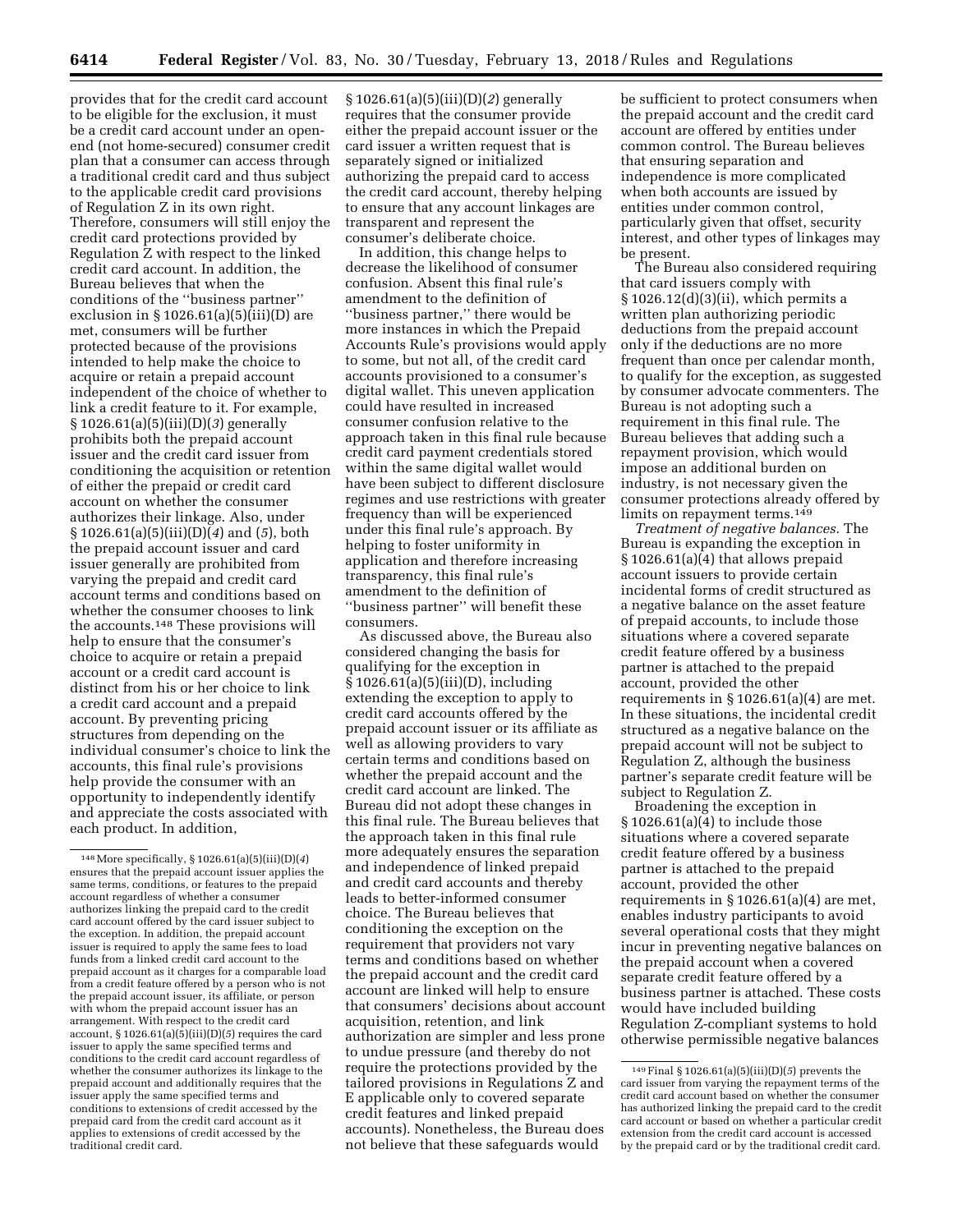provides that for the credit card account to be eligible for the exclusion, it must be a credit card account under an open-end (not home-secured) consumer credit plan that a consumer can access through a traditional credit card and thus subject to the applicable credit card provisions of Regulation Z in its own right. Therefore, consumers will still enjoy the credit card protections provided by Regulation Z with respect to the linked credit card account. In addition, the Bureau believes that when the conditions of the ''business partner'' exclusion in § 1026.61(a)(5)(iii)(D) are met, consumers will be further protected because of the provisions intended to help make the choice to acquire or retain a prepaid account independent of the choice of whether to link a credit feature to it. For example, § 1026.61(a)(5)(iii)(D)(*3*) generally prohibits both the prepaid account issuer and the credit card issuer from conditioning the acquisition or retention of either the prepaid or credit card account on whether the consumer authorizes their linkage. Also, under § 1026.61(a)(5)(iii)(D)(*4*) and (*5*), both the prepaid account issuer and card issuer generally are prohibited from varying the prepaid and credit card account terms and conditions based on whether the consumer chooses to link the accounts.[148] These provisions will help to ensure that the consumer's choice to acquire or retain a prepaid account or a credit card account is distinct from his or her choice to link a credit card account and a prepaid account. By preventing pricing structures from depending on the individual consumer's choice to link the accounts, this final rule's provisions help provide the consumer with an opportunity to independently identify and appreciate the costs associated with each product. In addition, § 1026.61(a)(5)(iii)(D)(*2*) generally requires that the consumer provide either the prepaid account issuer or the card issuer a written request that is separately signed or initialized authorizing the prepaid card to access the credit card account, thereby helping to ensure that any account linkages are transparent and represent the consumer's deliberate choice.

In addition, this change helps to decrease the likelihood of consumer confusion. Absent this final rule's amendment to the definition of ''business partner,'' there would be more instances in which the Prepaid Accounts Rule's provisions would apply to some, but not all, of the credit card accounts provisioned to a consumer's digital wallet. This uneven application could have resulted in increased consumer confusion relative to the approach taken in this final rule because credit card payment credentials stored within the same digital wallet would have been subject to different disclosure regimes and use restrictions with greater frequency than will be experienced under this final rule's approach. By helping to foster uniformity in application and therefore increasing transparency, this final rule's amendment to the definition of ''business partner'' will benefit these consumers.

As discussed above, the Bureau also considered changing the basis for qualifying for the exception in § 1026.61(a)(5)(iii)(D), including extending the exception to apply to credit card accounts offered by the prepaid account issuer or its affiliate as well as allowing providers to vary certain terms and conditions based on whether the prepaid account and the credit card account are linked. The Bureau did not adopt these changes in this final rule. The Bureau believes that the approach taken in this final rule more adequately ensures the separation and independence of linked prepaid and credit card accounts and thereby leads to better-informed consumer choice. The Bureau believes that conditioning the exception on the requirement that providers not vary terms and conditions based on whether the prepaid account and the credit card account are linked will help to ensure that consumers' decisions about account acquisition, retention, and link authorization are simpler and less prone to undue pressure (and thereby do not require the protections provided by the tailored provisions in Regulations Z and E applicable only to covered separate credit features and linked prepaid accounts). Nonetheless, the Bureau does not believe that these safeguards would be sufficient to protect consumers when the prepaid account and the credit card account are offered by entities under common control. The Bureau believes that ensuring separation and independence is more complicated when both accounts are issued by entities under common control, particularly given that offset, security interest, and other types of linkages may be present.

The Bureau also considered requiring that card issuers comply with § 1026.12(d)(3)(ii), which permits a written plan authorizing periodic deductions from the prepaid account only if the deductions are no more frequent than once per calendar month, to qualify for the exception, as suggested by consumer advocate commenters. The Bureau is not adopting such a requirement in this final rule. The Bureau believes that adding such a repayment provision, which would impose an additional burden on industry, is not necessary given the consumer protections already offered by limits on repayment terms.[149]

*Treatment of negative balances.* The Bureau is expanding the exception in § 1026.61(a)(4) that allows prepaid account issuers to provide certain incidental forms of credit structured as a negative balance on the asset feature of prepaid accounts, to include those situations where a covered separate credit feature offered by a business partner is attached to the prepaid account, provided the other requirements in § 1026.61(a)(4) are met. In these situations, the incidental credit structured as a negative balance on the prepaid account will not be subject to Regulation Z, although the business partner's separate credit feature will be subject to Regulation Z.

Broadening the exception in § 1026.61(a)(4) to include those situations where a covered separate credit feature offered by a business partner is attached to the prepaid account, provided the other requirements in § 1026.61(a)(4) are met, enables industry participants to avoid several operational costs that they might incur in preventing negative balances on the prepaid account when a covered separate credit feature offered by a business partner is attached. These costs would have included building Regulation Z-compliant systems to hold otherwise permissible negative balances

---

[148] More specifically, § 1026.61(a)(5)(iii)(D)(*4*) ensures that the prepaid account issuer applies the same terms, conditions, or features to the prepaid account regardless of whether a consumer authorizes linking the prepaid card to the credit card account offered by the card issuer subject to the exception. In addition, the prepaid account issuer is required to apply the same fees to load funds from a linked credit card account to the prepaid account as it charges for a comparable load from a credit feature offered by a person who is not the prepaid account issuer, its affiliate, or person with whom the prepaid account issuer has an arrangement. With respect to the credit card account, § 1026.61(a)(5)(iii)(D)(*5*) requires the card issuer to apply the same specified terms and conditions to the credit card account regardless of whether the consumer authorizes its linkage to the prepaid account and additionally requires that the issuer apply the same specified terms and conditions to extensions of credit accessed by the prepaid card from the credit card account as it applies to extensions of credit accessed by the traditional credit card.

[149] Final § 1026.61(a)(5)(iii)(D)(*5*) prevents the card issuer from varying the repayment terms of the credit card account based on whether the consumer has authorized linking the prepaid card to the credit card account or based on whether a particular credit extension from the credit card account is accessed by the prepaid card or by the traditional credit card.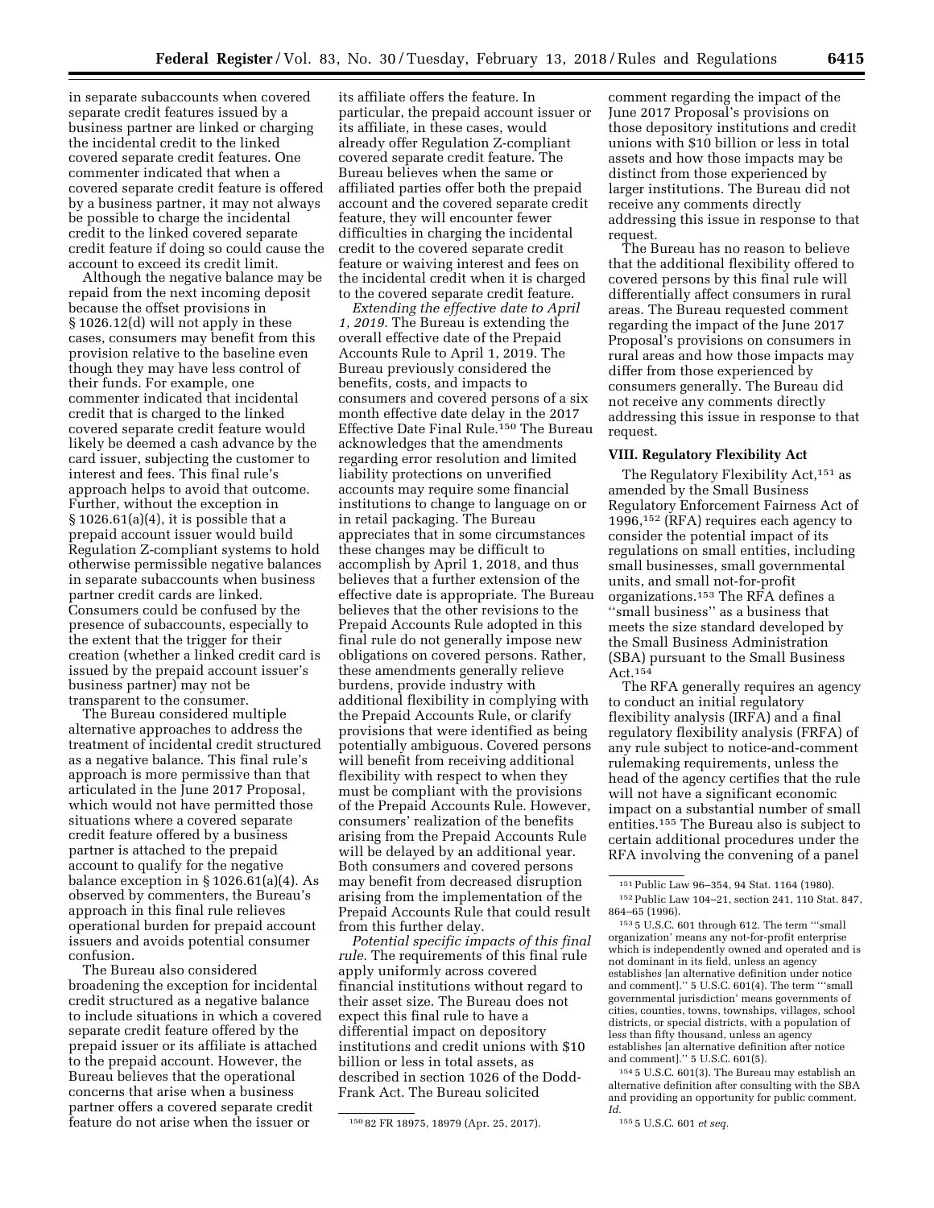in separate subaccounts when covered separate credit features issued by a business partner are linked or charging the incidental credit to the linked covered separate credit features. One commenter indicated that when a covered separate credit feature is offered by a business partner, it may not always be possible to charge the incidental credit to the linked covered separate credit feature if doing so could cause the account to exceed its credit limit.

Although the negative balance may be repaid from the next incoming deposit because the offset provisions in § 1026.12(d) will not apply in these cases, consumers may benefit from this provision relative to the baseline even though they may have less control of their funds. For example, one commenter indicated that incidental credit that is charged to the linked covered separate credit feature would likely be deemed a cash advance by the card issuer, subjecting the customer to interest and fees. This final rule's approach helps to avoid that outcome. Further, without the exception in § 1026.61(a)(4), it is possible that a prepaid account issuer would build Regulation Z-compliant systems to hold otherwise permissible negative balances in separate subaccounts when business partner credit cards are linked. Consumers could be confused by the presence of subaccounts, especially to the extent that the trigger for their creation (whether a linked credit card is issued by the prepaid account issuer's business partner) may not be transparent to the consumer.

The Bureau considered multiple alternative approaches to address the treatment of incidental credit structured as a negative balance. This final rule's approach is more permissive than that articulated in the June 2017 Proposal, which would not have permitted those situations where a covered separate credit feature offered by a business partner is attached to the prepaid account to qualify for the negative balance exception in § 1026.61(a)(4). As observed by commenters, the Bureau's approach in this final rule relieves operational burden for prepaid account issuers and avoids potential consumer confusion.

The Bureau also considered broadening the exception for incidental credit structured as a negative balance to include situations in which a covered separate credit feature offered by the prepaid issuer or its affiliate is attached to the prepaid account. However, the Bureau believes that the operational concerns that arise when a business partner offers a covered separate credit feature do not arise when the issuer or its affiliate offers the feature. In particular, the prepaid account issuer or its affiliate, in these cases, would already offer Regulation Z-compliant covered separate credit feature. The Bureau believes when the same or affiliated parties offer both the prepaid account and the covered separate credit feature, they will encounter fewer difficulties in charging the incidental credit to the covered separate credit feature or waiving interest and fees on the incidental credit when it is charged to the covered separate credit feature.

*Extending the effective date to April 1, 2019.* The Bureau is extending the overall effective date of the Prepaid Accounts Rule to April 1, 2019. The Bureau previously considered the benefits, costs, and impacts to consumers and covered persons of a six month effective date delay in the 2017 Effective Date Final Rule.[150] The Bureau acknowledges that the amendments regarding error resolution and limited liability protections on unverified accounts may require some financial institutions to change to language on or in retail packaging. The Bureau appreciates that in some circumstances these changes may be difficult to accomplish by April 1, 2018, and thus believes that a further extension of the effective date is appropriate. The Bureau believes that the other revisions to the Prepaid Accounts Rule adopted in this final rule do not generally impose new obligations on covered persons. Rather, these amendments generally relieve burdens, provide industry with additional flexibility in complying with the Prepaid Accounts Rule, or clarify provisions that were identified as being potentially ambiguous. Covered persons will benefit from receiving additional flexibility with respect to when they must be compliant with the provisions of the Prepaid Accounts Rule. However, consumers' realization of the benefits arising from the Prepaid Accounts Rule will be delayed by an additional year. Both consumers and covered persons may benefit from decreased disruption arising from the implementation of the Prepaid Accounts Rule that could result from this further delay.

*Potential specific impacts of this final rule.* The requirements of this final rule apply uniformly across covered financial institutions without regard to their asset size. The Bureau does not expect this final rule to have a differential impact on depository institutions and credit unions with $10 billion or less in total assets, as described in section 1026 of the Dodd-Frank Act. The Bureau solicited comment regarding the impact of the June 2017 Proposal's provisions on those depository institutions and credit unions with $10 billion or less in total assets and how those impacts may be distinct from those experienced by larger institutions. The Bureau did not receive any comments directly addressing this issue in response to that request.

The Bureau has no reason to believe that the additional flexibility offered to covered persons by this final rule will differentially affect consumers in rural areas. The Bureau requested comment regarding the impact of the June 2017 Proposal's provisions on consumers in rural areas and how those impacts may differ from those experienced by consumers generally. The Bureau did not receive any comments directly addressing this issue in response to that request.

## VIII. Regulatory Flexibility Act

The Regulatory Flexibility Act,[151] as amended by the Small Business Regulatory Enforcement Fairness Act of 1996,[152] (RFA) requires each agency to consider the potential impact of its regulations on small entities, including small businesses, small governmental units, and small not-for-profit organizations.[153] The RFA defines a "small business" as a business that meets the size standard developed by the Small Business Administration (SBA) pursuant to the Small Business Act.[154]

The RFA generally requires an agency to conduct an initial regulatory flexibility analysis (IRFA) and a final regulatory flexibility analysis (FRFA) of any rule subject to notice-and-comment rulemaking requirements, unless the head of the agency certifies that the rule will not have a significant economic impact on a substantial number of small entities.[155] The Bureau also is subject to certain additional procedures under the RFA involving the convening of a panel

---

[150] 82 FR 18975, 18979 (Apr. 25, 2017).

[151] Public Law 96–354, 94 Stat. 1164 (1980).

[152] Public Law 104–21, section 241, 110 Stat. 847, 864–65 (1996).

[153] 5 U.S.C. 601 through 612. The term "'small organization' means any not-for-profit enterprise which is independently owned and operated and is not dominant in its field, unless an agency establishes [an alternative definition under notice and comment]." 5 U.S.C. 601(4). The term "'small governmental jurisdiction' means governments of cities, counties, towns, townships, villages, school districts, or special districts, with a population of less than fifty thousand, unless an agency establishes [an alternative definition after notice and comment]." 5 U.S.C. 601(5).

[154] 5 U.S.C. 601(3). The Bureau may establish an alternative definition after consulting with the SBA and providing an opportunity for public comment. *Id.*

[155] 5 U.S.C. 601 *et seq.*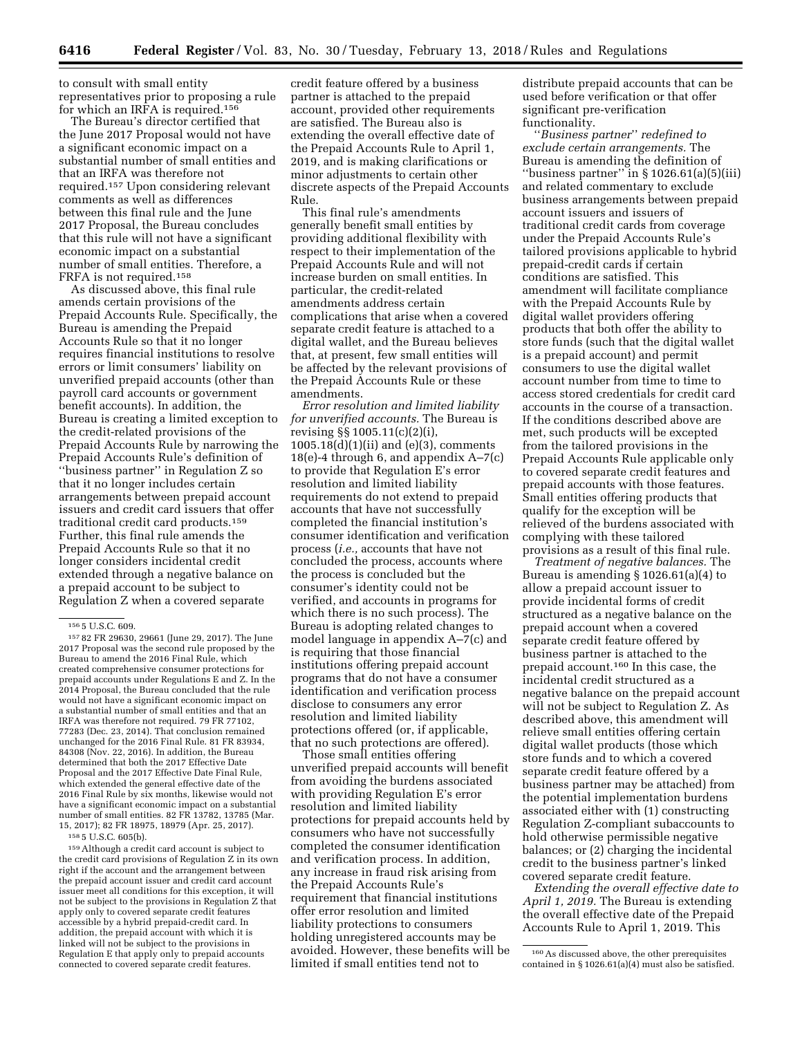to consult with small entity representatives prior to proposing a rule for which an IRFA is required.[156]

The Bureau's director certified that the June 2017 Proposal would not have a significant economic impact on a substantial number of small entities and that an IRFA was therefore not required.[157] Upon considering relevant comments as well as differences between this final rule and the June 2017 Proposal, the Bureau concludes that this rule will not have a significant economic impact on a substantial number of small entities. Therefore, a FRFA is not required.[158]

As discussed above, this final rule amends certain provisions of the Prepaid Accounts Rule. Specifically, the Bureau is amending the Prepaid Accounts Rule so that it no longer requires financial institutions to resolve errors or limit consumers' liability on unverified prepaid accounts (other than payroll card accounts or government benefit accounts). In addition, the Bureau is creating a limited exception to the credit-related provisions of the Prepaid Accounts Rule by narrowing the Prepaid Accounts Rule's definition of ''business partner'' in Regulation Z so that it no longer includes certain arrangements between prepaid account issuers and credit card issuers that offer traditional credit card products.[159] Further, this final rule amends the Prepaid Accounts Rule so that it no longer considers incidental credit extended through a negative balance on a prepaid account to be subject to Regulation Z when a covered separate credit feature offered by a business partner is attached to the prepaid account, provided other requirements are satisfied. The Bureau also is extending the overall effective date of the Prepaid Accounts Rule to April 1, 2019, and is making clarifications or minor adjustments to certain other discrete aspects of the Prepaid Accounts Rule.

This final rule's amendments generally benefit small entities by providing additional flexibility with respect to their implementation of the Prepaid Accounts Rule and will not increase burden on small entities. In particular, the credit-related amendments address certain complications that arise when a covered separate credit feature is attached to a digital wallet, and the Bureau believes that, at present, few small entities will be affected by the relevant provisions of the Prepaid Accounts Rule or these amendments.

*Error resolution and limited liability for unverified accounts.* The Bureau is revising §§ 1005.11(c)(2)(i), 1005.18(d)(1)(ii) and (e)(3), comments 18(e)-4 through 6, and appendix A–7(c) to provide that Regulation E's error resolution and limited liability requirements do not extend to prepaid accounts that have not successfully completed the financial institution's consumer identification and verification process (*i.e.,* accounts that have not concluded the process, accounts where the process is concluded but the consumer's identity could not be verified, and accounts in programs for which there is no such process). The Bureau is adopting related changes to model language in appendix A–7(c) and is requiring that those financial institutions offering prepaid account programs that do not have a consumer identification and verification process disclose to consumers any error resolution and limited liability protections offered (or, if applicable, that no such protections are offered).

Those small entities offering unverified prepaid accounts will benefit from avoiding the burdens associated with providing Regulation E's error resolution and limited liability protections for prepaid accounts held by consumers who have not successfully completed the consumer identification and verification process. In addition, any increase in fraud risk arising from the Prepaid Accounts Rule's requirement that financial institutions offer error resolution and limited liability protections to consumers holding unregistered accounts may be avoided. However, these benefits will be limited if small entities tend not to distribute prepaid accounts that can be used before verification or that offer significant pre-verification functionality.

*''Business partner'' redefined to exclude certain arrangements.* The Bureau is amending the definition of ''business partner'' in § 1026.61(a)(5)(iii) and related commentary to exclude business arrangements between prepaid account issuers and issuers of traditional credit cards from coverage under the Prepaid Accounts Rule's tailored provisions applicable to hybrid prepaid-credit cards if certain conditions are satisfied. This amendment will facilitate compliance with the Prepaid Accounts Rule by digital wallet providers offering products that both offer the ability to store funds (such that the digital wallet is a prepaid account) and permit consumers to use the digital wallet account number from time to time to access stored credentials for credit card accounts in the course of a transaction. If the conditions described above are met, such products will be excepted from the tailored provisions in the Prepaid Accounts Rule applicable only to covered separate credit features and prepaid accounts with those features. Small entities offering products that qualify for the exception will be relieved of the burdens associated with complying with these tailored provisions as a result of this final rule.

*Treatment of negative balances.* The Bureau is amending § 1026.61(a)(4) to allow a prepaid account issuer to provide incidental forms of credit structured as a negative balance on the prepaid account when a covered separate credit feature offered by business partner is attached to the prepaid account.[160] In this case, the incidental credit structured as a negative balance on the prepaid account will not be subject to Regulation Z. As described above, this amendment will relieve small entities offering certain digital wallet products (those which store funds and to which a covered separate credit feature offered by a business partner may be attached) from the potential implementation burdens associated either with (1) constructing Regulation Z-compliant subaccounts to hold otherwise permissible negative balances; or (2) charging the incidental credit to the business partner's linked covered separate credit feature.

*Extending the overall effective date to April 1, 2019.* The Bureau is extending the overall effective date of the Prepaid Accounts Rule to April 1, 2019. This

---

[156] 5 U.S.C. 609.

[157] 82 FR 29630, 29661 (June 29, 2017). The June 2017 Proposal was the second rule proposed by the Bureau to amend the 2016 Final Rule, which created comprehensive consumer protections for prepaid accounts under Regulations E and Z. In the 2014 Proposal, the Bureau concluded that the rule would not have a significant economic impact on a substantial number of small entities and that an IRFA was therefore not required. 79 FR 77102, 77283 (Dec. 23, 2014). That conclusion remained unchanged for the 2016 Final Rule. 81 FR 83934, 84308 (Nov. 22, 2016). In addition, the Bureau determined that both the 2017 Effective Date Proposal and the 2017 Effective Date Final Rule, which extended the general effective date of the 2016 Final Rule by six months, likewise would not have a significant economic impact on a substantial number of small entities. 82 FR 13782, 13785 (Mar. 15, 2017); 82 FR 18975, 18979 (Apr. 25, 2017).

[158] 5 U.S.C. 605(b).

[159] Although a credit card account is subject to the credit card provisions of Regulation Z in its own right if the account and the arrangement between the prepaid account issuer and credit card account issuer meet all conditions for this exception, it will not be subject to the provisions in Regulation Z that apply only to covered separate credit features accessible by a hybrid prepaid-credit card. In addition, the prepaid account with which it is linked will not be subject to the provisions in Regulation E that apply only to prepaid accounts connected to covered separate credit features.

[160] As discussed above, the other prerequisites contained in § 1026.61(a)(4) must also be satisfied.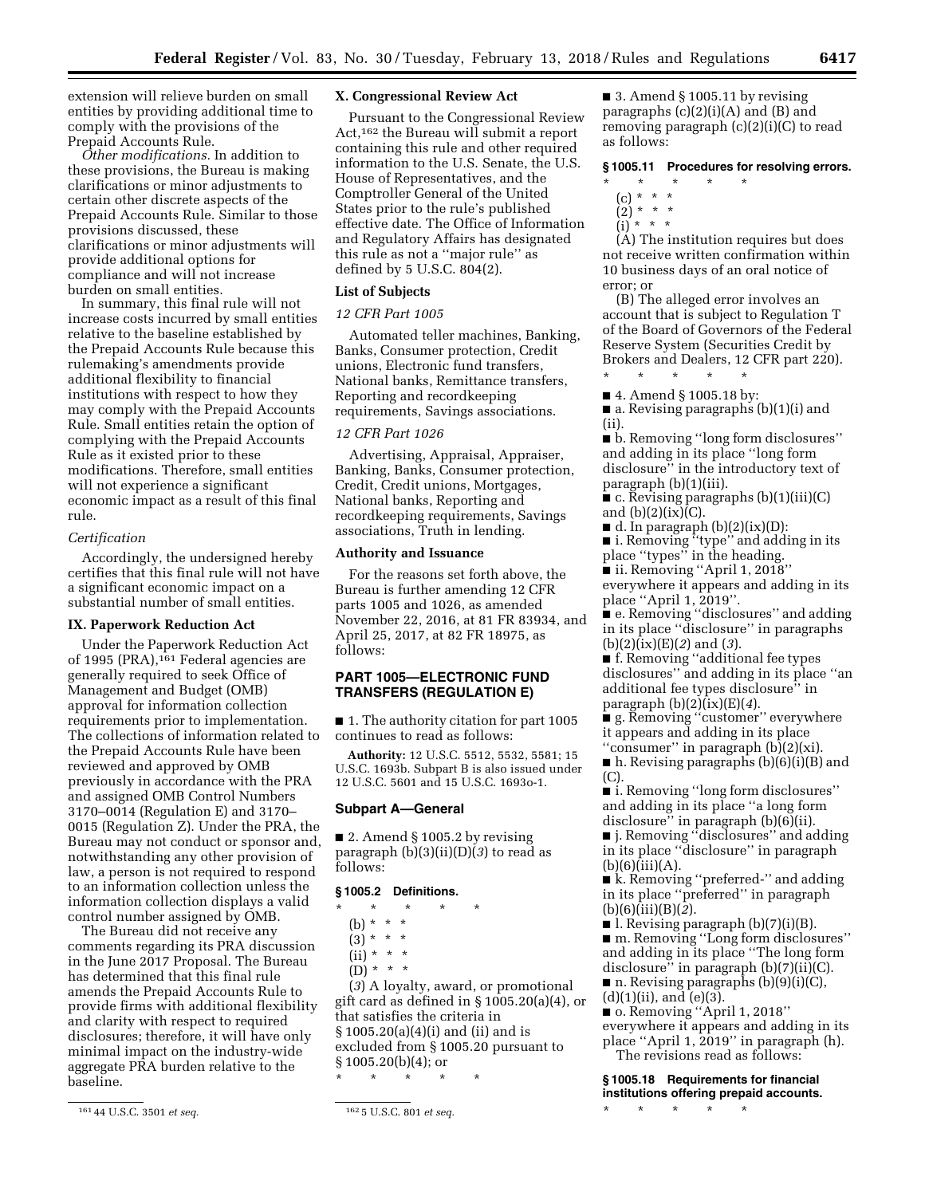extension will relieve burden on small entities by providing additional time to comply with the provisions of the Prepaid Accounts Rule.

*Other modifications.* In addition to these provisions, the Bureau is making clarifications or minor adjustments to certain other discrete aspects of the Prepaid Accounts Rule. Similar to those provisions discussed, these clarifications or minor adjustments will provide additional options for compliance and will not increase burden on small entities.

In summary, this final rule will not increase costs incurred by small entities relative to the baseline established by the Prepaid Accounts Rule because this rulemaking's amendments provide additional flexibility to financial institutions with respect to how they may comply with the Prepaid Accounts Rule. Small entities retain the option of complying with the Prepaid Accounts Rule as it existed prior to these modifications. Therefore, small entities will not experience a significant economic impact as a result of this final rule.

*Certification*

Accordingly, the undersigned hereby certifies that this final rule will not have a significant economic impact on a substantial number of small entities.

**IX. Paperwork Reduction Act**

Under the Paperwork Reduction Act of 1995 (PRA),[161] Federal agencies are generally required to seek Office of Management and Budget (OMB) approval for information collection requirements prior to implementation. The collections of information related to the Prepaid Accounts Rule have been reviewed and approved by OMB previously in accordance with the PRA and assigned OMB Control Numbers 3170–0014 (Regulation E) and 3170–0015 (Regulation Z). Under the PRA, the Bureau may not conduct or sponsor and, notwithstanding any other provision of law, a person is not required to respond to an information collection unless the information collection displays a valid control number assigned by OMB.

The Bureau did not receive any comments regarding its PRA discussion in the June 2017 Proposal. The Bureau has determined that this final rule amends the Prepaid Accounts Rule to provide firms with additional flexibility and clarity with respect to required disclosures; therefore, it will have only minimal impact on the industry-wide aggregate PRA burden relative to the baseline.

[161] 44 U.S.C. 3501 *et seq.*

**X. Congressional Review Act**

Pursuant to the Congressional Review Act,[162] the Bureau will submit a report containing this rule and other required information to the U.S. Senate, the U.S. House of Representatives, and the Comptroller General of the United States prior to the rule's published effective date. The Office of Information and Regulatory Affairs has designated this rule as not a "major rule" as defined by 5 U.S.C. 804(2).

**List of Subjects**

*12 CFR Part 1005*

Automated teller machines, Banking, Banks, Consumer protection, Credit unions, Electronic fund transfers, National banks, Remittance transfers, Reporting and recordkeeping requirements, Savings associations.

*12 CFR Part 1026*

Advertising, Appraisal, Appraiser, Banking, Banks, Consumer protection, Credit, Credit unions, Mortgages, National banks, Reporting and recordkeeping requirements, Savings associations, Truth in lending.

**Authority and Issuance**

For the reasons set forth above, the Bureau is further amending 12 CFR parts 1005 and 1026, as amended November 22, 2016, at 81 FR 83934, and April 25, 2017, at 82 FR 18975, as follows:

**PART 1005—ELECTRONIC FUND TRANSFERS (REGULATION E)**

■ 1. The authority citation for part 1005 continues to read as follows:

**Authority:** 12 U.S.C. 5512, 5532, 5581; 15 U.S.C. 1693b. Subpart B is also issued under 12 U.S.C. 5601 and 15 U.S.C. 1693o-1.

**Subpart A—General**

■ 2. Amend § 1005.2 by revising paragraph (b)(3)(ii)(D)(*3*) to read as follows:

**§ 1005.2 Definitions.**

\* \* \* \* \*

(b) \* \* \*

(3) \* \* \*

(ii) \* \* \*

(D) \* \* \*

(*3*) A loyalty, award, or promotional gift card as defined in § 1005.20(a)(4), or that satisfies the criteria in § 1005.20(a)(4)(i) and (ii) and is excluded from § 1005.20 pursuant to § 1005.20(b)(4); or

\* \* \* \* \*

[162] 5 U.S.C. 801 *et seq.*

■ 3. Amend § 1005.11 by revising paragraphs (c)(2)(i)(A) and (B) and removing paragraph (c)(2)(i)(C) to read as follows:

**§ 1005.11 Procedures for resolving errors.**

\* \* \* \* \*

(c) \* \* \*

(2) \* \* \*

(i) \* \* \*

(A) The institution requires but does not receive written confirmation within 10 business days of an oral notice of error; or

(B) The alleged error involves an account that is subject to Regulation T of the Board of Governors of the Federal Reserve System (Securities Credit by Brokers and Dealers, 12 CFR part 220).

\* \* \* \* \*

■ 4. Amend § 1005.18 by:

■ a. Revising paragraphs (b)(1)(i) and (ii).

■ b. Removing "long form disclosures" and adding in its place "long form disclosure" in the introductory text of paragraph (b)(1)(iii).

■ c. Revising paragraphs (b)(1)(iii)(C) and (b)(2)(ix)(C).

■ d. In paragraph (b)(2)(ix)(D):

■ i. Removing "type" and adding in its place "types" in the heading.

■ ii. Removing "April 1, 2018" everywhere it appears and adding in its place "April 1, 2019".

■ e. Removing "disclosures" and adding in its place "disclosure" in paragraphs (b)(2)(ix)(E)(*2*) and (*3*).

■ f. Removing "additional fee types disclosures" and adding in its place "an additional fee types disclosure" in paragraph (b)(2)(ix)(E)(*4*).

■ g. Removing "customer" everywhere it appears and adding in its place "consumer" in paragraph (b)(2)(xi).

■ h. Revising paragraphs (b)(6)(i)(B) and (C).

■ i. Removing "long form disclosures" and adding in its place "a long form disclosure" in paragraph (b)(6)(ii).

■ j. Removing "disclosures" and adding in its place "disclosure" in paragraph (b)(6)(iii)(A).

■ k. Removing "preferred-" and adding in its place "preferred" in paragraph (b)(6)(iii)(B)(*2*).

■ l. Revising paragraph (b)(7)(i)(B).

■ m. Removing "Long form disclosures" and adding in its place "The long form disclosure" in paragraph (b)(7)(ii)(C).

■ n. Revising paragraphs (b)(9)(i)(C), (d)(1)(ii), and (e)(3).

■ o. Removing "April 1, 2018" everywhere it appears and adding in its place "April 1, 2019" in paragraph (h).

The revisions read as follows:

**§ 1005.18 Requirements for financial institutions offering prepaid accounts.**

\* \* \* \* \*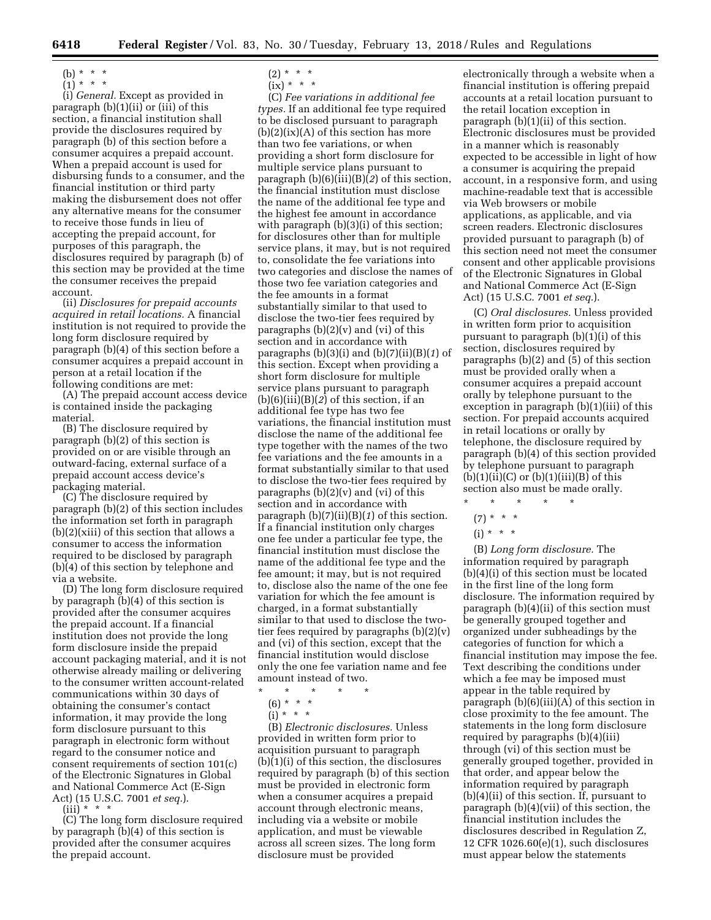(b) * * *

(1) * * *

(i) *General.* Except as provided in paragraph (b)(1)(ii) or (iii) of this section, a financial institution shall provide the disclosures required by paragraph (b) of this section before a consumer acquires a prepaid account. When a prepaid account is used for disbursing funds to a consumer, and the financial institution or third party making the disbursement does not offer any alternative means for the consumer to receive those funds in lieu of accepting the prepaid account, for purposes of this paragraph, the disclosures required by paragraph (b) of this section may be provided at the time the consumer receives the prepaid account.

(ii) *Disclosures for prepaid accounts acquired in retail locations.* A financial institution is not required to provide the long form disclosure required by paragraph (b)(4) of this section before a consumer acquires a prepaid account in person at a retail location if the following conditions are met:

(A) The prepaid account access device is contained inside the packaging material.

(B) The disclosure required by paragraph (b)(2) of this section is provided on or are visible through an outward-facing, external surface of a prepaid account access device's packaging material.

(C) The disclosure required by paragraph (b)(2) of this section includes the information set forth in paragraph (b)(2)(xiii) of this section that allows a consumer to access the information required to be disclosed by paragraph (b)(4) of this section by telephone and via a website.

(D) The long form disclosure required by paragraph (b)(4) of this section is provided after the consumer acquires the prepaid account. If a financial institution does not provide the long form disclosure inside the prepaid account packaging material, and it is not otherwise already mailing or delivering to the consumer written account-related communications within 30 days of obtaining the consumer's contact information, it may provide the long form disclosure pursuant to this paragraph in electronic form without regard to the consumer notice and consent requirements of section 101(c) of the Electronic Signatures in Global and National Commerce Act (E-Sign Act) (15 U.S.C. 7001 *et seq.*).

(iii) * * *

(C) The long form disclosure required by paragraph (b)(4) of this section is provided after the consumer acquires the prepaid account.

(2) * * *

(ix) * * *

(C) *Fee variations in additional fee types.* If an additional fee type required to be disclosed pursuant to paragraph (b)(2)(ix)(A) of this section has more than two fee variations, or when providing a short form disclosure for multiple service plans pursuant to paragraph (b)(6)(iii)(B)(*2*) of this section, the financial institution must disclose the name of the additional fee type and the highest fee amount in accordance with paragraph (b)(3)(i) of this section; for disclosures other than for multiple service plans, it may, but is not required to, consolidate the fee variations into two categories and disclose the names of those two fee variation categories and the fee amounts in a format substantially similar to that used to disclose the two-tier fees required by paragraphs (b)(2)(v) and (vi) of this section and in accordance with paragraphs (b)(3)(i) and (b)(7)(ii)(B)(*1*) of this section. Except when providing a short form disclosure for multiple service plans pursuant to paragraph (b)(6)(iii)(B)(*2*) of this section, if an additional fee type has two fee variations, the financial institution must disclose the name of the additional fee type together with the names of the two fee variations and the fee amounts in a format substantially similar to that used to disclose the two-tier fees required by paragraphs (b)(2)(v) and (vi) of this section and in accordance with paragraph (b)(7)(ii)(B)(*1*) of this section. If a financial institution only charges one fee under a particular fee type, the financial institution must disclose the name of the additional fee type and the fee amount; it may, but is not required to, disclose also the name of the one fee variation for which the fee amount is charged, in a format substantially similar to that used to disclose the two-tier fees required by paragraphs (b)(2)(v) and (vi) of this section, except that the financial institution would disclose only the one fee variation name and fee amount instead of two.

\* \* \* \* \*

(6) * * *

(i) * * *

(B) *Electronic disclosures.* Unless provided in written form prior to acquisition pursuant to paragraph (b)(1)(i) of this section, the disclosures required by paragraph (b) of this section must be provided in electronic form when a consumer acquires a prepaid account through electronic means, including via a website or mobile application, and must be viewable across all screen sizes. The long form disclosure must be provided electronically through a website when a financial institution is offering prepaid accounts at a retail location pursuant to the retail location exception in paragraph (b)(1)(ii) of this section. Electronic disclosures must be provided in a manner which is reasonably expected to be accessible in light of how a consumer is acquiring the prepaid account, in a responsive form, and using machine-readable text that is accessible via Web browsers or mobile applications, as applicable, and via screen readers. Electronic disclosures provided pursuant to paragraph (b) of this section need not meet the consumer consent and other applicable provisions of the Electronic Signatures in Global and National Commerce Act (E-Sign Act) (15 U.S.C. 7001 *et seq.*).

(C) *Oral disclosures.* Unless provided in written form prior to acquisition pursuant to paragraph (b)(1)(i) of this section, disclosures required by paragraphs (b)(2) and (5) of this section must be provided orally when a consumer acquires a prepaid account orally by telephone pursuant to the exception in paragraph (b)(1)(iii) of this section. For prepaid accounts acquired in retail locations or orally by telephone, the disclosure required by paragraph (b)(4) of this section provided by telephone pursuant to paragraph (b)(1)(ii)(C) or (b)(1)(iii)(B) of this section also must be made orally.

\* \* \* \* \*

(7) * * *

(i) * * *

(B) *Long form disclosure.* The information required by paragraph (b)(4)(i) of this section must be located in the first line of the long form disclosure. The information required by paragraph (b)(4)(ii) of this section must be generally grouped together and organized under subheadings by the categories of function for which a financial institution may impose the fee. Text describing the conditions under which a fee may be imposed must appear in the table required by paragraph (b)(6)(iii)(A) of this section in close proximity to the fee amount. The statements in the long form disclosure required by paragraphs (b)(4)(iii) through (vi) of this section must be generally grouped together, provided in that order, and appear below the information required by paragraph (b)(4)(ii) of this section. If, pursuant to paragraph (b)(4)(vii) of this section, the financial institution includes the disclosures described in Regulation Z, 12 CFR 1026.60(e)(1), such disclosures must appear below the statements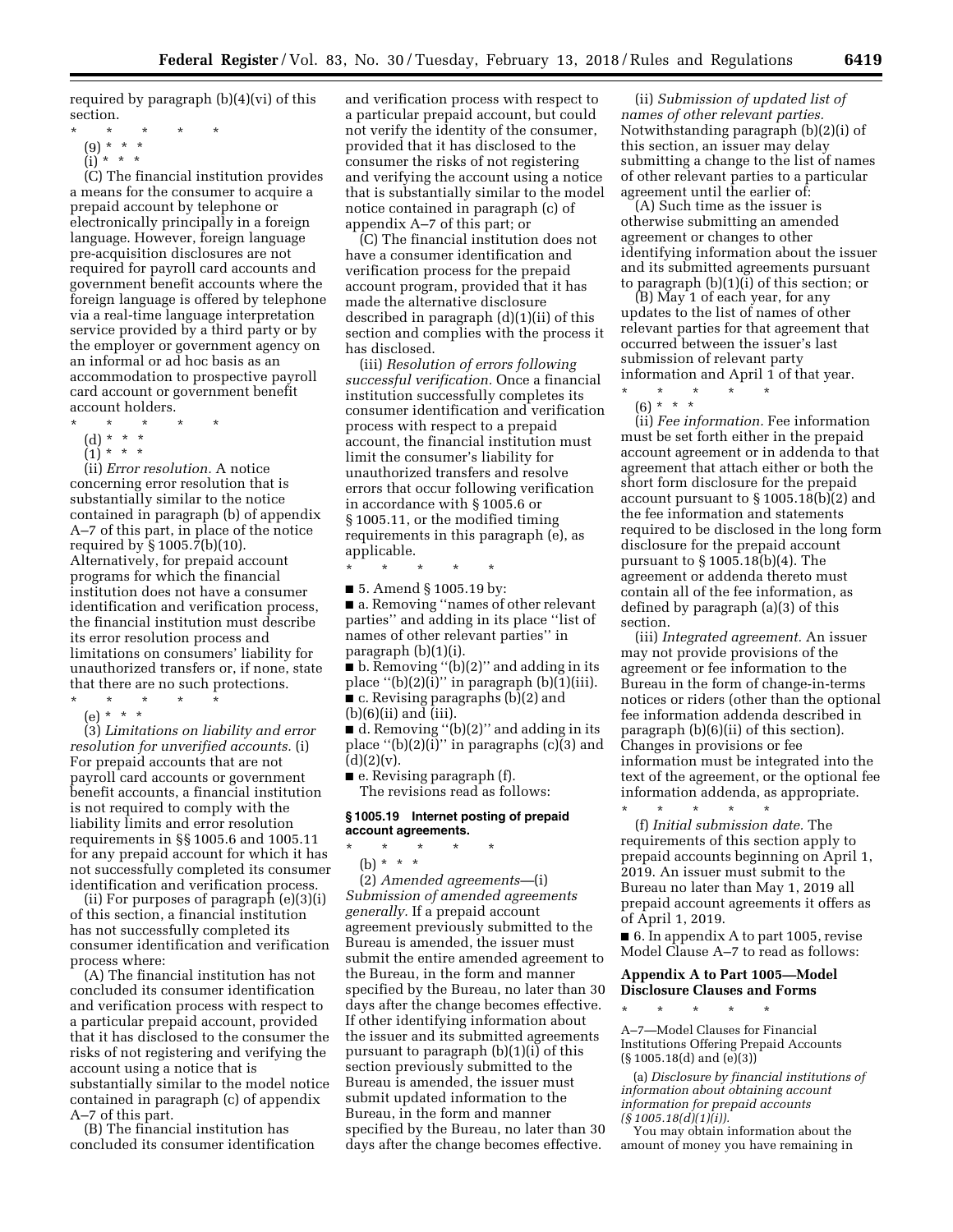required by paragraph (b)(4)(vi) of this section.

\* \* \* \* \*

(9) \* \* \*

(i) \* \* \*

(C) The financial institution provides a means for the consumer to acquire a prepaid account by telephone or electronically principally in a foreign language. However, foreign language pre-acquisition disclosures are not required for payroll card accounts and government benefit accounts where the foreign language is offered by telephone via a real-time language interpretation service provided by a third party or by the employer or government agency on an informal or ad hoc basis as an accommodation to prospective payroll card account or government benefit account holders.

\* \* \* \* \*

(d) \* \* \*

(1) \* \* \*

(ii) *Error resolution.* A notice concerning error resolution that is substantially similar to the notice contained in paragraph (b) of appendix A–7 of this part, in place of the notice required by § 1005.7(b)(10). Alternatively, for prepaid account programs for which the financial institution does not have a consumer identification and verification process, describe the financial institution must describe its error resolution process and limitations on consumers' liability for unauthorized transfers or, if none, state that there are no such protections.

\* \* \* \* \*

(e) \* \* \*

(3) *Limitations on liability and error resolution for unverified accounts.* (i) For prepaid accounts that are not payroll card accounts or government benefit accounts, a financial institution is not required to comply with the liability limits and error resolution requirements in §§ 1005.6 and 1005.11 for any prepaid account for which it has not successfully completed its consumer identification and verification process.

(ii) For purposes of paragraph (e)(3)(i) of this section, a financial institution has not successfully completed its consumer identification and verification process where:

(A) The financial institution has not concluded its consumer identification and verification process with respect to a particular prepaid account, provided that it has disclosed to the consumer the risks of not registering and verifying the account using a notice that is substantially similar to the model notice contained in paragraph (c) of appendix A–7 of this part.

(B) The financial institution has concluded its consumer identification and verification process with respect to a particular prepaid account, but could not verify the identity of the consumer, provided that it has disclosed to the consumer the risks of not registering and verifying the account using a notice that is substantially similar to the model notice contained in paragraph (c) of appendix A–7 of this part; or

(C) The financial institution does not have a consumer identification and verification process for the prepaid account program, provided that it has made the alternative disclosure described in paragraph (d)(1)(ii) of this section and complies with the process it has disclosed.

(iii) *Resolution of errors following successful verification.* Once a financial institution successfully completes its consumer identification and verification process with respect to a prepaid account, the financial institution must limit the consumer's liability for unauthorized transfers and resolve errors that occur following verification in accordance with § 1005.6 or § 1005.11, or the modified timing requirements in this paragraph (e), as applicable.

\* \* \* \* \*

■ 5. Amend § 1005.19 by:

■ a. Removing "names of other relevant parties" and adding in its place "list of names of other relevant parties" in paragraph (b)(1)(i).

■ b. Removing "(b)(2)" and adding in its place "(b)(2)(i)" in paragraph (b)(1)(iii).

■ c. Revising paragraphs (b)(2) and (b)(6)(ii) and (iii).

■ d. Removing "(b)(2)" and adding in its place "(b)(2)(i)" in paragraphs (c)(3) and (d)(2)(v).

■ e. Revising paragraph (f).

The revisions read as follows:

### § 1005.19 Internet posting of prepaid account agreements.

\* \* \* \* \*

(b) \* \* \*

(2) *Amended agreements*—(i) *Submission of amended agreements generally.* If a prepaid account agreement previously submitted to the Bureau is amended, the issuer must submit the entire amended agreement to the Bureau, in the form and manner specified by the Bureau, no later than 30 days after the change becomes effective. If other identifying information about the issuer and its submitted agreements pursuant to paragraph (b)(1)(i) of this section previously submitted to the Bureau is amended, the issuer must submit updated information to the Bureau, in the form and manner specified by the Bureau, no later than 30 days after the change becomes effective.

(ii) *Submission of updated list of names of other relevant parties.* Notwithstanding paragraph (b)(2)(i) of this section, an issuer may delay submitting a change to the list of names of other relevant parties to a particular agreement until the earlier of:

(A) Such time as the issuer is otherwise submitting an amended agreement or changes to other identifying information about the issuer and its submitted agreements pursuant to paragraph (b)(1)(i) of this section; or

(B) May 1 of each year, for any updates to the list of names of other relevant parties for that agreement that occurred between the issuer's last submission of relevant party information and April 1 of that year.

\* \* \* \* \*

(6) \* \* \*

(ii) *Fee information.* Fee information must be set forth either in the prepaid account agreement or in addenda to that agreement that attach either or both the short form disclosure for the prepaid account pursuant to § 1005.18(b)(2) and the fee information and statements required to be disclosed in the long form disclosure for the prepaid account pursuant to § 1005.18(b)(4). The agreement or addenda thereto must contain all of the fee information, as defined by paragraph (a)(3) of this section.

(iii) *Integrated agreement.* An issuer may not provide provisions of the agreement or fee information to the Bureau in the form of change-in-terms notices or riders (other than the optional fee information addenda described in paragraph (b)(6)(ii) of this section). Changes in provisions or fee information must be integrated into the text of the agreement, or the optional fee information addenda, as appropriate.

\* \* \* \* \*

(f) *Initial submission date.* The requirements of this section apply to prepaid accounts beginning on April 1, 2019. An issuer must submit to the Bureau no later than May 1, 2019 all prepaid account agreements it offers as of April 1, 2019.

■ 6. In appendix A to part 1005, revise Model Clause A–7 to read as follows:

## Appendix A to Part 1005—Model Disclosure Clauses and Forms

\* \* \* \* \*

A–7—Model Clauses for Financial Institutions Offering Prepaid Accounts (§ 1005.18(d) and (e)(3))

(a) *Disclosure by financial institutions of information about obtaining account information for prepaid accounts (§ 1005.18(d)(1)(i)).*

You may obtain information about the amount of money you have remaining in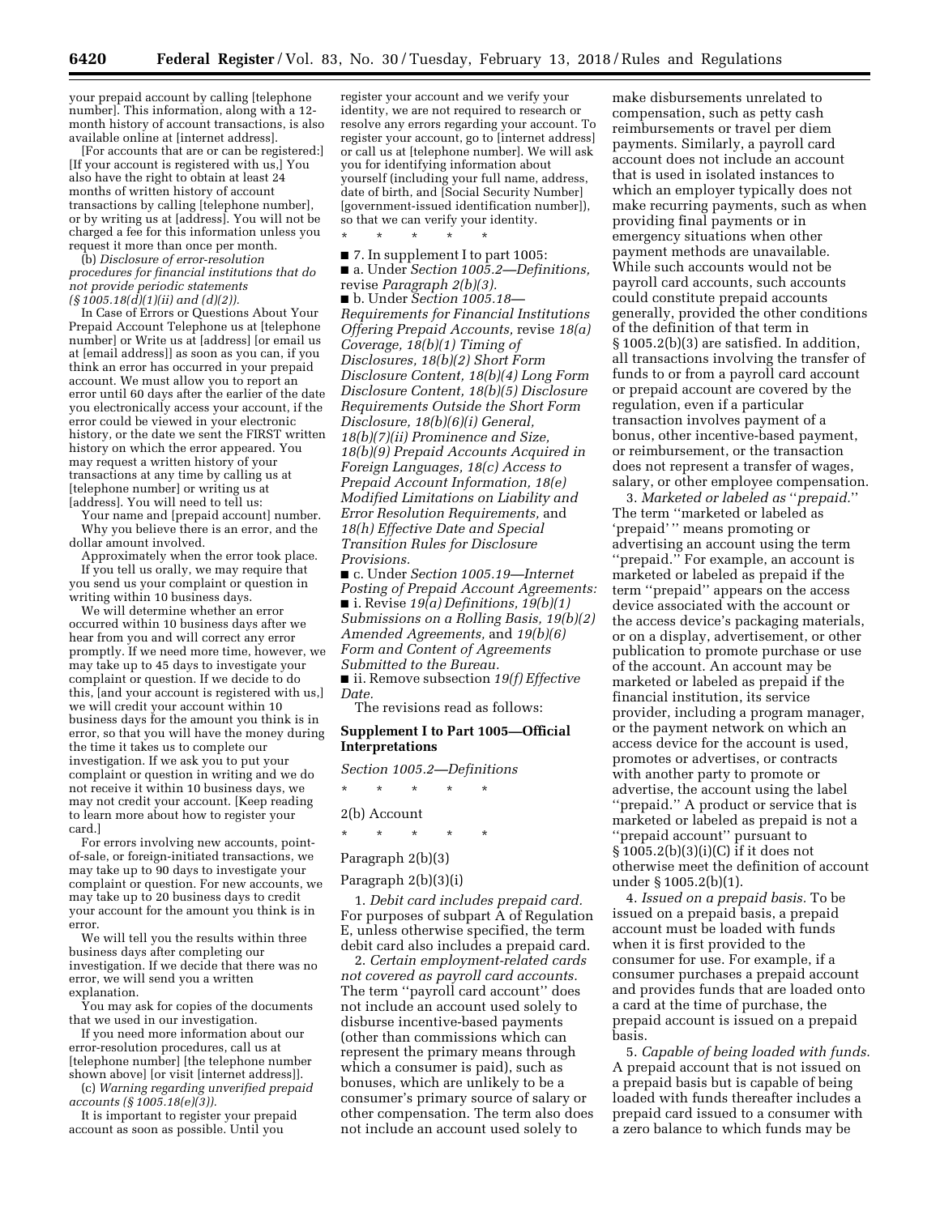your prepaid account by calling [telephone number]. This information, along with a 12-month history of account transactions, is also available online at [internet address].

[For accounts that are or can be registered:] [If your account is registered with us,] You also have the right to obtain at least 24 months of written history of account transactions by calling [telephone number], or by writing us at [address]. You will not be charged a fee for this information unless you request it more than once per month.

(b) *Disclosure of error-resolution procedures for financial institutions that do not provide periodic statements (§ 1005.18(d)(1)(ii) and (d)(2)).*

In Case of Errors or Questions About Your Prepaid Account Telephone us at [telephone number] or Write us at [address] [or email us at [email address]] as soon as you can, if you think an error has occurred in your prepaid account. We must allow you to report an error until 60 days after the earlier of the date you electronically access your account, if the error could be viewed in your electronic history, or the date we sent the FIRST written history on which the error appeared. You may request a written history of your transactions at any time by calling us at [telephone number] or writing us at [address]. You will need to tell us:

Your name and [prepaid account] number.

Why you believe there is an error, and the dollar amount involved.

Approximately when the error took place.

If you tell us orally, we may require that you send us your complaint or question in writing within 10 business days.

We will determine whether an error occurred within 10 business days after we hear from you and will correct any error promptly. If we need more time, however, we may take up to 45 days to investigate your complaint or question. If we decide to do this, [and your account is registered with us,] we will credit your account within 10 business days for the amount you think is in error, so that you will have the money during the time it takes us to complete our investigation. If we ask you to put your complaint or question in writing and we do not receive it within 10 business days, we may not credit your account. [Keep reading to learn more about how to register your card.]

For errors involving new accounts, point-of-sale, or foreign-initiated transactions, we may take up to 90 days to investigate your complaint or question. For new accounts, we may take up to 20 business days to credit your account for the amount you think is in error.

We will tell you the results within three business days after completing our investigation. If we decide that there was no error, we will send you a written explanation.

You may ask for copies of the documents that we used in our investigation.

If you need more information about our error-resolution procedures, call us at [telephone number] [the telephone number shown above] [or visit [internet address]].

(c) *Warning regarding unverified prepaid accounts (§ 1005.18(e)(3)).*

It is important to register your prepaid account as soon as possible. Until you register your account and we verify your identity, we are not required to research or resolve any errors regarding your account. To register your account, go to [internet address] or call us at [telephone number]. We will ask you for identifying information about yourself (including your full name, address, date of birth, and [Social Security Number] [government-issued identification number]), so that we can verify your identity.

\* \* \* \* \*

■ 7. In supplement I to part 1005:

■ a. Under *Section 1005.2—Definitions,* revise *Paragraph 2(b)(3).*

■ b. Under *Section 1005.18—Requirements for Financial Institutions Offering Prepaid Accounts,* revise *18(a) Coverage, 18(b)(1) Timing of Disclosures, 18(b)(2) Short Form Disclosure Content, 18(b)(4) Long Form Disclosure Content, 18(b)(5) Disclosure Requirements Outside the Short Form Disclosure, 18(b)(6)(i) General, 18(b)(7)(ii) Prominence and Size, 18(b)(9) Prepaid Accounts Acquired in Foreign Languages, 18(c) Access to Prepaid Account Information, 18(e) Modified Limitations on Liability and Error Resolution Requirements,* and *18(h) Effective Date and Special Transition Rules for Disclosure Provisions.*

■ c. Under *Section 1005.19—Internet Posting of Prepaid Account Agreements:*

■ i. Revise *19(a) Definitions, 19(b)(1) Submissions on a Rolling Basis, 19(b)(2) Amended Agreements,* and *19(b)(6) Form and Content of Agreements Submitted to the Bureau.*

■ ii. Remove subsection *19(f) Effective Date.*

The revisions read as follows:

## Supplement I to Part 1005—Official Interpretations

*Section 1005.2—Definitions*

\* \* \* \* \*

2(b) Account

\* \* \* \* \*

Paragraph 2(b)(3)

Paragraph 2(b)(3)(i)

1. *Debit card includes prepaid card.* For purposes of subpart A of Regulation E, unless otherwise specified, the term debit card also includes a prepaid card.

2. *Certain employment-related cards not covered as payroll card accounts.* The term ''payroll card account'' does not include an account used solely to disburse incentive-based payments (other than commissions which can represent the primary means through which a consumer is paid), such as bonuses, which are unlikely to be a consumer's primary source of salary or other compensation. The term also does not include an account used solely to make disbursements unrelated to compensation, such as petty cash reimbursements or travel per diem payments. Similarly, a payroll card account does not include an account that is used in isolated instances to which an employer typically does not make recurring payments, such as when providing final payments or in emergency situations when other payment methods are unavailable. While such accounts would not be payroll card accounts, such accounts could constitute prepaid accounts generally, provided the other conditions of the definition of that term in § 1005.2(b)(3) are satisfied. In addition, all transactions involving the transfer of funds to or from a payroll card account or prepaid account are covered by the regulation, even if a particular transaction involves payment of a bonus, other incentive-based payment, or reimbursement, or the transaction does not represent a transfer of wages, salary, or other employee compensation.

3. *Marketed or labeled as ''prepaid.''* The term ''marketed or labeled as 'prepaid' '' means promoting or advertising an account using the term ''prepaid.'' For example, an account is marketed or labeled as prepaid if the term ''prepaid'' appears on the access device associated with the account or the access device's packaging materials, or on a display, advertisement, or other publication to promote purchase or use of the account. An account may be marketed or labeled as prepaid if the financial institution, its service provider, including a program manager, or the payment network on which an access device for the account is used, promotes or advertises, or contracts with another party to promote or advertise, the account using the label ''prepaid.'' A product or service that is marketed or labeled as prepaid is not a ''prepaid account'' pursuant to § 1005.2(b)(3)(i)(C) if it does not otherwise meet the definition of account under § 1005.2(b)(1).

4. *Issued on a prepaid basis.* To be issued on a prepaid basis, a prepaid account must be loaded with funds when it is first provided to the consumer for use. For example, if a consumer purchases a prepaid account and provides funds that are loaded onto a card at the time of purchase, the prepaid account is issued on a prepaid basis.

5. *Capable of being loaded with funds.* A prepaid account that is not issued on a prepaid basis but is capable of being loaded with funds thereafter includes a prepaid card issued to a consumer with a zero balance to which funds may be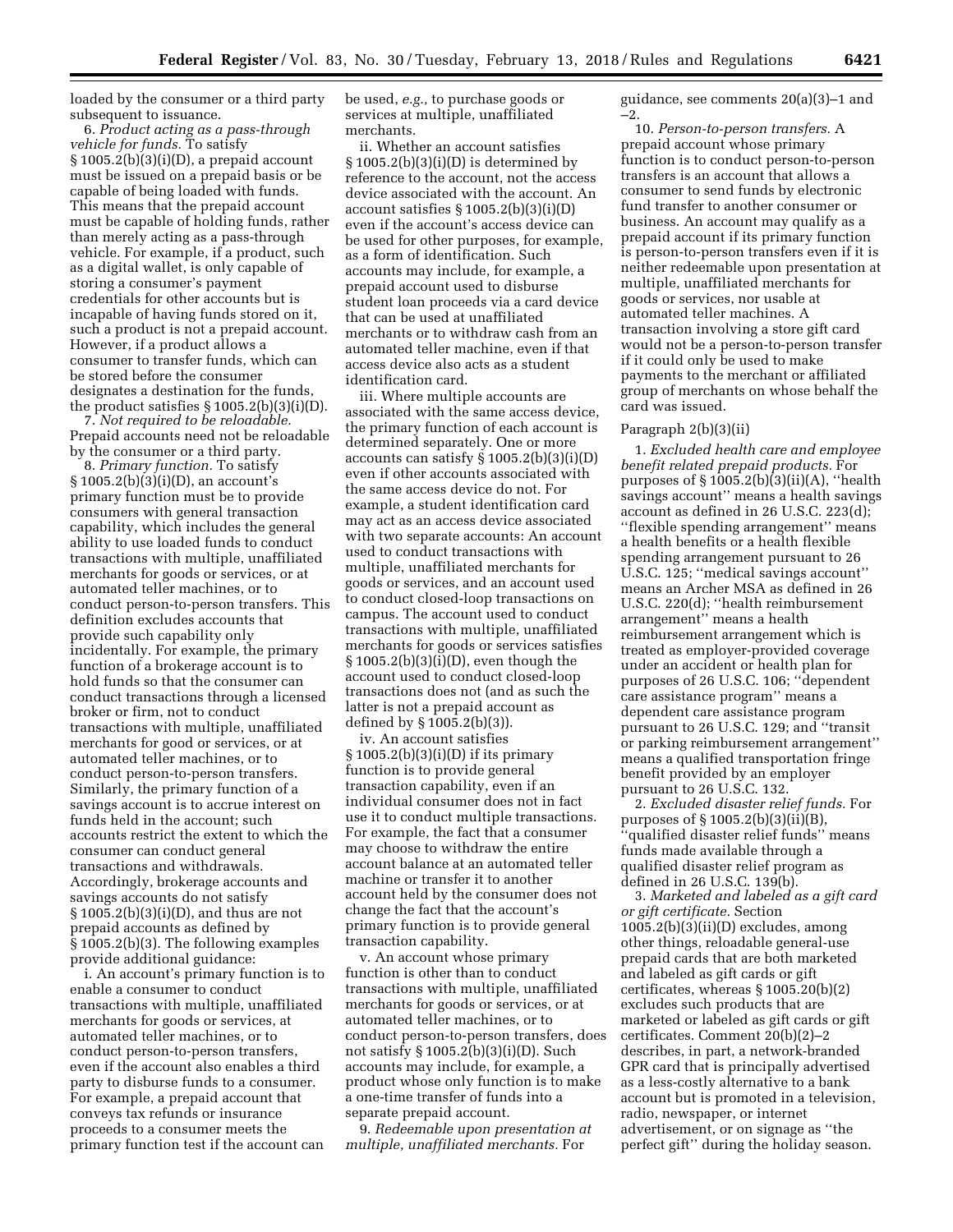loaded by the consumer or a third party subsequent to issuance.

6. *Product acting as a pass-through vehicle for funds.* To satisfy § 1005.2(b)(3)(i)(D), a prepaid account must be issued on a prepaid basis or be capable of being loaded with funds. This means that the prepaid account must be capable of holding funds, rather than merely acting as a pass-through vehicle. For example, if a product, such as a digital wallet, is only capable of storing a consumer's payment credentials for other accounts but is incapable of having funds stored on it, such a product is not a prepaid account. However, if a product allows a consumer to transfer funds, which can be stored before the consumer designates a destination for the funds, the product satisfies § 1005.2(b)(3)(i)(D).

7. *Not required to be reloadable.* Prepaid accounts need not be reloadable by the consumer or a third party.

8. *Primary function.* To satisfy § 1005.2(b)(3)(i)(D), an account's primary function must be to provide consumers with general transaction capability, which includes the general ability to use loaded funds to conduct transactions with multiple, unaffiliated merchants for goods or services, or at automated teller machines, or to conduct person-to-person transfers. This definition excludes accounts that provide such capability only incidentally. For example, the primary function of a brokerage account is to hold funds so that the consumer can conduct transactions through a licensed broker or firm, not to conduct transactions with multiple, unaffiliated merchants for good or services, or at automated teller machines, or to conduct person-to-person transfers. Similarly, the primary function of a savings account is to accrue interest on funds held in the account; such accounts restrict the extent to which the consumer can conduct general transactions and withdrawals. Accordingly, brokerage accounts and savings accounts do not satisfy § 1005.2(b)(3)(i)(D), and thus are not prepaid accounts as defined by § 1005.2(b)(3). The following examples provide additional guidance:

i. An account's primary function is to enable a consumer to conduct transactions with multiple, unaffiliated merchants for goods or services, at automated teller machines, or to conduct person-to-person transfers, even if the account also enables a third party to disburse funds to a consumer. For example, a prepaid account that conveys tax refunds or insurance proceeds to a consumer meets the primary function test if the account can be used, *e.g.,* to purchase goods or services at multiple, unaffiliated merchants.

ii. Whether an account satisfies § 1005.2(b)(3)(i)(D) is determined by reference to the account, not the access device associated with the account. An account satisfies § 1005.2(b)(3)(i)(D) even if the account's access device can be used for other purposes, for example, as a form of identification. Such accounts may include, for example, a prepaid account used to disburse student loan proceeds via a card device that can be used at unaffiliated merchants or to withdraw cash from an automated teller machine, even if that access device also acts as a student identification card.

iii. Where multiple accounts are associated with the same access device, the primary function of each account is determined separately. One or more accounts can satisfy § 1005.2(b)(3)(i)(D) even if other accounts associated with the same access device do not. For example, a student identification card may act as an access device associated with two separate accounts: An account used to conduct transactions with multiple, unaffiliated merchants for goods or services, and an account used to conduct closed-loop transactions on campus. The account used to conduct transactions with multiple, unaffiliated merchants for goods or services satisfies § 1005.2(b)(3)(i)(D), even though the account used to conduct closed-loop transactions does not (and as such the latter is not a prepaid account as defined by § 1005.2(b)(3)).

iv. An account satisfies § 1005.2(b)(3)(i)(D) if its primary function is to provide general transaction capability, even if an individual consumer does not in fact use it to conduct multiple transactions. For example, the fact that a consumer may choose to withdraw the entire account balance at an automated teller machine or transfer it to another account held by the consumer does not change the fact that the account's primary function is to provide general transaction capability.

v. An account whose primary function is other than to conduct transactions with multiple, unaffiliated merchants for goods or services, or at automated teller machines, or to conduct person-to-person transfers, does not satisfy § 1005.2(b)(3)(i)(D). Such accounts may include, for example, a product whose only function is to make a one-time transfer of funds into a separate prepaid account.

9. *Redeemable upon presentation at multiple, unaffiliated merchants.* For guidance, see comments 20(a)(3)–1 and –2.

10. *Person-to-person transfers.* A prepaid account whose primary function is to conduct person-to-person transfers is an account that allows a consumer to send funds by electronic fund transfer to another consumer or business. An account may qualify as a prepaid account if its primary function is person-to-person transfers even if it is neither redeemable upon presentation at multiple, unaffiliated merchants for goods or services, nor usable at automated teller machines. A transaction involving a store gift card would not be a person-to-person transfer if it could only be used to make payments to the merchant or affiliated group of merchants on whose behalf the card was issued.

Paragraph 2(b)(3)(ii)

1. *Excluded health care and employee benefit related prepaid products.* For purposes of § 1005.2(b)(3)(ii)(A), ''health savings account'' means a health savings account as defined in 26 U.S.C. 223(d); ''flexible spending arrangement'' means a health benefits or a health flexible spending arrangement pursuant to 26 U.S.C. 125; ''medical savings account'' means an Archer MSA as defined in 26 U.S.C. 220(d); ''health reimbursement arrangement'' means a health reimbursement arrangement which is treated as employer-provided coverage under an accident or health plan for purposes of 26 U.S.C. 106; ''dependent care assistance program'' means a dependent care assistance program pursuant to 26 U.S.C. 129; and ''transit or parking reimbursement arrangement'' means a qualified transportation fringe benefit provided by an employer pursuant to 26 U.S.C. 132.

2. *Excluded disaster relief funds.* For purposes of § 1005.2(b)(3)(ii)(B), ''qualified disaster relief funds'' means funds made available through a qualified disaster relief program as defined in 26 U.S.C. 139(b).

3. *Marketed and labeled as a gift card or gift certificate.* Section 1005.2(b)(3)(ii)(D) excludes, among other things, reloadable general-use prepaid cards that are both marketed and labeled as gift cards or gift certificates, whereas § 1005.20(b)(2) excludes such products that are marketed or labeled as gift cards or gift certificates. Comment 20(b)(2)–2 describes, in part, a network-branded GPR card that is principally advertised as a less-costly alternative to a bank account but is promoted in a television, radio, newspaper, or internet advertisement, or on signage as ''the perfect gift'' during the holiday season.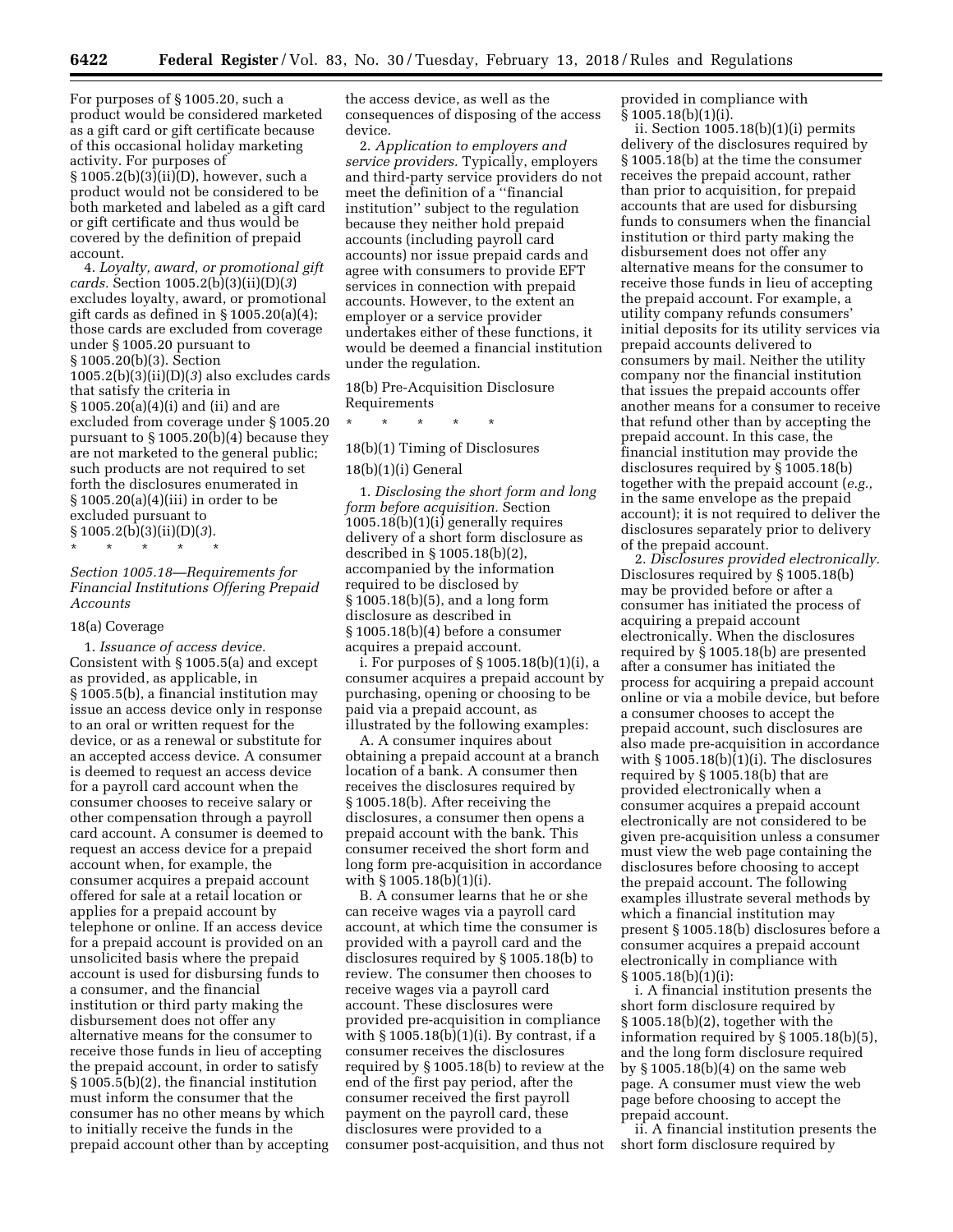For purposes of § 1005.20, such a product would be considered marketed as a gift card or gift certificate because of this occasional holiday marketing activity. For purposes of § 1005.2(b)(3)(ii)(D), however, such a product would not be considered to be both marketed and labeled as a gift card or gift certificate and thus would be covered by the definition of prepaid account.

4. *Loyalty, award, or promotional gift cards.* Section 1005.2(b)(3)(ii)(D)(*3*) excludes loyalty, award, or promotional gift cards as defined in § 1005.20(a)(4); those cards are excluded from coverage under § 1005.20 pursuant to § 1005.20(b)(3). Section 1005.2(b)(3)(ii)(D)(*3*) also excludes cards that satisfy the criteria in § 1005.20(a)(4)(i) and (ii) and are excluded from coverage under § 1005.20 pursuant to § 1005.20(b)(4) because they are not marketed to the general public; such products are not required to set forth the disclosures enumerated in § 1005.20(a)(4)(iii) in order to be excluded pursuant to § 1005.2(b)(3)(ii)(D)(*3*).

\* \* \* \* \*

*Section 1005.18—Requirements for Financial Institutions Offering Prepaid Accounts*

18(a) Coverage

1. *Issuance of access device.* Consistent with § 1005.5(a) and except as provided, as applicable, in § 1005.5(b), a financial institution may issue an access device only in response to an oral or written request for the device, or as a renewal or substitute for an accepted access device. A consumer is deemed to request an access device for a payroll card account when the consumer chooses to receive salary or other compensation through a payroll card account. A consumer is deemed to request an access device for a prepaid account when, for example, the consumer acquires a prepaid account offered for sale at a retail location or applies for a prepaid account by telephone or online. If an access device for a prepaid account is provided on an unsolicited basis where the prepaid account is used for disbursing funds to a consumer, and the financial institution or third party making the disbursement does not offer any alternative means for the consumer to receive those funds in lieu of accepting the prepaid account, in order to satisfy § 1005.5(b)(2), the financial institution must inform the consumer that the consumer has no other means by which to initially receive the funds in the prepaid account other than by accepting the access device, as well as the consequences of disposing of the access device.

2. *Application to employers and service providers.* Typically, employers and third-party service providers do not meet the definition of a ''financial institution'' subject to the regulation because they neither hold prepaid accounts (including payroll card accounts) nor issue prepaid cards and agree with consumers to provide EFT services in connection with prepaid accounts. However, to the extent an employer or a service provider undertakes either of these functions, it would be deemed a financial institution under the regulation.

18(b) Pre-Acquisition Disclosure Requirements

\* \* \* \* \*

18(b)(1) Timing of Disclosures

18(b)(1)(i) General

1. *Disclosing the short form and long form before acquisition.* Section 1005.18(b)(1)(i) generally requires delivery of a short form disclosure as described in § 1005.18(b)(2), accompanied by the information required to be disclosed by § 1005.18(b)(5), and a long form disclosure as described in § 1005.18(b)(4) before a consumer acquires a prepaid account.

i. For purposes of § 1005.18(b)(1)(i), a consumer acquires a prepaid account by purchasing, opening or choosing to be paid via a prepaid account, as illustrated by the following examples:

A. A consumer inquires about obtaining a prepaid account at a branch location of a bank. A consumer then receives the disclosures required by § 1005.18(b). After receiving the disclosures, a consumer then opens a prepaid account with the bank. This consumer received the short form and long form pre-acquisition in accordance with § 1005.18(b)(1)(i).

B. A consumer learns that he or she can receive wages via a payroll card account, at which time the consumer is provided with a payroll card and the disclosures required by § 1005.18(b) to review. The consumer then chooses to receive wages via a payroll card account. These disclosures were provided pre-acquisition in compliance with § 1005.18(b)(1)(i). By contrast, if a consumer receives the disclosures required by § 1005.18(b) to review at the end of the first pay period, after the consumer received the first payroll payment on the payroll card, these disclosures were provided to a consumer post-acquisition, and thus not provided in compliance with § 1005.18(b)(1)(i).

ii. Section 1005.18(b)(1)(i) permits delivery of the disclosures required by § 1005.18(b) at the time the consumer receives the prepaid account, rather than prior to acquisition, for prepaid accounts that are used for disbursing funds to consumers when the financial institution or third party making the disbursement does not offer any alternative means for the consumer to receive those funds in lieu of accepting the prepaid account. For example, a utility company refunds consumers' initial deposits for its utility services via prepaid accounts delivered to consumers by mail. Neither the utility company nor the financial institution that issues the prepaid accounts offer another means for a consumer to receive that refund other than by accepting the prepaid account. In this case, the financial institution may provide the disclosures required by § 1005.18(b) together with the prepaid account (*e.g.,* in the same envelope as the prepaid account); it is not required to deliver the disclosures separately prior to delivery of the prepaid account.

2. *Disclosures provided electronically.* Disclosures required by § 1005.18(b) may be provided before or after a consumer has initiated the process of acquiring a prepaid account electronically. When the disclosures required by § 1005.18(b) are presented after a consumer has initiated the process for acquiring a prepaid account online or via a mobile device, but before a consumer chooses to accept the prepaid account, such disclosures are also made pre-acquisition in accordance with § 1005.18(b)(1)(i). The disclosures required by § 1005.18(b) that are provided electronically when a consumer acquires a prepaid account electronically are not considered to be given pre-acquisition unless a consumer must view the web page containing the disclosures before choosing to accept the prepaid account. The following examples illustrate several methods by which a financial institution may present § 1005.18(b) disclosures before a consumer acquires a prepaid account electronically in compliance with § 1005.18(b)(1)(i):

i. A financial institution presents the short form disclosure required by § 1005.18(b)(2), together with the information required by § 1005.18(b)(5), and the long form disclosure required by § 1005.18(b)(4) on the same web page. A consumer must view the web page before choosing to accept the prepaid account.

ii. A financial institution presents the short form disclosure required by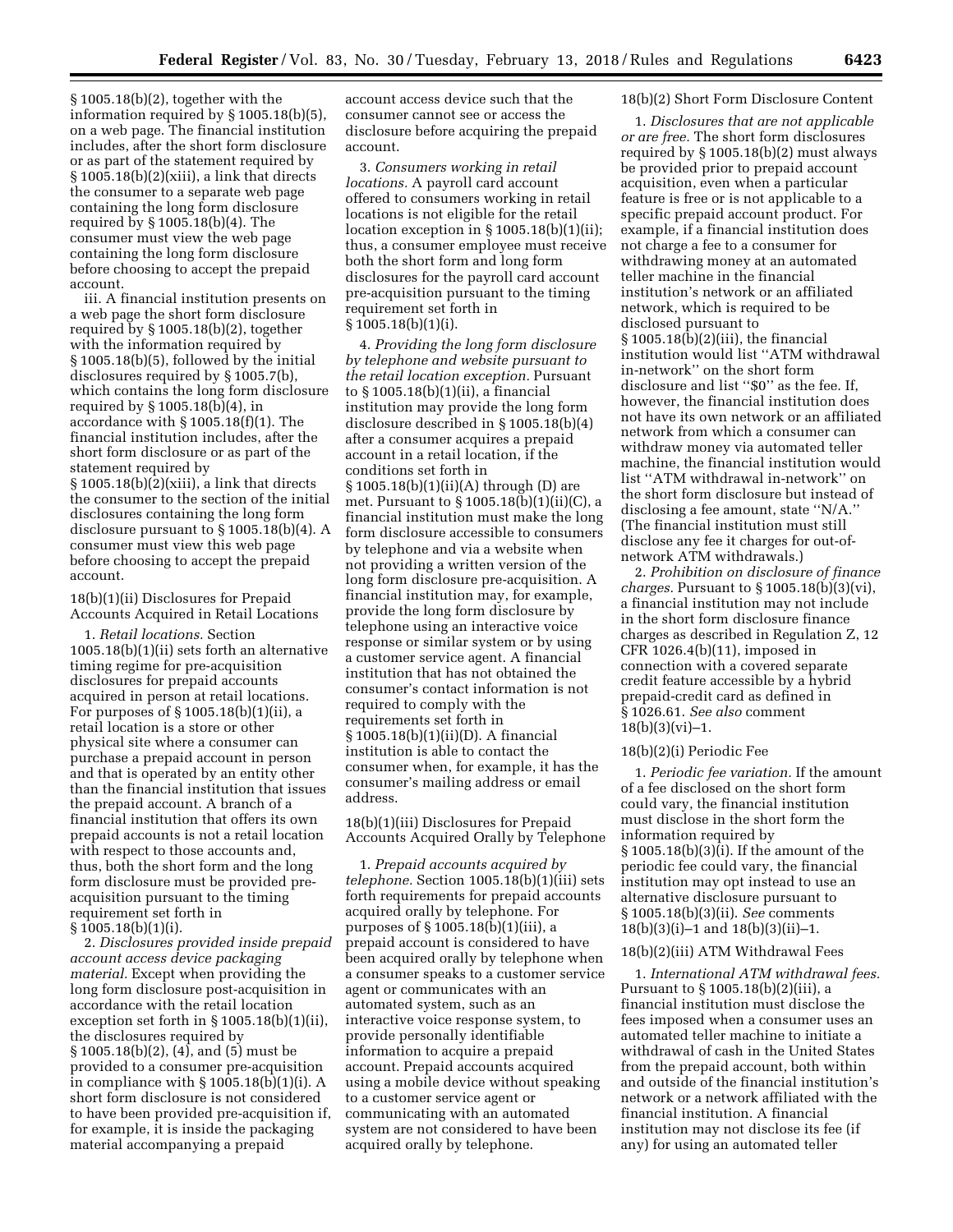§ 1005.18(b)(2), together with the information required by § 1005.18(b)(5), on a web page. The financial institution includes, after the short form disclosure or as part of the statement required by § 1005.18(b)(2)(xiii), a link that directs the consumer to a separate web page containing the long form disclosure required by § 1005.18(b)(4). The consumer must view the web page containing the long form disclosure before choosing to accept the prepaid account.

iii. A financial institution presents on a web page the short form disclosure required by § 1005.18(b)(2), together with the information required by § 1005.18(b)(5), followed by the initial disclosures required by § 1005.7(b), which contains the long form disclosure required by § 1005.18(b)(4), in accordance with § 1005.18(f)(1). The financial institution includes, after the short form disclosure or as part of the statement required by § 1005.18(b)(2)(xiii), a link that directs the consumer to the section of the initial disclosures containing the long form disclosure pursuant to § 1005.18(b)(4). A consumer must view this web page before choosing to accept the prepaid account.

18(b)(1)(ii) Disclosures for Prepaid Accounts Acquired in Retail Locations

1. *Retail locations.* Section 1005.18(b)(1)(ii) sets forth an alternative timing regime for pre-acquisition disclosures for prepaid accounts acquired in person at retail locations. For purposes of § 1005.18(b)(1)(ii), a retail location is a store or other physical site where a consumer can purchase a prepaid account in person and that is operated by an entity other than the financial institution that issues the prepaid account. A branch of a financial institution that offers its own prepaid accounts is not a retail location with respect to those accounts and, thus, both the short form and the long form disclosure must be provided pre-acquisition pursuant to the timing requirement set forth in § 1005.18(b)(1)(i).

2. *Disclosures provided inside prepaid account access device packaging material.* Except when providing the long form disclosure post-acquisition in accordance with the retail location exception set forth in § 1005.18(b)(1)(ii), the disclosures required by § 1005.18(b)(2), (4), and (5) must be provided to a consumer pre-acquisition in compliance with § 1005.18(b)(1)(i). A short form disclosure is not considered to have been provided pre-acquisition if, for example, it is inside the packaging material accompanying a prepaid account access device such that the consumer cannot see or access the disclosure before acquiring the prepaid account.

3. *Consumers working in retail locations.* A payroll card account offered to consumers working in retail locations is not eligible for the retail location exception in § 1005.18(b)(1)(ii); thus, a consumer employee must receive both the short form and long form disclosures for the payroll card account pre-acquisition pursuant to the timing requirement set forth in § 1005.18(b)(1)(i).

4. *Providing the long form disclosure by telephone and website pursuant to the retail location exception.* Pursuant to § 1005.18(b)(1)(ii), a financial institution may provide the long form disclosure described in § 1005.18(b)(4) after a consumer acquires a prepaid account in a retail location, if the conditions set forth in § 1005.18(b)(1)(ii)(A) through (D) are met. Pursuant to § 1005.18(b)(1)(ii)(C), a financial institution must make the long form disclosure accessible to consumers by telephone and via a website when not providing a written version of the long form disclosure pre-acquisition. A financial institution may, for example, provide the long form disclosure by telephone using an interactive voice response or similar system or by using a customer service agent. A financial institution that has not obtained the consumer's contact information is not required to comply with the requirements set forth in § 1005.18(b)(1)(ii)(D). A financial institution is able to contact the consumer when, for example, it has the consumer's mailing address or email address.

18(b)(1)(iii) Disclosures for Prepaid Accounts Acquired Orally by Telephone

1. *Prepaid accounts acquired by telephone.* Section 1005.18(b)(1)(iii) sets forth requirements for prepaid accounts acquired orally by telephone. For purposes of § 1005.18(b)(1)(iii), a prepaid account is considered to have been acquired orally by telephone when a consumer speaks to a customer service agent or communicates with an automated system, such as an interactive voice response system, to provide personally identifiable information to acquire a prepaid account. Prepaid accounts acquired using a mobile device without speaking to a customer service agent or communicating with an automated system are not considered to have been acquired orally by telephone.

18(b)(2) Short Form Disclosure Content

1. *Disclosures that are not applicable or are free.* The short form disclosures required by § 1005.18(b)(2) must always be provided prior to prepaid account acquisition, even when a particular feature is free or is not applicable to a specific prepaid account product. For example, if a financial institution does not charge a fee to a consumer for withdrawing money at an automated teller machine in the financial institution's network or an affiliated network, which is required to be disclosed pursuant to § 1005.18(b)(2)(iii), the financial institution would list ''ATM withdrawal in-network'' on the short form disclosure and list ''$0'' as the fee. If, however, the financial institution does not have its own network or an affiliated network from which a consumer can withdraw money via automated teller machine, the financial institution would list ''ATM withdrawal in-network'' on the short form disclosure but instead of disclosing a fee amount, state ''N/A.'' (The financial institution must still disclose any fee it charges for out-of-network ATM withdrawals.)

2. *Prohibition on disclosure of finance charges.* Pursuant to § 1005.18(b)(3)(vi), a financial institution may not include in the short form disclosure finance charges as described in Regulation Z, 12 CFR 1026.4(b)(11), imposed in connection with a covered separate credit feature accessible by a hybrid prepaid-credit card as defined in § 1026.61. *See also* comment 18(b)(3)(vi)–1.

18(b)(2)(i) Periodic Fee

1. *Periodic fee variation.* If the amount of a fee disclosed on the short form could vary, the financial institution must disclose in the short form the information required by § 1005.18(b)(3)(i). If the amount of the periodic fee could vary, the financial institution may opt instead to use an alternative disclosure pursuant to § 1005.18(b)(3)(ii). *See* comments 18(b)(3)(i)–1 and 18(b)(3)(ii)–1.

18(b)(2)(iii) ATM Withdrawal Fees

1. *International ATM withdrawal fees.* Pursuant to § 1005.18(b)(2)(iii), a financial institution must disclose the fees imposed when a consumer uses an automated teller machine to initiate a withdrawal of cash in the United States from the prepaid account, both within and outside of the financial institution's network or a network affiliated with the financial institution. A financial institution may not disclose its fee (if any) for using an automated teller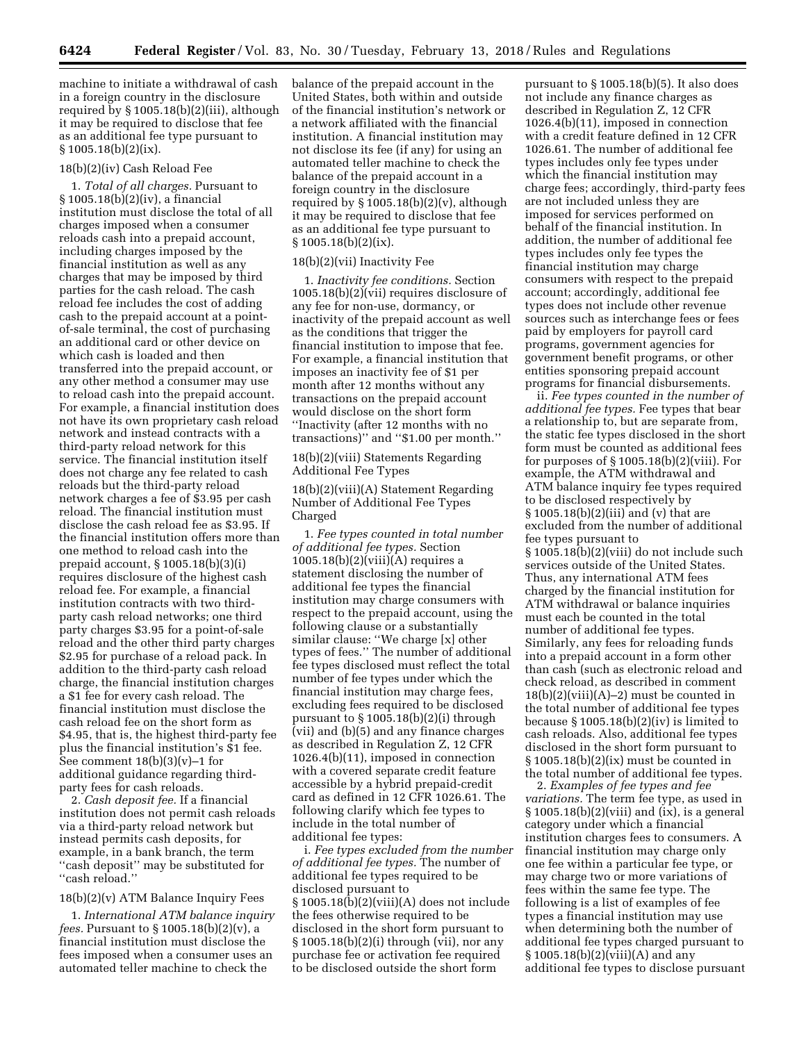machine to initiate a withdrawal of cash in a foreign country in the disclosure required by § 1005.18(b)(2)(iii), although it may be required to disclose that fee as an additional fee type pursuant to § 1005.18(b)(2)(ix).

18(b)(2)(iv) Cash Reload Fee

1. *Total of all charges.* Pursuant to § 1005.18(b)(2)(iv), a financial institution must disclose the total of all charges imposed when a consumer reloads cash into a prepaid account, including charges imposed by the financial institution as well as any charges that may be imposed by third parties for the cash reload. The cash reload fee includes the cost of adding cash to the prepaid account at a point-of-sale terminal, the cost of purchasing an additional card or other device on which cash is loaded and then transferred into the prepaid account, or any other method a consumer may use to reload cash into the prepaid account. For example, a financial institution does not have its own proprietary cash reload network and instead contracts with a third-party reload network for this service. The financial institution itself does not charge any fee related to cash reloads but the third-party reload network charges a fee of $3.95 per cash reload. The financial institution must disclose the cash reload fee as $3.95. If the financial institution offers more than one method to reload cash into the prepaid account, § 1005.18(b)(3)(i) requires disclosure of the highest cash reload fee. For example, a financial institution contracts with two third-party cash reload networks; one third party charges $3.95 for a point-of-sale reload and the other third party charges $2.95 for purchase of a reload pack. In addition to the third-party cash reload charge, the financial institution charges a $1 fee for every cash reload. The financial institution must disclose the cash reload fee on the short form as $4.95, that is, the highest third-party fee plus the financial institution's $1 fee. See comment 18(b)(3)(v)–1 for additional guidance regarding third-party fees for cash reloads.

2. *Cash deposit fee.* If a financial institution does not permit cash reloads via a third-party reload network but instead permits cash deposits, for example, in a bank branch, the term ''cash deposit'' may be substituted for ''cash reload.''

18(b)(2)(v) ATM Balance Inquiry Fees

1. *International ATM balance inquiry fees.* Pursuant to § 1005.18(b)(2)(v), a financial institution must disclose the fees imposed when a consumer uses an automated teller machine to check the balance of the prepaid account in the United States, both within and outside of the financial institution's network or a network affiliated with the financial institution. A financial institution may not disclose its fee (if any) for using an automated teller machine to check the balance of the prepaid account in a foreign country in the disclosure required by § 1005.18(b)(2)(v), although it may be required to disclose that fee as an additional fee type pursuant to § 1005.18(b)(2)(ix).

18(b)(2)(vii) Inactivity Fee

1. *Inactivity fee conditions.* Section 1005.18(b)(2)(vii) requires disclosure of any fee for non-use, dormancy, or inactivity of the prepaid account as well as the conditions that trigger the financial institution to impose that fee. For example, a financial institution that imposes an inactivity fee of $1 per month after 12 months without any transactions on the prepaid account would disclose on the short form ''Inactivity (after 12 months with no transactions)'' and ''$1.00 per month.''

18(b)(2)(viii) Statements Regarding Additional Fee Types

18(b)(2)(viii)(A) Statement Regarding Number of Additional Fee Types Charged

1. *Fee types counted in total number of additional fee types.* Section 1005.18(b)(2)(viii)(A) requires a statement disclosing the number of additional fee types the financial institution may charge consumers with respect to the prepaid account, using the following clause or a substantially similar clause: ''We charge [x] other types of fees.'' The number of additional fee types disclosed must reflect the total number of fee types under which the financial institution may charge fees, excluding fees required to be disclosed pursuant to § 1005.18(b)(2)(i) through (vii) and (b)(5) and any finance charges as described in Regulation Z, 12 CFR 1026.4(b)(11), imposed in connection with a covered separate credit feature accessible by a hybrid prepaid-credit card as defined in 12 CFR 1026.61. The following clarify which fee types to include in the total number of additional fee types:

i. *Fee types excluded from the number of additional fee types.* The number of additional fee types required to be disclosed pursuant to § 1005.18(b)(2)(viii)(A) does not include the fees otherwise required to be disclosed in the short form pursuant to § 1005.18(b)(2)(i) through (vii), nor any purchase fee or activation fee required to be disclosed outside the short form pursuant to § 1005.18(b)(5). It also does not include any finance charges as described in Regulation Z, 12 CFR 1026.4(b)(11), imposed in connection with a credit feature defined in 12 CFR 1026.61. The number of additional fee types includes only fee types under which the financial institution may charge fees; accordingly, third-party fees are not included unless they are imposed for services performed on behalf of the financial institution. In addition, the number of additional fee types includes only fee types the financial institution may charge consumers with respect to the prepaid account; accordingly, additional fee types does not include other revenue sources such as interchange fees or fees paid by employers for payroll card programs, government agencies for government benefit programs, or other entities sponsoring prepaid account programs for financial disbursements.

ii. *Fee types counted in the number of additional fee types.* Fee types that bear a relationship to, but are separate from, the static fee types disclosed in the short form must be counted as additional fees for purposes of § 1005.18(b)(2)(viii). For example, the ATM withdrawal and ATM balance inquiry fee types required to be disclosed respectively by § 1005.18(b)(2)(iii) and (v) that are excluded from the number of additional fee types pursuant to § 1005.18(b)(2)(viii) do not include such services outside of the United States. Thus, any international ATM fees charged by the financial institution for ATM withdrawal or balance inquiries must each be counted in the total number of additional fee types. Similarly, any fees for reloading funds into a prepaid account in a form other than cash (such as electronic reload and check reload, as described in comment 18(b)(2)(viii)(A)–2) must be counted in the total number of additional fee types because § 1005.18(b)(2)(iv) is limited to cash reloads. Also, additional fee types disclosed in the short form pursuant to § 1005.18(b)(2)(ix) must be counted in the total number of additional fee types.

2. *Examples of fee types and fee variations.* The term fee type, as used in § 1005.18(b)(2)(viii) and (ix), is a general category under which a financial institution charges fees to consumers. A financial institution may charge only one fee within a particular fee type, or may charge two or more variations of fees within the same fee type. The following is a list of examples of fee types a financial institution may use when determining both the number of additional fee types charged pursuant to § 1005.18(b)(2)(viii)(A) and any additional fee types to disclose pursuant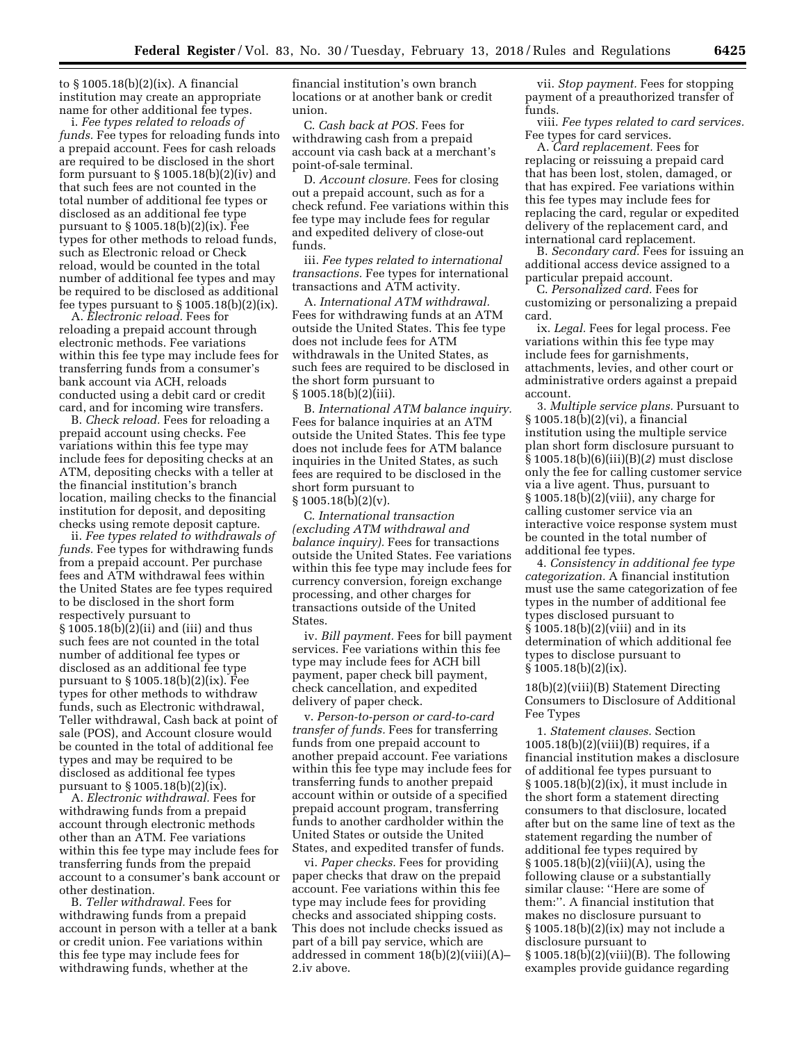to § 1005.18(b)(2)(ix). A financial institution may create an appropriate name for other additional fee types.

i. *Fee types related to reloads of funds.* Fee types for reloading funds into a prepaid account. Fees for cash reloads are required to be disclosed in the short form pursuant to § 1005.18(b)(2)(iv) and that such fees are not counted in the total number of additional fee types or disclosed as an additional fee type pursuant to § 1005.18(b)(2)(ix). Fee types for other methods to reload funds, such as Electronic reload or Check reload, would be counted in the total number of additional fee types and may be required to be disclosed as additional fee types pursuant to § 1005.18(b)(2)(ix).

A. *Electronic reload.* Fees for reloading a prepaid account through electronic methods. Fee variations within this fee type may include fees for transferring funds from a consumer's bank account via ACH, reloads conducted using a debit card or credit card, and for incoming wire transfers.

B. *Check reload.* Fees for reloading a prepaid account using checks. Fee variations within this fee type may include fees for depositing checks at an ATM, depositing checks with a teller at the financial institution's branch location, mailing checks to the financial institution for deposit, and depositing checks using remote deposit capture.

ii. *Fee types related to withdrawals of funds.* Fee types for withdrawing funds from a prepaid account. Per purchase fees and ATM withdrawal fees within the United States are fee types required to be disclosed in the short form respectively pursuant to § 1005.18(b)(2)(ii) and (iii) and thus such fees are not counted in the total number of additional fee types or disclosed as an additional fee type pursuant to § 1005.18(b)(2)(ix). Fee types for other methods to withdraw funds, such as Electronic withdrawal, Teller withdrawal, Cash back at point of sale (POS), and Account closure would be counted in the total of additional fee types and may be required to be disclosed as additional fee types pursuant to § 1005.18(b)(2)(ix).

A. *Electronic withdrawal.* Fees for withdrawing funds from a prepaid account through electronic methods other than an ATM. Fee variations within this fee type may include fees for transferring funds from the prepaid account to a consumer's bank account or other destination.

B. *Teller withdrawal.* Fees for withdrawing funds from a prepaid account in person with a teller at a bank or credit union. Fee variations within this fee type may include fees for withdrawing funds, whether at the financial institution's own branch locations or at another bank or credit union.

C. *Cash back at POS.* Fees for withdrawing cash from a prepaid account via cash back at a merchant's point-of-sale terminal.

D. *Account closure.* Fees for closing out a prepaid account, such as for a check refund. Fee variations within this fee type may include fees for regular and expedited delivery of close-out funds.

iii. *Fee types related to international transactions.* Fee types for international transactions and ATM activity.

A. *International ATM withdrawal.* Fees for withdrawing funds at an ATM outside the United States. This fee type does not include fees for ATM withdrawals in the United States, as such fees are required to be disclosed in the short form pursuant to § 1005.18(b)(2)(iii).

B. *International ATM balance inquiry.* Fees for balance inquiries at an ATM outside the United States. This fee type does not include fees for ATM balance inquiries in the United States, as such fees are required to be disclosed in the short form pursuant to § 1005.18(b)(2)(v).

C. *International transaction (excluding ATM withdrawal and balance inquiry).* Fees for transactions outside the United States. Fee variations within this fee type may include fees for currency conversion, foreign exchange processing, and other charges for transactions outside of the United States.

iv. *Bill payment.* Fees for bill payment services. Fee variations within this fee type may include fees for ACH bill payment, paper check bill payment, check cancellation, and expedited delivery of paper check.

v. *Person-to-person or card-to-card transfer of funds.* Fees for transferring funds from one prepaid account to another prepaid account. Fee variations within this fee type may include fees for transferring funds to another prepaid account within or outside of a specified prepaid account program, transferring funds to another cardholder within the United States or outside the United States, and expedited transfer of funds.

vi. *Paper checks.* Fees for providing paper checks that draw on the prepaid account. Fee variations within this fee type may include fees for providing checks and associated shipping costs. This does not include checks issued as part of a bill pay service, which are addressed in comment 18(b)(2)(viii)(A)–2.iv above.

vii. *Stop payment.* Fees for stopping payment of a preauthorized transfer of funds.

viii. *Fee types related to card services.* Fee types for card services.

A. *Card replacement.* Fees for replacing or reissuing a prepaid card that has been lost, stolen, damaged, or that has expired. Fee variations within this fee types may include fees for replacing the card, regular or expedited delivery of the replacement card, and international card replacement.

B. *Secondary card.* Fees for issuing an additional access device assigned to a particular prepaid account.

C. *Personalized card.* Fees for customizing or personalizing a prepaid card.

ix. *Legal.* Fees for legal process. Fee variations within this fee type may include fees for garnishments, attachments, levies, and other court or administrative orders against a prepaid account.

3. *Multiple service plans.* Pursuant to § 1005.18(b)(2)(vi), a financial institution using the multiple service plan short form disclosure pursuant to § 1005.18(b)(6)(iii)(B)(*2*) must disclose only the fee for calling customer service via a live agent. Thus, pursuant to § 1005.18(b)(2)(viii), any charge for calling customer service via an interactive voice response system must be counted in the total number of additional fee types.

4. *Consistency in additional fee type categorization.* A financial institution must use the same categorization of fee types in the number of additional fee types disclosed pursuant to § 1005.18(b)(2)(viii) and in its determination of which additional fee types to disclose pursuant to § 1005.18(b)(2)(ix).

18(b)(2)(viii)(B) Statement Directing Consumers to Disclosure of Additional Fee Types

1. *Statement clauses.* Section 1005.18(b)(2)(viii)(B) requires, if a financial institution makes a disclosure of additional fee types pursuant to § 1005.18(b)(2)(ix), it must include in the short form a statement directing consumers to that disclosure, located after but on the same line of text as the statement regarding the number of additional fee types required by § 1005.18(b)(2)(viii)(A), using the following clause or a substantially similar clause: ''Here are some of them:''. A financial institution that makes no disclosure pursuant to § 1005.18(b)(2)(ix) may not include a disclosure pursuant to § 1005.18(b)(2)(viii)(B). The following examples provide guidance regarding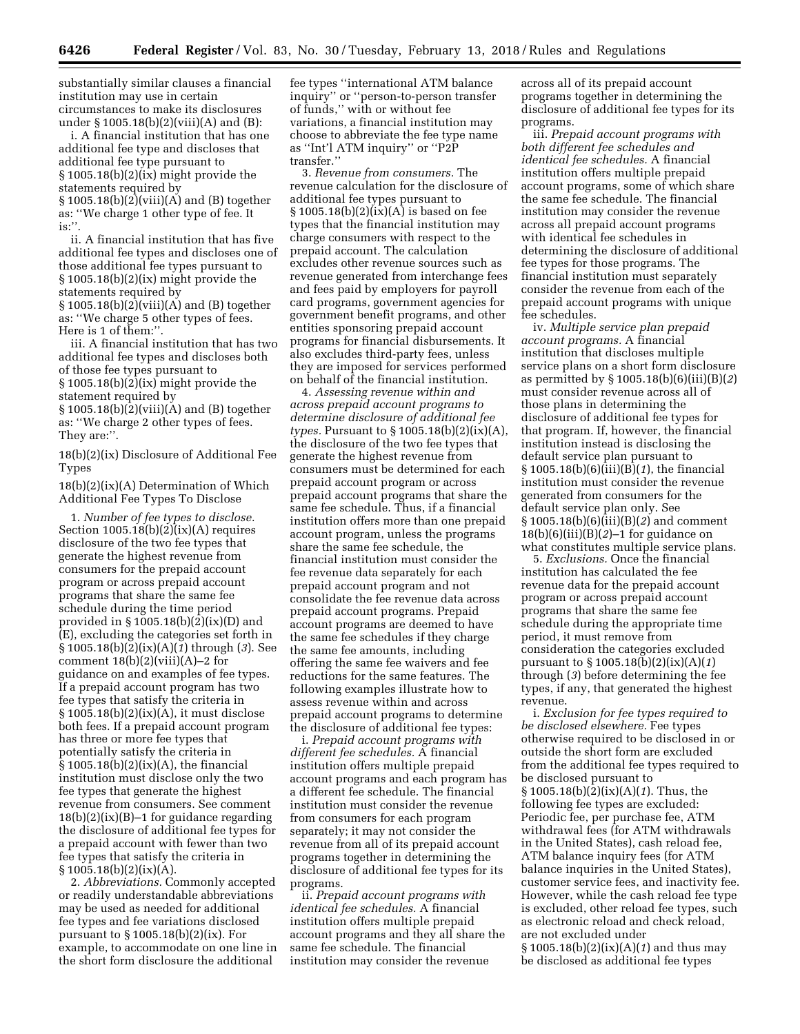substantially similar clauses a financial institution may use in certain circumstances to make its disclosures under § 1005.18(b)(2)(viii)(A) and (B):

i. A financial institution that has one additional fee type and discloses that additional fee type pursuant to § 1005.18(b)(2)(ix) might provide the statements required by § 1005.18(b)(2)(viii)(A) and (B) together as: ''We charge 1 other type of fee. It is:''.

ii. A financial institution that has five additional fee types and discloses one of those additional fee types pursuant to § 1005.18(b)(2)(ix) might provide the statements required by § 1005.18(b)(2)(viii)(A) and (B) together as: ''We charge 5 other types of fees. Here is 1 of them:''.

iii. A financial institution that has two additional fee types and discloses both of those fee types pursuant to § 1005.18(b)(2)(ix) might provide the statement required by § 1005.18(b)(2)(viii)(A) and (B) together as: ''We charge 2 other types of fees. They are:''.

18(b)(2)(ix) Disclosure of Additional Fee Types

18(b)(2)(ix)(A) Determination of Which Additional Fee Types To Disclose

1. *Number of fee types to disclose.* Section 1005.18(b)(2)(ix)(A) requires disclosure of the two fee types that generate the highest revenue from consumers for the prepaid account program or across prepaid account programs that share the same fee schedule during the time period provided in § 1005.18(b)(2)(ix)(D) and (E), excluding the categories set forth in § 1005.18(b)(2)(ix)(A)(*1*) through (*3*). See comment 18(b)(2)(viii)(A)–2 for guidance on and examples of fee types. If a prepaid account program has two fee types that satisfy the criteria in § 1005.18(b)(2)(ix)(A), it must disclose both fees. If a prepaid account program has three or more fee types that potentially satisfy the criteria in § 1005.18(b)(2)(ix)(A), the financial institution must disclose only the two fee types that generate the highest revenue from consumers. See comment 18(b)(2)(ix)(B)–1 for guidance regarding the disclosure of additional fee types for a prepaid account with fewer than two fee types that satisfy the criteria in § 1005.18(b)(2)(ix)(A).

2. *Abbreviations.* Commonly accepted or readily understandable abbreviations may be used as needed for additional fee types and fee variations disclosed pursuant to § 1005.18(b)(2)(ix). For example, to accommodate on one line in the short form disclosure the additional fee types ''international ATM balance inquiry'' or ''person-to-person transfer of funds,'' with or without fee variations, a financial institution may choose to abbreviate the fee type name as ''Int'l ATM inquiry'' or ''P2P transfer.''

3. *Revenue from consumers.* The revenue calculation for the disclosure of additional fee types pursuant to § 1005.18(b)(2)(ix)(A) is based on fee types that the financial institution may charge consumers with respect to the prepaid account. The calculation excludes other revenue sources such as revenue generated from interchange fees and fees paid by employers for payroll card programs, government agencies for government benefit programs, and other entities sponsoring prepaid account programs for financial disbursements. It also excludes third-party fees, unless they are imposed for services performed on behalf of the financial institution.

4. *Assessing revenue within and across prepaid account programs to determine disclosure of additional fee types.* Pursuant to § 1005.18(b)(2)(ix)(A), the disclosure of the two fee types that generate the highest revenue from consumers must be determined for each prepaid account program or across prepaid account programs that share the same fee schedule. Thus, if a financial institution offers more than one prepaid account program, unless the programs share the same fee schedule, the financial institution must consider the fee revenue data separately for each prepaid account program and not consolidate the fee revenue data across prepaid account programs. Prepaid account programs are deemed to have the same fee schedules if they charge the same fee amounts, including offering the same fee waivers and fee reductions for the same features. The following examples illustrate how to assess revenue within and across prepaid account programs to determine the disclosure of additional fee types:

i. *Prepaid account programs with different fee schedules.* A financial institution offers multiple prepaid account programs and each program has a different fee schedule. The financial institution must consider the revenue from consumers for each program separately; it may not consider the revenue from all of its prepaid account programs together in determining the disclosure of additional fee types for its programs.

ii. *Prepaid account programs with identical fee schedules.* A financial institution offers multiple prepaid account programs and they all share the same fee schedule. The financial institution may consider the revenue across all of its prepaid account programs together in determining the disclosure of additional fee types for its programs.

iii. *Prepaid account programs with both different fee schedules and identical fee schedules.* A financial institution offers multiple prepaid account programs, some of which share the same fee schedule. The financial institution may consider the revenue across all prepaid account programs with identical fee schedules in determining the disclosure of additional fee types for those programs. The financial institution must separately consider the revenue from each of the prepaid account programs with unique fee schedules.

iv. *Multiple service plan prepaid account programs.* A financial institution that discloses multiple service plans on a short form disclosure as permitted by § 1005.18(b)(6)(iii)(B)(*2*) must consider revenue across all of those plans in determining the disclosure of additional fee types for that program. If, however, the financial institution instead is disclosing the default service plan pursuant to § 1005.18(b)(6)(iii)(B)(*1*), the financial institution must consider the revenue generated from consumers for the default service plan only. See § 1005.18(b)(6)(iii)(B)(*2*) and comment 18(b)(6)(iii)(B)(*2*)–1 for guidance on what constitutes multiple service plans.

5. *Exclusions.* Once the financial institution has calculated the fee revenue data for the prepaid account program or across prepaid account programs that share the same fee schedule during the appropriate time period, it must remove from consideration the categories excluded pursuant to § 1005.18(b)(2)(ix)(A)(*1*) through (*3*) before determining the fee types, if any, that generated the highest revenue.

i. *Exclusion for fee types required to be disclosed elsewhere.* Fee types otherwise required to be disclosed in or outside the short form are excluded from the additional fee types required to be disclosed pursuant to § 1005.18(b)(2)(ix)(A)(*1*). Thus, the following fee types are excluded: Periodic fee, per purchase fee, ATM withdrawal fees (for ATM withdrawals in the United States), cash reload fee, ATM balance inquiry fees (for ATM balance inquiries in the United States), customer service fees, and inactivity fee. However, while the cash reload fee type is excluded, other reload fee types, such as electronic reload and check reload, are not excluded under § 1005.18(b)(2)(ix)(A)(*1*) and thus may be disclosed as additional fee types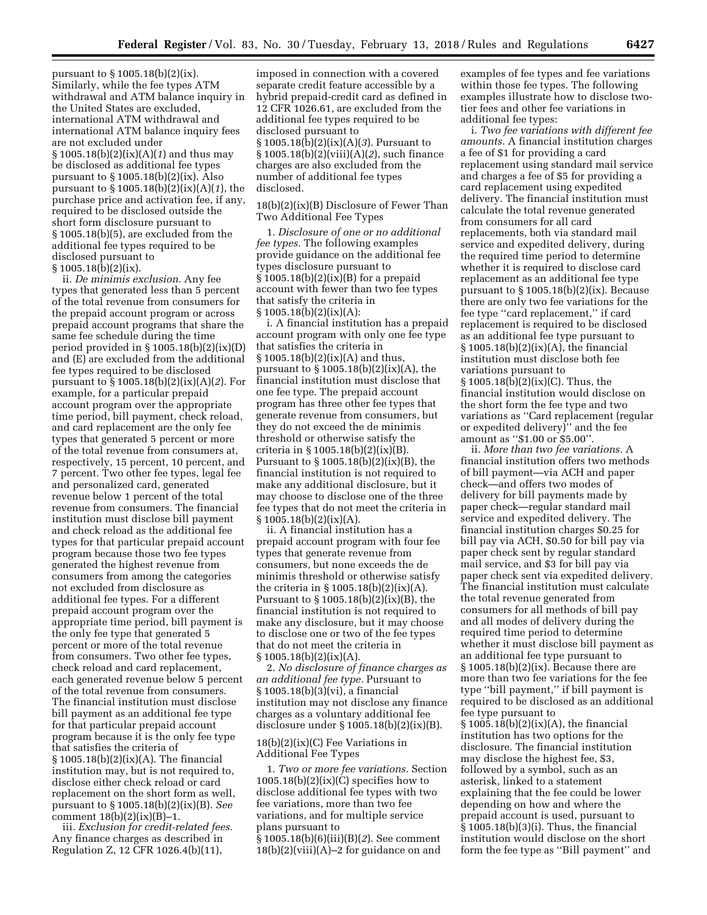pursuant to § 1005.18(b)(2)(ix). Similarly, while the fee types ATM withdrawal and ATM balance inquiry in the United States are excluded, international ATM withdrawal and international ATM balance inquiry fees are not excluded under § 1005.18(b)(2)(ix)(A)(*1*) and thus may be disclosed as additional fee types pursuant to § 1005.18(b)(2)(ix). Also pursuant to § 1005.18(b)(2)(ix)(A)(*1*), the purchase price and activation fee, if any, required to be disclosed outside the short form disclosure pursuant to § 1005.18(b)(5), are excluded from the additional fee types required to be disclosed pursuant to § 1005.18(b)(2)(ix).

ii. *De minimis exclusion.* Any fee types that generated less than 5 percent of the total revenue from consumers for the prepaid account program or across prepaid account programs that share the same fee schedule during the time period provided in § 1005.18(b)(2)(ix)(D) and (E) are excluded from the additional fee types required to be disclosed pursuant to § 1005.18(b)(2)(ix)(A)(*2*). For example, for a particular prepaid account program over the appropriate time period, bill payment, check reload, and card replacement are the only fee types that generated 5 percent or more of the total revenue from consumers at, respectively, 15 percent, 10 percent, and 7 percent. Two other fee types, legal fee and personalized card, generated revenue below 1 percent of the total revenue from consumers. The financial institution must disclose bill payment and check reload as the additional fee types for that particular prepaid account program because those two fee types generated the highest revenue from consumers from among the categories not excluded from disclosure as additional fee types. For a different prepaid account program over the appropriate time period, bill payment is the only fee type that generated 5 percent or more of the total revenue from consumers. Two other fee types, check reload and card replacement, each generated revenue below 5 percent of the total revenue from consumers. The financial institution must disclose bill payment as an additional fee type for that particular prepaid account program because it is the only fee type that satisfies the criteria of § 1005.18(b)(2)(ix)(A). The financial institution may, but is not required to, disclose either check reload or card replacement on the short form as well, pursuant to § 1005.18(b)(2)(ix)(B). *See* comment 18(b)(2)(ix)(B)–1.

iii. *Exclusion for credit-related fees.* Any finance charges as described in Regulation Z, 12 CFR 1026.4(b)(11), imposed in connection with a covered separate credit feature accessible by a hybrid prepaid-credit card as defined in 12 CFR 1026.61, are excluded from the additional fee types required to be disclosed pursuant to § 1005.18(b)(2)(ix)(A)(*3*). Pursuant to § 1005.18(b)(2)(viii)(A)(*2*), such finance charges are also excluded from the number of additional fee types disclosed.

18(b)(2)(ix)(B) Disclosure of Fewer Than Two Additional Fee Types

1. *Disclosure of one or no additional fee types.* The following examples provide guidance on the additional fee types disclosure pursuant to § 1005.18(b)(2)(ix)(B) for a prepaid account with fewer than two fee types that satisfy the criteria in § 1005.18(b)(2)(ix)(A):

i. A financial institution has a prepaid account program with only one fee type that satisfies the criteria in § 1005.18(b)(2)(ix)(A) and thus, pursuant to § 1005.18(b)(2)(ix)(A), the financial institution must disclose that one fee type. The prepaid account program has three other fee types that generate revenue from consumers, but they do not exceed the de minimis threshold or otherwise satisfy the criteria in § 1005.18(b)(2)(ix)(B). Pursuant to § 1005.18(b)(2)(ix)(B), the financial institution is not required to make any additional disclosure, but it may choose to disclose one of the three fee types that do not meet the criteria in § 1005.18(b)(2)(ix)(A).

ii. A financial institution has a prepaid account program with four fee types that generate revenue from consumers, but none exceeds the de minimis threshold or otherwise satisfy the criteria in § 1005.18(b)(2)(ix)(A). Pursuant to § 1005.18(b)(2)(ix)(B), the financial institution is not required to make any disclosure, but it may choose to disclose one or two of the fee types that do not meet the criteria in § 1005.18(b)(2)(ix)(A).

2. *No disclosure of finance charges as an additional fee type.* Pursuant to § 1005.18(b)(3)(vi), a financial institution may not disclose any finance charges as a voluntary additional fee disclosure under § 1005.18(b)(2)(ix)(B).

18(b)(2)(ix)(C) Fee Variations in Additional Fee Types

1. *Two or more fee variations.* Section 1005.18(b)(2)(ix)(C) specifies how to disclose additional fee types with two fee variations, more than two fee variations, and for multiple service plans pursuant to § 1005.18(b)(6)(iii)(B)(*2*). See comment 18(b)(2)(viii)(A)–2 for guidance on and examples of fee types and fee variations within those fee types. The following examples illustrate how to disclose two-tier fees and other fee variations in additional fee types:

i. *Two fee variations with different fee amounts.* A financial institution charges a fee of $1 for providing a card replacement using standard mail service and charges a fee of $5 for providing a card replacement using expedited delivery. The financial institution must calculate the total revenue generated from consumers for all card replacements, both via standard mail service and expedited delivery, during the required time period to determine whether it is required to disclose card replacement as an additional fee type pursuant to § 1005.18(b)(2)(ix). Because there are only two fee variations for the fee type "card replacement," if card replacement is required to be disclosed as an additional fee type pursuant to § 1005.18(b)(2)(ix)(A), the financial institution must disclose both fee variations pursuant to § 1005.18(b)(2)(ix)(C). Thus, the financial institution would disclose on the short form the fee type and two variations as "Card replacement (regular or expedited delivery)" and the fee amount as "$1.00 or $5.00".

ii. *More than two fee variations.* A financial institution offers two methods of bill payment—via ACH and paper check—and offers two modes of delivery for bill payments made by paper check—regular standard mail service and expedited delivery. The financial institution charges $0.25 for bill pay via ACH, $0.50 for bill pay via paper check sent by regular standard mail service, and $3 for bill pay via paper check sent via expedited delivery. The financial institution must calculate the total revenue generated from consumers for all methods of bill pay and all modes of delivery during the required time period to determine whether it must disclose bill payment as an additional fee type pursuant to § 1005.18(b)(2)(ix). Because there are more than two fee variations for the fee type "bill payment," if bill payment is required to be disclosed as an additional fee type pursuant to § 1005.18(b)(2)(ix)(A), the financial institution has two options for the disclosure. The financial institution may disclose the highest fee, $3, followed by a symbol, such as an asterisk, linked to a statement explaining that the fee could be lower depending on how and where the prepaid account is used, pursuant to § 1005.18(b)(3)(i). Thus, the financial institution would disclose on the short form the fee type as "Bill payment" and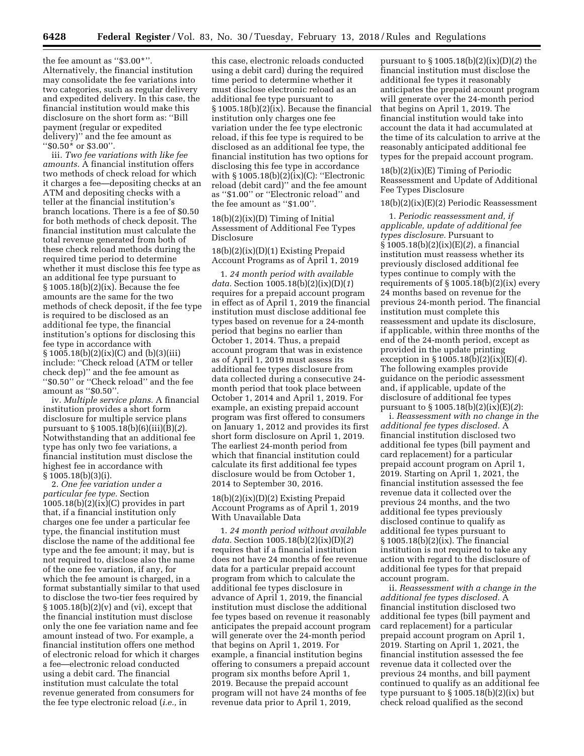the fee amount as "$3.00*". Alternatively, the financial institution may consolidate the fee variations into two categories, such as regular delivery and expedited delivery. In this case, the financial institution would make this disclosure on the short form as: "Bill payment (regular or expedited delivery)" and the fee amount as "$0.50* or $3.00".

iii. *Two fee variations with like fee amounts.* A financial institution offers two methods of check reload for which it charges a fee—depositing checks at an ATM and depositing checks with a teller at the financial institution's branch locations. There is a fee of $0.50 for both methods of check deposit. The financial institution must calculate the total revenue generated from both of these check reload methods during the required time period to determine whether it must disclose this fee type as an additional fee type pursuant to § 1005.18(b)(2)(ix). Because the fee amounts are the same for the two methods of check deposit, if the fee type is required to be disclosed as an additional fee type, the financial institution's options for disclosing this fee type in accordance with § 1005.18(b)(2)(ix)(C) and (b)(3)(iii) include: "Check reload (ATM or teller check dep)" and the fee amount as "$0.50" or "Check reload" and the fee amount as "$0.50".

iv. *Multiple service plans.* A financial institution provides a short form disclosure for multiple service plans pursuant to § 1005.18(b)(6)(iii)(B)(*2*). Notwithstanding that an additional fee type has only two fee variations, a financial institution must disclose the highest fee in accordance with § 1005.18(b)(3)(i).

2. *One fee variation under a particular fee type.* Section 1005.18(b)(2)(ix)(C) provides in part that, if a financial institution only charges one fee under a particular fee type, the financial institution must disclose the name of the additional fee type and the fee amount; it may, but is not required to, disclose also the name of the one fee variation, if any, for which the fee amount is charged, in a format substantially similar to that used to disclose the two-tier fees required by § 1005.18(b)(2)(v) and (vi), except that the financial institution must disclose only the one fee variation name and fee amount instead of two. For example, a financial institution offers one method of electronic reload for which it charges a fee—electronic reload conducted using a debit card. The financial institution must calculate the total revenue generated from consumers for the fee type electronic reload (*i.e.,* in this case, electronic reloads conducted using a debit card) during the required time period to determine whether it must disclose electronic reload as an additional fee type pursuant to § 1005.18(b)(2)(ix). Because the financial institution only charges one fee variation under the fee type electronic reload, if this fee type is required to be disclosed as an additional fee type, the financial institution has two options for disclosing this fee type in accordance with § 1005.18(b)(2)(ix)(C): "Electronic reload (debit card)" and the fee amount as "$1.00" or "Electronic reload" and the fee amount as "$1.00".

18(b)(2)(ix)(D) Timing of Initial Assessment of Additional Fee Types Disclosure

18(b)(2)(ix)(D)(1) Existing Prepaid Account Programs as of April 1, 2019

1. *24 month period with available data.* Section 1005.18(b)(2)(ix)(D)(*1*) requires for a prepaid account program in effect as of April 1, 2019 the financial institution must disclose additional fee types based on revenue for a 24-month period that begins no earlier than October 1, 2014. Thus, a prepaid account program that was in existence as of April 1, 2019 must assess its additional fee types disclosure from data collected during a consecutive 24-month period that took place between October 1, 2014 and April 1, 2019. For example, an existing prepaid account program was first offered to consumers on January 1, 2012 and provides its first short form disclosure on April 1, 2019. The earliest 24-month period from which that financial institution could calculate its first additional fee types disclosure would be from October 1, 2014 to September 30, 2016.

18(b)(2)(ix)(D)(2) Existing Prepaid Account Programs as of April 1, 2019 With Unavailable Data

1. *24 month period without available data.* Section 1005.18(b)(2)(ix)(D)(*2*) requires that if a financial institution does not have 24 months of fee revenue data for a particular prepaid account program from which to calculate the additional fee types disclosure in advance of April 1, 2019, the financial institution must disclose the additional fee types based on revenue it reasonably anticipates the prepaid account program will generate over the 24-month period that begins on April 1, 2019. For example, a financial institution begins offering to consumers a prepaid account program six months before April 1, 2019. Because the prepaid account program will not have 24 months of fee revenue data prior to April 1, 2019, pursuant to § 1005.18(b)(2)(ix)(D)(*2*) the financial institution must disclose the additional fee types it reasonably anticipates the prepaid account program will generate over the 24-month period that begins on April 1, 2019. The financial institution would take into account the data it had accumulated at the time of its calculation to arrive at the reasonably anticipated additional fee types for the prepaid account program.

18(b)(2)(ix)(E) Timing of Periodic Reassessment and Update of Additional Fee Types Disclosure

18(b)(2)(ix)(E)(2) Periodic Reassessment

1. *Periodic reassessment and, if applicable, update of additional fee types disclosure.* Pursuant to § 1005.18(b)(2)(ix)(E)(*2*), a financial institution must reassess whether its previously disclosed additional fee types continue to comply with the requirements of § 1005.18(b)(2)(ix) every 24 months based on revenue for the previous 24-month period. The financial institution must complete this reassessment and update its disclosure, if applicable, within three months of the end of the 24-month period, except as provided in the update printing exception in § 1005.18(b)(2)(ix)(E)(*4*). The following examples provide guidance on the periodic assessment and, if applicable, update of the disclosure of additional fee types pursuant to § 1005.18(b)(2)(ix)(E)(*2*):

i. *Reassessment with no change in the additional fee types disclosed.* A financial institution disclosed two additional fee types (bill payment and card replacement) for a particular prepaid account program on April 1, 2019. Starting on April 1, 2021, the financial institution assessed the fee revenue data it collected over the previous 24 months, and the two additional fee types previously disclosed continue to qualify as additional fee types pursuant to § 1005.18(b)(2)(ix). The financial institution is not required to take any action with regard to the disclosure of additional fee types for that prepaid account program.

ii. *Reassessment with a change in the additional fee types disclosed.* A financial institution disclosed two additional fee types (bill payment and card replacement) for a particular prepaid account program on April 1, 2019. Starting on April 1, 2021, the financial institution assessed the fee revenue data it collected over the previous 24 months, and bill payment continued to qualify as an additional fee type pursuant to § 1005.18(b)(2)(ix) but check reload qualified as the second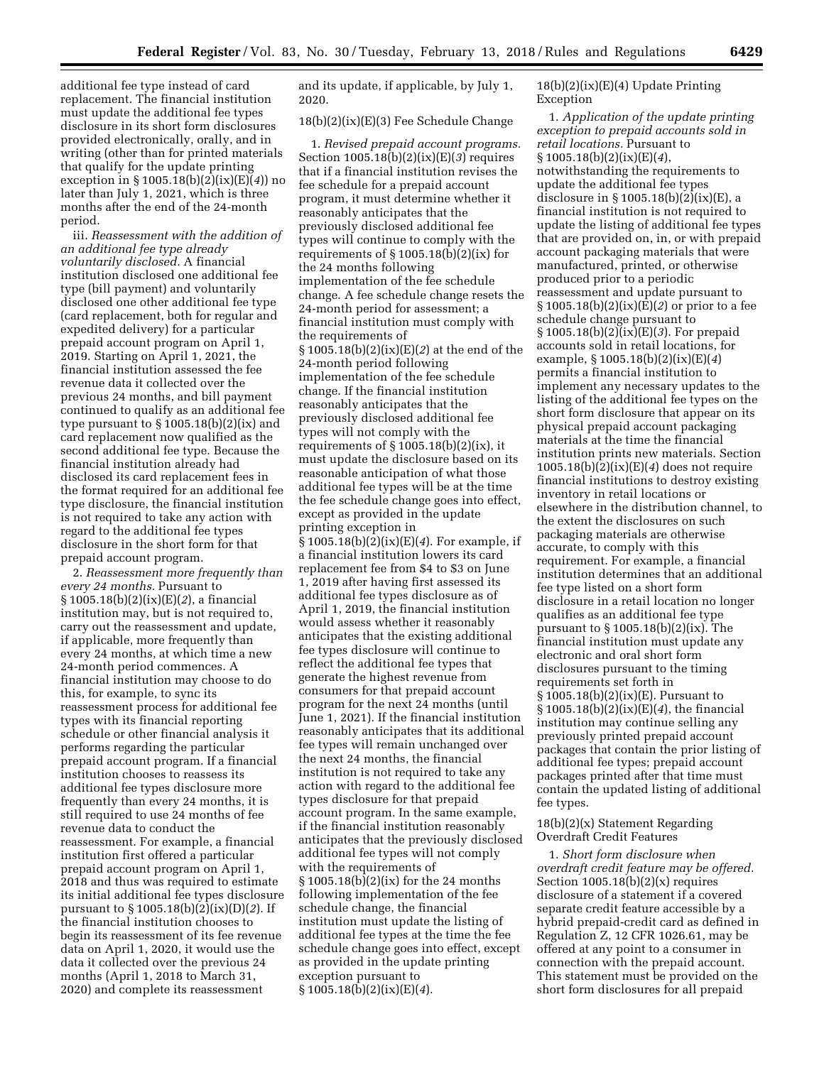additional fee type instead of card replacement. The financial institution must update the additional fee types disclosure in its short form disclosures provided electronically, orally, and in writing (other than for printed materials that qualify for the update printing exception in § 1005.18(b)(2)(ix)(E)(*4*)) no later than July 1, 2021, which is three months after the end of the 24-month period.

iii. *Reassessment with the addition of an additional fee type already voluntarily disclosed.* A financial institution disclosed one additional fee type (bill payment) and voluntarily disclosed one other additional fee type (card replacement, both for regular and expedited delivery) for a particular prepaid account program on April 1, 2019. Starting on April 1, 2021, the financial institution assessed the fee revenue data it collected over the previous 24 months, and bill payment continued to qualify as an additional fee type pursuant to § 1005.18(b)(2)(ix) and card replacement now qualified as the second additional fee type. Because the financial institution already had disclosed its card replacement fees in the format required for an additional fee type disclosure, the financial institution is not required to take any action with regard to the additional fee types disclosure in the short form for that prepaid account program.

2. *Reassessment more frequently than every 24 months.* Pursuant to § 1005.18(b)(2)(ix)(E)(*2*), a financial institution may, but is not required to, carry out the reassessment and update, if applicable, more frequently than every 24 months, at which time a new 24-month period commences. A financial institution may choose to do this, for example, to sync its reassessment process for additional fee types with its financial reporting schedule or other financial analysis it performs regarding the particular prepaid account program. If a financial institution chooses to reassess its additional fee types disclosure more frequently than every 24 months, it is still required to use 24 months of fee revenue data to conduct the reassessment. For example, a financial institution first offered a particular prepaid account program on April 1, 2018 and thus was required to estimate its initial additional fee types disclosure pursuant to § 1005.18(b)(2)(ix)(D)(*2*). If the financial institution chooses to begin its reassessment of its fee revenue data on April 1, 2020, it would use the data it collected over the previous 24 months (April 1, 2018 to March 31, 2020) and complete its reassessment and its update, if applicable, by July 1, 2020.

18(b)(2)(ix)(E)(3) Fee Schedule Change

1. *Revised prepaid account programs.* Section 1005.18(b)(2)(ix)(E)(*3*) requires that if a financial institution revises the fee schedule for a prepaid account program, it must determine whether it reasonably anticipates that the previously disclosed additional fee types will continue to comply with the requirements of § 1005.18(b)(2)(ix) for the 24 months following implementation of the fee schedule change. A fee schedule change resets the 24-month period for assessment; a financial institution must comply with the requirements of § 1005.18(b)(2)(ix)(E)(*2*) at the end of the 24-month period following implementation of the fee schedule change. If the financial institution reasonably anticipates that the previously disclosed additional fee types will not comply with the requirements of § 1005.18(b)(2)(ix), it must update the disclosure based on its reasonable anticipation of what those additional fee types will be at the time the fee schedule change goes into effect, except as provided in the update printing exception in § 1005.18(b)(2)(ix)(E)(*4*). For example, if a financial institution lowers its card replacement fee from $4 to $3 on June 1, 2019 after having first assessed its additional fee types disclosure as of April 1, 2019, the financial institution would assess whether it reasonably anticipates that the existing additional fee types disclosure will continue to reflect the additional fee types that generate the highest revenue from consumers for that prepaid account program for the next 24 months (until June 1, 2021). If the financial institution reasonably anticipates that its additional fee types will remain unchanged over the next 24 months, the financial institution is not required to take any action with regard to the additional fee types disclosure for that prepaid account program. In the same example, if the financial institution reasonably anticipates that the previously disclosed additional fee types will not comply with the requirements of § 1005.18(b)(2)(ix) for the 24 months following implementation of the fee schedule change, the financial institution must update the listing of additional fee types at the time the fee schedule change goes into effect, except as provided in the update printing exception pursuant to § 1005.18(b)(2)(ix)(E)(*4*).

18(b)(2)(ix)(E)(4) Update Printing Exception

1. *Application of the update printing exception to prepaid accounts sold in retail locations.* Pursuant to § 1005.18(b)(2)(ix)(E)(*4*), notwithstanding the requirements to update the additional fee types disclosure in § 1005.18(b)(2)(ix)(E), a financial institution is not required to update the listing of additional fee types that are provided on, in, or with prepaid account packaging materials that were manufactured, printed, or otherwise produced prior to a periodic reassessment and update pursuant to § 1005.18(b)(2)(ix)(E)(*2*) or prior to a fee schedule change pursuant to § 1005.18(b)(2)(ix)(E)(*3*). For prepaid accounts sold in retail locations, for example, § 1005.18(b)(2)(ix)(E)(*4*) permits a financial institution to implement any necessary updates to the listing of the additional fee types on the short form disclosure that appear on its physical prepaid account packaging materials at the time the financial institution prints new materials. Section 1005.18(b)(2)(ix)(E)(*4*) does not require financial institutions to destroy existing inventory in retail locations or elsewhere in the distribution channel, to the extent the disclosures on such packaging materials are otherwise accurate, to comply with this requirement. For example, a financial institution determines that an additional fee type listed on a short form disclosure in a retail location no longer qualifies as an additional fee type pursuant to § 1005.18(b)(2)(ix). The financial institution must update any electronic and oral short form disclosures pursuant to the timing requirements set forth in § 1005.18(b)(2)(ix)(E). Pursuant to § 1005.18(b)(2)(ix)(E)(*4*), the financial institution may continue selling any previously printed prepaid account packages that contain the prior listing of additional fee types; prepaid account packages printed after that time must contain the updated listing of additional fee types.

18(b)(2)(x) Statement Regarding Overdraft Credit Features

1. *Short form disclosure when overdraft credit feature may be offered.* Section 1005.18(b)(2)(x) requires disclosure of a statement if a covered separate credit feature accessible by a hybrid prepaid-credit card as defined in Regulation Z, 12 CFR 1026.61, may be offered at any point to a consumer in connection with the prepaid account. This statement must be provided on the short form disclosures for all prepaid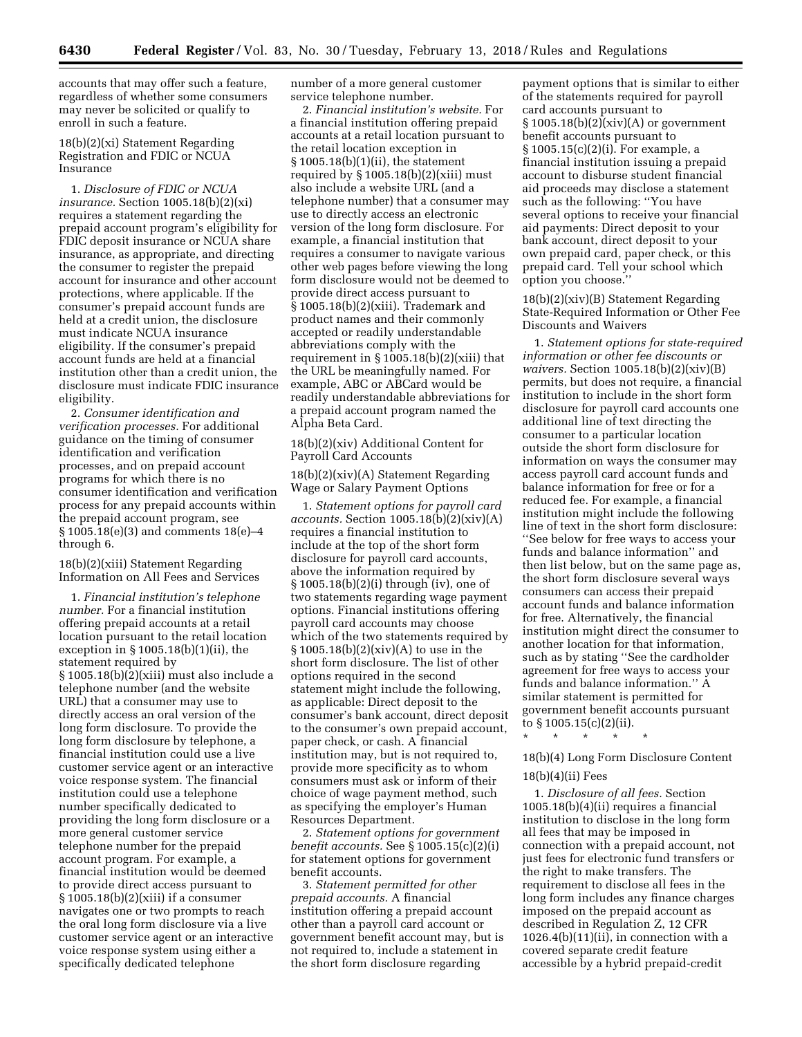accounts that may offer such a feature, regardless of whether some consumers may never be solicited or qualify to enroll in such a feature.

18(b)(2)(xi) Statement Regarding Registration and FDIC or NCUA Insurance

1. *Disclosure of FDIC or NCUA insurance.* Section 1005.18(b)(2)(xi) requires a statement regarding the prepaid account program's eligibility for FDIC deposit insurance or NCUA share insurance, as appropriate, and directing the consumer to register the prepaid account for insurance and other account protections, where applicable. If the consumer's prepaid account funds are held at a credit union, the disclosure must indicate NCUA insurance eligibility. If the consumer's prepaid account funds are held at a financial institution other than a credit union, the disclosure must indicate FDIC insurance eligibility.

2. *Consumer identification and verification processes.* For additional guidance on the timing of consumer identification and verification processes, and on prepaid account programs for which there is no consumer identification and verification process for any prepaid accounts within the prepaid account program, see § 1005.18(e)(3) and comments 18(e)–4 through 6.

18(b)(2)(xiii) Statement Regarding Information on All Fees and Services

1. *Financial institution's telephone number.* For a financial institution offering prepaid accounts at a retail location pursuant to the retail location exception in § 1005.18(b)(1)(ii), the statement required by § 1005.18(b)(2)(xiii) must also include a telephone number (and the website URL) that a consumer may use to directly access an oral version of the long form disclosure. To provide the long form disclosure by telephone, a financial institution could use a live customer service agent or an interactive voice response system. The financial institution could use a telephone number specifically dedicated to providing the long form disclosure or a more general customer service telephone number for the prepaid account program. For example, a financial institution would be deemed to provide direct access pursuant to § 1005.18(b)(2)(xiii) if a consumer navigates one or two prompts to reach the oral long form disclosure via a live customer service agent or an interactive voice response system using either a specifically dedicated telephone number of a more general customer service telephone number.

2. *Financial institution's website.* For a financial institution offering prepaid accounts at a retail location pursuant to the retail location exception in § 1005.18(b)(1)(ii), the statement required by § 1005.18(b)(2)(xiii) must also include a website URL (and a telephone number) that a consumer may use to directly access an electronic version of the long form disclosure. For example, a financial institution that requires a consumer to navigate various other web pages before viewing the long form disclosure would not be deemed to provide direct access pursuant to § 1005.18(b)(2)(xiii). Trademark and product names and their commonly accepted or readily understandable abbreviations comply with the requirement in § 1005.18(b)(2)(xiii) that the URL be meaningfully named. For example, ABC or ABCard would be readily understandable abbreviations for a prepaid account program named the Alpha Beta Card.

18(b)(2)(xiv) Additional Content for Payroll Card Accounts

18(b)(2)(xiv)(A) Statement Regarding Wage or Salary Payment Options

1. *Statement options for payroll card accounts.* Section 1005.18(b)(2)(xiv)(A) requires a financial institution to include at the top of the short form disclosure for payroll card accounts, above the information required by § 1005.18(b)(2)(i) through (iv), one of two statements regarding wage payment options. Financial institutions offering payroll card accounts may choose which of the two statements required by § 1005.18(b)(2)(xiv)(A) to use in the short form disclosure. The list of other options required in the second statement might include the following, as applicable: Direct deposit to the consumer's bank account, direct deposit to the consumer's own prepaid account, paper check, or cash. A financial institution may, but is not required to, provide more specificity as to whom consumers must ask or inform of their choice of wage payment method, such as specifying the employer's Human Resources Department.

2. *Statement options for government benefit accounts.* See § 1005.15(c)(2)(i) for statement options for government benefit accounts.

3. *Statement permitted for other prepaid accounts.* A financial institution offering a prepaid account other than a payroll card account or government benefit account may, but is not required to, include a statement in the short form disclosure regarding payment options that is similar to either of the statements required for payroll card accounts pursuant to § 1005.18(b)(2)(xiv)(A) or government benefit accounts pursuant to § 1005.15(c)(2)(i). For example, a financial institution issuing a prepaid account to disburse student financial aid proceeds may disclose a statement such as the following: ''You have several options to receive your financial aid payments: Direct deposit to your bank account, direct deposit to your own prepaid card, paper check, or this prepaid card. Tell your school which option you choose.''

18(b)(2)(xiv)(B) Statement Regarding State-Required Information or Other Fee Discounts and Waivers

1. *Statement options for state-required information or other fee discounts or waivers.* Section 1005.18(b)(2)(xiv)(B) permits, but does not require, a financial institution to include in the short form disclosure for payroll card accounts one additional line of text directing the consumer to a particular location outside the short form disclosure for information on ways the consumer may access payroll card account funds and balance information for free or for a reduced fee. For example, a financial institution might include the following line of text in the short form disclosure: ''See below for free ways to access your funds and balance information'' and then list below, but on the same page as, the short form disclosure several ways consumers can access their prepaid account funds and balance information for free. Alternatively, the financial institution might direct the consumer to another location for that information, such as by stating ''See the cardholder agreement for free ways to access your funds and balance information.'' A similar statement is permitted for government benefit accounts pursuant to § 1005.15(c)(2)(ii).

\* \* \* \* \*

18(b)(4) Long Form Disclosure Content

18(b)(4)(ii) Fees

1. *Disclosure of all fees.* Section 1005.18(b)(4)(ii) requires a financial institution to disclose in the long form all fees that may be imposed in connection with a prepaid account, not just fees for electronic fund transfers or the right to make transfers. The requirement to disclose all fees in the long form includes any finance charges imposed on the prepaid account as described in Regulation Z, 12 CFR 1026.4(b)(11)(ii), in connection with a covered separate credit feature accessible by a hybrid prepaid-credit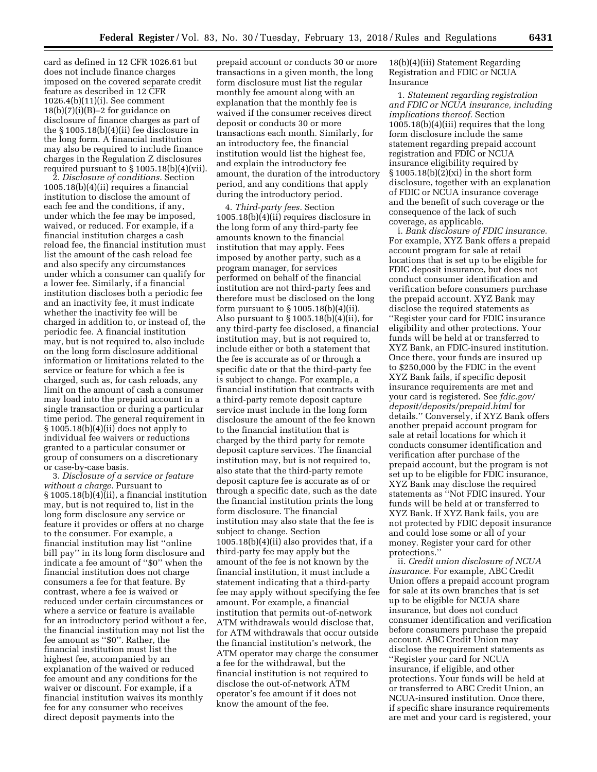card as defined in 12 CFR 1026.61 but does not include finance charges imposed on the covered separate credit feature as described in 12 CFR 1026.4(b)(11)(i). See comment 18(b)(7)(i)(B)–2 for guidance on disclosure of finance charges as part of the § 1005.18(b)(4)(ii) fee disclosure in the long form. A financial institution may also be required to include finance charges in the Regulation Z disclosures required pursuant to § 1005.18(b)(4)(vii).

2. *Disclosure of conditions.* Section 1005.18(b)(4)(ii) requires a financial institution to disclose the amount of each fee and the conditions, if any, under which the fee may be imposed, waived, or reduced. For example, if a financial institution charges a cash reload fee, the financial institution must list the amount of the cash reload fee and also specify any circumstances under which a consumer can qualify for a lower fee. Similarly, if a financial institution discloses both a periodic fee and an inactivity fee, it must indicate whether the inactivity fee will be charged in addition to, or instead of, the periodic fee. A financial institution may, but is not required to, also include on the long form disclosure additional information or limitations related to the service or feature for which a fee is charged, such as, for cash reloads, any limit on the amount of cash a consumer may load into the prepaid account in a single transaction or during a particular time period. The general requirement in § 1005.18(b)(4)(ii) does not apply to individual fee waivers or reductions granted to a particular consumer or group of consumers on a discretionary or case-by-case basis.

3. *Disclosure of a service or feature without a charge.* Pursuant to § 1005.18(b)(4)(ii), a financial institution may, but is not required to, list in the long form disclosure any service or feature it provides or offers at no charge to the consumer. For example, a financial institution may list ''online bill pay'' in its long form disclosure and indicate a fee amount of ''$0'' when the financial institution does not charge consumers a fee for that feature. By contrast, where a fee is waived or reduced under certain circumstances or where a service or feature is available for an introductory period without a fee, the financial institution may not list the fee amount as ''$0''. Rather, the financial institution must list the highest fee, accompanied by an explanation of the waived or reduced fee amount and any conditions for the waiver or discount. For example, if a financial institution waives its monthly fee for any consumer who receives direct deposit payments into the prepaid account or conducts 30 or more transactions in a given month, the long form disclosure must list the regular monthly fee amount along with an explanation that the monthly fee is waived if the consumer receives direct deposit or conducts 30 or more transactions each month. Similarly, for an introductory fee, the financial institution would list the highest fee, and explain the introductory fee amount, the duration of the introductory period, and any conditions that apply during the introductory period.

4. *Third-party fees.* Section 1005.18(b)(4)(ii) requires disclosure in the long form of any third-party fee amounts known to the financial institution that may apply. Fees imposed by another party, such as a program manager, for services performed on behalf of the financial institution are not third-party fees and therefore must be disclosed on the long form pursuant to § 1005.18(b)(4)(ii). Also pursuant to § 1005.18(b)(4)(ii), for any third-party fee disclosed, a financial institution may, but is not required to, include either or both a statement that the fee is accurate as of or through a specific date or that the third-party fee is subject to change. For example, a financial institution that contracts with a third-party remote deposit capture service must include in the long form disclosure the amount of the fee known to the financial institution that is charged by the third party for remote deposit capture services. The financial institution may, but is not required to, also state that the third-party remote deposit capture fee is accurate as of or through a specific date, such as the date the financial institution prints the long form disclosure. The financial institution may also state that the fee is subject to change. Section 1005.18(b)(4)(ii) also provides that, if a third-party fee may apply but the amount of the fee is not known by the financial institution, it must include a statement indicating that a third-party fee may apply without specifying the fee amount. For example, a financial institution that permits out-of-network ATM withdrawals would disclose that, for ATM withdrawals that occur outside the financial institution's network, the ATM operator may charge the consumer a fee for the withdrawal, but the financial institution is not required to disclose the out-of-network ATM operator's fee amount if it does not know the amount of the fee.

18(b)(4)(iii) Statement Regarding Registration and FDIC or NCUA Insurance

1. *Statement regarding registration and FDIC or NCUA insurance, including implications thereof.* Section 1005.18(b)(4)(iii) requires that the long form disclosure include the same statement regarding prepaid account registration and FDIC or NCUA insurance eligibility required by § 1005.18(b)(2)(xi) in the short form disclosure, together with an explanation of FDIC or NCUA insurance coverage and the benefit of such coverage or the consequence of the lack of such coverage, as applicable.

i. *Bank disclosure of FDIC insurance.* For example, XYZ Bank offers a prepaid account program for sale at retail locations that is set up to be eligible for FDIC deposit insurance, but does not conduct consumer identification and verification before consumers purchase the prepaid account. XYZ Bank may disclose the required statements as ''Register your card for FDIC insurance eligibility and other protections. Your funds will be held at or transferred to XYZ Bank, an FDIC-insured institution. Once there, your funds are insured up to $250,000 by the FDIC in the event XYZ Bank fails, if specific deposit insurance requirements are met and your card is registered. See *fdic.gov/deposit/deposits/prepaid.html* for details.'' Conversely, if XYZ Bank offers another prepaid account program for sale at retail locations for which it conducts consumer identification and verification after purchase of the prepaid account, but the program is not set up to be eligible for FDIC insurance, XYZ Bank may disclose the required statements as ''Not FDIC insured. Your funds will be held at or transferred to XYZ Bank. If XYZ Bank fails, you are not protected by FDIC deposit insurance and could lose some or all of your money. Register your card for other protections.''

ii. *Credit union disclosure of NCUA insurance.* For example, ABC Credit Union offers a prepaid account program for sale at its own branches that is set up to be eligible for NCUA share insurance, but does not conduct consumer identification and verification before consumers purchase the prepaid account. ABC Credit Union may disclose the requirement statements as ''Register your card for NCUA insurance, if eligible, and other protections. Your funds will be held at or transferred to ABC Credit Union, an NCUA-insured institution. Once there, if specific share insurance requirements are met and your card is registered, your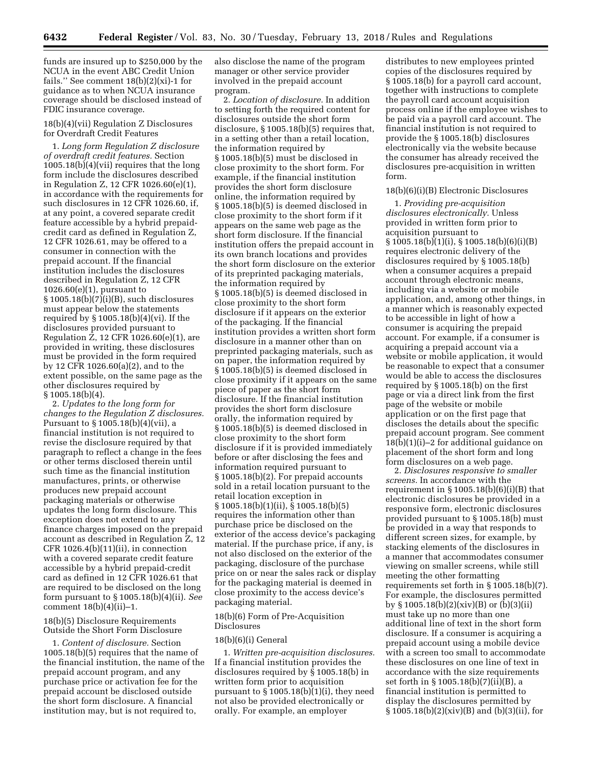funds are insured up to $250,000 by the NCUA in the event ABC Credit Union fails.'' See comment 18(b)(2)(xi)-1 for guidance as to when NCUA insurance coverage should be disclosed instead of FDIC insurance coverage.

18(b)(4)(vii) Regulation Z Disclosures for Overdraft Credit Features

1. *Long form Regulation Z disclosure of overdraft credit features.* Section 1005.18(b)(4)(vii) requires that the long form include the disclosures described in Regulation Z, 12 CFR 1026.60(e)(1), in accordance with the requirements for such disclosures in 12 CFR 1026.60, if, at any point, a covered separate credit feature accessible by a hybrid prepaid-credit card as defined in Regulation Z, 12 CFR 1026.61, may be offered to a consumer in connection with the prepaid account. If the financial institution includes the disclosures described in Regulation Z, 12 CFR 1026.60(e)(1), pursuant to § 1005.18(b)(7)(i)(B), such disclosures must appear below the statements required by § 1005.18(b)(4)(vi). If the disclosures provided pursuant to Regulation Z, 12 CFR 1026.60(e)(1), are provided in writing, these disclosures must be provided in the form required by 12 CFR 1026.60(a)(2), and to the extent possible, on the same page as the other disclosures required by § 1005.18(b)(4).

2. *Updates to the long form for changes to the Regulation Z disclosures.* Pursuant to § 1005.18(b)(4)(vii), a financial institution is not required to revise the disclosure required by that paragraph to reflect a change in the fees or other terms disclosed therein until such time as the financial institution manufactures, prints, or otherwise produces new prepaid account packaging materials or otherwise updates the long form disclosure. This exception does not extend to any finance charges imposed on the prepaid account as described in Regulation Z, 12 CFR 1026.4(b)(11)(ii), in connection with a covered separate credit feature accessible by a hybrid prepaid-credit card as defined in 12 CFR 1026.61 that are required to be disclosed on the long form pursuant to § 1005.18(b)(4)(ii). *See* comment 18(b)(4)(ii)–1.

18(b)(5) Disclosure Requirements Outside the Short Form Disclosure

1. *Content of disclosure.* Section 1005.18(b)(5) requires that the name of the financial institution, the name of the prepaid account program, and any purchase price or activation fee for the prepaid account be disclosed outside the short form disclosure. A financial institution may, but is not required to, also disclose the name of the program manager or other service provider involved in the prepaid account program.

2. *Location of disclosure.* In addition to setting forth the required content for disclosures outside the short form disclosure, § 1005.18(b)(5) requires that, in a setting other than a retail location, the information required by § 1005.18(b)(5) must be disclosed in close proximity to the short form. For example, if the financial institution provides the short form disclosure online, the information required by § 1005.18(b)(5) is deemed disclosed in close proximity to the short form if it appears on the same web page as the short form disclosure. If the financial institution offers the prepaid account in its own branch locations and provides the short form disclosure on the exterior of its preprinted packaging materials, the information required by § 1005.18(b)(5) is deemed disclosed in close proximity to the short form disclosure if it appears on the exterior of the packaging. If the financial institution provides a written short form disclosure in a manner other than on preprinted packaging materials, such as on paper, the information required by § 1005.18(b)(5) is deemed disclosed in close proximity if it appears on the same piece of paper as the short form disclosure. If the financial institution provides the short form disclosure orally, the information required by § 1005.18(b)(5) is deemed disclosed in close proximity to the short form disclosure if it is provided immediately before or after disclosing the fees and information required pursuant to § 1005.18(b)(2). For prepaid accounts sold in a retail location pursuant to the retail location exception in § 1005.18(b)(1)(ii), § 1005.18(b)(5) requires the information other than purchase price be disclosed on the exterior of the access device's packaging material. If the purchase price, if any, is not also disclosed on the exterior of the packaging, disclosure of the purchase price on or near the sales rack or display for the packaging material is deemed in close proximity to the access device's packaging material.

18(b)(6) Form of Pre-Acquisition Disclosures

18(b)(6)(i) General

1. *Written pre-acquisition disclosures.* If a financial institution provides the disclosures required by § 1005.18(b) in written form prior to acquisition pursuant to § 1005.18(b)(1)(i), they need not also be provided electronically or orally. For example, an employer distributes to new employees printed copies of the disclosures required by § 1005.18(b) for a payroll card account, together with instructions to complete the payroll card account acquisition process online if the employee wishes to be paid via a payroll card account. The financial institution is not required to provide the § 1005.18(b) disclosures electronically via the website because the consumer has already received the disclosures pre-acquisition in written form.

18(b)(6)(i)(B) Electronic Disclosures

1. *Providing pre-acquisition disclosures electronically.* Unless provided in written form prior to acquisition pursuant to § 1005.18(b)(1)(i), § 1005.18(b)(6)(i)(B) requires electronic delivery of the disclosures required by § 1005.18(b) when a consumer acquires a prepaid account through electronic means, including via a website or mobile application, and, among other things, in a manner which is reasonably expected to be accessible in light of how a consumer is acquiring the prepaid account. For example, if a consumer is acquiring a prepaid account via a website or mobile application, it would be reasonable to expect that a consumer would be able to access the disclosures required by § 1005.18(b) on the first page or via a direct link from the first page of the website or mobile application or on the first page that discloses the details about the specific prepaid account program. See comment 18(b)(1)(i)–2 for additional guidance on placement of the short form and long form disclosures on a web page.

2. *Disclosures responsive to smaller screens.* In accordance with the requirement in § 1005.18(b)(6)(i)(B) that electronic disclosures be provided in a responsive form, electronic disclosures provided pursuant to § 1005.18(b) must be provided in a way that responds to different screen sizes, for example, by stacking elements of the disclosures in a manner that accommodates consumer viewing on smaller screens, while still meeting the other formatting requirements set forth in § 1005.18(b)(7). For example, the disclosures permitted by § 1005.18(b)(2)(xiv)(B) or (b)(3)(ii) must take up no more than one additional line of text in the short form disclosure. If a consumer is acquiring a prepaid account using a mobile device with a screen too small to accommodate these disclosures on one line of text in accordance with the size requirements set forth in § 1005.18(b)(7)(ii)(B), a financial institution is permitted to display the disclosures permitted by § 1005.18(b)(2)(xiv)(B) and (b)(3)(ii), for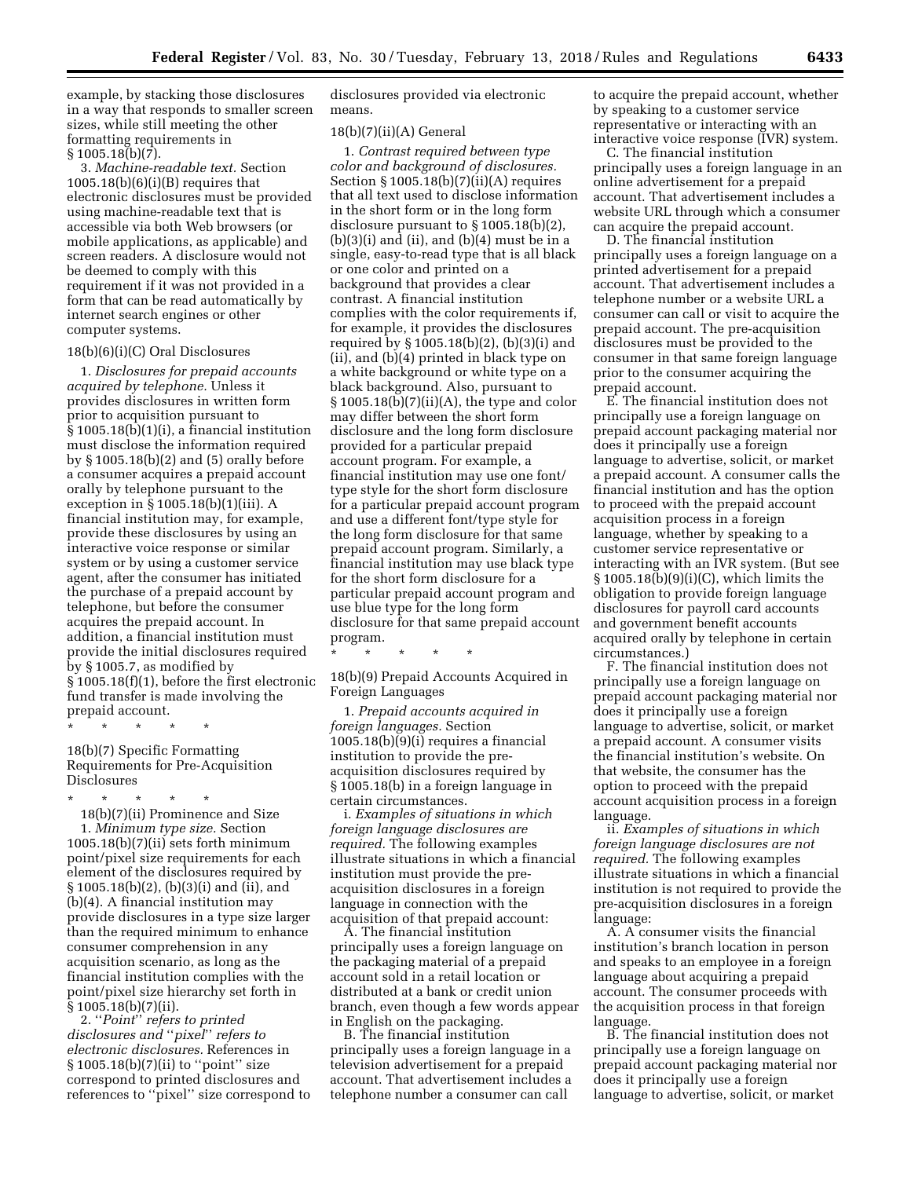example, by stacking those disclosures in a way that responds to smaller screen sizes, while still meeting the other formatting requirements in § 1005.18(b)(7).

3. *Machine-readable text.* Section 1005.18(b)(6)(i)(B) requires that electronic disclosures must be provided using machine-readable text that is accessible via both Web browsers (or mobile applications, as applicable) and screen readers. A disclosure would not be deemed to comply with this requirement if it was not provided in a form that can be read automatically by internet search engines or other computer systems.

18(b)(6)(i)(C) Oral Disclosures

1. *Disclosures for prepaid accounts acquired by telephone.* Unless it provides disclosures in written form prior to acquisition pursuant to § 1005.18(b)(1)(i), a financial institution must disclose the information required by § 1005.18(b)(2) and (5) orally before a consumer acquires a prepaid account orally by telephone pursuant to the exception in § 1005.18(b)(1)(iii). A financial institution may, for example, provide these disclosures by using an interactive voice response or similar system or by using a customer service agent, after the consumer has initiated the purchase of a prepaid account by telephone, but before the consumer acquires the prepaid account. In addition, a financial institution must provide the initial disclosures required by § 1005.7, as modified by § 1005.18(f)(1), before the first electronic fund transfer is made involving the prepaid account.

\* \* \* \* \*

18(b)(7) Specific Formatting Requirements for Pre-Acquisition Disclosures

\* \* \* \* \*

18(b)(7)(ii) Prominence and Size

1. *Minimum type size.* Section 1005.18(b)(7)(ii) sets forth minimum point/pixel size requirements for each element of the disclosures required by § 1005.18(b)(2), (b)(3)(i) and (ii), and (b)(4). A financial institution may provide disclosures in a type size larger than the required minimum to enhance consumer comprehension in any acquisition scenario, as long as the financial institution complies with the point/pixel size hierarchy set forth in § 1005.18(b)(7)(ii).

2. ''*Point*'' *refers to printed disclosures and* ''*pixel*'' *refers to electronic disclosures.* References in § 1005.18(b)(7)(ii) to ''point'' size correspond to printed disclosures and references to ''pixel'' size correspond to disclosures provided via electronic means.

18(b)(7)(ii)(A) General

1. *Contrast required between type color and background of disclosures.* Section § 1005.18(b)(7)(ii)(A) requires that all text used to disclose information in the short form or in the long form disclosure pursuant to § 1005.18(b)(2), (b)(3)(i) and (ii), and (b)(4) must be in a single, easy-to-read type that is all black or one color and printed on a background that provides a clear contrast. A financial institution complies with the color requirements if, for example, it provides the disclosures required by § 1005.18(b)(2), (b)(3)(i) and (ii), and (b)(4) printed in black type on a white background or white type on a black background. Also, pursuant to § 1005.18(b)(7)(ii)(A), the type and color may differ between the short form disclosure and the long form disclosure provided for a particular prepaid account program. For example, a financial institution may use one font/type style for the short form disclosure for a particular prepaid account program and use a different font/type style for the long form disclosure for that same prepaid account program. Similarly, a financial institution may use black type for the short form disclosure for a particular prepaid account program and use blue type for the long form disclosure for that same prepaid account program.

\* \* \* \* \*

18(b)(9) Prepaid Accounts Acquired in Foreign Languages

1. *Prepaid accounts acquired in foreign languages.* Section 1005.18(b)(9)(i) requires a financial institution to provide the pre-acquisition disclosures required by § 1005.18(b) in a foreign language in certain circumstances.

i. *Examples of situations in which foreign language disclosures are required.* The following examples illustrate situations in which a financial institution must provide the pre-acquisition disclosures in a foreign language in connection with the acquisition of that prepaid account:

A. The financial institution principally uses a foreign language on the packaging material of a prepaid account sold in a retail location or distributed at a bank or credit union branch, even though a few words appear in English on the packaging.

B. The financial institution principally uses a foreign language in a television advertisement for a prepaid account. That advertisement includes a telephone number a consumer can call to acquire the prepaid account, whether by speaking to a customer service representative or interacting with an interactive voice response (IVR) system.

C. The financial institution principally uses a foreign language in an online advertisement for a prepaid account. That advertisement includes a website URL through which a consumer can acquire the prepaid account.

D. The financial institution principally uses a foreign language on a printed advertisement for a prepaid account. That advertisement includes a telephone number or a website URL a consumer can call or visit to acquire the prepaid account. The pre-acquisition disclosures must be provided to the consumer in that same foreign language prior to the consumer acquiring the prepaid account.

E. The financial institution does not principally use a foreign language on prepaid account packaging material nor does it principally use a foreign language to advertise, solicit, or market a prepaid account. A consumer calls the financial institution and has the option to proceed with the prepaid account acquisition process in a foreign language, whether by speaking to a customer service representative or interacting with an IVR system. (But see § 1005.18(b)(9)(i)(C), which limits the obligation to provide foreign language disclosures for payroll card accounts and government benefit accounts acquired orally by telephone in certain circumstances.)

F. The financial institution does not principally use a foreign language on prepaid account packaging material nor does it principally use a foreign language to advertise, solicit, or market a prepaid account. A consumer visits the financial institution's website. On that website, the consumer has the option to proceed with the prepaid account acquisition process in a foreign language.

ii. *Examples of situations in which foreign language disclosures are not required.* The following examples illustrate situations in which a financial institution is not required to provide the pre-acquisition disclosures in a foreign language:

A. A consumer visits the financial institution's branch location in person and speaks to an employee in a foreign language about acquiring a prepaid account. The consumer proceeds with the acquisition process in that foreign language.

B. The financial institution does not principally use a foreign language on prepaid account packaging material nor does it principally use a foreign language to advertise, solicit, or market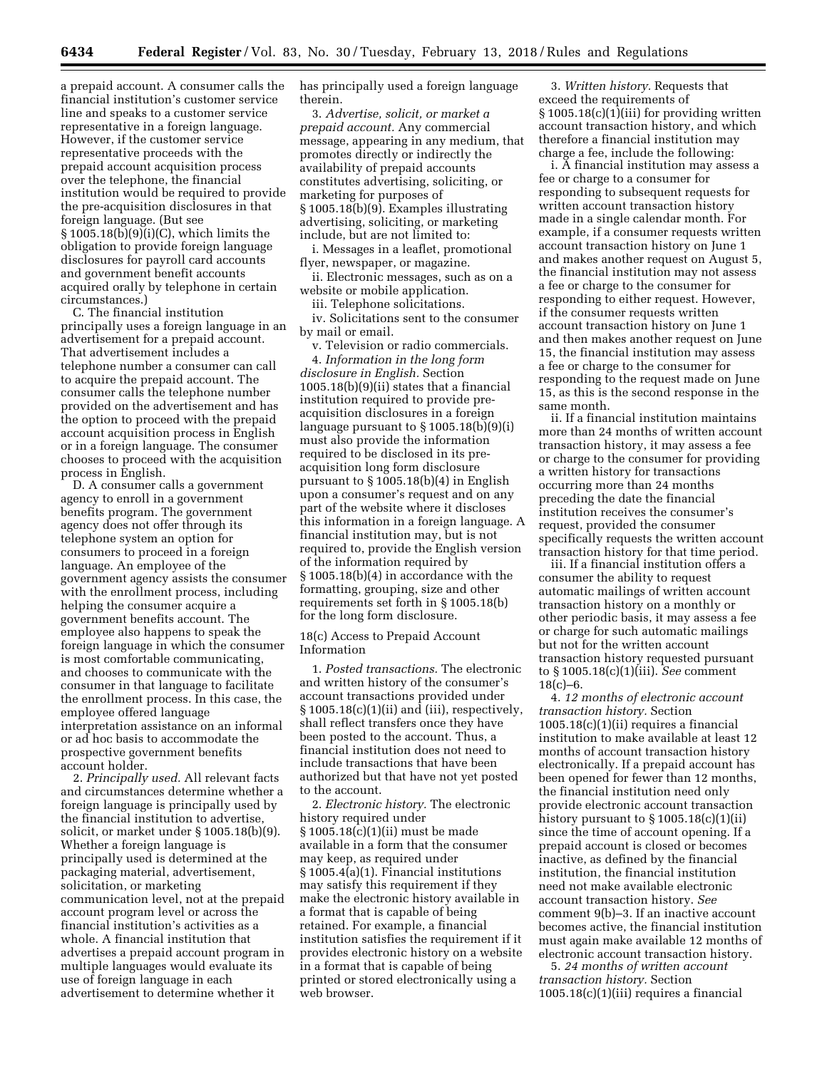a prepaid account. A consumer calls the financial institution's customer service line and speaks to a customer service representative in a foreign language. However, if the customer service representative proceeds with the prepaid account acquisition process over the telephone, the financial institution would be required to provide the pre-acquisition disclosures in that foreign language. (But see § 1005.18(b)(9)(i)(C), which limits the obligation to provide foreign language disclosures for payroll card accounts and government benefit accounts acquired orally by telephone in certain circumstances.)

C. The financial institution principally uses a foreign language in an advertisement for a prepaid account. That advertisement includes a telephone number a consumer can call to acquire the prepaid account. The consumer calls the telephone number provided on the advertisement and has the option to proceed with the prepaid account acquisition process in English or in a foreign language. The consumer chooses to proceed with the acquisition process in English.

D. A consumer calls a government agency to enroll in a government benefits program. The government agency does not offer through its telephone system an option for consumers to proceed in a foreign language. An employee of the government agency assists the consumer with the enrollment process, including helping the consumer acquire a government benefits account. The employee also happens to speak the foreign language in which the consumer is most comfortable communicating, and chooses to communicate with the consumer in that language to facilitate the enrollment process. In this case, the employee offered language interpretation assistance on an informal or ad hoc basis to accommodate the prospective government benefits account holder.

2. *Principally used.* All relevant facts and circumstances determine whether a foreign language is principally used by the financial institution to advertise, solicit, or market under § 1005.18(b)(9). Whether a foreign language is principally used is determined at the packaging material, advertisement, solicitation, or marketing communication level, not at the prepaid account program level or across the financial institution's activities as a whole. A financial institution that advertises a prepaid account program in multiple languages would evaluate its use of foreign language in each advertisement to determine whether it has principally used a foreign language therein.

3. *Advertise, solicit, or market a prepaid account.* Any commercial message, appearing in any medium, that promotes directly or indirectly the availability of prepaid accounts constitutes advertising, soliciting, or marketing for purposes of § 1005.18(b)(9). Examples illustrating advertising, soliciting, or marketing include, but are not limited to:

i. Messages in a leaflet, promotional flyer, newspaper, or magazine.

ii. Electronic messages, such as on a website or mobile application.

iii. Telephone solicitations.

iv. Solicitations sent to the consumer by mail or email.

v. Television or radio commercials.

4. *Information in the long form disclosure in English.* Section 1005.18(b)(9)(ii) states that a financial institution required to provide pre-acquisition disclosures in a foreign language pursuant to § 1005.18(b)(9)(i) must also provide the information required to be disclosed in its pre-acquisition long form disclosure pursuant to § 1005.18(b)(4) in English upon a consumer's request and on any part of the website where it discloses this information in a foreign language. A financial institution may, but is not required to, provide the English version of the information required by § 1005.18(b)(4) in accordance with the formatting, grouping, size and other requirements set forth in § 1005.18(b) for the long form disclosure.

18(c) Access to Prepaid Account Information

1. *Posted transactions.* The electronic and written history of the consumer's account transactions provided under § 1005.18(c)(1)(ii) and (iii), respectively, shall reflect transfers once they have been posted to the account. Thus, a financial institution does not need to include transactions that have been authorized but that have not yet posted to the account.

2. *Electronic history.* The electronic history required under § 1005.18(c)(1)(ii) must be made available in a form that the consumer may keep, as required under § 1005.4(a)(1). Financial institutions may satisfy this requirement if they make the electronic history available in a format that is capable of being retained. For example, a financial institution satisfies the requirement if it provides electronic history on a website in a format that is capable of being printed or stored electronically using a web browser.

3. *Written history.* Requests that exceed the requirements of § 1005.18(c)(1)(iii) for providing written account transaction history, and which therefore a financial institution may charge a fee, include the following:

i. A financial institution may assess a fee or charge to a consumer for responding to subsequent requests for written account transaction history made in a single calendar month. For example, if a consumer requests written account transaction history on June 1 and makes another request on August 5, the financial institution may not assess a fee or charge to the consumer for responding to either request. However, if the consumer requests written account transaction history on June 1 and then makes another request on June 15, the financial institution may assess a fee or charge to the consumer for responding to the request made on June 15, as this is the second response in the same month.

ii. If a financial institution maintains more than 24 months of written account transaction history, it may assess a fee or charge to the consumer for providing a written history for transactions occurring more than 24 months preceding the date the financial institution receives the consumer's request, provided the consumer specifically requests the written account transaction history for that time period.

iii. If a financial institution offers a consumer the ability to request automatic mailings of written account transaction history on a monthly or other periodic basis, it may assess a fee or charge for such automatic mailings but not for the written account transaction history requested pursuant to § 1005.18(c)(1)(iii). *See* comment 18(c)–6.

4. *12 months of electronic account transaction history.* Section 1005.18(c)(1)(ii) requires a financial institution to make available at least 12 months of account transaction history electronically. If a prepaid account has been opened for fewer than 12 months, the financial institution need only provide electronic account transaction history pursuant to § 1005.18(c)(1)(ii) since the time of account opening. If a prepaid account is closed or becomes inactive, as defined by the financial institution, the financial institution need not make available electronic account transaction history. *See* comment 9(b)–3. If an inactive account becomes active, the financial institution must again make available 12 months of electronic account transaction history.

5. *24 months of written account transaction history.* Section 1005.18(c)(1)(iii) requires a financial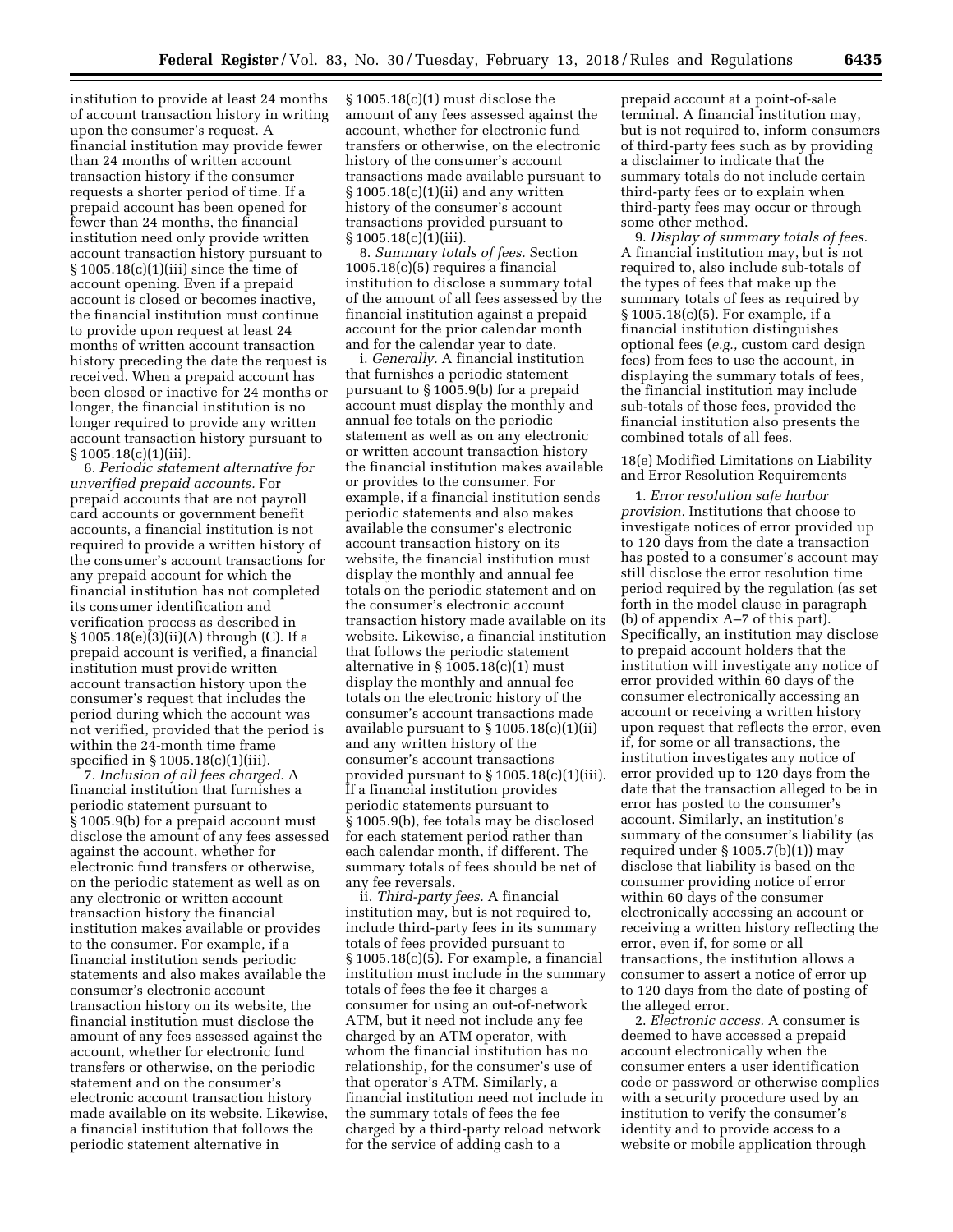institution to provide at least 24 months of account transaction history in writing upon the consumer's request. A financial institution may provide fewer than 24 months of written account transaction history if the consumer requests a shorter period of time. If a prepaid account has been opened for fewer than 24 months, the financial institution need only provide written account transaction history pursuant to § 1005.18(c)(1)(iii) since the time of account opening. Even if a prepaid account is closed or becomes inactive, the financial institution must continue to provide upon request at least 24 months of written account transaction history preceding the date the request is received. When a prepaid account has been closed or inactive for 24 months or longer, the financial institution is no longer required to provide any written account transaction history pursuant to § 1005.18(c)(1)(iii).

6. *Periodic statement alternative for unverified prepaid accounts.* For prepaid accounts that are not payroll card accounts or government benefit accounts, a financial institution is not required to provide a written history of the consumer's account transactions for any prepaid account for which the financial institution has not completed its consumer identification and verification process as described in § 1005.18(e)(3)(ii)(A) through (C). If a prepaid account is verified, a financial institution must provide written account transaction history upon the consumer's request that includes the period during which the account was not verified, provided that the period is within the 24-month time frame specified in § 1005.18(c)(1)(iii).

7. *Inclusion of all fees charged.* A financial institution that furnishes a periodic statement pursuant to § 1005.9(b) for a prepaid account must disclose the amount of any fees assessed against the account, whether for electronic fund transfers or otherwise, on the periodic statement as well as on any electronic or written account transaction history the financial institution makes available or provides to the consumer. For example, if a financial institution sends periodic statements and also makes available the consumer's electronic account transaction history on its website, the financial institution must disclose the amount of any fees assessed against the account, whether for electronic fund transfers or otherwise, on the periodic statement and on the consumer's electronic account transaction history made available on its website. Likewise, a financial institution that follows the periodic statement alternative in § 1005.18(c)(1) must disclose the amount of any fees assessed against the account, whether for electronic fund transfers or otherwise, on the electronic history of the consumer's account transactions made available pursuant to § 1005.18(c)(1)(ii) and any written history of the consumer's account transactions provided pursuant to § 1005.18(c)(1)(iii).

8. *Summary totals of fees.* Section 1005.18(c)(5) requires a financial institution to disclose a summary total of the amount of all fees assessed by the financial institution against a prepaid account for the prior calendar month and for the calendar year to date.

i. *Generally.* A financial institution that furnishes a periodic statement pursuant to § 1005.9(b) for a prepaid account must display the monthly and annual fee totals on the periodic statement as well as on any electronic or written account transaction history the financial institution makes available or provides to the consumer. For example, if a financial institution sends periodic statements and also makes available the consumer's electronic account transaction history on its website, the financial institution must display the monthly and annual fee totals on the periodic statement and on the consumer's electronic account transaction history made available on its website. Likewise, a financial institution that follows the periodic statement alternative in § 1005.18(c)(1) must display the monthly and annual fee totals on the electronic history of the consumer's account transactions made available pursuant to § 1005.18(c)(1)(ii) and any written history of the consumer's account transactions provided pursuant to § 1005.18(c)(1)(iii). If a financial institution provides periodic statements pursuant to § 1005.9(b), fee totals may be disclosed for each statement period rather than each calendar month, if different. The summary totals of fees should be net of any fee reversals.

ii. *Third-party fees.* A financial institution may, but is not required to, include third-party fees in its summary totals of fees provided pursuant to § 1005.18(c)(5). For example, a financial institution must include in the summary totals of fees the fee it charges a consumer for using an out-of-network ATM, but it need not include any fee charged by an ATM operator, with whom the financial institution has no relationship, for the consumer's use of that operator's ATM. Similarly, a financial institution need not include in the summary totals of fees the fee charged by a third-party reload network for the service of adding cash to a prepaid account at a point-of-sale terminal. A financial institution may, but is not required to, inform consumers of third-party fees such as by providing a disclaimer to indicate that the summary totals do not include certain third-party fees or to explain when third-party fees may occur or through some other method.

9. *Display of summary totals of fees.* A financial institution may, but is not required to, also include sub-totals of the types of fees that make up the summary totals of fees as required by § 1005.18(c)(5). For example, if a financial institution distinguishes optional fees (*e.g.,* custom card design fees) from fees to use the account, in displaying the summary totals of fees, the financial institution may include sub-totals of those fees, provided the financial institution also presents the combined totals of all fees.

18(e) Modified Limitations on Liability and Error Resolution Requirements

1. *Error resolution safe harbor provision.* Institutions that choose to investigate notices of error provided up to 120 days from the date a transaction has posted to a consumer's account may still disclose the error resolution time period required by the regulation (as set forth in the model clause in paragraph (b) of appendix A–7 of this part). Specifically, an institution may disclose to prepaid account holders that the institution will investigate any notice of error provided within 60 days of the consumer electronically accessing an account or receiving a written history upon request that reflects the error, even if, for some or all transactions, the institution investigates any notice of error provided up to 120 days from the date that the transaction alleged to be in error has posted to the consumer's account. Similarly, an institution's summary of the consumer's liability (as required under § 1005.7(b)(1)) may disclose that liability is based on the consumer providing notice of error within 60 days of the consumer electronically accessing an account or receiving a written history reflecting the error, even if, for some or all transactions, the institution allows a consumer to assert a notice of error up to 120 days from the date of posting of the alleged error.

2. *Electronic access.* A consumer is deemed to have accessed a prepaid account electronically when the consumer enters a user identification code or password or otherwise complies with a security procedure used by an institution to verify the consumer's identity and to provide access to a website or mobile application through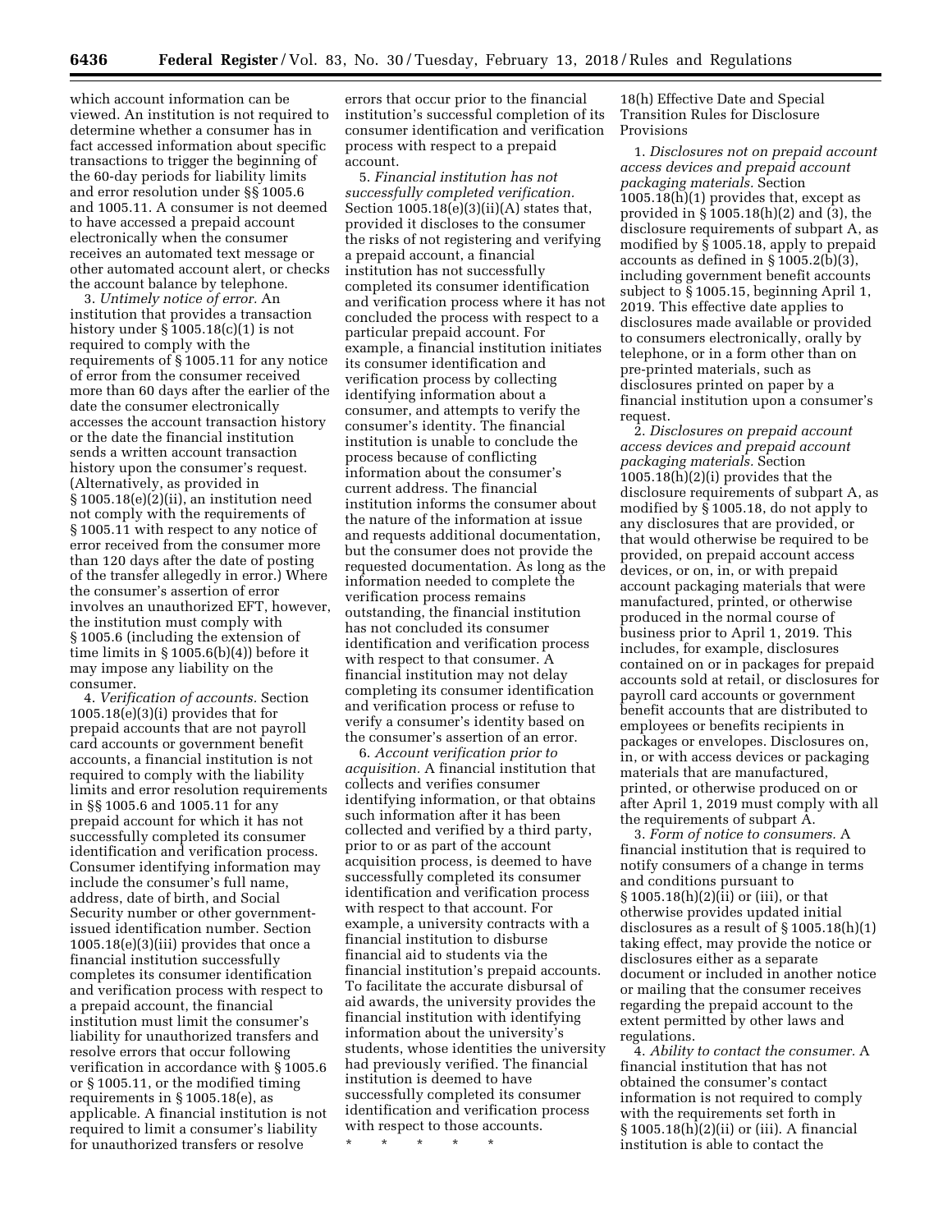which account information can be viewed. An institution is not required to determine whether a consumer has in fact accessed information about specific transactions to trigger the beginning of the 60-day periods for liability limits and error resolution under §§ 1005.6 and 1005.11. A consumer is not deemed to have accessed a prepaid account electronically when the consumer receives an automated text message or other automated account alert, or checks the account balance by telephone.

3. *Untimely notice of error.* An institution that provides a transaction history under § 1005.18(c)(1) is not required to comply with the requirements of § 1005.11 for any notice of error from the consumer received more than 60 days after the earlier of the date the consumer electronically accesses the account transaction history or the date the financial institution sends a written account transaction history upon the consumer's request. (Alternatively, as provided in § 1005.18(e)(2)(ii), an institution need not comply with the requirements of § 1005.11 with respect to any notice of error received from the consumer more than 120 days after the date of posting of the transfer allegedly in error.) Where the consumer's assertion of error involves an unauthorized EFT, however, the institution must comply with § 1005.6 (including the extension of time limits in § 1005.6(b)(4)) before it may impose any liability on the consumer.

4. *Verification of accounts.* Section 1005.18(e)(3)(i) provides that for prepaid accounts that are not payroll card accounts or government benefit accounts, a financial institution is not required to comply with the liability limits and error resolution requirements in §§ 1005.6 and 1005.11 for any prepaid account for which it has not successfully completed its consumer identification and verification process. Consumer identifying information may include the consumer's full name, address, date of birth, and Social Security number or other government-issued identification number. Section 1005.18(e)(3)(iii) provides that once a financial institution successfully completes its consumer identification and verification process with respect to a prepaid account, the financial institution must limit the consumer's liability for unauthorized transfers and resolve errors that occur following verification in accordance with § 1005.6 or § 1005.11, or the modified timing requirements in § 1005.18(e), as applicable. A financial institution is not required to limit a consumer's liability for unauthorized transfers or resolve errors that occur prior to the financial institution's successful completion of its consumer identification and verification process with respect to a prepaid account.

5. *Financial institution has not successfully completed verification.* Section 1005.18(e)(3)(ii)(A) states that, provided it discloses to the consumer the risks of not registering and verifying a prepaid account, a financial institution has not successfully completed its consumer identification and verification process where it has not concluded the process with respect to a particular prepaid account. For example, a financial institution initiates its consumer identification and verification process by collecting identifying information about a consumer, and attempts to verify the consumer's identity. The financial institution is unable to conclude the process because of conflicting information about the consumer's current address. The financial institution informs the consumer about the nature of the information at issue and requests additional documentation, but the consumer does not provide the requested documentation. As long as the information needed to complete the verification process remains outstanding, the financial institution has not concluded its consumer identification and verification process with respect to that consumer. A financial institution may not delay completing its consumer identification and verification process or refuse to verify a consumer's identity based on the consumer's assertion of an error.

6. *Account verification prior to acquisition.* A financial institution that collects and verifies consumer identifying information, or that obtains such information after it has been collected and verified by a third party, prior to or as part of the account acquisition process, is deemed to have successfully completed its consumer identification and verification process with respect to that account. For example, a university contracts with a financial institution to disburse financial aid to students via the financial institution's prepaid accounts. To facilitate the accurate disbursal of aid awards, the university provides the financial institution with identifying information about the university's students, whose identities the university had previously verified. The financial institution is deemed to have successfully completed its consumer identification and verification process with respect to those accounts.

\* \* \* \* \*

18(h) Effective Date and Special Transition Rules for Disclosure Provisions

1. *Disclosures not on prepaid account access devices and prepaid account packaging materials.* Section 1005.18(h)(1) provides that, except as provided in § 1005.18(h)(2) and (3), the disclosure requirements of subpart A, as modified by § 1005.18, apply to prepaid accounts as defined in § 1005.2(b)(3), including government benefit accounts subject to § 1005.15, beginning April 1, 2019. This effective date applies to disclosures made available or provided to consumers electronically, orally by telephone, or in a form other than on pre-printed materials, such as disclosures printed on paper by a financial institution upon a consumer's request.

2. *Disclosures on prepaid account access devices and prepaid account packaging materials.* Section 1005.18(h)(2)(i) provides that the disclosure requirements of subpart A, as modified by § 1005.18, do not apply to any disclosures that are provided, or that would otherwise be required to be provided, on prepaid account access devices, or on, in, or with prepaid account packaging materials that were manufactured, printed, or otherwise produced in the normal course of business prior to April 1, 2019. This includes, for example, disclosures contained on or in packages for prepaid accounts sold at retail, or disclosures for payroll card accounts or government benefit accounts that are distributed to employees or benefits recipients in packages or envelopes. Disclosures on, in, or with access devices or packaging materials that are manufactured, printed, or otherwise produced on or after April 1, 2019 must comply with all the requirements of subpart A.

3. *Form of notice to consumers.* A financial institution that is required to notify consumers of a change in terms and conditions pursuant to § 1005.18(h)(2)(ii) or (iii), or that otherwise provides updated initial disclosures as a result of § 1005.18(h)(1) taking effect, may provide the notice or disclosures either as a separate document or included in another notice or mailing that the consumer receives regarding the prepaid account to the extent permitted by other laws and regulations.

4. *Ability to contact the consumer.* A financial institution that has not obtained the consumer's contact information is not required to comply with the requirements set forth in § 1005.18(h)(2)(ii) or (iii). A financial institution is able to contact the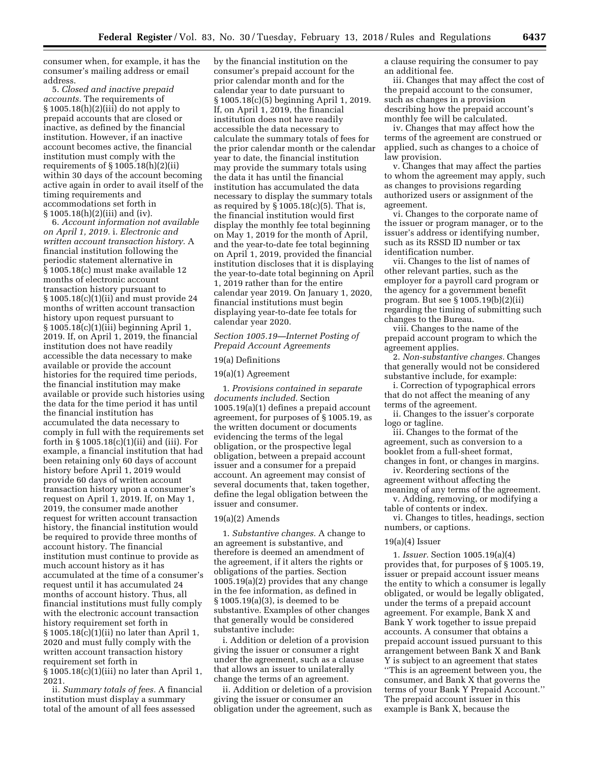consumer when, for example, it has the consumer's mailing address or email address.

5. *Closed and inactive prepaid accounts.* The requirements of § 1005.18(h)(2)(iii) do not apply to prepaid accounts that are closed or inactive, as defined by the financial institution. However, if an inactive account becomes active, the financial institution must comply with the requirements of § 1005.18(h)(2)(ii) within 30 days of the account becoming active again in order to avail itself of the timing requirements and accommodations set forth in § 1005.18(h)(2)(iii) and (iv).

6. *Account information not available on April 1, 2019.* i. *Electronic and written account transaction history.* A financial institution following the periodic statement alternative in § 1005.18(c) must make available 12 months of electronic account transaction history pursuant to § 1005.18(c)(1)(ii) and must provide 24 months of written account transaction history upon request pursuant to § 1005.18(c)(1)(iii) beginning April 1, 2019. If, on April 1, 2019, the financial institution does not have readily accessible the data necessary to make available or provide the account histories for the required time periods, the financial institution may make available or provide such histories using the data for the time period it has until the financial institution has accumulated the data necessary to comply in full with the requirements set forth in § 1005.18(c)(1)(ii) and (iii). For example, a financial institution that had been retaining only 60 days of account history before April 1, 2019 would provide 60 days of written account transaction history upon a consumer's request on April 1, 2019. If, on May 1, 2019, the consumer made another request for written account transaction history, the financial institution would be required to provide three months of account history. The financial institution must continue to provide as much account history as it has accumulated at the time of a consumer's request until it has accumulated 24 months of account history. Thus, all financial institutions must fully comply with the electronic account transaction history requirement set forth in § 1005.18(c)(1)(ii) no later than April 1, 2020 and must fully comply with the written account transaction history requirement set forth in § 1005.18(c)(1)(iii) no later than April 1, 2021.

ii. *Summary totals of fees.* A financial institution must display a summary total of the amount of all fees assessed by the financial institution on the consumer's prepaid account for the prior calendar month and for the calendar year to date pursuant to § 1005.18(c)(5) beginning April 1, 2019. If, on April 1, 2019, the financial institution does not have readily accessible the data necessary to calculate the summary totals of fees for the prior calendar month or the calendar year to date, the financial institution may provide the summary totals using the data it has until the financial institution has accumulated the data necessary to display the summary totals as required by § 1005.18(c)(5). That is, the financial institution would first display the monthly fee total beginning on May 1, 2019 for the month of April, and the year-to-date fee total beginning on April 1, 2019, provided the financial institution discloses that it is displaying the year-to-date total beginning on April 1, 2019 rather than for the entire calendar year 2019. On January 1, 2020, financial institutions must begin displaying year-to-date fee totals for calendar year 2020.

*Section 1005.19—Internet Posting of Prepaid Account Agreements*

19(a) Definitions

19(a)(1) Agreement

1. *Provisions contained in separate documents included.* Section 1005.19(a)(1) defines a prepaid account agreement, for purposes of § 1005.19, as the written document or documents evidencing the terms of the legal obligation, or the prospective legal obligation, between a prepaid account issuer and a consumer for a prepaid account. An agreement may consist of several documents that, taken together, define the legal obligation between the issuer and consumer.

19(a)(2) Amends

1. *Substantive changes.* A change to an agreement is substantive, and therefore is deemed an amendment of the agreement, if it alters the rights or obligations of the parties. Section 1005.19(a)(2) provides that any change in the fee information, as defined in § 1005.19(a)(3), is deemed to be substantive. Examples of other changes that generally would be considered substantive include:

i. Addition or deletion of a provision giving the issuer or consumer a right under the agreement, such as a clause that allows an issuer to unilaterally change the terms of an agreement.

ii. Addition or deletion of a provision giving the issuer or consumer an obligation under the agreement, such as a clause requiring the consumer to pay an additional fee.

iii. Changes that may affect the cost of the prepaid account to the consumer, such as changes in a provision describing how the prepaid account's monthly fee will be calculated.

iv. Changes that may affect how the terms of the agreement are construed or applied, such as changes to a choice of law provision.

v. Changes that may affect the parties to whom the agreement may apply, such as changes to provisions regarding authorized users or assignment of the agreement.

vi. Changes to the corporate name of the issuer or program manager, or to the issuer's address or identifying number, such as its RSSD ID number or tax identification number.

vii. Changes to the list of names of other relevant parties, such as the employer for a payroll card program or the agency for a government benefit program. But see § 1005.19(b)(2)(ii) regarding the timing of submitting such changes to the Bureau.

viii. Changes to the name of the prepaid account program to which the agreement applies.

2. *Non-substantive changes.* Changes that generally would not be considered substantive include, for example:

i. Correction of typographical errors that do not affect the meaning of any terms of the agreement.

ii. Changes to the issuer's corporate logo or tagline.

iii. Changes to the format of the agreement, such as conversion to a booklet from a full-sheet format, changes in font, or changes in margins.

iv. Reordering sections of the agreement without affecting the meaning of any terms of the agreement.

v. Adding, removing, or modifying a table of contents or index.

vi. Changes to titles, headings, section numbers, or captions.

19(a)(4) Issuer

1. *Issuer.* Section 1005.19(a)(4) provides that, for purposes of § 1005.19, issuer or prepaid account issuer means the entity to which a consumer is legally obligated, or would be legally obligated, under the terms of a prepaid account agreement. For example, Bank X and Bank Y work together to issue prepaid accounts. A consumer that obtains a prepaid account issued pursuant to this arrangement between Bank X and Bank Y is subject to an agreement that states "This is an agreement between you, the consumer, and Bank X that governs the terms of your Bank Y Prepaid Account." The prepaid account issuer in this example is Bank X, because the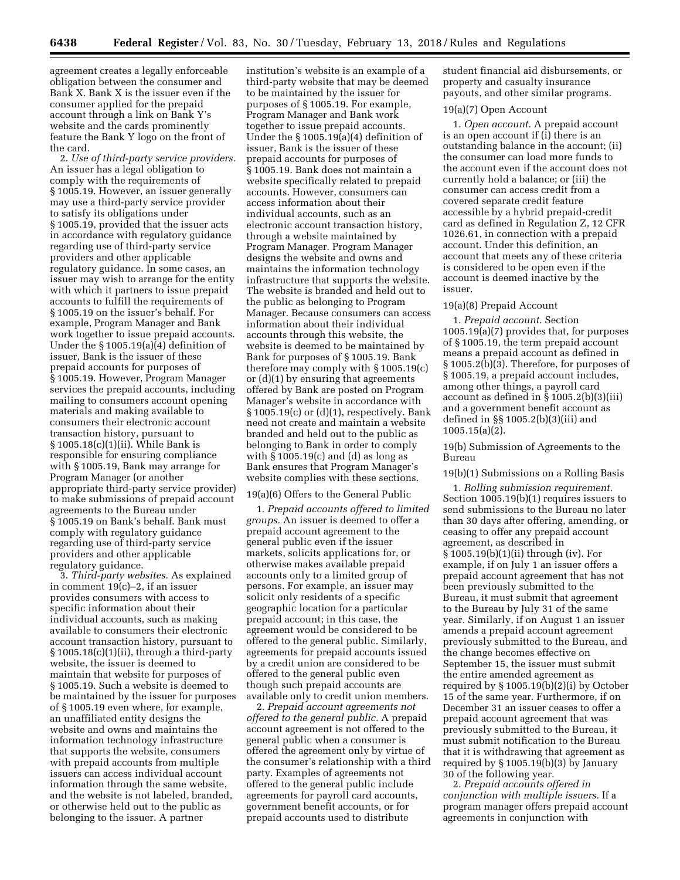agreement creates a legally enforceable obligation between the consumer and Bank X. Bank X is the issuer even if the consumer applied for the prepaid account through a link on Bank Y's website and the cards prominently feature the Bank Y logo on the front of the card.

2. *Use of third-party service providers.* An issuer has a legal obligation to comply with the requirements of § 1005.19. However, an issuer generally may use a third-party service provider to satisfy its obligations under § 1005.19, provided that the issuer acts in accordance with regulatory guidance regarding use of third-party service providers and other applicable regulatory guidance. In some cases, an issuer may wish to arrange for the entity with which it partners to issue prepaid accounts to fulfill the requirements of § 1005.19 on the issuer's behalf. For example, Program Manager and Bank work together to issue prepaid accounts. Under the § 1005.19(a)(4) definition of issuer, Bank is the issuer of these prepaid accounts for purposes of § 1005.19. However, Program Manager services the prepaid accounts, including mailing to consumers account opening materials and making available to consumers their electronic account transaction history, pursuant to § 1005.18(c)(1)(ii). While Bank is responsible for ensuring compliance with § 1005.19, Bank may arrange for Program Manager (or another appropriate third-party service provider) to make submissions of prepaid account agreements to the Bureau under § 1005.19 on Bank's behalf. Bank must comply with regulatory guidance regarding use of third-party service providers and other applicable regulatory guidance.

3. *Third-party websites.* As explained in comment 19(c)–2, if an issuer provides consumers with access to specific information about their individual accounts, such as making available to consumers their electronic account transaction history, pursuant to § 1005.18(c)(1)(ii), through a third-party website, the issuer is deemed to maintain that website for purposes of § 1005.19. Such a website is deemed to be maintained by the issuer for purposes of § 1005.19 even where, for example, an unaffiliated entity designs the website and owns and maintains the information technology infrastructure that supports the website, consumers with prepaid accounts from multiple issuers can access individual account information through the same website, and the website is not labeled, branded, or otherwise held out to the public as belonging to the issuer. A partner institution's website is an example of a third-party website that may be deemed to be maintained by the issuer for purposes of § 1005.19. For example, Program Manager and Bank work together to issue prepaid accounts. Under the § 1005.19(a)(4) definition of issuer, Bank is the issuer of these prepaid accounts for purposes of § 1005.19. Bank does not maintain a website specifically related to prepaid accounts. However, consumers can access information about their individual accounts, such as an electronic account transaction history, through a website maintained by Program Manager. Program Manager designs the website and owns and maintains the information technology infrastructure that supports the website. The website is branded and held out to the public as belonging to Program Manager. Because consumers can access information about their individual accounts through this website, the website is deemed to be maintained by Bank for purposes of § 1005.19. Bank therefore may comply with § 1005.19(c) or (d)(1) by ensuring that agreements offered by Bank are posted on Program Manager's website in accordance with § 1005.19(c) or (d)(1), respectively. Bank need not create and maintain a website branded and held out to the public as belonging to Bank in order to comply with § 1005.19(c) and (d) as long as Bank ensures that Program Manager's website complies with these sections.

19(a)(6) Offers to the General Public

1. *Prepaid accounts offered to limited groups.* An issuer is deemed to offer a prepaid account agreement to the general public even if the issuer markets, solicits applications for, or otherwise makes available prepaid accounts only to a limited group of persons. For example, an issuer may solicit only residents of a specific geographic location for a particular prepaid account; in this case, the agreement would be considered to be offered to the general public. Similarly, agreements for prepaid accounts issued by a credit union are considered to be offered to the general public even though such prepaid accounts are available only to credit union members.

2. *Prepaid account agreements not offered to the general public.* A prepaid account agreement is not offered to the general public when a consumer is offered the agreement only by virtue of the consumer's relationship with a third party. Examples of agreements not offered to the general public include agreements for payroll card accounts, government benefit accounts, or for prepaid accounts used to distribute student financial aid disbursements, or property and casualty insurance payouts, and other similar programs.

19(a)(7) Open Account

1. *Open account.* A prepaid account is an open account if (i) there is an outstanding balance in the account; (ii) the consumer can load more funds to the account even if the account does not currently hold a balance; or (iii) the consumer can access credit from a covered separate credit feature accessible by a hybrid prepaid-credit card as defined in Regulation Z, 12 CFR 1026.61, in connection with a prepaid account. Under this definition, an account that meets any of these criteria is considered to be open even if the account is deemed inactive by the issuer.

19(a)(8) Prepaid Account

1. *Prepaid account.* Section 1005.19(a)(7) provides that, for purposes of § 1005.19, the term prepaid account means a prepaid account as defined in § 1005.2(b)(3). Therefore, for purposes of § 1005.19, a prepaid account includes, among other things, a payroll card account as defined in § 1005.2(b)(3)(iii) and a government benefit account as defined in §§ 1005.2(b)(3)(iii) and 1005.15(a)(2).

19(b) Submission of Agreements to the Bureau

19(b)(1) Submissions on a Rolling Basis

1. *Rolling submission requirement.* Section 1005.19(b)(1) requires issuers to send submissions to the Bureau no later than 30 days after offering, amending, or ceasing to offer any prepaid account agreement, as described in § 1005.19(b)(1)(ii) through (iv). For example, if on July 1 an issuer offers a prepaid account agreement that has not been previously submitted to the Bureau, it must submit that agreement to the Bureau by July 31 of the same year. Similarly, if on August 1 an issuer amends a prepaid account agreement previously submitted to the Bureau, and the change becomes effective on September 15, the issuer must submit the entire amended agreement as required by § 1005.19(b)(2)(i) by October 15 of the same year. Furthermore, if on December 31 an issuer ceases to offer a prepaid account agreement that was previously submitted to the Bureau, it must submit notification to the Bureau that it is withdrawing that agreement as required by § 1005.19(b)(3) by January 30 of the following year.

2. *Prepaid accounts offered in conjunction with multiple issuers.* If a program manager offers prepaid account agreements in conjunction with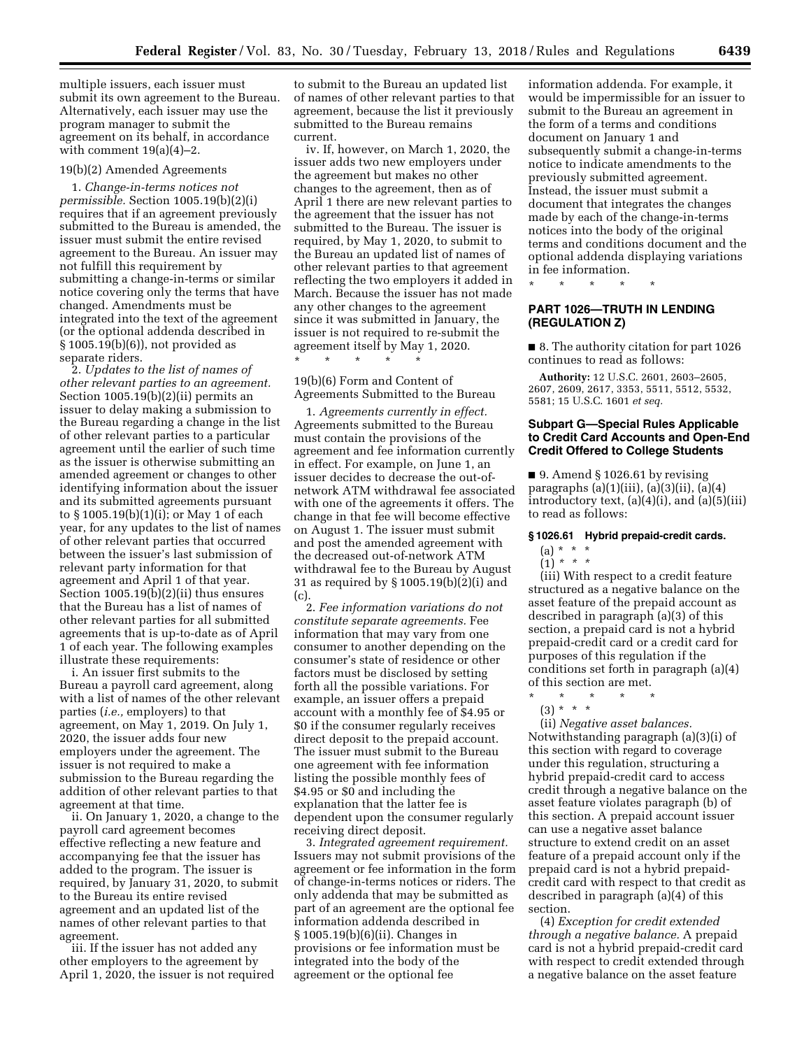multiple issuers, each issuer must submit its own agreement to the Bureau. Alternatively, each issuer may use the program manager to submit the agreement on its behalf, in accordance with comment 19(a)(4)–2.

19(b)(2) Amended Agreements

1. *Change-in-terms notices not permissible.* Section 1005.19(b)(2)(i) requires that if an agreement previously submitted to the Bureau is amended, the issuer must submit the entire revised agreement to the Bureau. An issuer may not fulfill this requirement by submitting a change-in-terms or similar notice covering only the terms that have changed. Amendments must be integrated into the text of the agreement (or the optional addenda described in § 1005.19(b)(6)), not provided as separate riders.

2. *Updates to the list of names of other relevant parties to an agreement.* Section 1005.19(b)(2)(ii) permits an issuer to delay making a submission to the Bureau regarding a change in the list of other relevant parties to a particular agreement until the earlier of such time as the issuer is otherwise submitting an amended agreement or changes to other identifying information about the issuer and its submitted agreements pursuant to § 1005.19(b)(1)(i); or May 1 of each year, for any updates to the list of names of other relevant parties that occurred between the issuer's last submission of relevant party information for that agreement and April 1 of that year. Section 1005.19(b)(2)(ii) thus ensures that the Bureau has a list of names of other relevant parties for all submitted agreements that is up-to-date as of April 1 of each year. The following examples illustrate these requirements:

i. An issuer first submits to the Bureau a payroll card agreement, along with a list of names of the other relevant parties (*i.e.,* employers) to that agreement, on May 1, 2019. On July 1, 2020, the issuer adds four new employers under the agreement. The issuer is not required to make a submission to the Bureau regarding the addition of other relevant parties to that agreement at that time.

ii. On January 1, 2020, a change to the payroll card agreement becomes effective reflecting a new feature and accompanying fee that the issuer has added to the program. The issuer is required, by January 31, 2020, to submit to the Bureau its entire revised agreement and an updated list of the names of other relevant parties to that agreement.

iii. If the issuer has not added any other employers to the agreement by April 1, 2020, the issuer is not required to submit to the Bureau an updated list of names of other relevant parties to that agreement, because the list it previously submitted to the Bureau remains current.

iv. If, however, on March 1, 2020, the issuer adds two new employers under the agreement but makes no other changes to the agreement, then as of April 1 there are new relevant parties to the agreement that the issuer has not submitted to the Bureau. The issuer is required, by May 1, 2020, to submit to the Bureau an updated list of names of other relevant parties to that agreement reflecting the two employers it added in March. Because the issuer has not made any other changes to the agreement since it was submitted in January, the issuer is not required to re-submit the agreement itself by May 1, 2020.

\* \* \* \* \*

19(b)(6) Form and Content of Agreements Submitted to the Bureau

1. *Agreements currently in effect.* Agreements submitted to the Bureau must contain the provisions of the agreement and fee information currently in effect. For example, on June 1, an issuer decides to decrease the out-of-network ATM withdrawal fee associated with one of the agreements it offers. The change in that fee will become effective on August 1. The issuer must submit and post the amended agreement with the decreased out-of-network ATM withdrawal fee to the Bureau by August 31 as required by § 1005.19(b)(2)(i) and (c).

2. *Fee information variations do not constitute separate agreements.* Fee information that may vary from one consumer to another depending on the consumer's state of residence or other factors must be disclosed by setting forth all the possible variations. For example, an issuer offers a prepaid account with a monthly fee of $4.95 or $0 if the consumer regularly receives direct deposit to the prepaid account. The issuer must submit to the Bureau one agreement with fee information listing the possible monthly fees of $4.95 or $0 and including the explanation that the latter fee is dependent upon the consumer regularly receiving direct deposit.

3. *Integrated agreement requirement.* Issuers may not submit provisions of the agreement or fee information in the form of change-in-terms notices or riders. The only addenda that may be submitted as part of an agreement are the optional fee information addenda described in § 1005.19(b)(6)(ii). Changes in provisions or fee information must be integrated into the body of the agreement or the optional fee information addenda. For example, it would be impermissible for an issuer to submit to the Bureau an agreement in the form of a terms and conditions document on January 1 and subsequently submit a change-in-terms notice to indicate amendments to the previously submitted agreement. Instead, the issuer must submit a document that integrates the changes made by each of the change-in-terms notices into the body of the original terms and conditions document and the optional addenda displaying variations in fee information.

\* \* \* \* \*

## PART 1026—TRUTH IN LENDING (REGULATION Z)

■ 8. The authority citation for part 1026 continues to read as follows:

**Authority:** 12 U.S.C. 2601, 2603–2605, 2607, 2609, 2617, 3353, 5511, 5512, 5532, 5581; 15 U.S.C. 1601 *et seq.*

### Subpart G—Special Rules Applicable to Credit Card Accounts and Open-End Credit Offered to College Students

■ 9. Amend § 1026.61 by revising paragraphs (a)(1)(iii), (a)(3)(ii), (a)(4) introductory text, (a)(4)(i), and (a)(5)(iii) to read as follows:

#### § 1026.61 Hybrid prepaid-credit cards.

(a) \* \* \*

(1) \* \* \*

(iii) With respect to a credit feature structured as a negative balance on the asset feature of the prepaid account as described in paragraph (a)(3) of this section, a prepaid card is not a hybrid prepaid-credit card or a credit card for purposes of this regulation if the conditions set forth in paragraph (a)(4) of this section are met.

\* \* \* \* \*

(3) \* \* \*

(ii) *Negative asset balances.* Notwithstanding paragraph (a)(3)(i) of this section with regard to coverage under this regulation, structuring a hybrid prepaid-credit card to access credit through a negative balance on the asset feature violates paragraph (b) of this section. A prepaid account issuer can use a negative asset balance structure to extend credit on an asset feature of a prepaid account only if the prepaid card is not a hybrid prepaid-credit card with respect to that credit as described in paragraph (a)(4) of this section.

(4) *Exception for credit extended through a negative balance.* A prepaid card is not a hybrid prepaid-credit card with respect to credit extended through a negative balance on the asset feature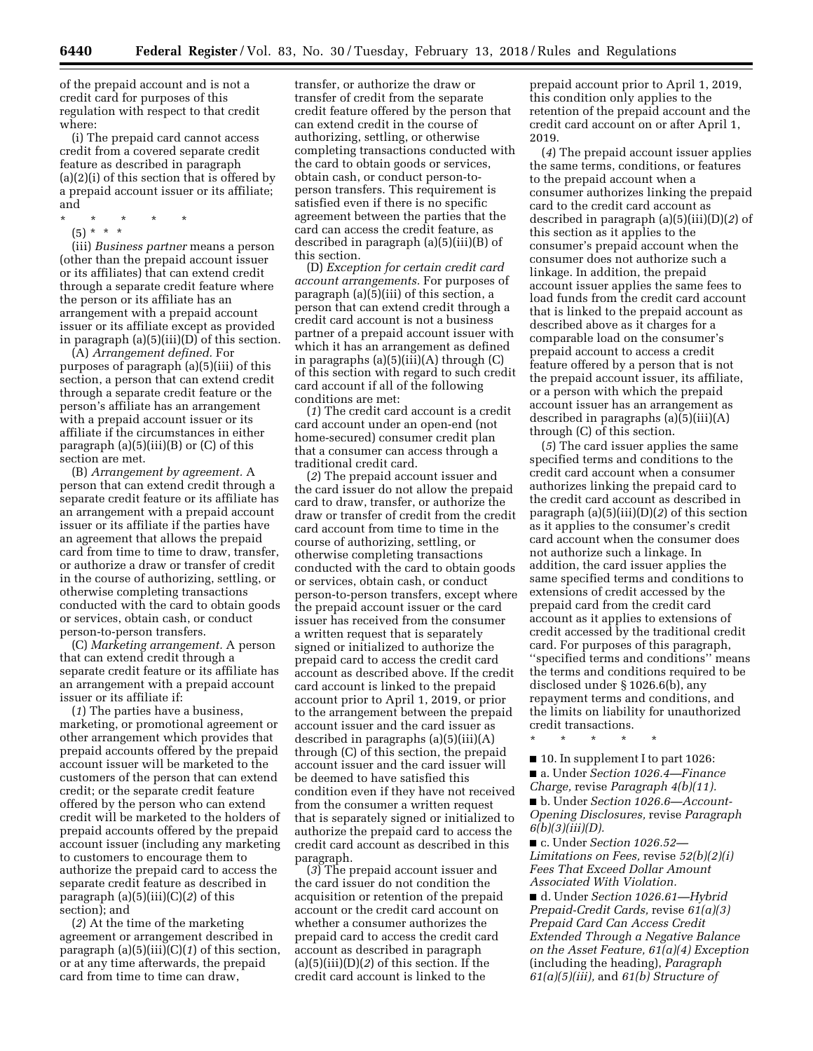of the prepaid account and is not a credit card for purposes of this regulation with respect to that credit where:

(i) The prepaid card cannot access credit from a covered separate credit feature as described in paragraph (a)(2)(i) of this section that is offered by a prepaid account issuer or its affiliate; and

\* \* \* \* \*

(5) \* \* \*

(iii) *Business partner* means a person (other than the prepaid account issuer or its affiliates) that can extend credit through a separate credit feature where the person or its affiliate has an arrangement with a prepaid account issuer or its affiliate except as provided in paragraph (a)(5)(iii)(D) of this section.

(A) *Arrangement defined.* For purposes of paragraph (a)(5)(iii) of this section, a person that can extend credit through a separate credit feature or the person's affiliate has an arrangement with a prepaid account issuer or its affiliate if the circumstances in either paragraph (a)(5)(iii)(B) or (C) of this section are met.

(B) *Arrangement by agreement.* A person that can extend credit through a separate credit feature or its affiliate has an arrangement with a prepaid account issuer or its affiliate if the parties have an agreement that allows the prepaid card from time to time to draw, transfer, or authorize a draw or transfer of credit in the course of authorizing, settling, or otherwise completing transactions conducted with the card to obtain goods or services, obtain cash, or conduct person-to-person transfers.

(C) *Marketing arrangement.* A person that can extend credit through a separate credit feature or its affiliate has an arrangement with a prepaid account issuer or its affiliate if:

(*1*) The parties have a business, marketing, or promotional agreement or other arrangement which provides that prepaid accounts offered by the prepaid account issuer will be marketed to the customers of the person that can extend credit; or the separate credit feature offered by the person who can extend credit will be marketed to the holders of prepaid accounts offered by the prepaid account issuer (including any marketing to customers to encourage them to authorize the prepaid card to access the separate credit feature as described in paragraph (a)(5)(iii)(C)(*2*) of this section); and

(*2*) At the time of the marketing agreement or arrangement described in paragraph (a)(5)(iii)(C)(*1*) of this section, or at any time afterwards, the prepaid card from time to time can draw, transfer, or authorize the draw or transfer of credit from the separate credit feature offered by the person that can extend credit in the course of authorizing, settling, or otherwise completing transactions conducted with the card to obtain goods or services, obtain cash, or conduct person-to-person transfers. This requirement is satisfied even if there is no specific agreement between the parties that the card can access the credit feature, as described in paragraph (a)(5)(iii)(B) of this section.

(D) *Exception for certain credit card account arrangements.* For purposes of paragraph (a)(5)(iii) of this section, a person that can extend credit through a credit card account is not a business partner of a prepaid account issuer with which it has an arrangement as defined in paragraphs (a)(5)(iii)(A) through (C) of this section with regard to such credit card account if all of the following conditions are met:

(*1*) The credit card account is a credit card account under an open-end (not home-secured) consumer credit plan that a consumer can access through a traditional credit card.

(*2*) The prepaid account issuer and the card issuer do not allow the prepaid card to draw, transfer, or authorize the draw or transfer of credit from the credit card account from time to time in the course of authorizing, settling, or otherwise completing transactions conducted with the card to obtain goods or services, obtain cash, or conduct person-to-person transfers, except where the prepaid account issuer or the card issuer has received from the consumer a written request that is separately signed or initialized to authorize the prepaid card to access the credit card account as described above. If the credit card account is linked to the prepaid account prior to April 1, 2019, or prior to the arrangement between the prepaid account issuer and the card issuer as described in paragraphs (a)(5)(iii)(A) through (C) of this section, the prepaid account issuer and the card issuer will be deemed to have satisfied this condition even if they have not received from the consumer a written request that is separately signed or initialized to authorize the prepaid card to access the credit card account as described in this paragraph.

(*3*) The prepaid account issuer and the card issuer do not condition the acquisition or retention of the prepaid account or the credit card account on whether a consumer authorizes the prepaid card to access the credit card account as described in paragraph (a)(5)(iii)(D)(*2*) of this section. If the credit card account is linked to the prepaid account prior to April 1, 2019, this condition only applies to the retention of the prepaid account and the credit card account on or after April 1, 2019.

(*4*) The prepaid account issuer applies the same terms, conditions, or features to the prepaid account when a consumer authorizes linking the prepaid card to the credit card account as described in paragraph (a)(5)(iii)(D)(*2*) of this section as it applies to the consumer's prepaid account when the consumer does not authorize such a linkage. In addition, the prepaid account issuer applies the same fees to load funds from the credit card account that is linked to the prepaid account as described above as it charges for a comparable load on the consumer's prepaid account to access a credit feature offered by a person that is not the prepaid account issuer, its affiliate, or a person with which the prepaid account issuer has an arrangement as described in paragraphs (a)(5)(iii)(A) through (C) of this section.

(*5*) The card issuer applies the same specified terms and conditions to the credit card account when a consumer authorizes linking the prepaid card to the credit card account as described in paragraph (a)(5)(iii)(D)(*2*) of this section as it applies to the consumer's credit card account when the consumer does not authorize such a linkage. In addition, the card issuer applies the same specified terms and conditions to extensions of credit accessed by the prepaid card from the credit card account as it applies to extensions of credit accessed by the traditional credit card. For purposes of this paragraph, "specified terms and conditions" means the terms and conditions required to be disclosed under § 1026.6(b), any repayment terms and conditions, and the limits on liability for unauthorized credit transactions.

\* \* \* \* \*

■ 10. In supplement I to part 1026:

■ a. Under *Section 1026.4—Finance Charge,* revise *Paragraph 4(b)(11).*

■ b. Under *Section 1026.6—Account-Opening Disclosures,* revise *Paragraph 6(b)(3)(iii)(D).*

■ c. Under *Section 1026.52—Limitations on Fees,* revise *52(b)(2)(i) Fees That Exceed Dollar Amount Associated With Violation.*

■ d. Under *Section 1026.61—Hybrid Prepaid-Credit Cards,* revise *61(a)(3) Prepaid Card Can Access Credit Extended Through a Negative Balance on the Asset Feature, 61(a)(4) Exception* (including the heading), *Paragraph 61(a)(5)(iii),* and *61(b) Structure of*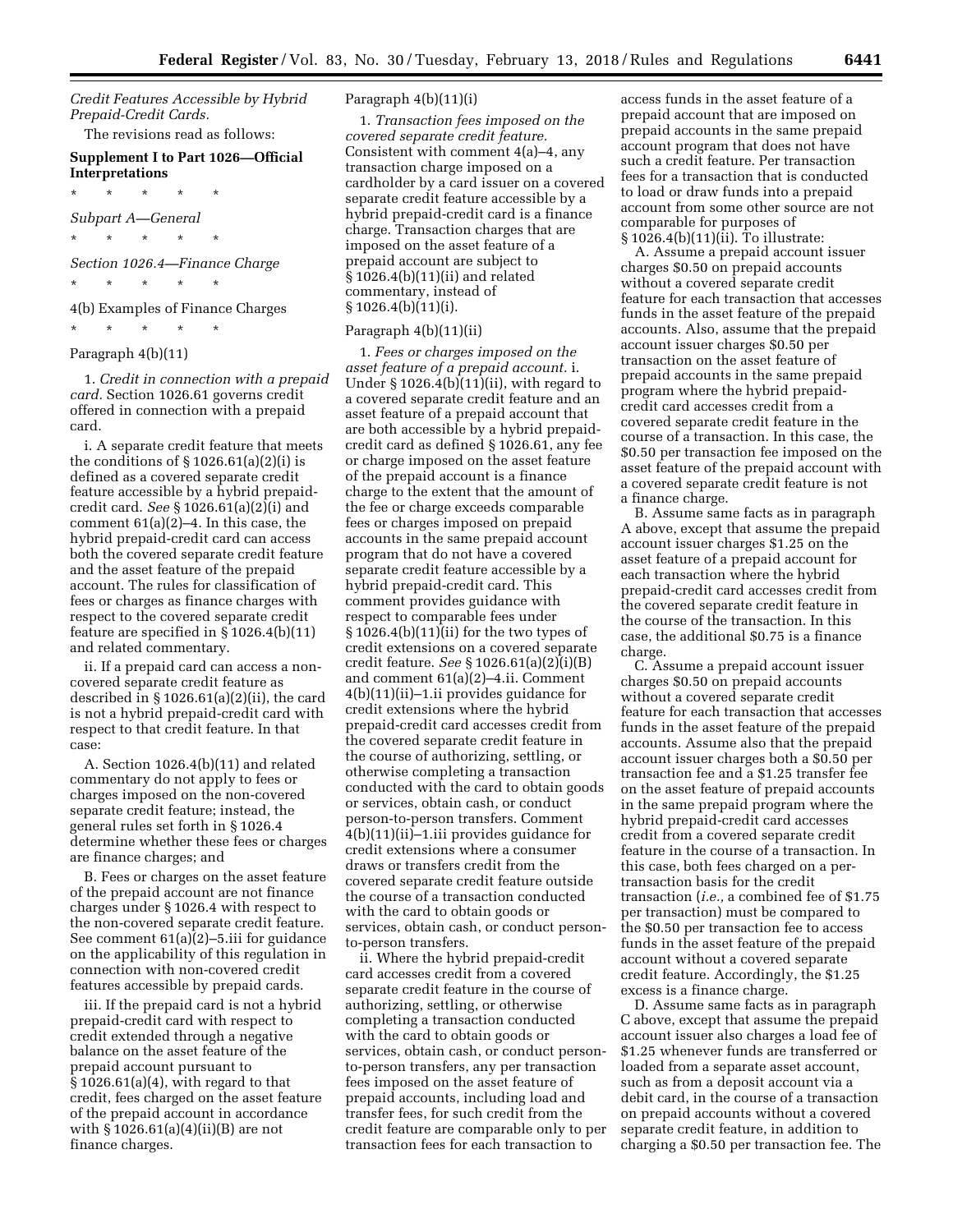*Credit Features Accessible by Hybrid Prepaid-Credit Cards.*

The revisions read as follows:

**Supplement I to Part 1026—Official Interpretations**

\* \* \* \* \*

*Subpart A—General*

\* \* \* \* \*

*Section 1026.4—Finance Charge*

\* \* \* \* \*

4(b) Examples of Finance Charges

\* \* \* \* \*

Paragraph 4(b)(11)

1. *Credit in connection with a prepaid card.* Section 1026.61 governs credit offered in connection with a prepaid card.

i. A separate credit feature that meets the conditions of § 1026.61(a)(2)(i) is defined as a covered separate credit feature accessible by a hybrid prepaid-credit card. *See* § 1026.61(a)(2)(i) and comment 61(a)(2)–4. In this case, the hybrid prepaid-credit card can access both the covered separate credit feature and the asset feature of the prepaid account. The rules for classification of fees or charges as finance charges with respect to the covered separate credit feature are specified in § 1026.4(b)(11) and related commentary.

ii. If a prepaid card can access a non-covered separate credit feature as described in § 1026.61(a)(2)(ii), the card is not a hybrid prepaid-credit card with respect to that credit feature. In that case:

A. Section 1026.4(b)(11) and related commentary do not apply to fees or charges imposed on the non-covered separate credit feature; instead, the general rules set forth in § 1026.4 determine whether these fees or charges are finance charges; and

B. Fees or charges on the asset feature of the prepaid account are not finance charges under § 1026.4 with respect to the non-covered separate credit feature. See comment 61(a)(2)–5.iii for guidance on the applicability of this regulation in connection with non-covered credit features accessible by prepaid cards.

iii. If the prepaid card is not a hybrid prepaid-credit card with respect to credit extended through a negative balance on the asset feature of the prepaid account pursuant to § 1026.61(a)(4), with regard to that credit, fees charged on the asset feature of the prepaid account in accordance with § 1026.61(a)(4)(ii)(B) are not finance charges.

Paragraph 4(b)(11)(i)

1. *Transaction fees imposed on the covered separate credit feature.* Consistent with comment 4(a)–4, any transaction charge imposed on a cardholder by a card issuer on a covered separate credit feature accessible by a hybrid prepaid-credit card is a finance charge. Transaction charges that are imposed on the asset feature of a prepaid account are subject to § 1026.4(b)(11)(ii) and related commentary, instead of § 1026.4(b)(11)(i).

Paragraph 4(b)(11)(ii)

1. *Fees or charges imposed on the asset feature of a prepaid account.* i. Under § 1026.4(b)(11)(ii), with regard to a covered separate credit feature and an asset feature of a prepaid account that are both accessible by a hybrid prepaid-credit card as defined § 1026.61, any fee or charge imposed on the asset feature of the prepaid account is a finance charge to the extent that the amount of the fee or charge exceeds comparable fees or charges imposed on prepaid accounts in the same prepaid account program that do not have a covered separate credit feature accessible by a hybrid prepaid-credit card. This comment provides guidance with respect to comparable fees under § 1026.4(b)(11)(ii) for the two types of credit extensions on a covered separate credit feature. *See* § 1026.61(a)(2)(i)(B) and comment 61(a)(2)–4.ii. Comment 4(b)(11)(ii)–1.ii provides guidance for credit extensions where the hybrid prepaid-credit card accesses credit from the covered separate credit feature in the course of authorizing, settling, or otherwise completing a transaction conducted with the card to obtain goods or services, obtain cash, or conduct person-to-person transfers. Comment 4(b)(11)(ii)–1.iii provides guidance for credit extensions where a consumer draws or transfers credit from the covered separate credit feature outside the course of a transaction conducted with the card to obtain goods or services, obtain cash, or conduct person-to-person transfers.

ii. Where the hybrid prepaid-credit card accesses credit from a covered separate credit feature in the course of authorizing, settling, or otherwise completing a transaction conducted with the card to obtain goods or services, obtain cash, or conduct person-to-person transfers, any per transaction fees imposed on the asset feature of prepaid accounts, including load and transfer fees, for such credit from the credit feature are comparable only to per transaction fees for each transaction to access funds in the asset feature of a prepaid account that are imposed on prepaid accounts in the same prepaid account program that does not have such a credit feature. Per transaction fees for a transaction that is conducted to load or draw funds into a prepaid account from some other source are not comparable for purposes of § 1026.4(b)(11)(ii). To illustrate:

A. Assume a prepaid account issuer charges $0.50 on prepaid accounts without a covered separate credit feature for each transaction that accesses funds in the asset feature of the prepaid accounts. Also, assume that the prepaid account issuer charges $0.50 per transaction on the asset feature of prepaid accounts in the same prepaid program where the hybrid prepaid-credit card accesses credit from a covered separate credit feature in the course of a transaction. In this case, the $0.50 per transaction fee imposed on the asset feature of the prepaid account with a covered separate credit feature is not a finance charge.

B. Assume same facts as in paragraph A above, except that assume the prepaid account issuer charges $1.25 on the asset feature of a prepaid account for each transaction where the hybrid prepaid-credit card accesses credit from the covered separate credit feature in the course of the transaction. In this case, the additional $0.75 is a finance charge.

C. Assume a prepaid account issuer charges $0.50 on prepaid accounts without a covered separate credit feature for each transaction that accesses funds in the asset feature of the prepaid accounts. Assume also that the prepaid account issuer charges both a $0.50 per transaction fee and a $1.25 transfer fee on the asset feature of prepaid accounts in the same prepaid program where the hybrid prepaid-credit card accesses credit from a covered separate credit feature in the course of a transaction. In this case, both fees charged on a per-transaction basis for the credit transaction (*i.e.,* a combined fee of $1.75 per transaction) must be compared to the $0.50 per transaction fee to access funds in the asset feature of the prepaid account without a covered separate credit feature. Accordingly, the $1.25 excess is a finance charge.

D. Assume same facts as in paragraph C above, except that assume the prepaid account issuer also charges a load fee of $1.25 whenever funds are transferred or loaded from a separate asset account, such as from a deposit account via a debit card, in the course of a transaction on prepaid accounts without a covered separate credit feature, in addition to charging a $0.50 per transaction fee. The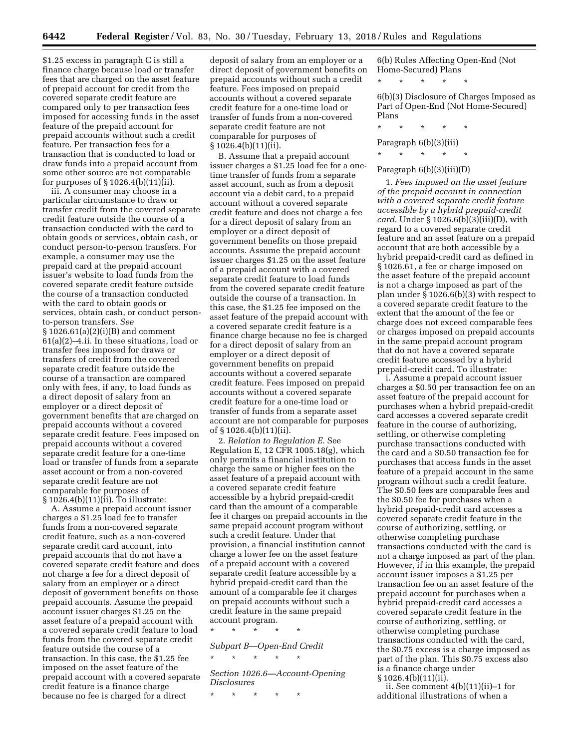$1.25 excess in paragraph C is still a finance charge because load or transfer fees that are charged on the asset feature of prepaid account for credit from the covered separate credit feature are compared only to per transaction fees imposed for accessing funds in the asset feature of the prepaid account for prepaid accounts without such a credit feature. Per transaction fees for a transaction that is conducted to load or draw funds into a prepaid account from some other source are not comparable for purposes of § 1026.4(b)(11)(ii).

iii. A consumer may choose in a particular circumstance to draw or transfer credit from the covered separate credit feature outside the course of a transaction conducted with the card to obtain goods or services, obtain cash, or conduct person-to-person transfers. For example, a consumer may use the prepaid card at the prepaid account issuer's website to load funds from the covered separate credit feature outside the course of a transaction conducted with the card to obtain goods or services, obtain cash, or conduct person-to-person transfers. *See* § 1026.61(a)(2)(i)(B) and comment 61(a)(2)–4.ii. In these situations, load or transfer fees imposed for draws or transfers of credit from the covered separate credit feature outside the course of a transaction are compared only with fees, if any, to load funds as a direct deposit of salary from an employer or a direct deposit of government benefits that are charged on prepaid accounts without a covered separate credit feature. Fees imposed on prepaid accounts without a covered separate credit feature for a one-time load or transfer of funds from a separate asset account or from a non-covered separate credit feature are not comparable for purposes of § 1026.4(b)(11)(ii). To illustrate:

A. Assume a prepaid account issuer charges a $1.25 load fee to transfer funds from a non-covered separate credit feature, such as a non-covered separate credit card account, into prepaid accounts that do not have a covered separate credit feature and does not charge a fee for a direct deposit of salary from an employer or a direct deposit of government benefits on those prepaid accounts. Assume the prepaid account issuer charges $1.25 on the asset feature of a prepaid account with a covered separate credit feature to load funds from the covered separate credit feature outside the course of a transaction. In this case, the $1.25 fee imposed on the asset feature of the prepaid account with a covered separate credit feature is a finance charge because no fee is charged for a direct deposit of salary from an employer or a direct deposit of government benefits on prepaid accounts without such a credit feature. Fees imposed on prepaid accounts without a covered separate credit feature for a one-time load or transfer of funds from a non-covered separate credit feature are not comparable for purposes of § 1026.4(b)(11)(ii).

B. Assume that a prepaid account issuer charges a $1.25 load fee for a one-time transfer of funds from a separate asset account, such as from a deposit account via a debit card, to a prepaid account without a covered separate credit feature and does not charge a fee for a direct deposit of salary from an employer or a direct deposit of government benefits on those prepaid accounts. Assume the prepaid account issuer charges $1.25 on the asset feature of a prepaid account with a covered separate credit feature to load funds from the covered separate credit feature outside the course of a transaction. In this case, the $1.25 fee imposed on the asset feature of the prepaid account with a covered separate credit feature is a finance charge because no fee is charged for a direct deposit of salary from an employer or a direct deposit of government benefits on prepaid accounts without a covered separate credit feature. Fees imposed on prepaid accounts without a covered separate credit feature for a one-time load or transfer of funds from a separate asset account are not comparable for purposes of § 1026.4(b)(11)(ii).

2. *Relation to Regulation E.* See Regulation E, 12 CFR 1005.18(g), which only permits a financial institution to charge the same or higher fees on the asset feature of a prepaid account with a covered separate credit feature accessible by a hybrid prepaid-credit card than the amount of a comparable fee it charges on prepaid accounts in the same prepaid account program without such a credit feature. Under that provision, a financial institution cannot charge a lower fee on the asset feature of a prepaid account with a covered separate credit feature accessible by a hybrid prepaid-credit card than the amount of a comparable fee it charges on prepaid accounts without such a credit feature in the same prepaid account program.

\* \* \* \* \*

*Subpart B—Open-End Credit*

\* \* \* \* \*

*Section 1026.6—Account-Opening Disclosures*

\* \* \* \* \*

6(b) Rules Affecting Open-End (Not Home-Secured) Plans

\* \* \* \* \*

6(b)(3) Disclosure of Charges Imposed as Part of Open-End (Not Home-Secured) Plans

\* \* \* \* \*

Paragraph 6(b)(3)(iii)

\* \* \* \* \*

Paragraph 6(b)(3)(iii)(D)

1. *Fees imposed on the asset feature of the prepaid account in connection with a covered separate credit feature accessible by a hybrid prepaid-credit card.* Under § 1026.6(b)(3)(iii)(D), with regard to a covered separate credit feature and an asset feature on a prepaid account that are both accessible by a hybrid prepaid-credit card as defined in § 1026.61, a fee or charge imposed on the asset feature of the prepaid account is not a charge imposed as part of the plan under § 1026.6(b)(3) with respect to a covered separate credit feature to the extent that the amount of the fee or charge does not exceed comparable fees or charges imposed on prepaid accounts in the same prepaid account program that do not have a covered separate credit feature accessed by a hybrid prepaid-credit card. To illustrate:

i. Assume a prepaid account issuer charges a $0.50 per transaction fee on an asset feature of the prepaid account for purchases when a hybrid prepaid-credit card accesses a covered separate credit feature in the course of authorizing, settling, or otherwise completing purchase transactions conducted with the card and a $0.50 transaction fee for purchases that access funds in the asset feature of a prepaid account in the same program without such a credit feature. The $0.50 fees are comparable fees and the $0.50 fee for purchases when a hybrid prepaid-credit card accesses a covered separate credit feature in the course of authorizing, settling, or otherwise completing purchase transactions conducted with the card is not a charge imposed as part of the plan. However, if in this example, the prepaid account issuer imposes a $1.25 per transaction fee on an asset feature of the prepaid account for purchases when a hybrid prepaid-credit card accesses a covered separate credit feature in the course of authorizing, settling, or otherwise completing purchase transactions conducted with the card, the $0.75 excess is a charge imposed as part of the plan. This $0.75 excess also is a finance charge under § 1026.4(b)(11)(ii).

ii. See comment 4(b)(11)(ii)–1 for additional illustrations of when a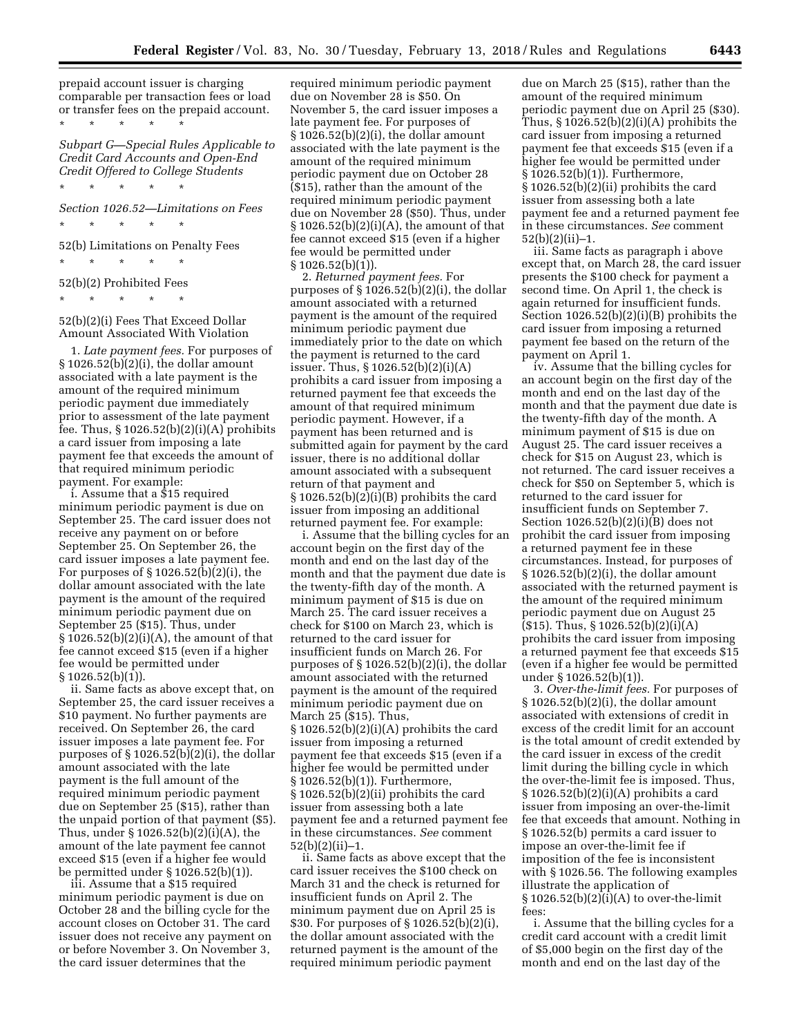prepaid account issuer is charging comparable per transaction fees or load or transfer fees on the prepaid account.

\* \* \* \* \*

*Subpart G—Special Rules Applicable to Credit Card Accounts and Open-End Credit Offered to College Students*

\* \* \* \* \*

*Section 1026.52—Limitations on Fees*

\* \* \* \* \*

52(b) Limitations on Penalty Fees

\* \* \* \* \*

52(b)(2) Prohibited Fees

\* \* \* \* \*

52(b)(2)(i) Fees That Exceed Dollar Amount Associated With Violation

1. *Late payment fees.* For purposes of § 1026.52(b)(2)(i), the dollar amount associated with a late payment is the amount of the required minimum periodic payment due immediately prior to assessment of the late payment fee. Thus, § 1026.52(b)(2)(i)(A) prohibits a card issuer from imposing a late payment fee that exceeds the amount of that required minimum periodic payment. For example:

i. Assume that a $15 required minimum periodic payment is due on September 25. The card issuer does not receive any payment on or before September 25. On September 26, the card issuer imposes a late payment fee. For purposes of § 1026.52(b)(2)(i), the dollar amount associated with the late payment is the amount of the required minimum periodic payment due on September 25 ($15). Thus, under § 1026.52(b)(2)(i)(A), the amount of that fee cannot exceed $15 (even if a higher fee would be permitted under § 1026.52(b)(1)).

ii. Same facts as above except that, on September 25, the card issuer receives a $10 payment. No further payments are received. On September 26, the card issuer imposes a late payment fee. For purposes of § 1026.52(b)(2)(i), the dollar amount associated with the late payment is the full amount of the required minimum periodic payment due on September 25 ($15), rather than the unpaid portion of that payment ($5). Thus, under § 1026.52(b)(2)(i)(A), the amount of the late payment fee cannot exceed $15 (even if a higher fee would be permitted under § 1026.52(b)(1)).

iii. Assume that a $15 required minimum periodic payment is due on October 28 and the billing cycle for the account closes on October 31. The card issuer does not receive any payment on or before November 3. On November 3, the card issuer determines that the required minimum periodic payment due on November 28 is $50. On November 5, the card issuer imposes a late payment fee. For purposes of § 1026.52(b)(2)(i), the dollar amount associated with the late payment is the amount of the required minimum periodic payment due on October 28 ($15), rather than the amount of the required minimum periodic payment due on November 28 ($50). Thus, under § 1026.52(b)(2)(i)(A), the amount of that fee cannot exceed $15 (even if a higher fee would be permitted under § 1026.52(b)(1)).

2. *Returned payment fees.* For purposes of § 1026.52(b)(2)(i), the dollar amount associated with a returned payment is the amount of the required minimum periodic payment due immediately prior to the date on which the payment is returned to the card issuer. Thus, § 1026.52(b)(2)(i)(A) prohibits a card issuer from imposing a returned payment fee that exceeds the amount of that required minimum periodic payment. However, if a payment has been returned and is submitted again for payment by the card issuer, there is no additional dollar amount associated with a subsequent return of that payment and § 1026.52(b)(2)(i)(B) prohibits the card issuer from imposing an additional returned payment fee. For example:

i. Assume that the billing cycles for an account begin on the first day of the month and end on the last day of the month and that the payment due date is the twenty-fifth day of the month. A minimum payment of $15 is due on March 25. The card issuer receives a check for $100 on March 23, which is returned to the card issuer for insufficient funds on March 26. For purposes of § 1026.52(b)(2)(i), the dollar amount associated with the returned payment is the amount of the required minimum periodic payment due on March 25 ($15). Thus, § 1026.52(b)(2)(i)(A) prohibits the card issuer from imposing a returned payment fee that exceeds $15 (even if a higher fee would be permitted under § 1026.52(b)(1)). Furthermore, § 1026.52(b)(2)(ii) prohibits the card issuer from assessing both a late payment fee and a returned payment fee in these circumstances. *See* comment 52(b)(2)(ii)–1.

ii. Same facts as above except that the card issuer receives the $100 check on March 31 and the check is returned for insufficient funds on April 2. The minimum payment due on April 25 is $30. For purposes of § 1026.52(b)(2)(i), the dollar amount associated with the returned payment is the amount of the required minimum periodic payment due on March 25 ($15), rather than the amount of the required minimum periodic payment due on April 25 ($30). Thus, § 1026.52(b)(2)(i)(A) prohibits the card issuer from imposing a returned payment fee that exceeds $15 (even if a higher fee would be permitted under § 1026.52(b)(1)). Furthermore, § 1026.52(b)(2)(ii) prohibits the card issuer from assessing both a late payment fee and a returned payment fee in these circumstances. *See* comment 52(b)(2)(ii)–1.

iii. Same facts as paragraph i above except that, on March 28, the card issuer presents the $100 check for payment a second time. On April 1, the check is again returned for insufficient funds. Section 1026.52(b)(2)(i)(B) prohibits the card issuer from imposing a returned payment fee based on the return of the payment on April 1.

iv. Assume that the billing cycles for an account begin on the first day of the month and end on the last day of the month and that the payment due date is the twenty-fifth day of the month. A minimum payment of $15 is due on August 25. The card issuer receives a check for $15 on August 23, which is not returned. The card issuer receives a check for $50 on September 5, which is returned to the card issuer for insufficient funds on September 7. Section 1026.52(b)(2)(i)(B) does not prohibit the card issuer from imposing a returned payment fee in these circumstances. Instead, for purposes of § 1026.52(b)(2)(i), the dollar amount associated with the returned payment is the amount of the required minimum periodic payment due on August 25 ($15). Thus, § 1026.52(b)(2)(i)(A) prohibits the card issuer from imposing a returned payment fee that exceeds $15 (even if a higher fee would be permitted under § 1026.52(b)(1)).

3. *Over-the-limit fees.* For purposes of § 1026.52(b)(2)(i), the dollar amount associated with extensions of credit in excess of the credit limit for an account is the total amount of credit extended by the card issuer in excess of the credit limit during the billing cycle in which the over-the-limit fee is imposed. Thus, § 1026.52(b)(2)(i)(A) prohibits a card issuer from imposing an over-the-limit fee that exceeds that amount. Nothing in § 1026.52(b) permits a card issuer to impose an over-the-limit fee if imposition of the fee is inconsistent with § 1026.56. The following examples illustrate the application of § 1026.52(b)(2)(i)(A) to over-the-limit fees:

i. Assume that the billing cycles for a credit card account with a credit limit of $5,000 begin on the first day of the month and end on the last day of the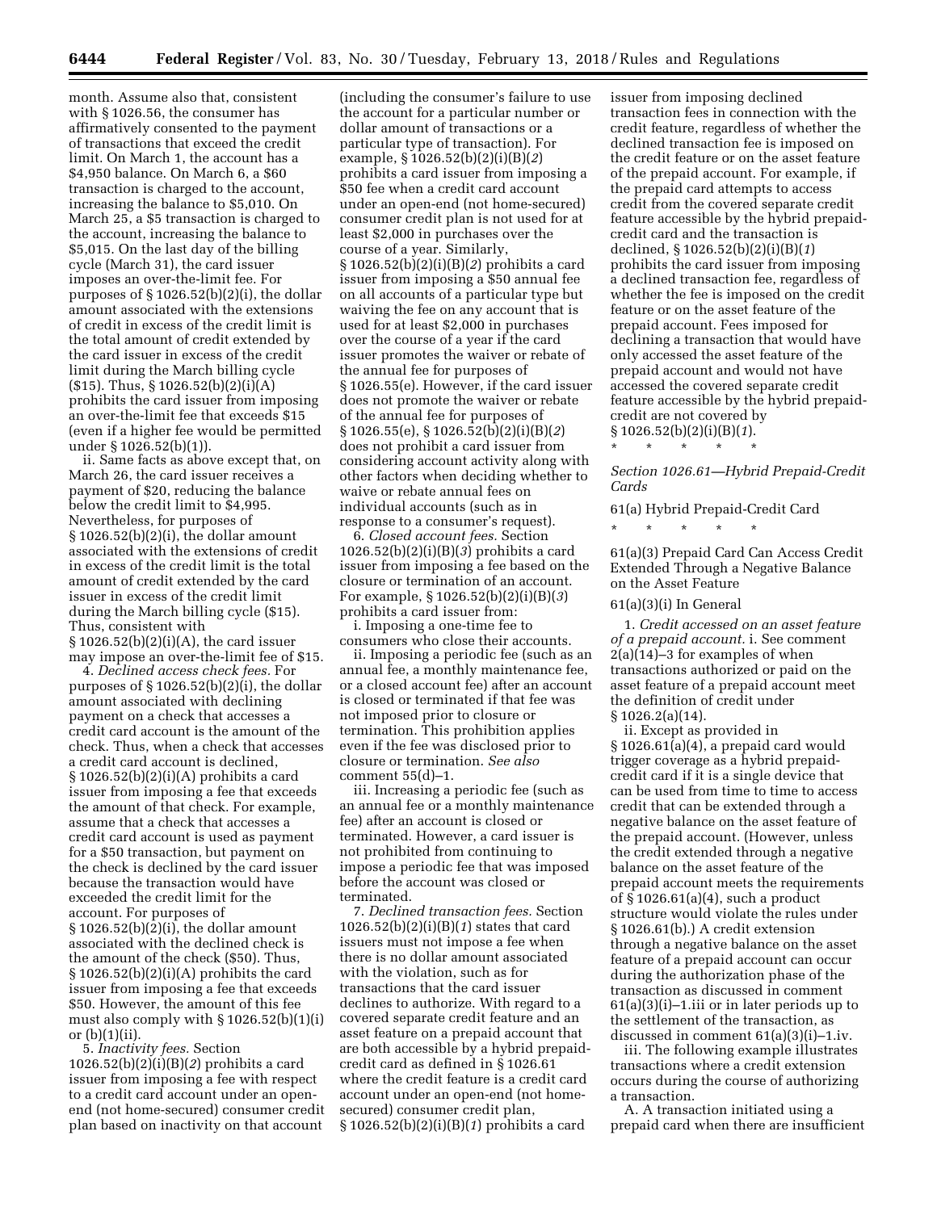month. Assume also that, consistent with § 1026.56, the consumer has affirmatively consented to the payment of transactions that exceed the credit limit. On March 1, the account has a $4,950 balance. On March 6, a $60 transaction is charged to the account, increasing the balance to $5,010. On March 25, a $5 transaction is charged to the account, increasing the balance to $5,015. On the last day of the billing cycle (March 31), the card issuer imposes an over-the-limit fee. For purposes of § 1026.52(b)(2)(i), the dollar amount associated with the extensions of credit in excess of the credit limit is the total amount of credit extended by the card issuer in excess of the credit limit during the March billing cycle ($15). Thus, § 1026.52(b)(2)(i)(A) prohibits the card issuer from imposing an over-the-limit fee that exceeds $15 (even if a higher fee would be permitted under § 1026.52(b)(1)).

ii. Same facts as above except that, on March 26, the card issuer receives a payment of $20, reducing the balance below the credit limit to $4,995. Nevertheless, for purposes of § 1026.52(b)(2)(i), the dollar amount associated with the extensions of credit in excess of the credit limit is the total amount of credit extended by the card issuer in excess of the credit limit during the March billing cycle ($15). Thus, consistent with § 1026.52(b)(2)(i)(A), the card issuer may impose an over-the-limit fee of $15.

4. *Declined access check fees.* For purposes of § 1026.52(b)(2)(i), the dollar amount associated with declining payment on a check that accesses a credit card account is the amount of the check. Thus, when a check that accesses a credit card account is declined, § 1026.52(b)(2)(i)(A) prohibits a card issuer from imposing a fee that exceeds the amount of that check. For example, assume that a check that accesses a credit card account is used as payment for a $50 transaction, but payment on the check is declined by the card issuer because the transaction would have exceeded the credit limit for the account. For purposes of § 1026.52(b)(2)(i), the dollar amount associated with the declined check is the amount of the check ($50). Thus, § 1026.52(b)(2)(i)(A) prohibits the card issuer from imposing a fee that exceeds $50. However, the amount of this fee must also comply with § 1026.52(b)(1)(i) or (b)(1)(ii).

5. *Inactivity fees.* Section 1026.52(b)(2)(i)(B)(*2*) prohibits a card issuer from imposing a fee with respect to a credit card account under an open-end (not home-secured) consumer credit plan based on inactivity on that account (including the consumer's failure to use the account for a particular number or dollar amount of transactions or a particular type of transaction). For example, § 1026.52(b)(2)(i)(B)(*2*) prohibits a card issuer from imposing a $50 fee when a credit card account under an open-end (not home-secured) consumer credit plan is not used for at least $2,000 in purchases over the course of a year. Similarly, § 1026.52(b)(2)(i)(B)(*2*) prohibits a card issuer from imposing a $50 annual fee on all accounts of a particular type but waiving the fee on any account that is used for at least $2,000 in purchases over the course of a year if the card issuer promotes the waiver or rebate of the annual fee for purposes of § 1026.55(e). However, if the card issuer does not promote the waiver or rebate of the annual fee for purposes of § 1026.55(e), § 1026.52(b)(2)(i)(B)(*2*) does not prohibit a card issuer from considering account activity along with other factors when deciding whether to waive or rebate annual fees on individual accounts (such as in response to a consumer's request).

6. *Closed account fees.* Section 1026.52(b)(2)(i)(B)(*3*) prohibits a card issuer from imposing a fee based on the closure or termination of an account. For example, § 1026.52(b)(2)(i)(B)(*3*) prohibits a card issuer from:

i. Imposing a one-time fee to consumers who close their accounts.

ii. Imposing a periodic fee (such as an annual fee, a monthly maintenance fee, or a closed account fee) after an account is closed or terminated if that fee was not imposed prior to closure or termination. This prohibition applies even if the fee was disclosed prior to closure or termination. *See also* comment 55(d)–1.

iii. Increasing a periodic fee (such as an annual fee or a monthly maintenance fee) after an account is closed or terminated. However, a card issuer is not prohibited from continuing to impose a periodic fee that was imposed before the account was closed or terminated.

7. *Declined transaction fees.* Section 1026.52(b)(2)(i)(B)(*1*) states that card issuers must not impose a fee when there is no dollar amount associated with the violation, such as for transactions that the card issuer declines to authorize. With regard to a covered separate credit feature and an asset feature on a prepaid account that are both accessible by a hybrid prepaid-credit card as defined in § 1026.61 where the credit feature is a credit card account under an open-end (not home-secured) consumer credit plan, § 1026.52(b)(2)(i)(B)(*1*) prohibits a card issuer from imposing declined transaction fees in connection with the credit feature, regardless of whether the declined transaction fee is imposed on the credit feature or on the asset feature of the prepaid account. For example, if the prepaid card attempts to access credit from the covered separate credit feature accessible by the hybrid prepaid-credit card and the transaction is declined, § 1026.52(b)(2)(i)(B)(*1*) prohibits the card issuer from imposing a declined transaction fee, regardless of whether the fee is imposed on the credit feature or on the asset feature of the prepaid account. Fees imposed for declining a transaction that would have only accessed the asset feature of the prepaid account and would not have accessed the covered separate credit feature accessible by the hybrid prepaid-credit are not covered by § 1026.52(b)(2)(i)(B)(*1*).

\* \* \* \* \*

*Section 1026.61—Hybrid Prepaid-Credit Cards*

61(a) Hybrid Prepaid-Credit Card

\* \* \* \* \*

61(a)(3) Prepaid Card Can Access Credit Extended Through a Negative Balance on the Asset Feature

61(a)(3)(i) In General

1. *Credit accessed on an asset feature of a prepaid account.* i. See comment 2(a)(14)–3 for examples of when transactions authorized or paid on the asset feature of a prepaid account meet the definition of credit under § 1026.2(a)(14).

ii. Except as provided in § 1026.61(a)(4), a prepaid card would trigger coverage as a hybrid prepaid-credit card if it is a single device that can be used from time to time to access credit that can be extended through a negative balance on the asset feature of the prepaid account. (However, unless the credit extended through a negative balance on the asset feature of the prepaid account meets the requirements of § 1026.61(a)(4), such a product structure would violate the rules under § 1026.61(b).) A credit extension through a negative balance on the asset feature of a prepaid account can occur during the authorization phase of the transaction as discussed in comment 61(a)(3)(i)–1.iii or in later periods up to the settlement of the transaction, as discussed in comment 61(a)(3)(i)–1.iv.

iii. The following example illustrates transactions where a credit extension occurs during the course of authorizing a transaction.

A. A transaction initiated using a prepaid card when there are insufficient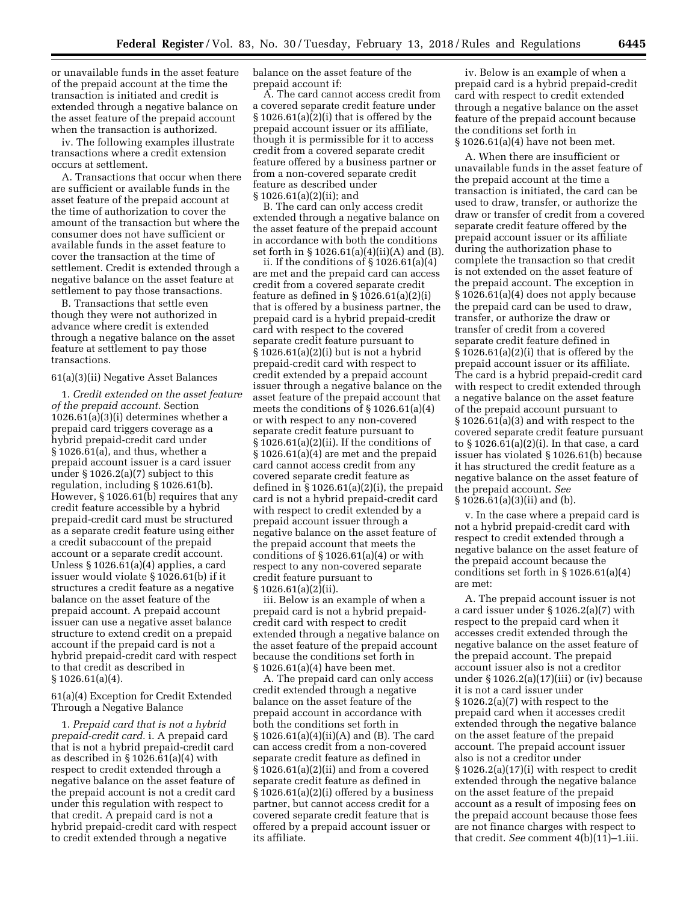or unavailable funds in the asset feature of the prepaid account at the time the transaction is initiated and credit is extended through a negative balance on the asset feature of the prepaid account when the transaction is authorized.

iv. The following examples illustrate transactions where a credit extension occurs at settlement.

A. Transactions that occur when there are sufficient or available funds in the asset feature of the prepaid account at the time of authorization to cover the amount of the transaction but where the consumer does not have sufficient or available funds in the asset feature to cover the transaction at the time of settlement. Credit is extended through a negative balance on the asset feature at settlement to pay those transactions.

B. Transactions that settle even though they were not authorized in advance where credit is extended through a negative balance on the asset feature at settlement to pay those transactions.

61(a)(3)(ii) Negative Asset Balances

1. *Credit extended on the asset feature of the prepaid account.* Section 1026.61(a)(3)(i) determines whether a prepaid card triggers coverage as a hybrid prepaid-credit card under § 1026.61(a), and thus, whether a prepaid account issuer is a card issuer under § 1026.2(a)(7) subject to this regulation, including § 1026.61(b). However, § 1026.61(b) requires that any credit feature accessible by a hybrid prepaid-credit card must be structured as a separate credit feature using either a credit subaccount of the prepaid account or a separate credit account. Unless § 1026.61(a)(4) applies, a card issuer would violate § 1026.61(b) if it structures a credit feature as a negative balance on the asset feature of the prepaid account. A prepaid account issuer can use a negative asset balance structure to extend credit on a prepaid account if the prepaid card is not a hybrid prepaid-credit card with respect to that credit as described in § 1026.61(a)(4).

61(a)(4) Exception for Credit Extended Through a Negative Balance

1. *Prepaid card that is not a hybrid prepaid-credit card.* i. A prepaid card that is not a hybrid prepaid-credit card as described in § 1026.61(a)(4) with respect to credit extended through a negative balance on the asset feature of the prepaid account is not a credit card under this regulation with respect to that credit. A prepaid card is not a hybrid prepaid-credit card with respect to credit extended through a negative balance on the asset feature of the prepaid account if:

A. The card cannot access credit from a covered separate credit feature under § 1026.61(a)(2)(i) that is offered by the prepaid account issuer or its affiliate, though it is permissible for it to access credit from a covered separate credit feature offered by a business partner or from a non-covered separate credit feature as described under § 1026.61(a)(2)(ii); and

B. The card can only access credit extended through a negative balance on the asset feature of the prepaid account in accordance with both the conditions set forth in § 1026.61(a)(4)(ii)(A) and (B).

ii. If the conditions of § 1026.61(a)(4) are met and the prepaid card can access credit from a covered separate credit feature as defined in § 1026.61(a)(2)(i) that is offered by a business partner, the prepaid card is a hybrid prepaid-credit card with respect to the covered separate credit feature pursuant to § 1026.61(a)(2)(i) but is not a hybrid prepaid-credit card with respect to credit extended by a prepaid account issuer through a negative balance on the asset feature of the prepaid account that meets the conditions of § 1026.61(a)(4) or with respect to any non-covered separate credit feature pursuant to § 1026.61(a)(2)(ii). If the conditions of § 1026.61(a)(4) are met and the prepaid card cannot access credit from any covered separate credit feature as defined in § 1026.61(a)(2)(i), the prepaid card is not a hybrid prepaid-credit card with respect to credit extended by a prepaid account issuer through a negative balance on the asset feature of the prepaid account that meets the conditions of § 1026.61(a)(4) or with respect to any non-covered separate credit feature pursuant to § 1026.61(a)(2)(ii).

iii. Below is an example of when a prepaid card is not a hybrid prepaid-credit card with respect to credit extended through a negative balance on the asset feature of the prepaid account because the conditions set forth in § 1026.61(a)(4) have been met.

A. The prepaid card can only access credit extended through a negative balance on the asset feature of the prepaid account in accordance with both the conditions set forth in § 1026.61(a)(4)(ii)(A) and (B). The card can access credit from a non-covered separate credit feature as defined in § 1026.61(a)(2)(ii) and from a covered separate credit feature as defined in § 1026.61(a)(2)(i) offered by a business partner, but cannot access credit for a covered separate credit feature that is offered by a prepaid account issuer or its affiliate.

iv. Below is an example of when a prepaid card is a hybrid prepaid-credit card with respect to credit extended through a negative balance on the asset feature of the prepaid account because the conditions set forth in § 1026.61(a)(4) have not been met.

A. When there are insufficient or unavailable funds in the asset feature of the prepaid account at the time a transaction is initiated, the card can be used to draw, transfer, or authorize the draw or transfer of credit from a covered separate credit feature offered by the prepaid account issuer or its affiliate during the authorization phase to complete the transaction so that credit is not extended on the asset feature of the prepaid account. The exception in § 1026.61(a)(4) does not apply because the prepaid card can be used to draw, transfer, or authorize the draw or transfer of credit from a covered separate credit feature defined in § 1026.61(a)(2)(i) that is offered by the prepaid account issuer or its affiliate. The card is a hybrid prepaid-credit card with respect to credit extended through a negative balance on the asset feature of the prepaid account pursuant to § 1026.61(a)(3) and with respect to the covered separate credit feature pursuant to § 1026.61(a)(2)(i). In that case, a card issuer has violated § 1026.61(b) because it has structured the credit feature as a negative balance on the asset feature of the prepaid account. *See* § 1026.61(a)(3)(ii) and (b).

v. In the case where a prepaid card is not a hybrid prepaid-credit card with respect to credit extended through a negative balance on the asset feature of the prepaid account because the conditions set forth in § 1026.61(a)(4) are met:

A. The prepaid account issuer is not a card issuer under § 1026.2(a)(7) with respect to the prepaid card when it accesses credit extended through the negative balance on the asset feature of the prepaid account. The prepaid account issuer also is not a creditor under § 1026.2(a)(17)(iii) or (iv) because it is not a card issuer under § 1026.2(a)(7) with respect to the prepaid card when it accesses credit extended through the negative balance on the asset feature of the prepaid account. The prepaid account issuer also is not a creditor under § 1026.2(a)(17)(i) with respect to credit extended through the negative balance on the asset feature of the prepaid account as a result of imposing fees on the prepaid account because those fees are not finance charges with respect to that credit. *See* comment 4(b)(11)–1.iii.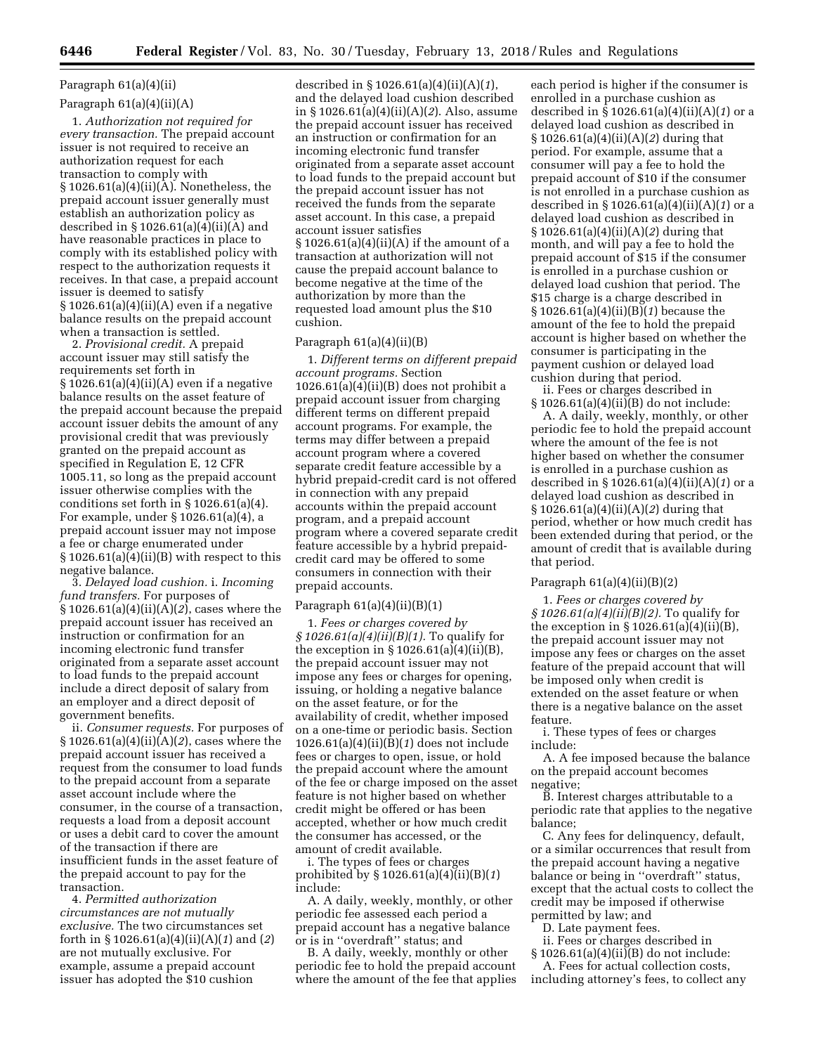Paragraph 61(a)(4)(ii)

Paragraph 61(a)(4)(ii)(A)

1. *Authorization not required for every transaction.* The prepaid account issuer is not required to receive an authorization request for each transaction to comply with § 1026.61(a)(4)(ii)(A). Nonetheless, the prepaid account issuer generally must establish an authorization policy as described in § 1026.61(a)(4)(ii)(A) and have reasonable practices in place to comply with its established policy with respect to the authorization requests it receives. In that case, a prepaid account issuer is deemed to satisfy § 1026.61(a)(4)(ii)(A) even if a negative balance results on the prepaid account when a transaction is settled.

2. *Provisional credit.* A prepaid account issuer may still satisfy the requirements set forth in § 1026.61(a)(4)(ii)(A) even if a negative balance results on the asset feature of the prepaid account because the prepaid account issuer debits the amount of any provisional credit that was previously granted on the prepaid account as specified in Regulation E, 12 CFR 1005.11, so long as the prepaid account issuer otherwise complies with the conditions set forth in § 1026.61(a)(4). For example, under § 1026.61(a)(4), a prepaid account issuer may not impose a fee or charge enumerated under § 1026.61(a)(4)(ii)(B) with respect to this negative balance.

3. *Delayed load cushion.* i. *Incoming fund transfers.* For purposes of § 1026.61(a)(4)(ii)(A)(*2*), cases where the prepaid account issuer has received an instruction or confirmation for an incoming electronic fund transfer originated from a separate asset account to load funds to the prepaid account include a direct deposit of salary from an employer and a direct deposit of government benefits.

ii. *Consumer requests.* For purposes of § 1026.61(a)(4)(ii)(A)(*2*), cases where the prepaid account issuer has received a request from the consumer to load funds to the prepaid account from a separate asset account include where the consumer, in the course of a transaction, requests a load from a deposit account or uses a debit card to cover the amount of the transaction if there are insufficient funds in the asset feature of the prepaid account to pay for the transaction.

4. *Permitted authorization circumstances are not mutually exclusive.* The two circumstances set forth in § 1026.61(a)(4)(ii)(A)(*1*) and (*2*) are not mutually exclusive. For example, assume a prepaid account issuer has adopted the $10 cushion described in § 1026.61(a)(4)(ii)(A)(*1*), and the delayed load cushion described in § 1026.61(a)(4)(ii)(A)(*2*). Also, assume the prepaid account issuer has received an instruction or confirmation for an incoming electronic fund transfer originated from a separate asset account to load funds to the prepaid account but the prepaid account issuer has not received the funds from the separate asset account. In this case, a prepaid account issuer satisfies § 1026.61(a)(4)(ii)(A) if the amount of a transaction at authorization will not cause the prepaid account balance to become negative at the time of the authorization by more than the requested load amount plus the $10 cushion.

Paragraph 61(a)(4)(ii)(B)

1. *Different terms on different prepaid account programs.* Section 1026.61(a)(4)(ii)(B) does not prohibit a prepaid account issuer from charging different terms on different prepaid account programs. For example, the terms may differ between a prepaid account program where a covered separate credit feature accessible by a hybrid prepaid-credit card is not offered in connection with any prepaid accounts within the prepaid account program, and a prepaid account program where a covered separate credit feature accessible by a hybrid prepaid-credit card may be offered to some consumers in connection with their prepaid accounts.

Paragraph 61(a)(4)(ii)(B)(1)

1. *Fees or charges covered by § 1026.61(a)(4)(ii)(B)(1).* To qualify for the exception in § 1026.61(a)(4)(ii)(B), the prepaid account issuer may not impose any fees or charges for opening, issuing, or holding a negative balance on the asset feature, or for the availability of credit, whether imposed on a one-time or periodic basis. Section 1026.61(a)(4)(ii)(B)(*1*) does not include fees or charges to open, issue, or hold the prepaid account where the amount of the fee or charge imposed on the asset feature is not higher based on whether credit might be offered or has been accepted, whether or how much credit the consumer has accessed, or the amount of credit available.

i. The types of fees or charges prohibited by § 1026.61(a)(4)(ii)(B)(*1*) include:

A. A daily, weekly, monthly, or other periodic fee assessed each period a prepaid account has a negative balance or is in ''overdraft'' status; and

B. A daily, weekly, monthly or other periodic fee to hold the prepaid account where the amount of the fee that applies each period is higher if the consumer is enrolled in a purchase cushion as described in § 1026.61(a)(4)(ii)(A)(*1*) or a delayed load cushion as described in § 1026.61(a)(4)(ii)(A)(*2*) during that period. For example, assume that a consumer will pay a fee to hold the prepaid account of $10 if the consumer is not enrolled in a purchase cushion as described in § 1026.61(a)(4)(ii)(A)(*1*) or a delayed load cushion as described in § 1026.61(a)(4)(ii)(A)(*2*) during that month, and will pay a fee to hold the prepaid account of $15 if the consumer is enrolled in a purchase cushion or delayed load cushion that period. The $15 charge is a charge described in § 1026.61(a)(4)(ii)(B)(*1*) because the amount of the fee to hold the prepaid account is higher based on whether the consumer is participating in the payment cushion or delayed load cushion during that period.

ii. Fees or charges described in § 1026.61(a)(4)(ii)(B) do not include:

A. A daily, weekly, monthly, or other periodic fee to hold the prepaid account where the amount of the fee is not higher based on whether the consumer is enrolled in a purchase cushion as described in § 1026.61(a)(4)(ii)(A)(*1*) or a delayed load cushion as described in § 1026.61(a)(4)(ii)(A)(*2*) during that period, whether or how much credit has been extended during that period, or the amount of credit that is available during that period.

Paragraph 61(a)(4)(ii)(B)(2)

1. *Fees or charges covered by § 1026.61(a)(4)(ii)(B)(2).* To qualify for the exception in § 1026.61(a)(4)(ii)(B), the prepaid account issuer may not impose any fees or charges on the asset feature of the prepaid account that will be imposed only when credit is extended on the asset feature or when there is a negative balance on the asset feature.

i. These types of fees or charges include:

A. A fee imposed because the balance on the prepaid account becomes negative;

B. Interest charges attributable to a periodic rate that applies to the negative balance;

C. Any fees for delinquency, default, or a similar occurrences that result from the prepaid account having a negative balance or being in ''overdraft'' status, except that the actual costs to collect the credit may be imposed if otherwise permitted by law; and

D. Late payment fees.

ii. Fees or charges described in § 1026.61(a)(4)(ii)(B) do not include:

A. Fees for actual collection costs, including attorney's fees, to collect any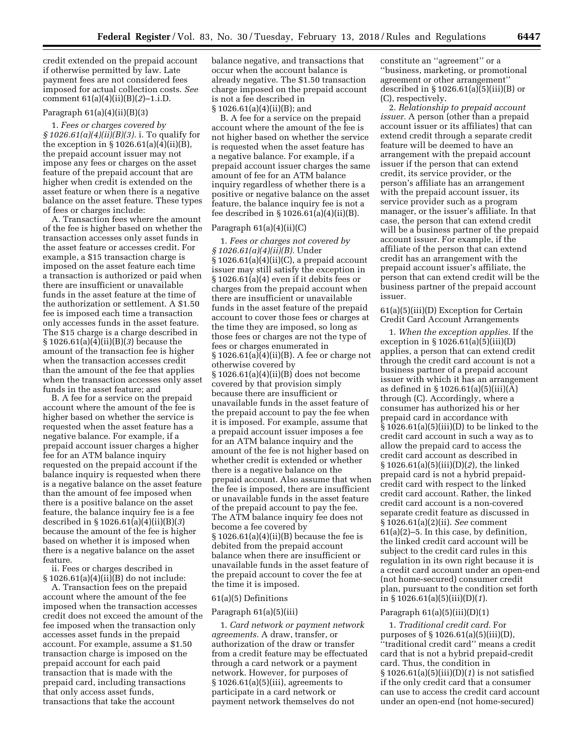credit extended on the prepaid account if otherwise permitted by law. Late payment fees are not considered fees imposed for actual collection costs. *See* comment 61(a)(4)(ii)(B)(*2*)–1.i.D.

Paragraph 61(a)(4)(ii)(B)(3)

1. *Fees or charges covered by § 1026.61(a)(4)(ii)(B)(3).* i. To qualify for the exception in § 1026.61(a)(4)(ii)(B), the prepaid account issuer may not impose any fees or charges on the asset feature of the prepaid account that are higher when credit is extended on the asset feature or when there is a negative balance on the asset feature. These types of fees or charges include:

A. Transaction fees where the amount of the fee is higher based on whether the transaction accesses only asset funds in the asset feature or accesses credit. For example, a $15 transaction charge is imposed on the asset feature each time a transaction is authorized or paid when there are insufficient or unavailable funds in the asset feature at the time of the authorization or settlement. A $1.50 fee is imposed each time a transaction only accesses funds in the asset feature. The $15 charge is a charge described in § 1026.61(a)(4)(ii)(B)(*3*) because the amount of the transaction fee is higher when the transaction accesses credit than the amount of the fee that applies when the transaction accesses only asset funds in the asset feature; and

B. A fee for a service on the prepaid account where the amount of the fee is higher based on whether the service is requested when the asset feature has a negative balance. For example, if a prepaid account issuer charges a higher fee for an ATM balance inquiry requested on the prepaid account if the balance inquiry is requested when there is a negative balance on the asset feature than the amount of fee imposed when there is a positive balance on the asset feature, the balance inquiry fee is a fee described in § 1026.61(a)(4)(ii)(B)(*3*) because the amount of the fee is higher based on whether it is imposed when there is a negative balance on the asset feature.

ii. Fees or charges described in § 1026.61(a)(4)(ii)(B) do not include:

A. Transaction fees on the prepaid account where the amount of the fee imposed when the transaction accesses credit does not exceed the amount of the fee imposed when the transaction only accesses asset funds in the prepaid account. For example, assume a $1.50 transaction charge is imposed on the prepaid account for each paid transaction that is made with the prepaid card, including transactions that only access asset funds, transactions that take the account balance negative, and transactions that occur when the account balance is already negative. The $1.50 transaction charge imposed on the prepaid account is not a fee described in § 1026.61(a)(4)(ii)(B); and

B. A fee for a service on the prepaid account where the amount of the fee is not higher based on whether the service is requested when the asset feature has a negative balance. For example, if a prepaid account issuer charges the same amount of fee for an ATM balance inquiry regardless of whether there is a positive or negative balance on the asset feature, the balance inquiry fee is not a fee described in § 1026.61(a)(4)(ii)(B).

Paragraph 61(a)(4)(ii)(C)

1. *Fees or charges not covered by § 1026.61(a)(4)(ii)(B).* Under § 1026.61(a)(4)(ii)(C), a prepaid account issuer may still satisfy the exception in § 1026.61(a)(4) even if it debits fees or charges from the prepaid account when there are insufficient or unavailable funds in the asset feature of the prepaid account to cover those fees or charges at the time they are imposed, so long as those fees or charges are not the type of fees or charges enumerated in § 1026.61(a)(4)(ii)(B). A fee or charge not otherwise covered by § 1026.61(a)(4)(ii)(B) does not become covered by that provision simply because there are insufficient or unavailable funds in the asset feature of the prepaid account to pay the fee when it is imposed. For example, assume that a prepaid account issuer imposes a fee for an ATM balance inquiry and the amount of the fee is not higher based on whether credit is extended or whether there is a negative balance on the prepaid account. Also assume that when the fee is imposed, there are insufficient or unavailable funds in the asset feature of the prepaid account to pay the fee. The ATM balance inquiry fee does not become a fee covered by § 1026.61(a)(4)(ii)(B) because the fee is debited from the prepaid account balance when there are insufficient or unavailable funds in the asset feature of the prepaid account to cover the fee at the time it is imposed.

61(a)(5) Definitions

Paragraph 61(a)(5)(iii)

1. *Card network or payment network agreements.* A draw, transfer, or authorization of the draw or transfer from a credit feature may be effectuated through a card network or a payment network. However, for purposes of § 1026.61(a)(5)(iii), agreements to participate in a card network or payment network themselves do not constitute an ''agreement'' or a ''business, marketing, or promotional agreement or other arrangement'' described in § 1026.61(a)(5)(iii)(B) or (C), respectively.

2. *Relationship to prepaid account issuer.* A person (other than a prepaid account issuer or its affiliates) that can extend credit through a separate credit feature will be deemed to have an arrangement with the prepaid account issuer if the person that can extend credit, its service provider, or the person's affiliate has an arrangement with the prepaid account issuer, its service provider such as a program manager, or the issuer's affiliate. In that case, the person that can extend credit will be a business partner of the prepaid account issuer. For example, if the affiliate of the person that can extend credit has an arrangement with the prepaid account issuer's affiliate, the person that can extend credit will be the business partner of the prepaid account issuer.

61(a)(5)(iii)(D) Exception for Certain Credit Card Account Arrangements

1. *When the exception applies.* If the exception in § 1026.61(a)(5)(iii)(D) applies, a person that can extend credit through the credit card account is not a business partner of a prepaid account issuer with which it has an arrangement as defined in § 1026.61(a)(5)(iii)(A) through (C). Accordingly, where a consumer has authorized his or her prepaid card in accordance with § 1026.61(a)(5)(iii)(D) to be linked to the credit card account in such a way as to allow the prepaid card to access the credit card account as described in § 1026.61(a)(5)(iii)(D)(*2*), the linked prepaid card is not a hybrid prepaid-credit card with respect to the linked credit card account. Rather, the linked credit card account is a non-covered separate credit feature as discussed in § 1026.61(a)(2)(ii). *See* comment 61(a)(2)–5. In this case, by definition, the linked credit card account will be subject to the credit card rules in this regulation in its own right because it is a credit card account under an open-end (not home-secured) consumer credit plan, pursuant to the condition set forth in § 1026.61(a)(5)(iii)(D)(*1*).

Paragraph 61(a)(5)(iii)(D)(1)

1. *Traditional credit card.* For purposes of § 1026.61(a)(5)(iii)(D), ''traditional credit card'' means a credit card that is not a hybrid prepaid-credit card. Thus, the condition in § 1026.61(a)(5)(iii)(D)(*1*) is not satisfied if the only credit card that a consumer can use to access the credit card account under an open-end (not home-secured)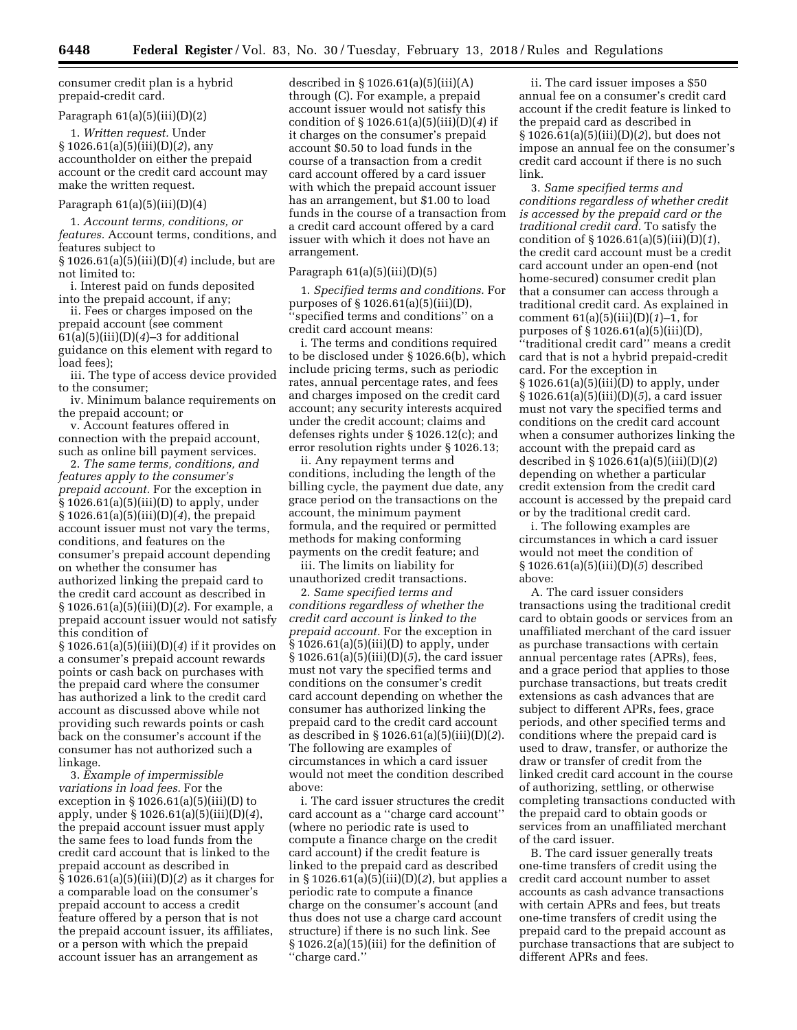consumer credit plan is a hybrid prepaid-credit card.

Paragraph 61(a)(5)(iii)(D)(*2*)

1. *Written request.* Under § 1026.61(a)(5)(iii)(D)(*2*), any accountholder on either the prepaid account or the credit card account may make the written request.

Paragraph 61(a)(5)(iii)(D)(*4*)

1. *Account terms, conditions, or features.* Account terms, conditions, and features subject to § 1026.61(a)(5)(iii)(D)(*4*) include, but are not limited to:

i. Interest paid on funds deposited into the prepaid account, if any;

ii. Fees or charges imposed on the prepaid account (see comment 61(a)(5)(iii)(D)(*4*)–3 for additional guidance on this element with regard to load fees);

iii. The type of access device provided to the consumer;

iv. Minimum balance requirements on the prepaid account; or

v. Account features offered in connection with the prepaid account, such as online bill payment services.

2. *The same terms, conditions, and features apply to the consumer's prepaid account.* For the exception in § 1026.61(a)(5)(iii)(D) to apply, under § 1026.61(a)(5)(iii)(D)(*4*), the prepaid account issuer must not vary the terms, conditions, and features on the consumer's prepaid account depending on whether the consumer has authorized linking the prepaid card to the credit card account as described in § 1026.61(a)(5)(iii)(D)(*2*). For example, a prepaid account issuer would not satisfy this condition of § 1026.61(a)(5)(iii)(D)(*4*) if it provides on a consumer's prepaid account rewards points or cash back on purchases with the prepaid card where the consumer has authorized a link to the credit card account as discussed above while not providing such rewards points or cash back on the consumer's account if the consumer has not authorized such a linkage.

3. *Example of impermissible variations in load fees.* For the exception in § 1026.61(a)(5)(iii)(D) to apply, under § 1026.61(a)(5)(iii)(D)(*4*), the prepaid account issuer must apply the same fees to load funds from the credit card account that is linked to the prepaid account as described in § 1026.61(a)(5)(iii)(D)(*2*) as it charges for a comparable load on the consumer's prepaid account to access a credit feature offered by a person that is not the prepaid account issuer, its affiliates, or a person with which the prepaid account issuer has an arrangement as described in § 1026.61(a)(5)(iii)(A) through (C). For example, a prepaid account issuer would not satisfy this condition of § 1026.61(a)(5)(iii)(D)(*4*) if it charges on the consumer's prepaid account $0.50 to load funds in the course of a transaction from a credit card account offered by a card issuer with which the prepaid account issuer has an arrangement, but $1.00 to load funds in the course of a transaction from a credit card account offered by a card issuer with which it does not have an arrangement.

Paragraph 61(a)(5)(iii)(D)(*5*)

1. *Specified terms and conditions.* For purposes of § 1026.61(a)(5)(iii)(D), ''specified terms and conditions'' on a credit card account means:

i. The terms and conditions required to be disclosed under § 1026.6(b), which include pricing terms, such as periodic rates, annual percentage rates, and fees and charges imposed on the credit card account; any security interests acquired under the credit account; claims and defenses rights under § 1026.12(c); and error resolution rights under § 1026.13;

ii. Any repayment terms and conditions, including the length of the billing cycle, the payment due date, any grace period on the transactions on the account, the minimum payment formula, and the required or permitted methods for making conforming payments on the credit feature; and

iii. The limits on liability for unauthorized credit transactions.

2. *Same specified terms and conditions regardless of whether the credit card account is linked to the prepaid account.* For the exception in § 1026.61(a)(5)(iii)(D) to apply, under § 1026.61(a)(5)(iii)(D)(*5*), the card issuer must not vary the specified terms and conditions on the consumer's credit card account depending on whether the consumer has authorized linking the prepaid card to the credit card account as described in § 1026.61(a)(5)(iii)(D)(*2*). The following are examples of circumstances in which a card issuer would not meet the condition described above:

i. The card issuer structures the credit card account as a ''charge card account'' (where no periodic rate is used to compute a finance charge on the credit card account) if the credit feature is linked to the prepaid card as described in § 1026.61(a)(5)(iii)(D)(*2*), but applies a periodic rate to compute a finance charge on the consumer's account (and thus does not use a charge card account structure) if there is no such link. See § 1026.2(a)(15)(iii) for the definition of ''charge card.''

ii. The card issuer imposes a $50 annual fee on a consumer's credit card account if the credit feature is linked to the prepaid card as described in § 1026.61(a)(5)(iii)(D)(*2*), but does not impose an annual fee on the consumer's credit card account if there is no such link.

3. *Same specified terms and conditions regardless of whether credit is accessed by the prepaid card or the traditional credit card.* To satisfy the condition of § 1026.61(a)(5)(iii)(D)(*1*), the credit card account must be a credit card account under an open-end (not home-secured) consumer credit plan that a consumer can access through a traditional credit card. As explained in comment 61(a)(5)(iii)(D)(*1*)–1, for purposes of § 1026.61(a)(5)(iii)(D), ''traditional credit card'' means a credit card that is not a hybrid prepaid-credit card. For the exception in § 1026.61(a)(5)(iii)(D) to apply, under § 1026.61(a)(5)(iii)(D)(*5*), a card issuer must not vary the specified terms and conditions on the credit card account when a consumer authorizes linking the account with the prepaid card as described in § 1026.61(a)(5)(iii)(D)(*2*) depending on whether a particular credit extension from the credit card account is accessed by the prepaid card or by the traditional credit card.

i. The following examples are circumstances in which a card issuer would not meet the condition of § 1026.61(a)(5)(iii)(D)(*5*) described above:

A. The card issuer considers transactions using the traditional credit card to obtain goods or services from an unaffiliated merchant of the card issuer as purchase transactions with certain annual percentage rates (APRs), fees, and a grace period that applies to those purchase transactions, but treats credit extensions as cash advances that are subject to different APRs, fees, grace periods, and other specified terms and conditions where the prepaid card is used to draw, transfer, or authorize the draw or transfer of credit from the linked credit card account in the course of authorizing, settling, or otherwise completing transactions conducted with the prepaid card to obtain goods or services from an unaffiliated merchant of the card issuer.

B. The card issuer generally treats one-time transfers of credit using the credit card account number to asset accounts as cash advance transactions with certain APRs and fees, but treats one-time transfers of credit using the prepaid card to the prepaid account as purchase transactions that are subject to different APRs and fees.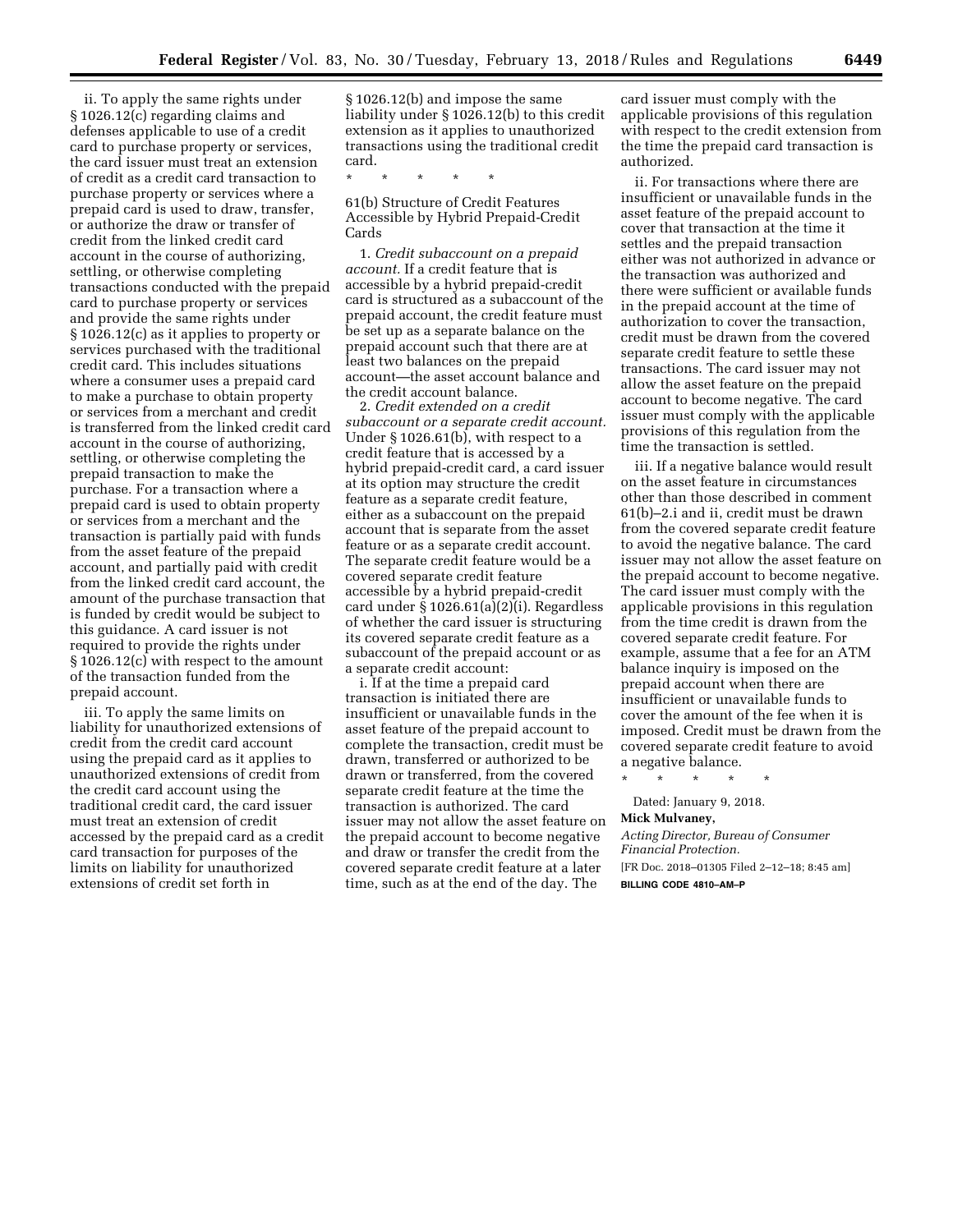ii. To apply the same rights under § 1026.12(c) regarding claims and defenses applicable to use of a credit card to purchase property or services, the card issuer must treat an extension of credit as a credit card transaction to purchase property or services where a prepaid card is used to draw, transfer, or authorize the draw or transfer of credit from the linked credit card account in the course of authorizing, settling, or otherwise completing transactions conducted with the prepaid card to purchase property or services and provide the same rights under § 1026.12(c) as it applies to property or services purchased with the traditional credit card. This includes situations where a consumer uses a prepaid card to make a purchase to obtain property or services from a merchant and credit is transferred from the linked credit card account in the course of authorizing, settling, or otherwise completing the prepaid transaction to make the purchase. For a transaction where a prepaid card is used to obtain property or services from a merchant and the transaction is partially paid with funds from the asset feature of the prepaid account, and partially paid with credit from the linked credit card account, the amount of the purchase transaction that is funded by credit would be subject to this guidance. A card issuer is not required to provide the rights under § 1026.12(c) with respect to the amount of the transaction funded from the prepaid account.

iii. To apply the same limits on liability for unauthorized extensions of credit from the credit card account using the prepaid card as it applies to unauthorized extensions of credit from the credit card account using the traditional credit card, the card issuer must treat an extension of credit accessed by the prepaid card as a credit card transaction for purposes of the limits on liability for unauthorized extensions of credit set forth in § 1026.12(b) and impose the same liability under § 1026.12(b) to this credit extension as it applies to unauthorized transactions using the traditional credit card.

\* \* \* \* \*

61(b) Structure of Credit Features Accessible by Hybrid Prepaid-Credit Cards

1. *Credit subaccount on a prepaid account.* If a credit feature that is accessible by a hybrid prepaid-credit card is structured as a subaccount of the prepaid account, the credit feature must be set up as a separate balance on the prepaid account such that there are at least two balances on the prepaid account—the asset account balance and the credit account balance.

2. *Credit extended on a credit subaccount or a separate credit account.* Under § 1026.61(b), with respect to a credit feature that is accessed by a hybrid prepaid-credit card, a card issuer at its option may structure the credit feature as a separate credit feature, either as a subaccount on the prepaid account that is separate from the asset feature or as a separate credit account. The separate credit feature would be a covered separate credit feature accessible by a hybrid prepaid-credit card under § 1026.61(a)(2)(i). Regardless of whether the card issuer is structuring its covered separate credit feature as a subaccount of the prepaid account or as a separate credit account:

i. If at the time a prepaid card transaction is initiated there are insufficient or unavailable funds in the asset feature of the prepaid account to complete the transaction, credit must be drawn, transferred or authorized to be drawn or transferred, from the covered separate credit feature at the time the transaction is authorized. The card issuer may not allow the asset feature on the prepaid account to become negative and draw or transfer the credit from the covered separate credit feature at a later time, such as at the end of the day. The card issuer must comply with the applicable provisions of this regulation with respect to the credit extension from the time the prepaid card transaction is authorized.

ii. For transactions where there are insufficient or unavailable funds in the asset feature of the prepaid account to cover that transaction at the time it settles and the prepaid transaction either was not authorized in advance or the transaction was authorized and there were sufficient or available funds in the prepaid account at the time of authorization to cover the transaction, credit must be drawn from the covered separate credit feature to settle these transactions. The card issuer may not allow the asset feature on the prepaid account to become negative. The card issuer must comply with the applicable provisions of this regulation from the time the transaction is settled.

iii. If a negative balance would result on the asset feature in circumstances other than those described in comment 61(b)–2.i and ii, credit must be drawn from the covered separate credit feature to avoid the negative balance. The card issuer may not allow the asset feature on the prepaid account to become negative. The card issuer must comply with the applicable provisions in this regulation from the time credit is drawn from the covered separate credit feature. For example, assume that a fee for an ATM balance inquiry is imposed on the prepaid account when there are insufficient or unavailable funds to cover the amount of the fee when it is imposed. Credit must be drawn from the covered separate credit feature to avoid a negative balance.

\* \* \* \* \*

Dated: January 9, 2018.

**Mick Mulvaney,**

*Acting Director, Bureau of Consumer Financial Protection.*

[FR Doc. 2018–01305 Filed 2–12–18; 8:45 am]

**BILLING CODE 4810–AM–P**